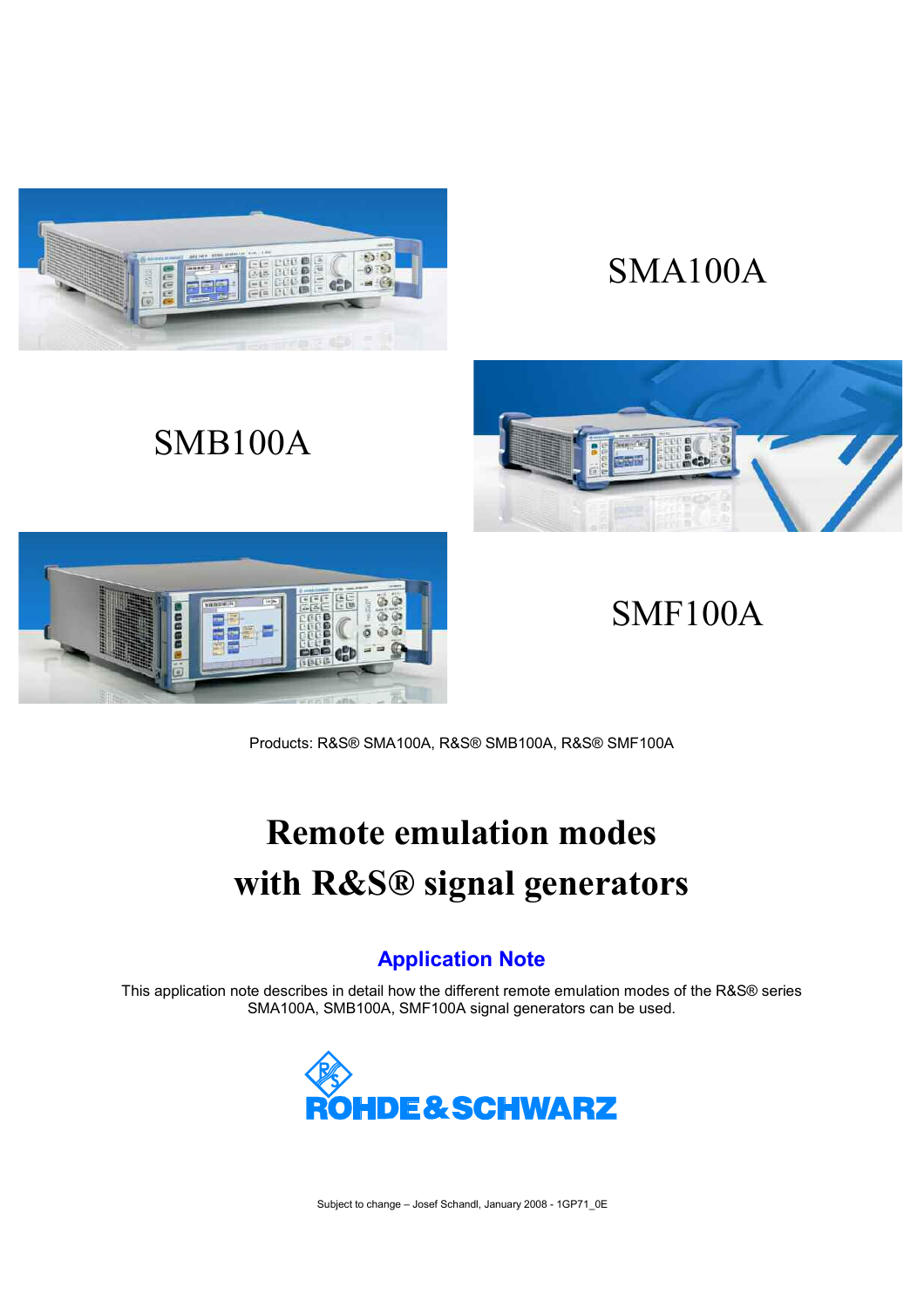SMA100A

SMB100A

SMF100A

Products: R&S® SMA100A, R&S® SMB100A, R&S® SMF100A

# Remote emulation modes with R&S® signal generators

## Application Note

This application note describes in detail how the different remote emulation modes of the R&S® series SMA100A, SMB100A, SMF100A signal generators can be used.

ROHDE&SCHWARZ

Subject to change – Josef Schandl, January 2008 - 1GP71_0E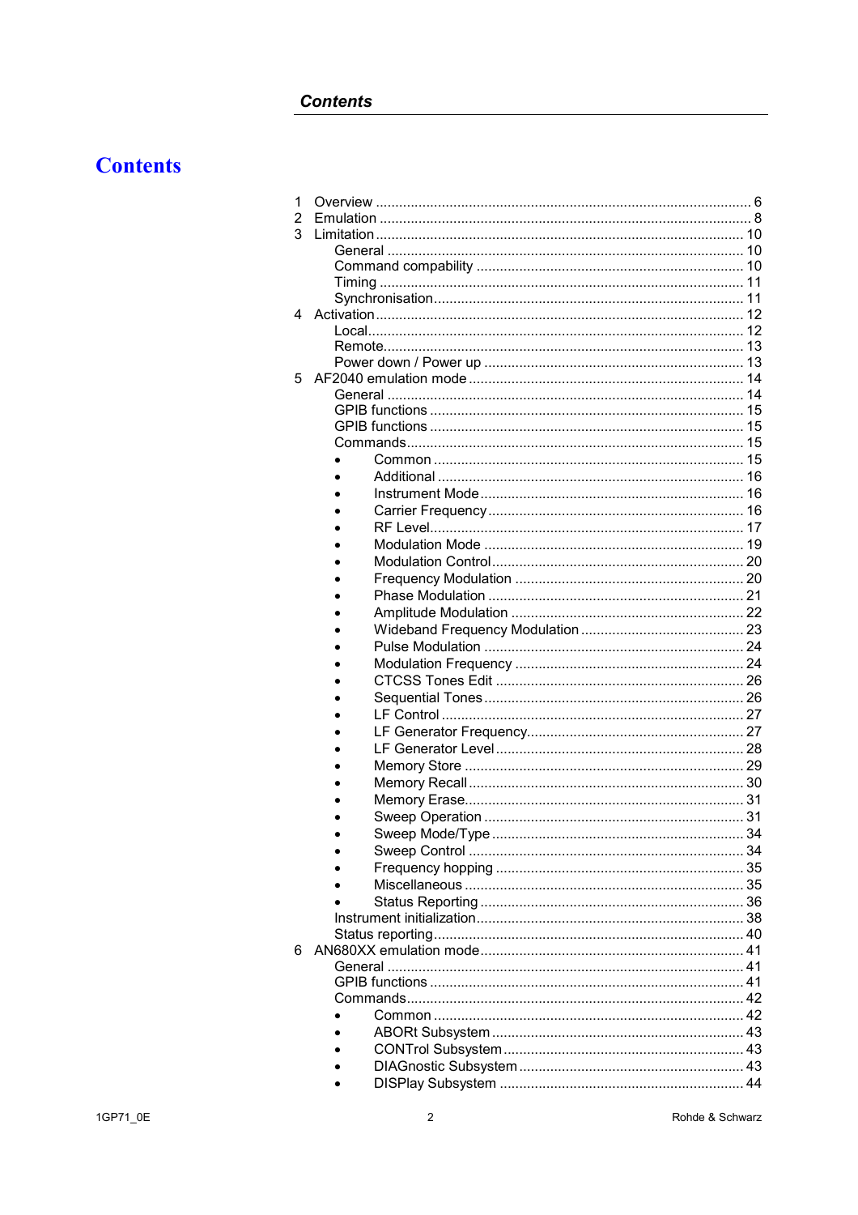# Contents

1 Overview ................................................................................................ 6
2 Emulation .............................................................................................. 8
3 Limitation ............................................................................................. 10
  General ............................................................................................ 10
  Command compability .................................................................... 10
  Timing .............................................................................................. 11
  Synchronisation ............................................................................... 11
4 Activation ............................................................................................. 12
  Local ................................................................................................ 12
  Remote ............................................................................................ 13
  Power down / Power up .................................................................. 13
5 AF2040 emulation mode ...................................................................... 14
  General ............................................................................................ 14
  GPIB functions ................................................................................ 15
  GPIB functions ................................................................................ 15
  Commands ....................................................................................... 15
  - Common .................................................................................. 15
  - Additional ................................................................................ 16
  - Instrument Mode ..................................................................... 16
  - Carrier Frequency .................................................................... 16
  - RF Level ................................................................................... 17
  - Modulation Mode ..................................................................... 19
  - Modulation Control .................................................................. 20
  - Frequency Modulation ............................................................. 20
  - Phase Modulation .................................................................... 21
  - Amplitude Modulation ............................................................. 22
  - Wideband Frequency Modulation ............................................ 23
  - Pulse Modulation ..................................................................... 24
  - Modulation Frequency ............................................................. 24
  - CTCSS Tones Edit ................................................................... 26
  - Sequential Tones ..................................................................... 26
  - LF Control ................................................................................ 27
  - LF Generator Frequency .......................................................... 27
  - LF Generator Level .................................................................. 28
  - Memory Store .......................................................................... 29
  - Memory Recall ......................................................................... 30
  - Memory Erase .......................................................................... 31
  - Sweep Operation ..................................................................... 31
  - Sweep Mode/Type ................................................................... 34
  - Sweep Control ......................................................................... 34
  - Frequency hopping .................................................................. 35
  - Miscellaneous .......................................................................... 35
  - Status Reporting ...................................................................... 36
  Instrument initialization .................................................................... 38
  Status reporting ................................................................................ 40
6 AN680XX emulation mode ................................................................... 41
  General ............................................................................................ 41
  GPIB functions ................................................................................ 41
  Commands ....................................................................................... 42
  - Common .................................................................................. 42
  - ABORt Subsystem ................................................................... 43
  - CONTrol Subsystem ................................................................. 43
  - DIAGnostic Subsystem ............................................................ 43
  - DISPlay Subsystem ................................................................. 44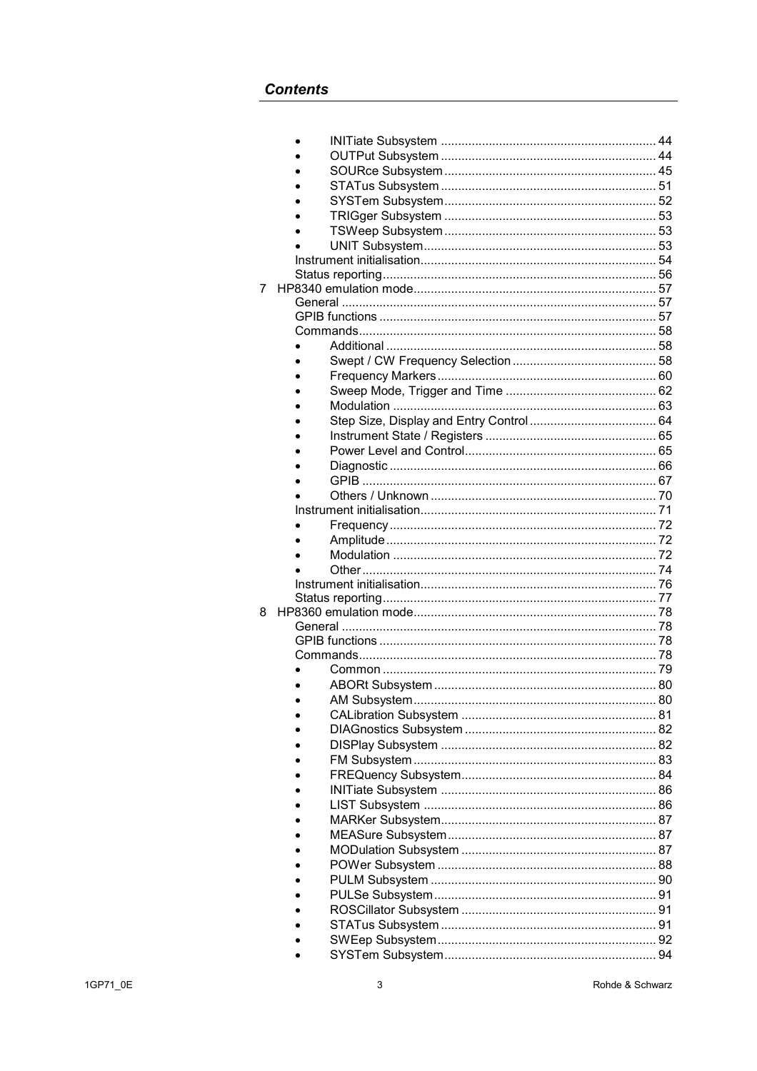## *Contents*

- INITiate Subsystem ........ 44
- OUTPut Subsystem ........ 44
- SOURce Subsystem ........ 45
- STATus Subsystem ........ 51
- SYSTem Subsystem ........ 52
- TRIGger Subsystem ........ 53
- TSWeep Subsystem ........ 53
- UNIT Subsystem ........ 53

Instrument initialisation ........ 54

Status reporting ........ 56

7 HP8340 emulation mode ........ 57

General ........ 57

GPIB functions ........ 57

Commands ........ 58

- Additional ........ 58
- Swept / CW Frequency Selection ........ 58
- Frequency Markers ........ 60
- Sweep Mode, Trigger and Time ........ 62
- Modulation ........ 63
- Step Size, Display and Entry Control ........ 64
- Instrument State / Registers ........ 65
- Power Level and Control ........ 65
- Diagnostic ........ 66
- GPIB ........ 67
- Others / Unknown ........ 70

Instrument initialisation ........ 71

- Frequency ........ 72
- Amplitude ........ 72
- Modulation ........ 72
- Other ........ 74

Instrument initialisation ........ 76

Status reporting ........ 77

8 HP8360 emulation mode ........ 78

General ........ 78

GPIB functions ........ 78

Commands ........ 78

- Common ........ 79
- ABORt Subsystem ........ 80
- AM Subsystem ........ 80
- CALibration Subsystem ........ 81
- DIAGnostics Subsystem ........ 82
- DISPlay Subsystem ........ 82
- FM Subsystem ........ 83
- FREQuency Subsystem ........ 84
- INITiate Subsystem ........ 86
- LIST Subsystem ........ 86
- MARKer Subsystem ........ 87
- MEASure Subsystem ........ 87
- MODulation Subsystem ........ 87
- POWer Subsystem ........ 88
- PULM Subsystem ........ 90
- PULSe Subsystem ........ 91
- ROSCillator Subsystem ........ 91
- STATus Subsystem ........ 91
- SWEep Subsystem ........ 92
- SYSTem Subsystem ........ 94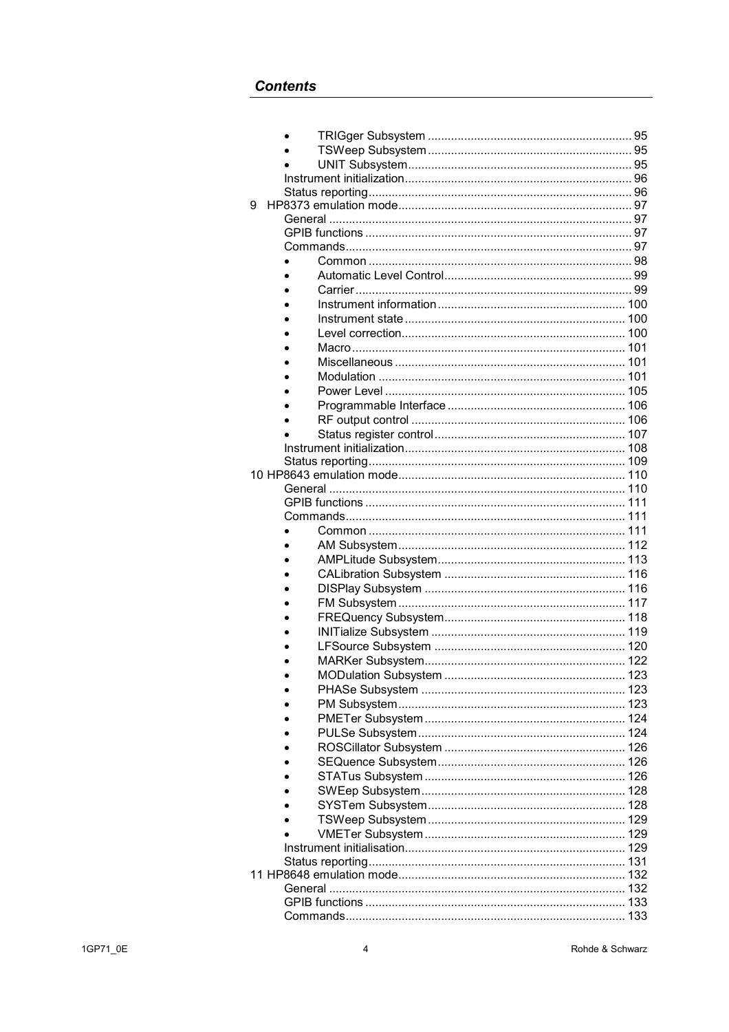## Contents

- TRIGger Subsystem ... 95
- TSWeep Subsystem ... 95
- UNIT Subsystem ... 95

Instrument initialization ... 96
Status reporting ... 96

9 HP8373 emulation mode ... 97
General ... 97
GPIB functions ... 97
Commands ... 97

- Common ... 98
- Automatic Level Control ... 99
- Carrier ... 99
- Instrument information ... 100
- Instrument state ... 100
- Level correction ... 100
- Macro ... 101
- Miscellaneous ... 101
- Modulation ... 101
- Power Level ... 105
- Programmable Interface ... 106
- RF output control ... 106
- Status register control ... 107

Instrument initialization ... 108
Status reporting ... 109

10 HP8643 emulation mode ... 110
General ... 110
GPIB functions ... 111
Commands ... 111

- Common ... 111
- AM Subsystem ... 112
- AMPLitude Subsystem ... 113
- CALibration Subsystem ... 116
- DISPlay Subsystem ... 116
- FM Subsystem ... 117
- FREQuency Subsystem ... 118
- INITialize Subsystem ... 119
- LFSource Subsystem ... 120
- MARKer Subsystem ... 122
- MODulation Subsystem ... 123
- PHASe Subsystem ... 123
- PM Subsystem ... 123
- PMETer Subsystem ... 124
- PULSe Subsystem ... 124
- ROSCillator Subsystem ... 126
- SEQuence Subsystem ... 126
- STATus Subsystem ... 126
- SWEep Subsystem ... 128
- SYSTem Subsystem ... 128
- TSWeep Subsystem ... 129
- VMETer Subsystem ... 129

Instrument initialisation ... 129
Status reporting ... 131

11 HP8648 emulation mode ... 132
General ... 132
GPIB functions ... 133
Commands ... 133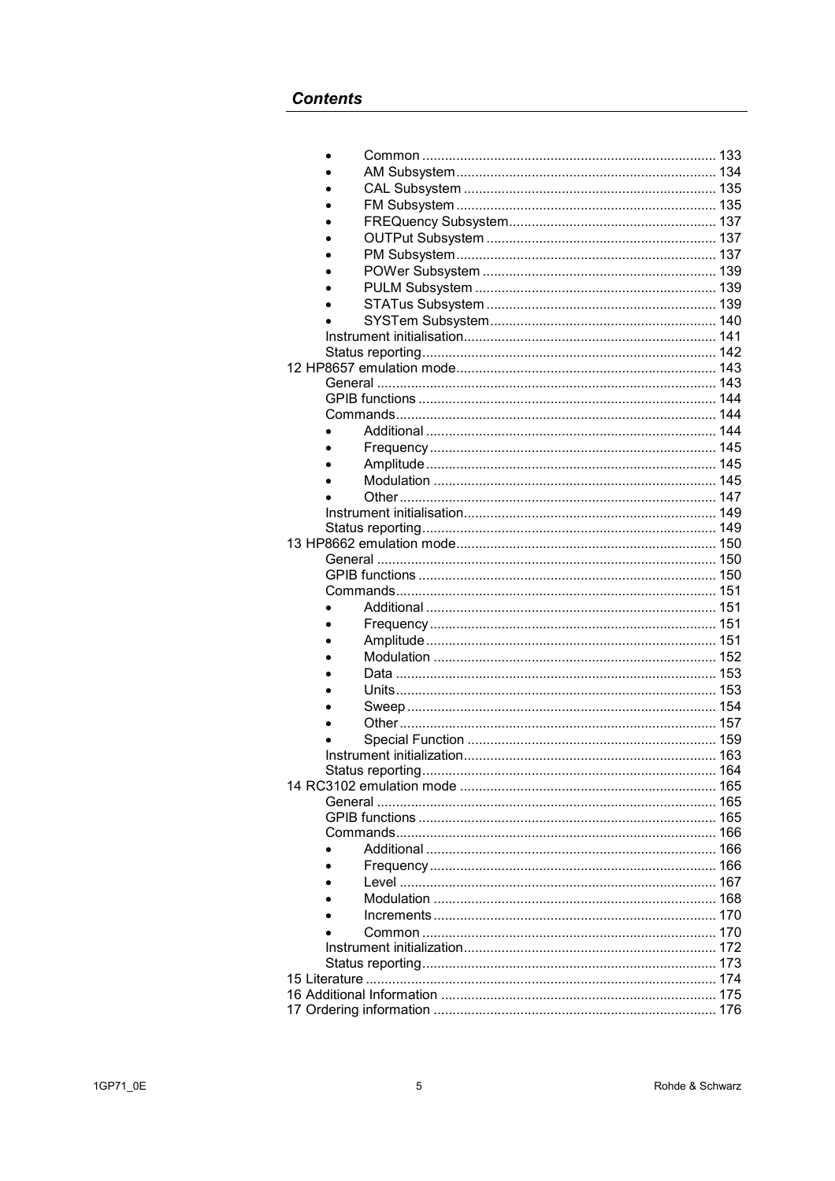## Contents

- Common ........ 133
- AM Subsystem ........ 134
- CAL Subsystem ........ 135
- FM Subsystem ........ 135
- FREQuency Subsystem ........ 137
- OUTPut Subsystem ........ 137
- PM Subsystem ........ 137
- POWer Subsystem ........ 139
- PULM Subsystem ........ 139
- STATus Subsystem ........ 139
- SYSTem Subsystem ........ 140

Instrument initialisation ........ 141
Status reporting ........ 142

12 HP8657 emulation mode ........ 143
General ........ 143
GPIB functions ........ 144
Commands ........ 144

- Additional ........ 144
- Frequency ........ 145
- Amplitude ........ 145
- Modulation ........ 145
- Other ........ 147

Instrument initialisation ........ 149
Status reporting ........ 149

13 HP8662 emulation mode ........ 150
General ........ 150
GPIB functions ........ 150
Commands ........ 151

- Additional ........ 151
- Frequency ........ 151
- Amplitude ........ 151
- Modulation ........ 152
- Data ........ 153
- Units ........ 153
- Sweep ........ 154
- Other ........ 157
- Special Function ........ 159

Instrument initialization ........ 163
Status reporting ........ 164

14 RC3102 emulation mode ........ 165
General ........ 165
GPIB functions ........ 165
Commands ........ 166

- Additional ........ 166
- Frequency ........ 166
- Level ........ 167
- Modulation ........ 168
- Increments ........ 170
- Common ........ 170

Instrument initialization ........ 172
Status reporting ........ 173

15 Literature ........ 174
16 Additional Information ........ 175
17 Ordering information ........ 176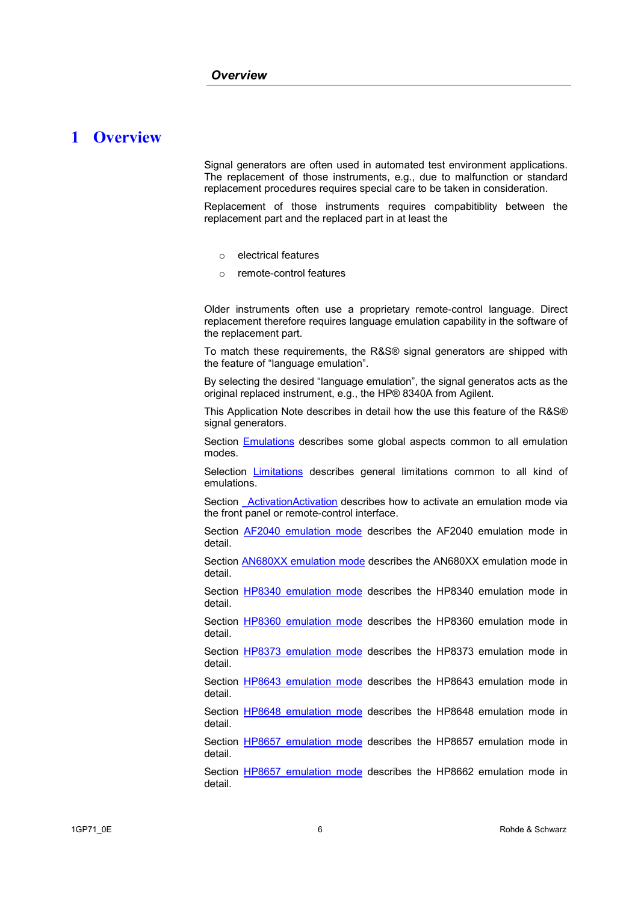# 1 Overview

Signal generators are often used in automated test environment applications. The replacement of those instruments, e.g., due to malfunction or standard replacement procedures requires special care to be taken in consideration.

Replacement of those instruments requires compabitiblity between the replacement part and the replaced part in at least the

- electrical features
- remote-control features

Older instruments often use a proprietary remote-control language. Direct replacement therefore requires language emulation capability in the software of the replacement part.

To match these requirements, the R&S® signal generators are shipped with the feature of “language emulation”.

By selecting the desired “language emulation”, the signal generatos acts as the original replaced instrument, e.g., the HP® 8340A from Agilent.

This Application Note describes in detail how the use this feature of the R&S® signal generators.

Section Emulations describes some global aspects common to all emulation modes.

Selection Limitations describes general limitations common to all kind of emulations.

Section ActivationActivation describes how to activate an emulation mode via the front panel or remote-control interface.

Section AF2040 emulation mode describes the AF2040 emulation mode in detail.

Section AN680XX emulation mode describes the AN680XX emulation mode in detail.

Section HP8340 emulation mode describes the HP8340 emulation mode in detail.

Section HP8360 emulation mode describes the HP8360 emulation mode in detail.

Section HP8373 emulation mode describes the HP8373 emulation mode in detail.

Section HP8643 emulation mode describes the HP8643 emulation mode in detail.

Section HP8648 emulation mode describes the HP8648 emulation mode in detail.

Section HP8657 emulation mode describes the HP8657 emulation mode in detail.

Section HP8657 emulation mode describes the HP8662 emulation mode in detail.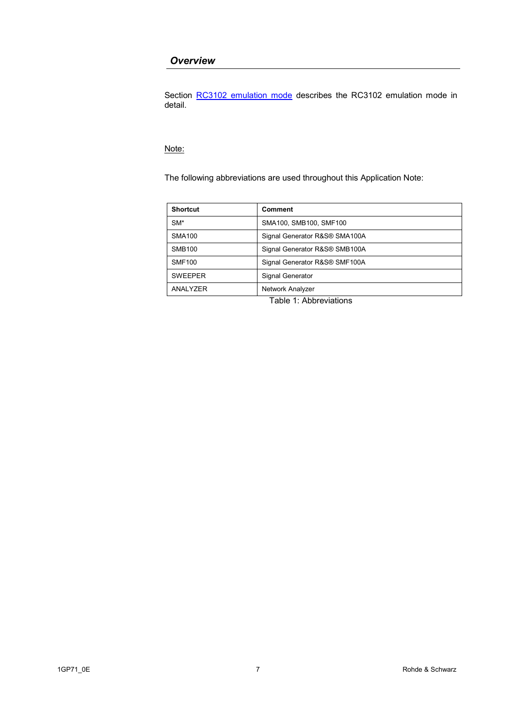## *Overview*

Section RC3102 emulation mode describes the RC3102 emulation mode in detail.

Note:

The following abbreviations are used throughout this Application Note:

| Shortcut | Comment |
|---|---|
| SM* | SMA100, SMB100, SMF100 |
| SMA100 | Signal Generator R&S® SMA100A |
| SMB100 | Signal Generator R&S® SMB100A |
| SMF100 | Signal Generator R&S® SMF100A |
| SWEEPER | Signal Generator |
| ANALYZER | Network Analyzer |

Table 1: Abbreviations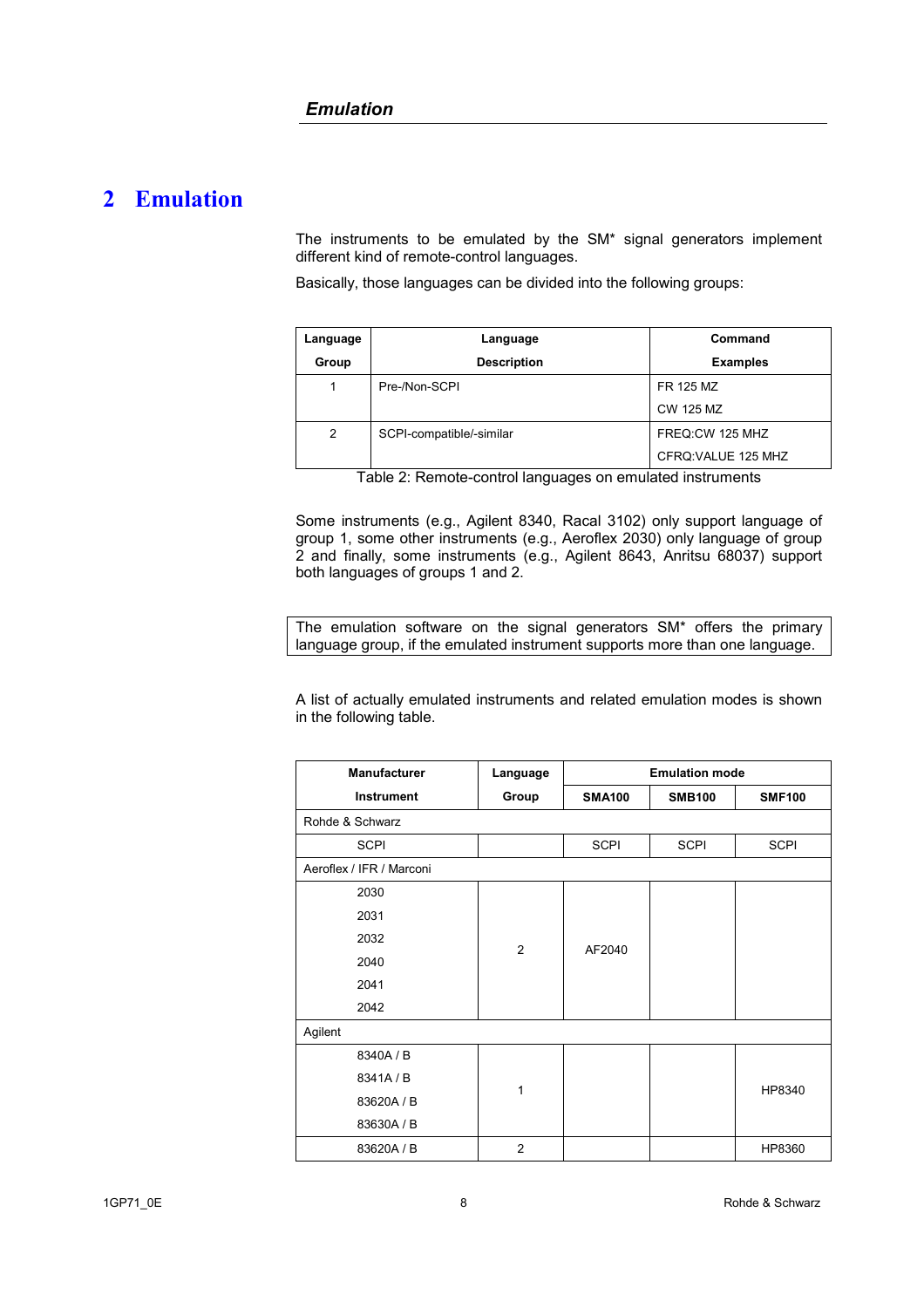# 2 Emulation

The instruments to be emulated by the SM* signal generators implement different kind of remote-control languages.

Basically, those languages can be divided into the following groups:

| Language Group | Language Description | Command Examples |
|---|---|---|
| 1 | Pre-/Non-SCPI | FR 125 MZ<br>CW 125 MZ |
| 2 | SCPI-compatible/-similar | FREQ:CW 125 MHZ<br>CFRQ:VALUE 125 MHZ |

Table 2: Remote-control languages on emulated instruments

Some instruments (e.g., Agilent 8340, Racal 3102) only support language of group 1, some other instruments (e.g., Aeroflex 2030) only language of group 2 and finally, some instruments (e.g., Agilent 8643, Anritsu 68037) support both languages of groups 1 and 2.

The emulation software on the signal generators SM* offers the primary language group, if the emulated instrument supports more than one language.

A list of actually emulated instruments and related emulation modes is shown in the following table.

| Manufacturer Instrument | Language Group | Emulation mode | | |
|---|---|---|---|---|
| | | SMA100 | SMB100 | SMF100 |
| Rohde & Schwarz | | | | |
| SCPI | | SCPI | SCPI | SCPI |
| Aeroflex / IFR / Marconi | | | | |
| 2030<br>2031<br>2032<br>2040<br>2041<br>2042 | 2 | AF2040 | | |
| Agilent | | | | |
| 8340A / B<br>8341A / B<br>83620A / B<br>83630A / B | 1 | | | HP8340 |
| 83620A / B | 2 | | | HP8360 |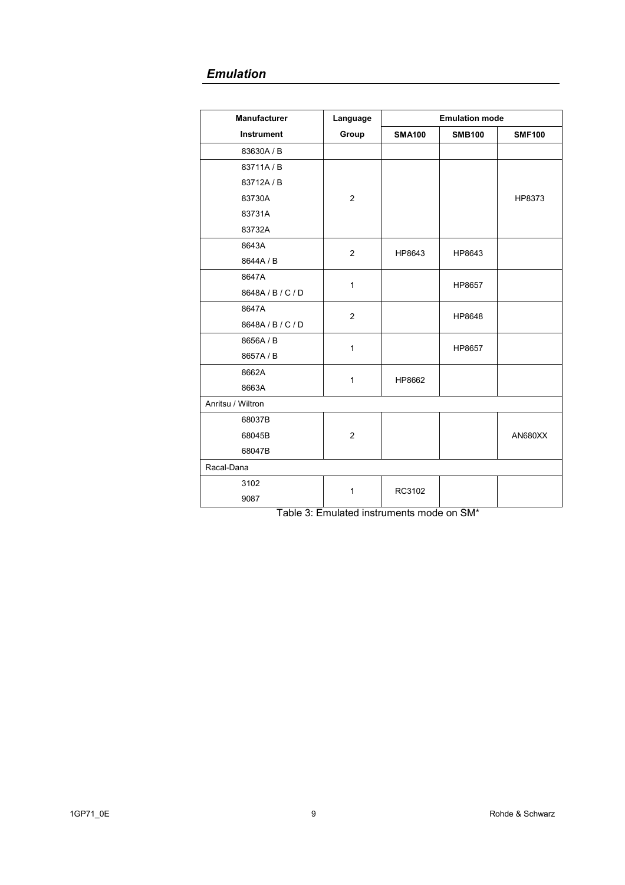## *Emulation*

| Manufacturer | Language | Emulation mode | | |
|---|---|---|---|---|
| Instrument | Group | SMA100 | SMB100 | SMF100 |
| 83630A / B | | | | |
| 83711A / B<br>83712A / B<br>83730A<br>83731A<br>83732A | 2 | | | HP8373 |
| 8643A<br>8644A / B | 2 | HP8643 | HP8643 | |
| 8647A<br>8648A / B / C / D | 1 | | HP8657 | |
| 8647A<br>8648A / B / C / D | 2 | | HP8648 | |
| 8656A / B<br>8657A / B | 1 | | HP8657 | |
| 8662A<br>8663A | 1 | HP8662 | | |
| Anritsu / Wiltron | | | | |
| 68037B<br>68045B<br>68047B | 2 | | | AN680XX |
| Racal-Dana | | | | |
| 3102<br>9087 | 1 | RC3102 | | |

Table 3: Emulated instruments mode on SM*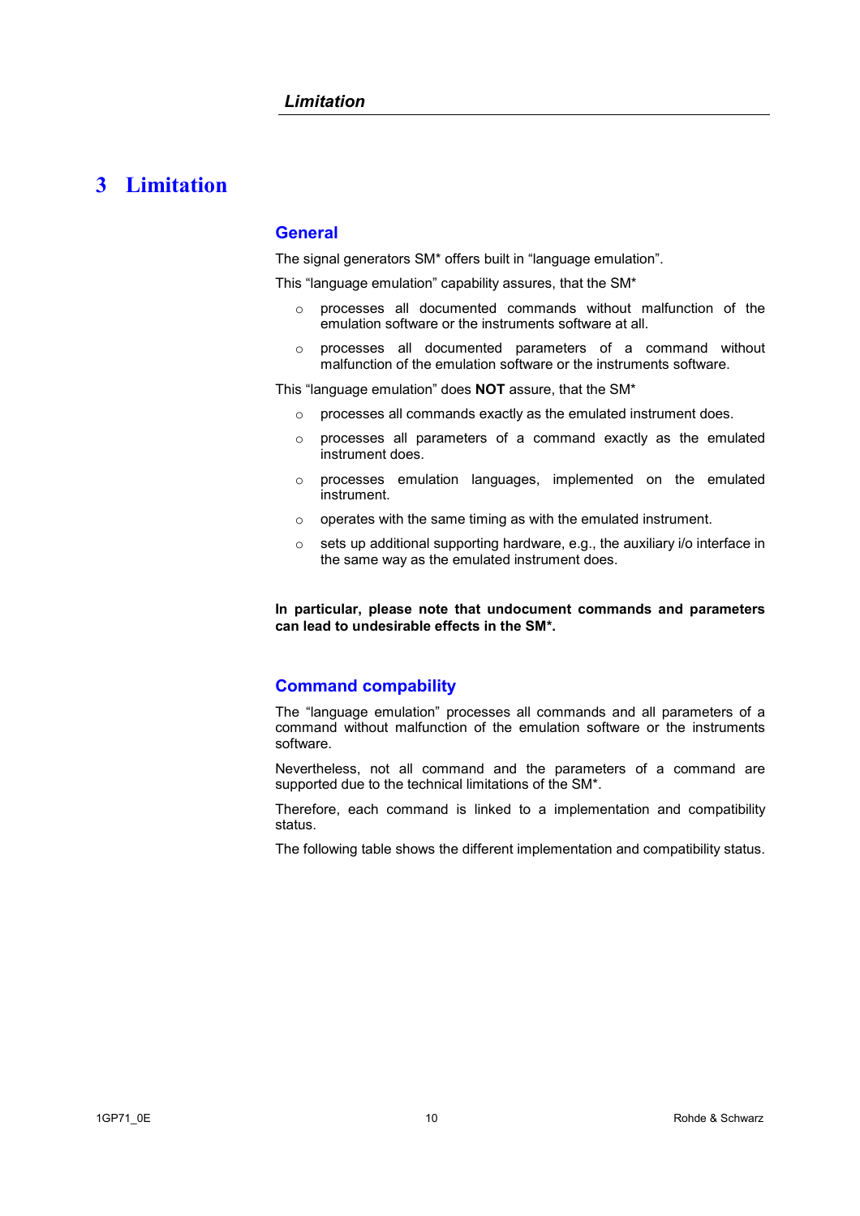# 3 Limitation

## General

The signal generators SM* offers built in “language emulation”.

This “language emulation” capability assures, that the SM*

- processes all documented commands without malfunction of the emulation software or the instruments software at all.
- processes all documented parameters of a command without malfunction of the emulation software or the instruments software.

This “language emulation” does **NOT** assure, that the SM*

- processes all commands exactly as the emulated instrument does.
- processes all parameters of a command exactly as the emulated instrument does.
- processes emulation languages, implemented on the emulated instrument.
- operates with the same timing as with the emulated instrument.
- sets up additional supporting hardware, e.g., the auxiliary i/o interface in the same way as the emulated instrument does.

**In particular, please note that undocument commands and parameters can lead to undesirable effects in the SM*.**

## Command compability

The “language emulation” processes all commands and all parameters of a command without malfunction of the emulation software or the instruments software.

Nevertheless, not all command and the parameters of a command are supported due to the technical limitations of the SM*.

Therefore, each command is linked to a implementation and compatibility status.

The following table shows the different implementation and compatibility status.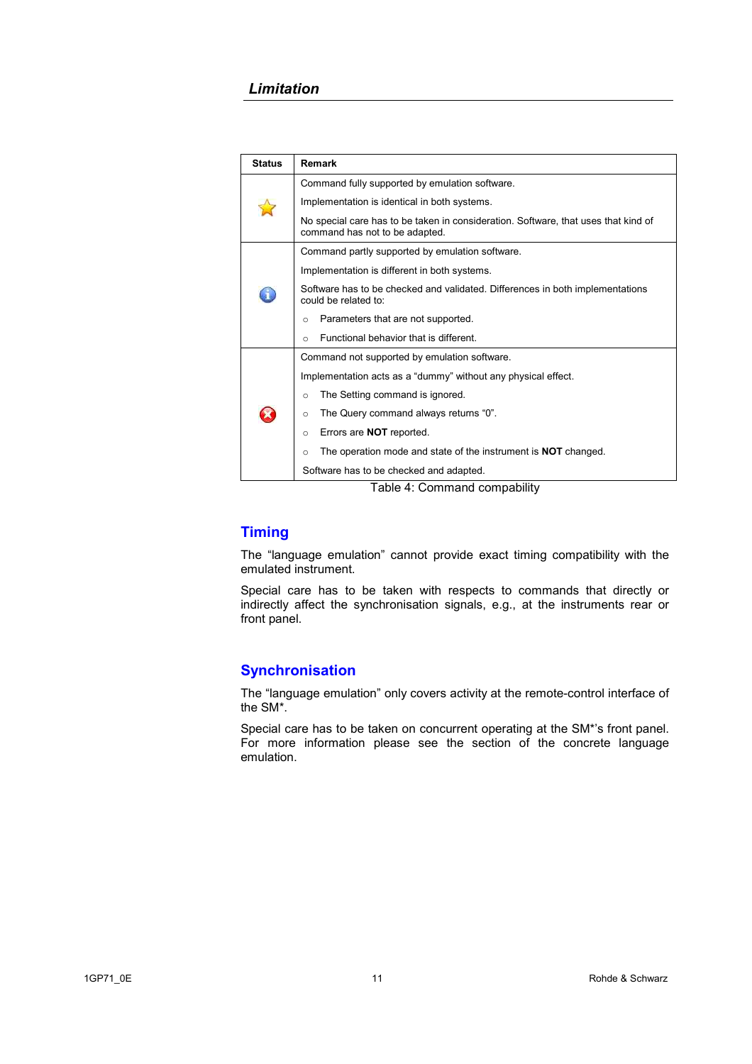## *Limitation*

| Status | Remark |
|---|---|
| ⭐ | Command fully supported by emulation software.<br><br>Implementation is identical in both systems.<br><br>No special care has to be taken in consideration. Software, that uses that kind of command has not to be adapted. |
| ℹ | Command partly supported by emulation software.<br><br>Implementation is different in both systems.<br><br>Software has to be checked and validated. Differences in both implementations could be related to:<br>○ Parameters that are not supported.<br>○ Functional behavior that is different. |
| ✖ | Command not supported by emulation software.<br><br>Implementation acts as a "dummy" without any physical effect.<br>○ The Setting command is ignored.<br>○ The Query command always returns "0".<br>○ Errors are **NOT** reported.<br>○ The operation mode and state of the instrument is **NOT** changed.<br><br>Software has to be checked and adapted. |

Table 4: Command compability

## Timing

The "language emulation" cannot provide exact timing compatibility with the emulated instrument.

Special care has to be taken with respects to commands that directly or indirectly affect the synchronisation signals, e.g., at the instruments rear or front panel.

## Synchronisation

The "language emulation" only covers activity at the remote-control interface of the SM*.

Special care has to be taken on concurrent operating at the SM*'s front panel. For more information please see the section of the concrete language emulation.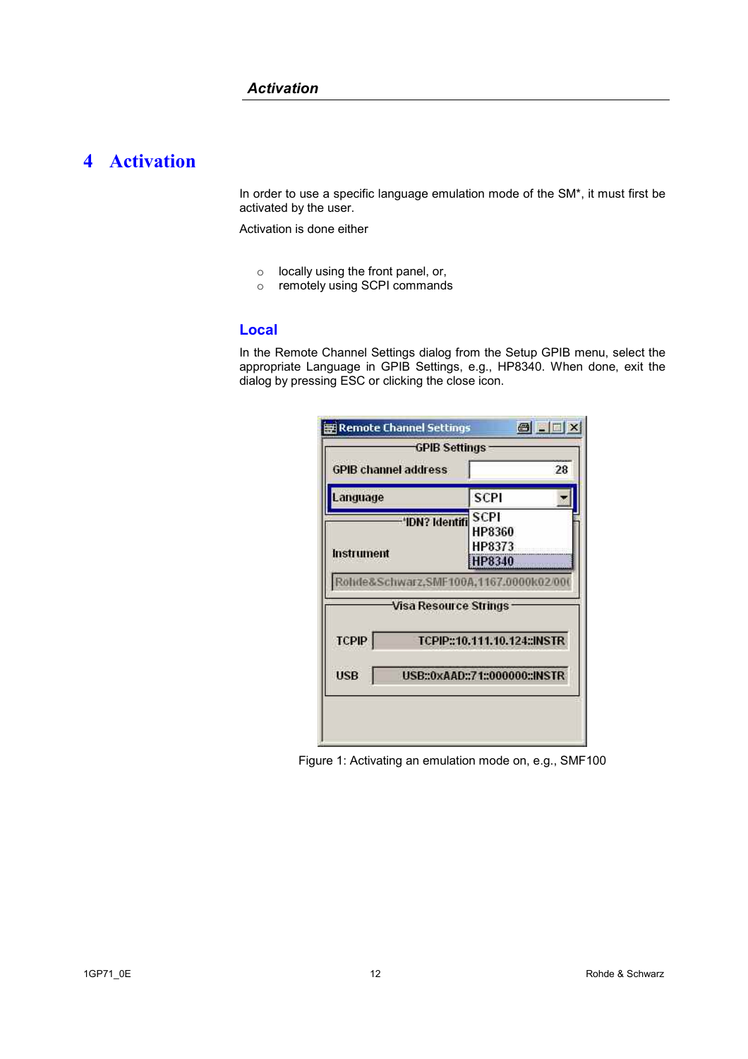# 4 Activation

In order to use a specific language emulation mode of the SM*, it must first be activated by the user.

Activation is done either

- locally using the front panel, or,
- remotely using SCPI commands

## Local

In the Remote Channel Settings dialog from the Setup GPIB menu, select the appropriate Language in GPIB Settings, e.g., HP8340. When done, exit the dialog by pressing ESC or clicking the close icon.

Figure 1: Activating an emulation mode on, e.g., SMF100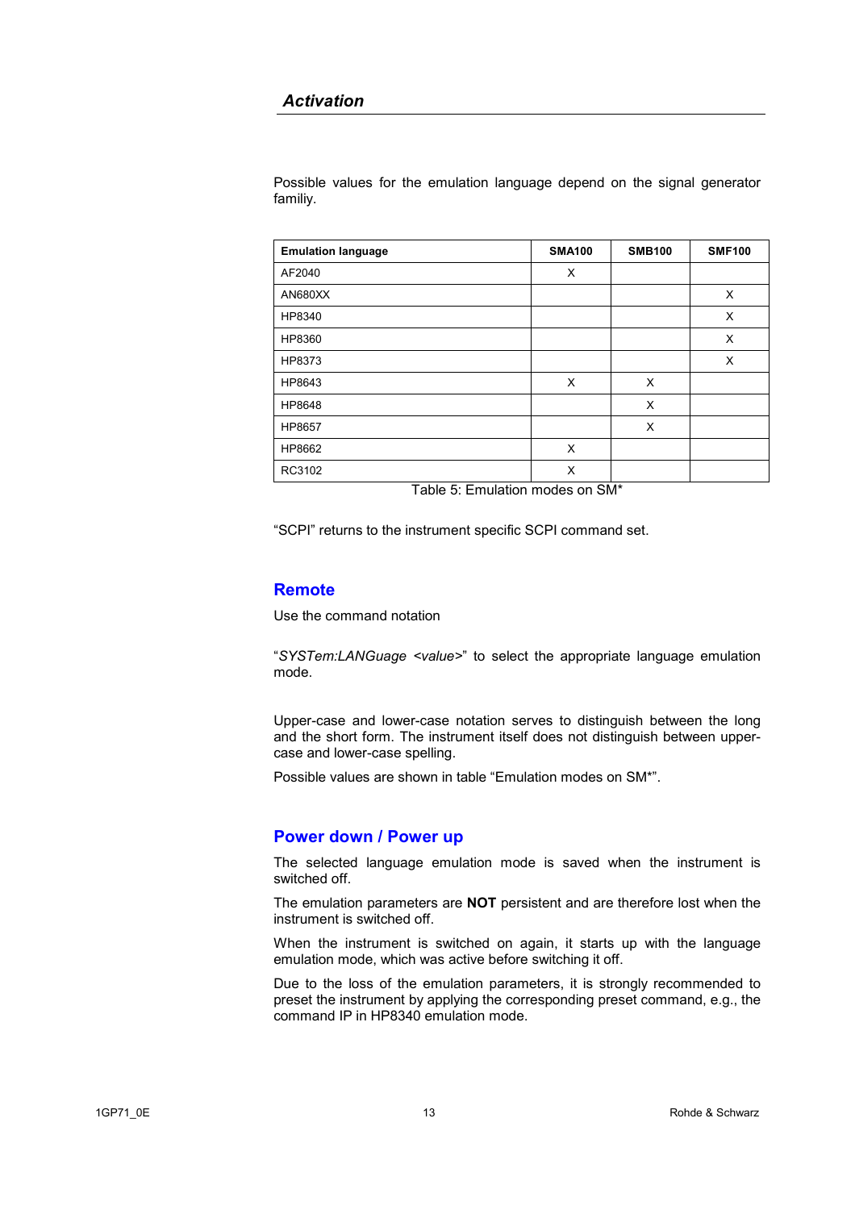## Activation

Possible values for the emulation language depend on the signal generator familiy.

| Emulation language | SMA100 | SMB100 | SMF100 |
|---|---|---|---|
| AF2040 | X | | |
| AN680XX | | | X |
| HP8340 | | | X |
| HP8360 | | | X |
| HP8373 | | | X |
| HP8643 | X | X | |
| HP8648 | | X | |
| HP8657 | | X | |
| HP8662 | X | | |
| RC3102 | X | | |

Table 5: Emulation modes on SM*

“SCPI” returns to the instrument specific SCPI command set.

### Remote

Use the command notation

“*SYSTem:LANGuage <value>*” to select the appropriate language emulation mode.

Upper-case and lower-case notation serves to distinguish between the long and the short form. The instrument itself does not distinguish between upper-case and lower-case spelling.

Possible values are shown in table “Emulation modes on SM*”.

### Power down / Power up

The selected language emulation mode is saved when the instrument is switched off.

The emulation parameters are **NOT** persistent and are therefore lost when the instrument is switched off.

When the instrument is switched on again, it starts up with the language emulation mode, which was active before switching it off.

Due to the loss of the emulation parameters, it is strongly recommended to preset the instrument by applying the corresponding preset command, e.g., the command IP in HP8340 emulation mode.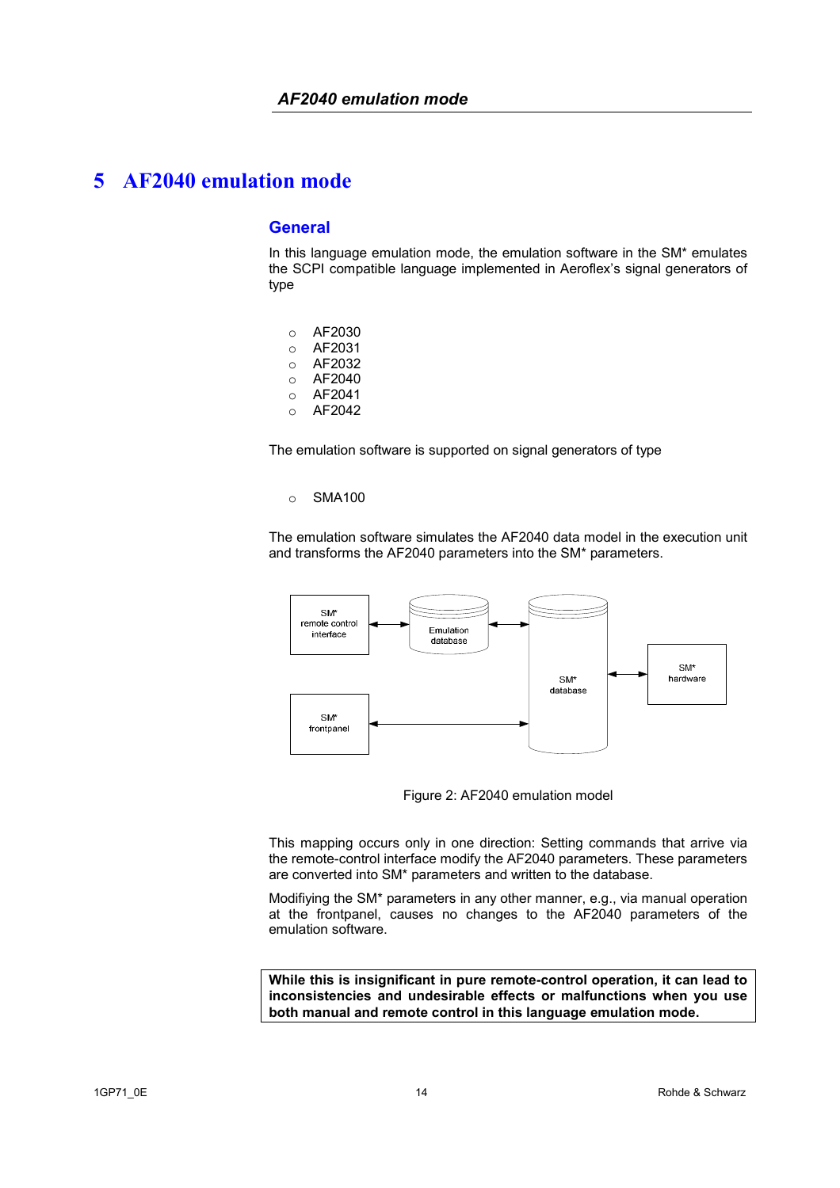# 5 AF2040 emulation mode

## General

In this language emulation mode, the emulation software in the SM* emulates the SCPI compatible language implemented in Aeroflex's signal generators of type

- AF2030
- AF2031
- AF2032
- AF2040
- AF2041
- AF2042

The emulation software is supported on signal generators of type

- SMA100

The emulation software simulates the AF2040 data model in the execution unit and transforms the AF2040 parameters into the SM* parameters.

SM* remote control interface

Emulation database

SM* database

SM* hardware

SM* frontpanel

Figure 2: AF2040 emulation model

This mapping occurs only in one direction: Setting commands that arrive via the remote-control interface modify the AF2040 parameters. These parameters are converted into SM* parameters and written to the database.

Modifiying the SM* parameters in any other manner, e.g., via manual operation at the frontpanel, causes no changes to the AF2040 parameters of the emulation software.

**While this is insignificant in pure remote-control operation, it can lead to inconsistencies and undesirable effects or malfunctions when you use both manual and remote control in this language emulation mode.**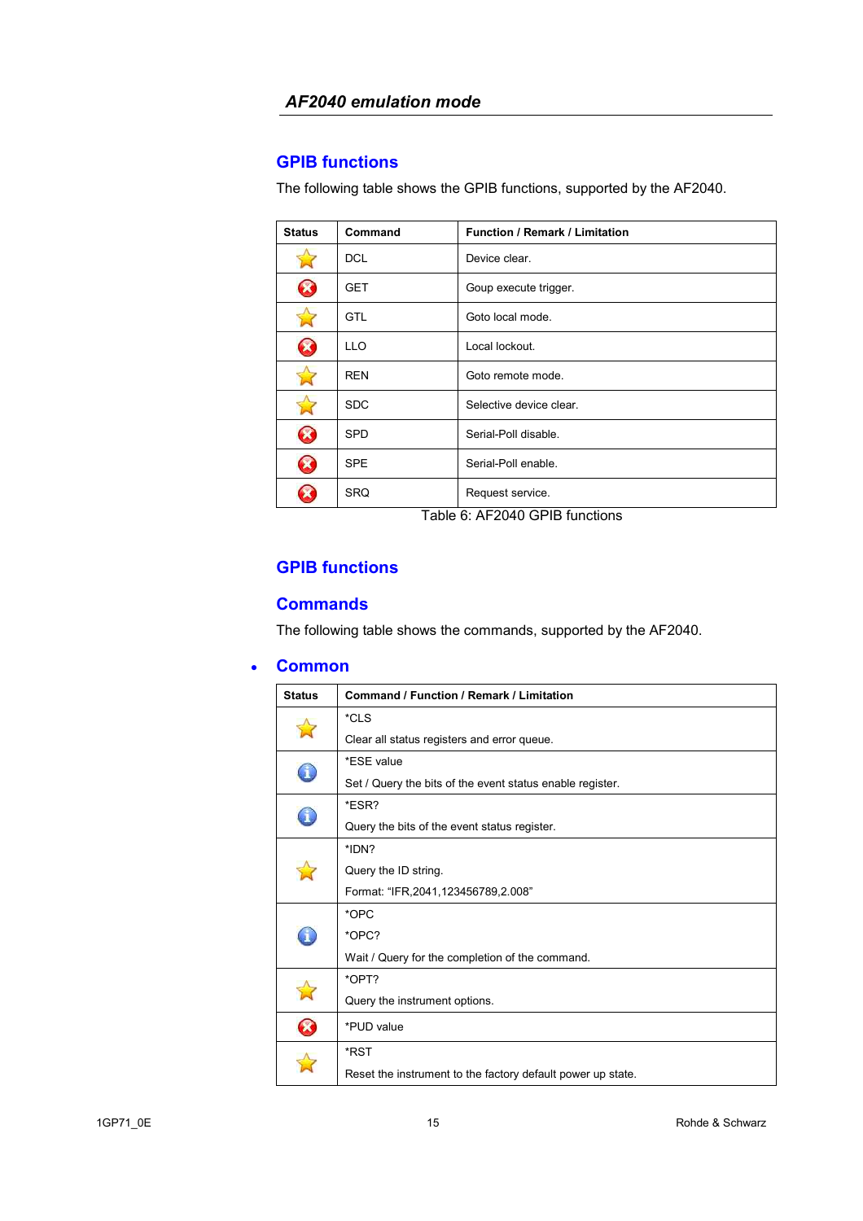## AF2040 emulation mode

### GPIB functions

The following table shows the GPIB functions, supported by the AF2040.

| Status | Command | Function / Remark / Limitation |
|---|---|---|
| ☆ | DCL | Device clear. |
| ⊗ | GET | Goup execute trigger. |
| ☆ | GTL | Goto local mode. |
| ⊗ | LLO | Local lockout. |
| ☆ | REN | Goto remote mode. |
| ☆ | SDC | Selective device clear. |
| ⊗ | SPD | Serial-Poll disable. |
| ⊗ | SPE | Serial-Poll enable. |
| ⊗ | SRQ | Request service. |

Table 6: AF2040 GPIB functions

### GPIB functions

### Commands

The following table shows the commands, supported by the AF2040.

- **Common**

| Status | Command / Function / Remark / Limitation |
|---|---|
| ☆ | *CLS<br>Clear all status registers and error queue. |
| ⓘ | *ESE value<br>Set / Query the bits of the event status enable register. |
| ⓘ | *ESR?<br>Query the bits of the event status register. |
| ☆ | *IDN?<br>Query the ID string.<br>Format: "IFR,2041,123456789,2.008" |
| ⓘ | *OPC<br>*OPC?<br>Wait / Query for the completion of the command. |
| ☆ | *OPT?<br>Query the instrument options. |
| ⊗ | *PUD value |
| ☆ | *RST<br>Reset the instrument to the factory default power up state. |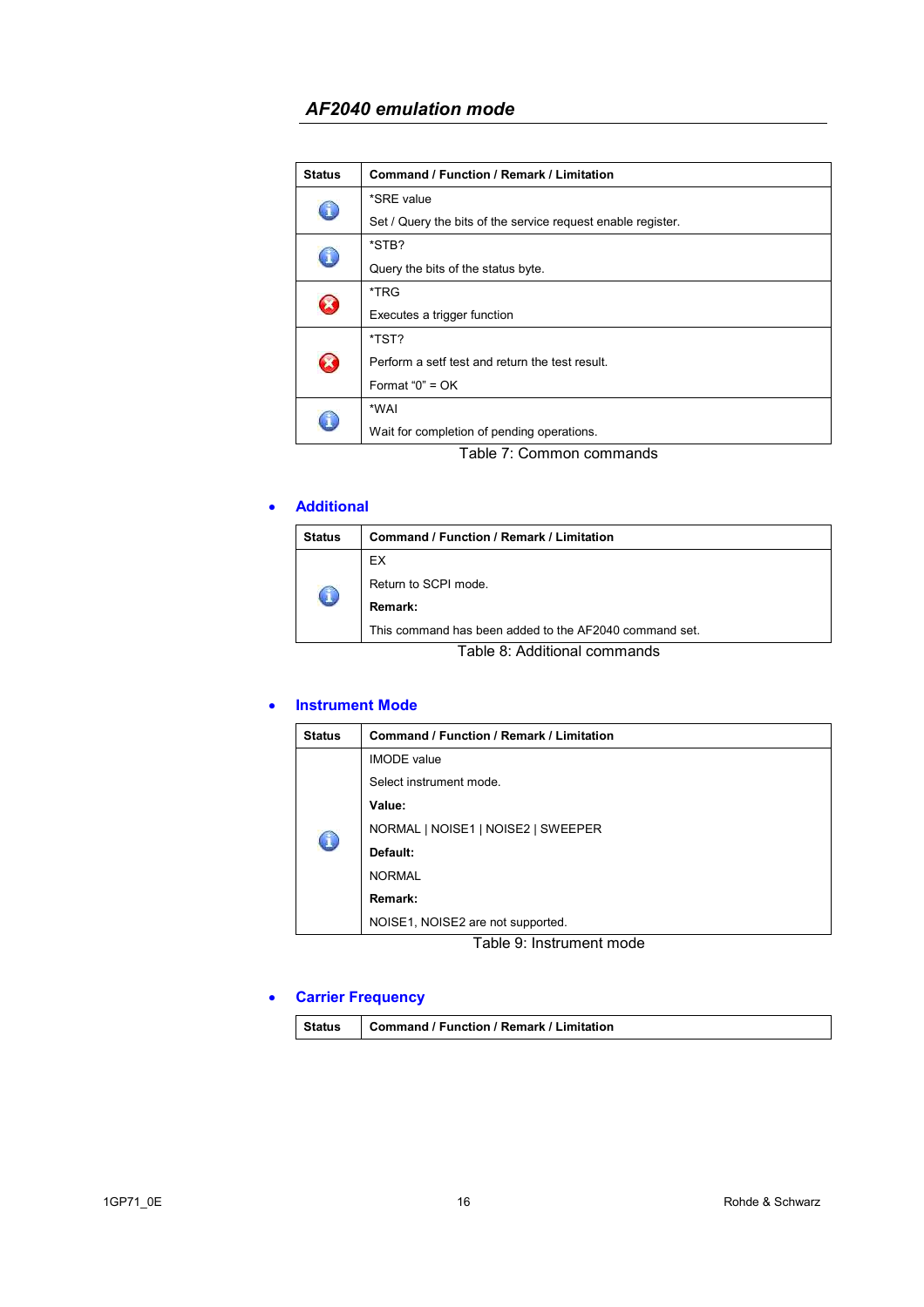## *AF2040 emulation mode*

| Status | Command / Function / Remark / Limitation |
|---|---|
| ℹ | *SRE value<br>Set / Query the bits of the service request enable register. |
| ℹ | *STB?<br>Query the bits of the status byte. |
| ✖ | *TRG<br>Executes a trigger function |
| ✖ | *TST?<br>Perform a setf test and return the test result.<br>Format “0” = OK |
| ℹ | *WAI<br>Wait for completion of pending operations. |

Table 7: Common commands

- **Additional**

| Status | Command / Function / Remark / Limitation |
|---|---|
| ℹ | EX<br>Return to SCPI mode.<br>**Remark:**<br>This command has been added to the AF2040 command set. |

Table 8: Additional commands

- **Instrument Mode**

| Status | Command / Function / Remark / Limitation |
|---|---|
| ℹ | IMODE value<br>Select instrument mode.<br>**Value:**<br>NORMAL \| NOISE1 \| NOISE2 \| SWEEPER<br>**Default:**<br>NORMAL<br>**Remark:**<br>NOISE1, NOISE2 are not supported. |

Table 9: Instrument mode

- **Carrier Frequency**

| Status | Command / Function / Remark / Limitation |
|---|---|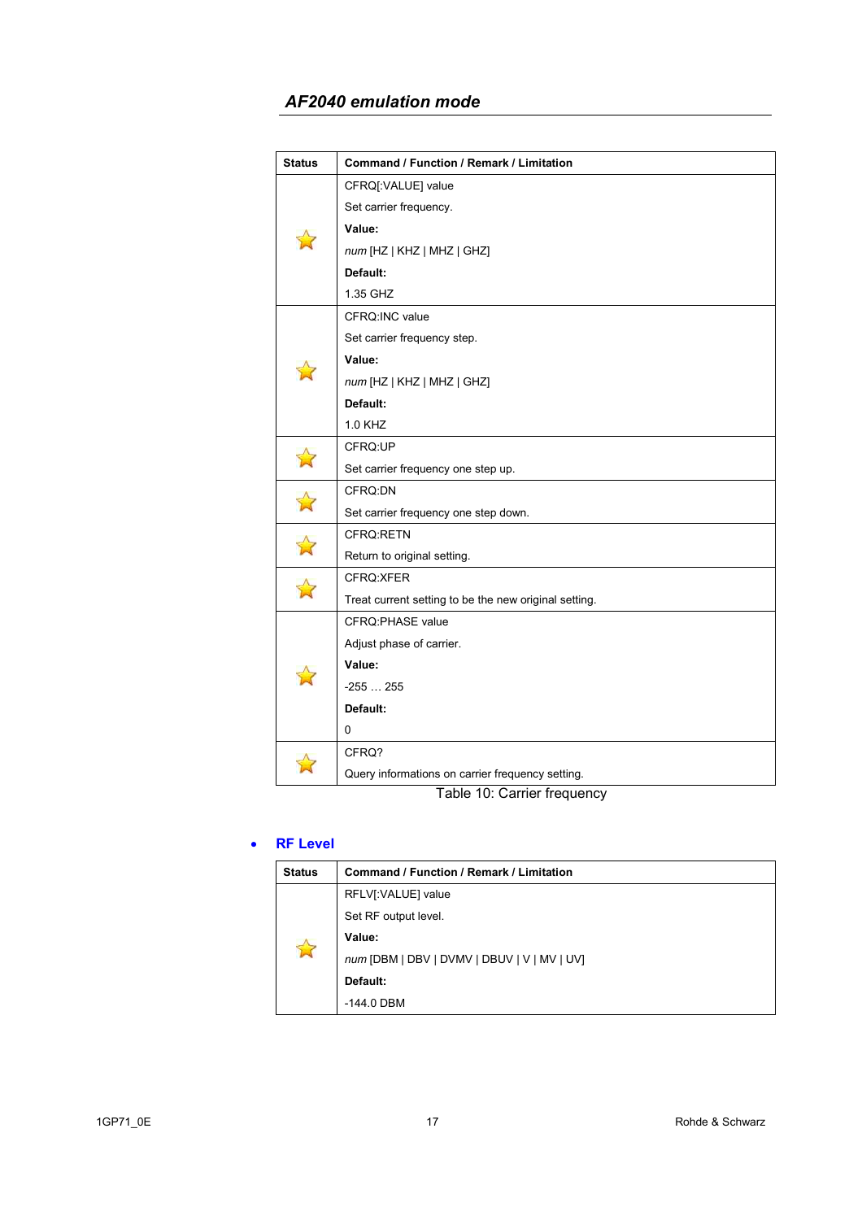## *AF2040 emulation mode*

| Status | Command / Function / Remark / Limitation |
|---|---|
| ☆ | CFRQ[:VALUE] value<br>Set carrier frequency.<br>**Value:**<br>*num* [HZ \| KHZ \| MHZ \| GHZ]<br>**Default:**<br>1.35 GHZ |
| ☆ | CFRQ:INC value<br>Set carrier frequency step.<br>**Value:**<br>*num* [HZ \| KHZ \| MHZ \| GHZ]<br>**Default:**<br>1.0 KHZ |
| ☆ | CFRQ:UP<br>Set carrier frequency one step up. |
| ☆ | CFRQ:DN<br>Set carrier frequency one step down. |
| ☆ | CFRQ:RETN<br>Return to original setting. |
| ☆ | CFRQ:XFER<br>Treat current setting to be the new original setting. |
| ☆ | CFRQ:PHASE value<br>Adjust phase of carrier.<br>**Value:**<br>-255 … 255<br>**Default:**<br>0 |
| ☆ | CFRQ?<br>Query informations on carrier frequency setting. |

Table 10: Carrier frequency

- **RF Level**

| Status | Command / Function / Remark / Limitation |
|---|---|
| ☆ | RFLV[:VALUE] value<br>Set RF output level.<br>**Value:**<br>*num* [DBM \| DBV \| DVMV \| DBUV \| V \| MV \| UV]<br>**Default:**<br>-144.0 DBM |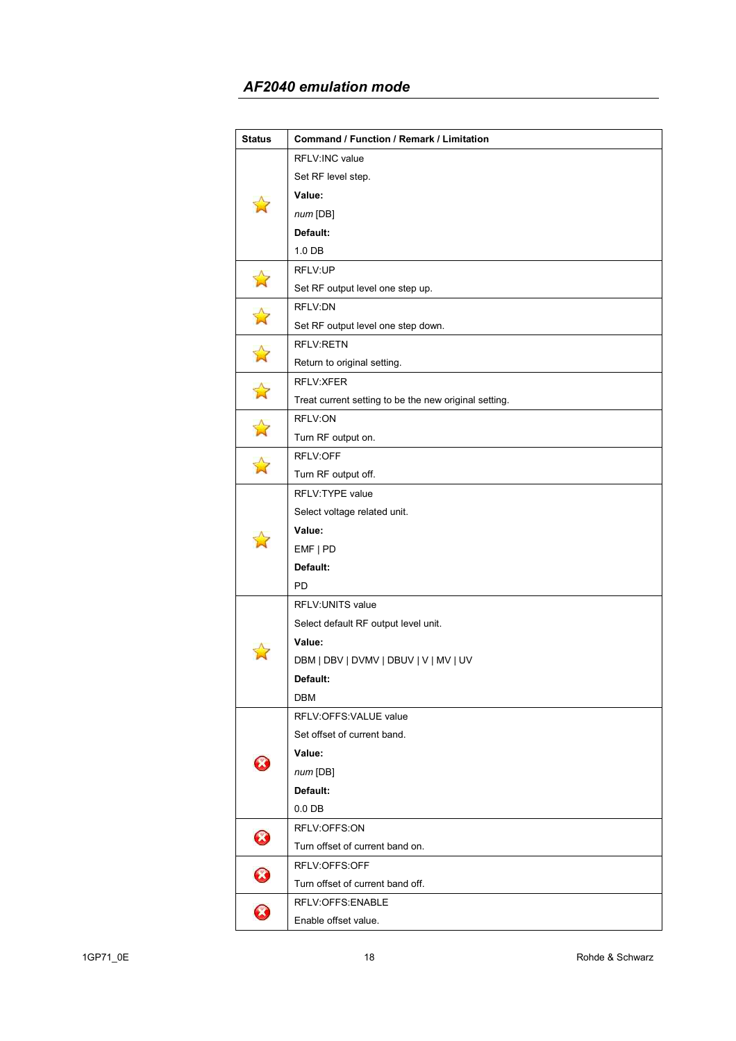## AF2040 emulation mode

| Status | Command / Function / Remark / Limitation |
|---|---|
| ☆ | RFLV:INC value<br>Set RF level step.<br>**Value:**<br>*num* [DB]<br>**Default:**<br>1.0 DB |
| ☆ | RFLV:UP<br>Set RF output level one step up. |
| ☆ | RFLV:DN<br>Set RF output level one step down. |
| ☆ | RFLV:RETN<br>Return to original setting. |
| ☆ | RFLV:XFER<br>Treat current setting to be the new original setting. |
| ☆ | RFLV:ON<br>Turn RF output on. |
| ☆ | RFLV:OFF<br>Turn RF output off. |
| ☆ | RFLV:TYPE value<br>Select voltage related unit.<br>**Value:**<br>EMF \| PD<br>**Default:**<br>PD |
| ☆ | RFLV:UNITS value<br>Select default RF output level unit.<br>**Value:**<br>DBM \| DBV \| DVMV \| DBUV \| V \| MV \| UV<br>**Default:**<br>DBM |
| ⊗ | RFLV:OFFS:VALUE value<br>Set offset of current band.<br>**Value:**<br>*num* [DB]<br>**Default:**<br>0.0 DB |
| ⊗ | RFLV:OFFS:ON<br>Turn offset of current band on. |
| ⊗ | RFLV:OFFS:OFF<br>Turn offset of current band off. |
| ⊗ | RFLV:OFFS:ENABLE<br>Enable offset value. |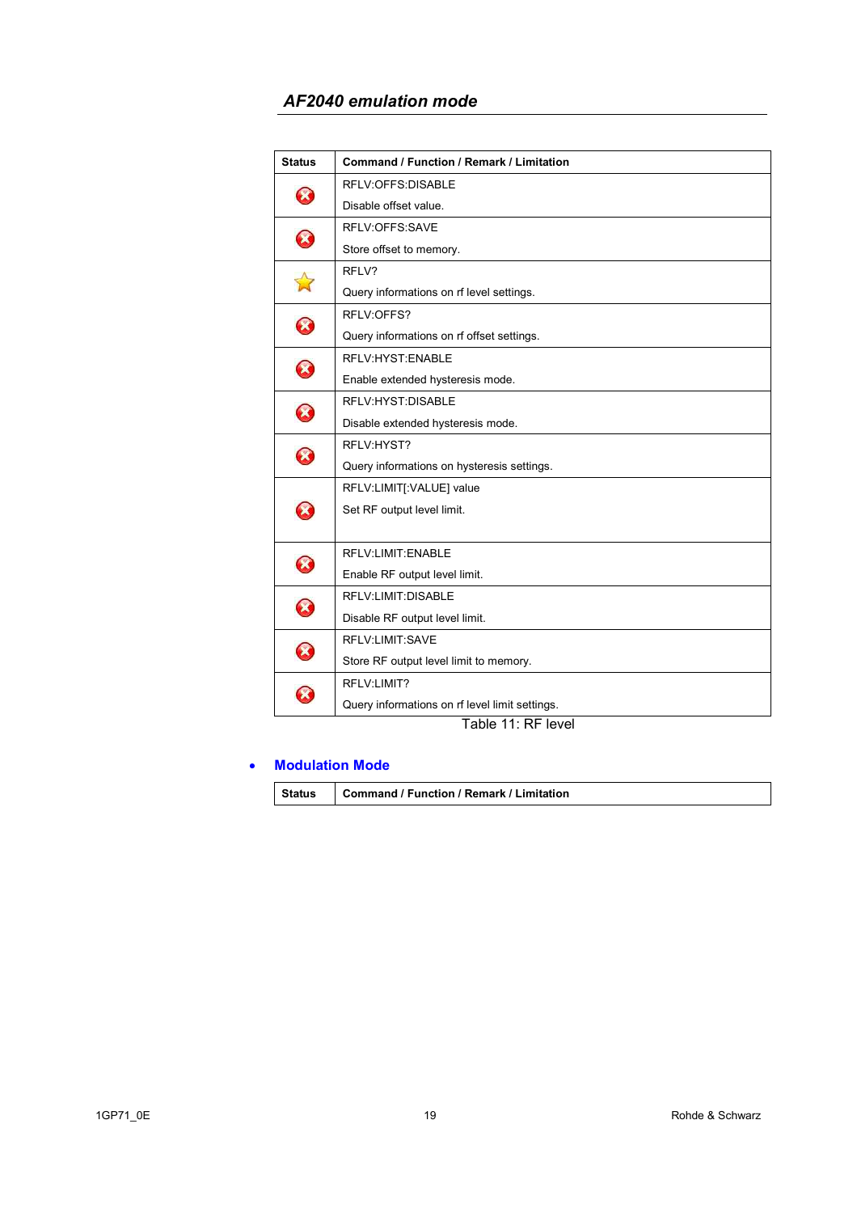## AF2040 emulation mode

| Status | Command / Function / Remark / Limitation |
|---|---|
| ❌ | RFLV:OFFS:DISABLE<br>Disable offset value. |
| ❌ | RFLV:OFFS:SAVE<br>Store offset to memory. |
| ⭐ | RFLV?<br>Query informations on rf level settings. |
| ❌ | RFLV:OFFS?<br>Query informations on rf offset settings. |
| ❌ | RFLV:HYST:ENABLE<br>Enable extended hysteresis mode. |
| ❌ | RFLV:HYST:DISABLE<br>Disable extended hysteresis mode. |
| ❌ | RFLV:HYST?<br>Query informations on hysteresis settings. |
| ❌ | RFLV:LIMIT[:VALUE] value<br>Set RF output level limit. |
| ❌ | RFLV:LIMIT:ENABLE<br>Enable RF output level limit. |
| ❌ | RFLV:LIMIT:DISABLE<br>Disable RF output level limit. |
| ❌ | RFLV:LIMIT:SAVE<br>Store RF output level limit to memory. |
| ❌ | RFLV:LIMIT?<br>Query informations on rf level limit settings. |

Table 11: RF level

- **Modulation Mode**

| Status | Command / Function / Remark / Limitation |
|---|---|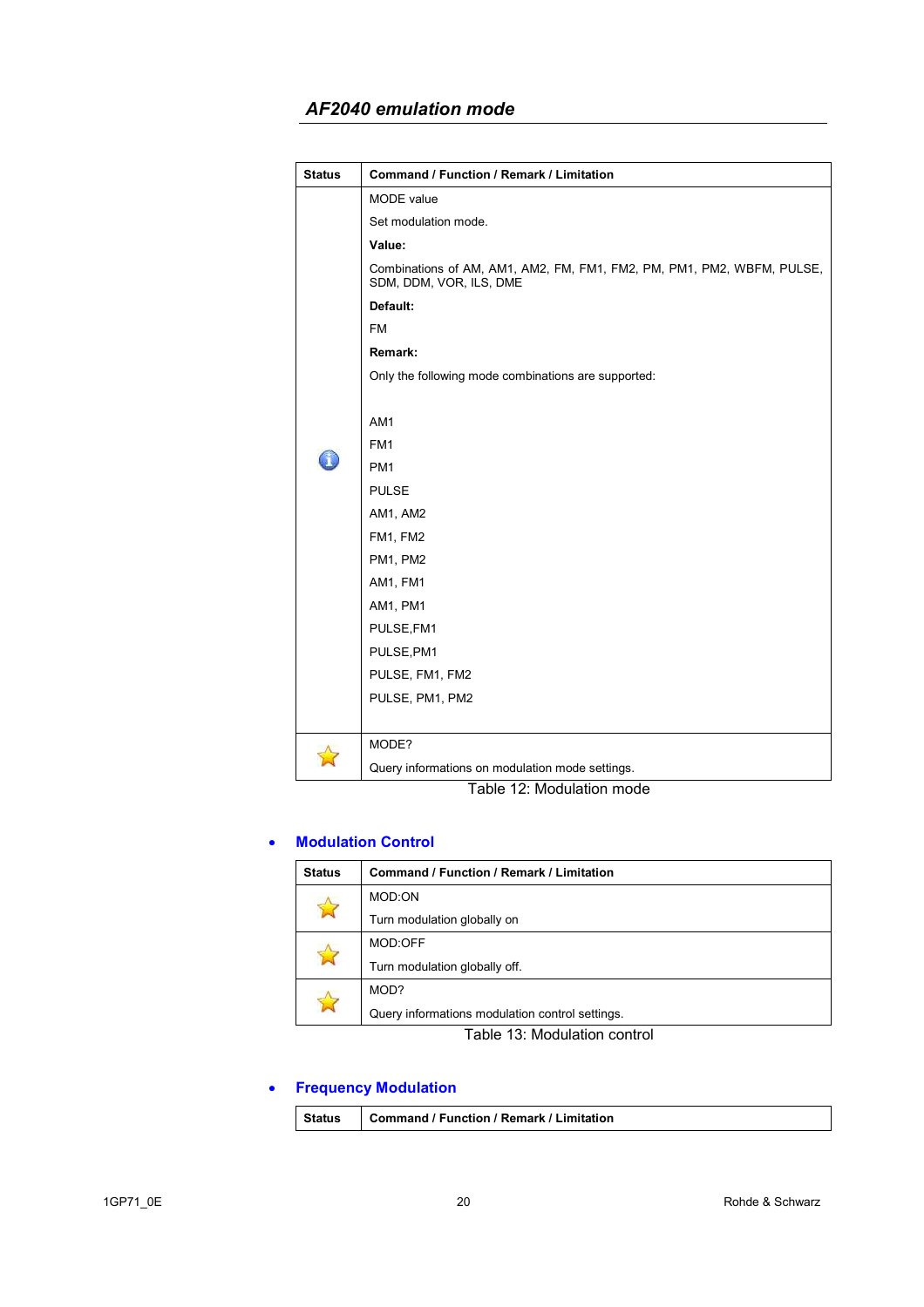## *AF2040 emulation mode*

| Status | Command / Function / Remark / Limitation |
|---|---|
| ℹ | MODE value<br>Set modulation mode.<br>**Value:**<br>Combinations of AM, AM1, AM2, FM, FM1, FM2, PM, PM1, PM2, WBFM, PULSE, SDM, DDM, VOR, ILS, DME<br>**Default:**<br>FM<br>**Remark:**<br>Only the following mode combinations are supported:<br><br>AM1<br>FM1<br>PM1<br>PULSE<br>AM1, AM2<br>FM1, FM2<br>PM1, PM2<br>AM1, FM1<br>AM1, PM1<br>PULSE,FM1<br>PULSE,PM1<br>PULSE, FM1, FM2<br>PULSE, PM1, PM2 |
| ☆ | MODE?<br>Query informations on modulation mode settings. |

Table 12: Modulation mode

- **Modulation Control**

| Status | Command / Function / Remark / Limitation |
|---|---|
| ☆ | MOD:ON<br>Turn modulation globally on |
| ☆ | MOD:OFF<br>Turn modulation globally off. |
| ☆ | MOD?<br>Query informations modulation control settings. |

Table 13: Modulation control

- **Frequency Modulation**

| Status | Command / Function / Remark / Limitation |
|---|---|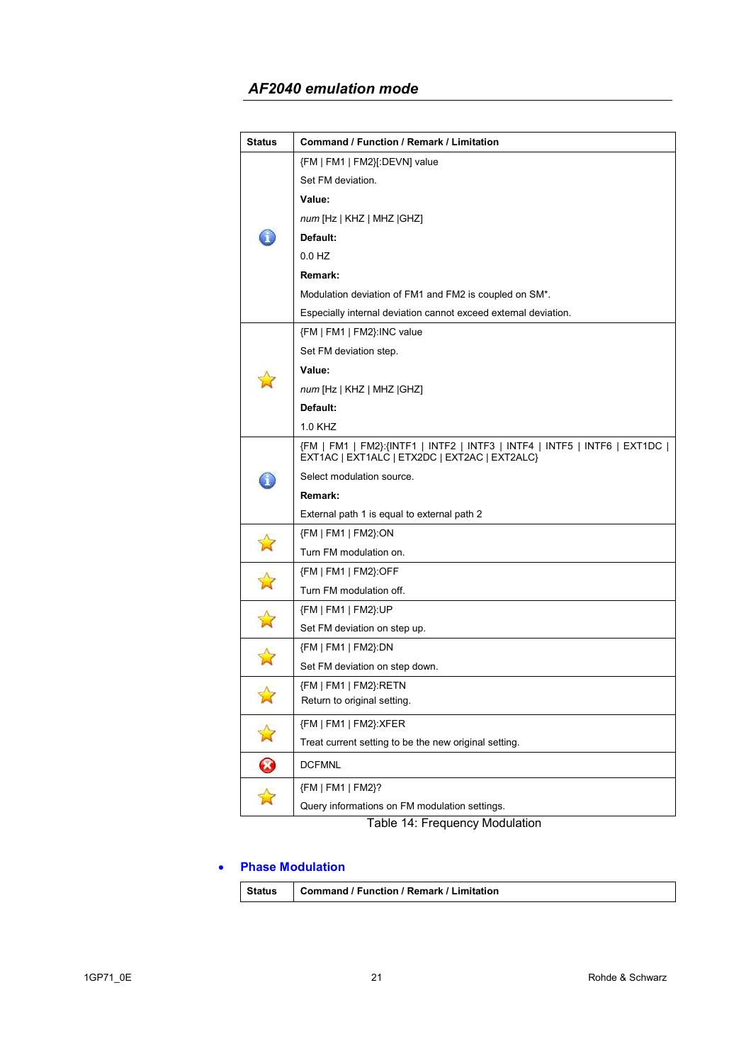## AF2040 emulation mode

| Status | Command / Function / Remark / Limitation |
|---|---|
| ℹ | {FM \| FM1 \| FM2}[:DEVN] value<br>Set FM deviation.<br>**Value:**<br>*num* [Hz \| KHZ \| MHZ \|GHZ]<br>**Default:**<br>0.0 HZ<br>**Remark:**<br>Modulation deviation of FM1 and FM2 is coupled on SM*.<br>Especially internal deviation cannot exceed external deviation. |
| ☆ | {FM \| FM1 \| FM2}:INC value<br>Set FM deviation step.<br>**Value:**<br>*num* [Hz \| KHZ \| MHZ \|GHZ]<br>**Default:**<br>1.0 KHZ |
| ℹ | {FM \| FM1 \| FM2}:{INTF1 \| INTF2 \| INTF3 \| INTF4 \| INTF5 \| INTF6 \| EXT1DC \| EXT1AC \| EXT1ALC \| ETX2DC \| EXT2AC \| EXT2ALC}<br>Select modulation source.<br>**Remark:**<br>External path 1 is equal to external path 2 |
| ☆ | {FM \| FM1 \| FM2}:ON<br>Turn FM modulation on. |
| ☆ | {FM \| FM1 \| FM2}:OFF<br>Turn FM modulation off. |
| ☆ | {FM \| FM1 \| FM2}:UP<br>Set FM deviation on step up. |
| ☆ | {FM \| FM1 \| FM2}:DN<br>Set FM deviation on step down. |
| ☆ | {FM \| FM1 \| FM2}:RETN<br>Return to original setting. |
| ☆ | {FM \| FM1 \| FM2}:XFER<br>Treat current setting to be the new original setting. |
| ✖ | DCFMNL |
| ☆ | {FM \| FM1 \| FM2}?<br>Query informations on FM modulation settings. |

Table 14: Frequency Modulation

- **Phase Modulation**

| Status | Command / Function / Remark / Limitation |
|---|---|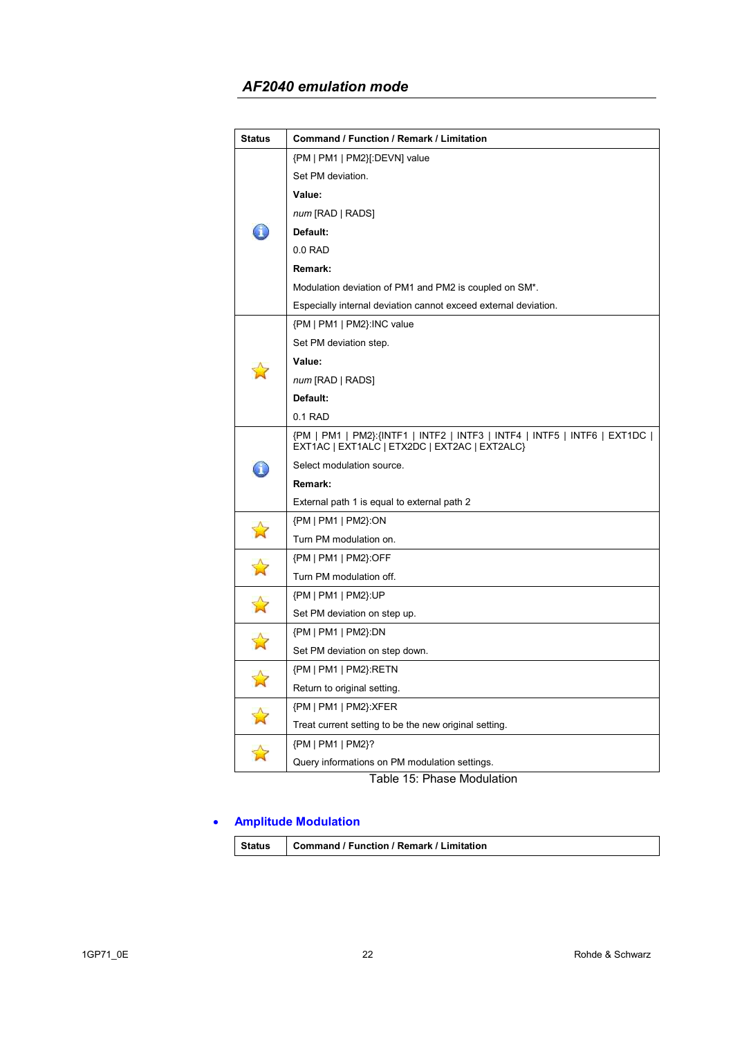## AF2040 emulation mode

| Status | Command / Function / Remark / Limitation |
|---|---|
| ℹ | {PM \| PM1 \| PM2}[:DEVN] value<br>Set PM deviation.<br>**Value:**<br>*num* [RAD \| RADS]<br>**Default:**<br>0.0 RAD<br>**Remark:**<br>Modulation deviation of PM1 and PM2 is coupled on SM*.<br>Especially internal deviation cannot exceed external deviation. |
| ☆ | {PM \| PM1 \| PM2}:INC value<br>Set PM deviation step.<br>**Value:**<br>*num* [RAD \| RADS]<br>**Default:**<br>0.1 RAD |
| ℹ | {PM \| PM1 \| PM2}:{INTF1 \| INTF2 \| INTF3 \| INTF4 \| INTF5 \| INTF6 \| EXT1DC \| EXT1AC \| EXT1ALC \| ETX2DC \| EXT2AC \| EXT2ALC}<br>Select modulation source.<br>**Remark:**<br>External path 1 is equal to external path 2 |
| ☆ | {PM \| PM1 \| PM2}:ON<br>Turn PM modulation on. |
| ☆ | {PM \| PM1 \| PM2}:OFF<br>Turn PM modulation off. |
| ☆ | {PM \| PM1 \| PM2}:UP<br>Set PM deviation on step up. |
| ☆ | {PM \| PM1 \| PM2}:DN<br>Set PM deviation on step down. |
| ☆ | {PM \| PM1 \| PM2}:RETN<br>Return to original setting. |
| ☆ | {PM \| PM1 \| PM2}:XFER<br>Treat current setting to be the new original setting. |
| ☆ | {PM \| PM1 \| PM2}?<br>Query informations on PM modulation settings. |

Table 15: Phase Modulation

- **Amplitude Modulation**

| Status | Command / Function / Remark / Limitation |
|---|---|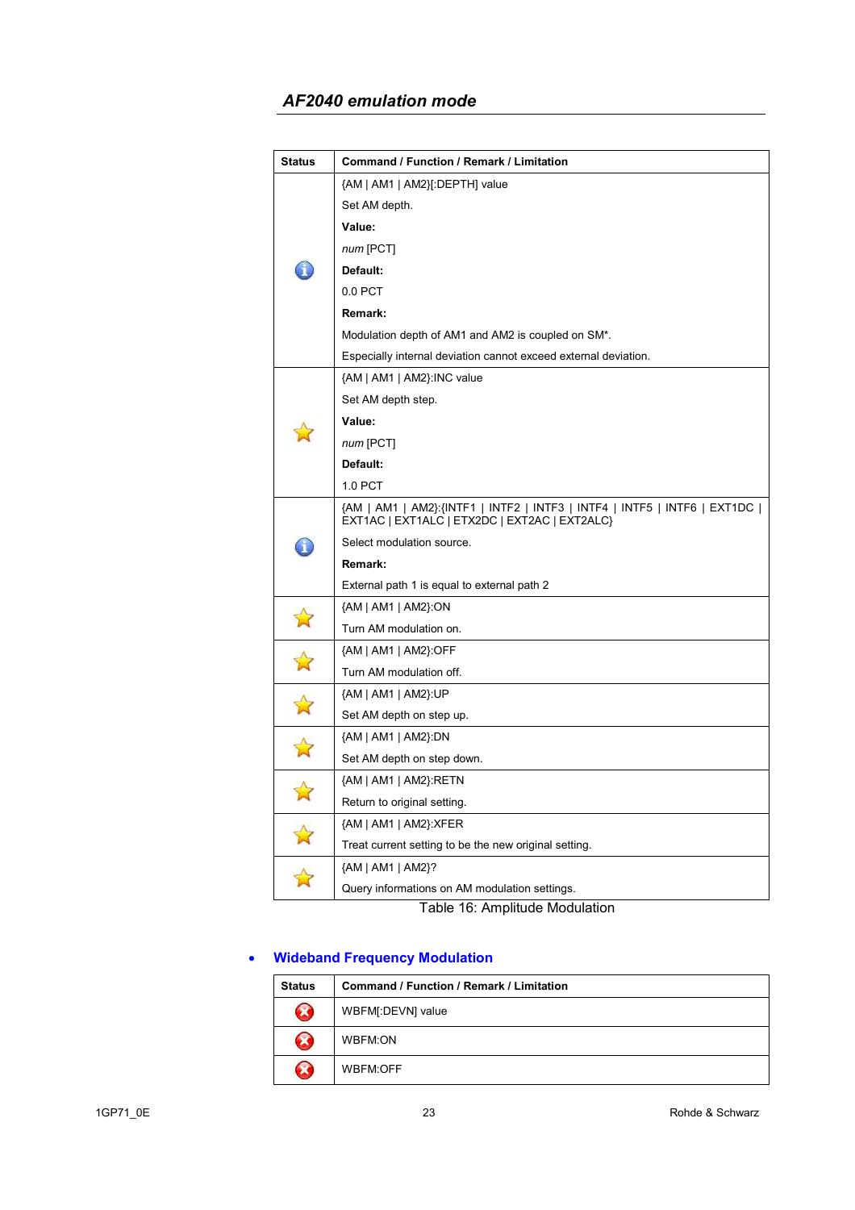## *AF2040 emulation mode*

| Status | Command / Function / Remark / Limitation |
| --- | --- |
| ℹ | {AM \| AM1 \| AM2}[:DEPTH] value<br>Set AM depth.<br>**Value:**<br>*num* [PCT]<br>**Default:**<br>0.0 PCT<br>**Remark:**<br>Modulation depth of AM1 and AM2 is coupled on SM*.<br>Especially internal deviation cannot exceed external deviation. |
| ☆ | {AM \| AM1 \| AM2}:INC value<br>Set AM depth step.<br>**Value:**<br>*num* [PCT]<br>**Default:**<br>1.0 PCT |
| ℹ | {AM \| AM1 \| AM2}:{INTF1 \| INTF2 \| INTF3 \| INTF4 \| INTF5 \| INTF6 \| EXT1DC \| EXT1AC \| EXT1ALC \| ETX2DC \| EXT2AC \| EXT2ALC}<br>Select modulation source.<br>**Remark:**<br>External path 1 is equal to external path 2 |
| ☆ | {AM \| AM1 \| AM2}:ON<br>Turn AM modulation on. |
| ☆ | {AM \| AM1 \| AM2}:OFF<br>Turn AM modulation off. |
| ☆ | {AM \| AM1 \| AM2}:UP<br>Set AM depth on step up. |
| ☆ | {AM \| AM1 \| AM2}:DN<br>Set AM depth on step down. |
| ☆ | {AM \| AM1 \| AM2}:RETN<br>Return to original setting. |
| ☆ | {AM \| AM1 \| AM2}:XFER<br>Treat current setting to be the new original setting. |
| ☆ | {AM \| AM1 \| AM2}?<br>Query informations on AM modulation settings. |

Table 16: Amplitude Modulation

- **Wideband Frequency Modulation**

| Status | Command / Function / Remark / Limitation |
| --- | --- |
| ⊗ | WBFM[:DEVN] value |
| ⊗ | WBFM:ON |
| ⊗ | WBFM:OFF |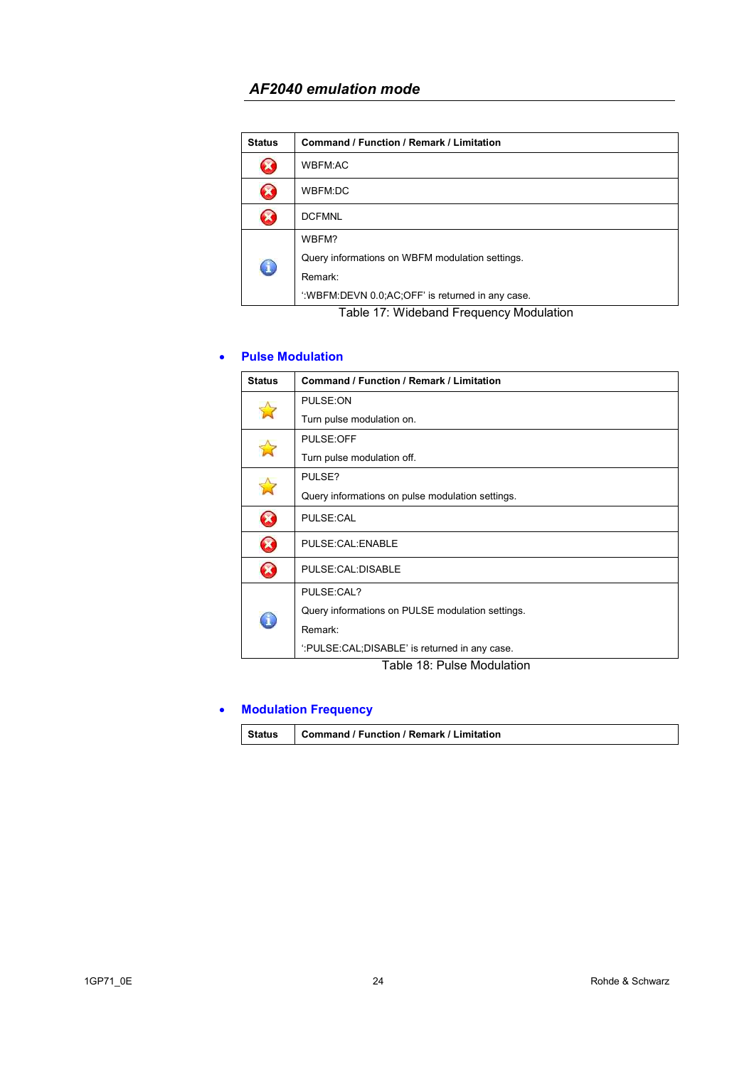## AF2040 emulation mode

| Status | Command / Function / Remark / Limitation |
|---|---|
| ⊗ | WBFM:AC |
| ⊗ | WBFM:DC |
| ⊗ | DCFMNL |
| ℹ | WBFM?<br>Query informations on WBFM modulation settings.<br>Remark:<br>':WBFM:DEVN 0.0;AC;OFF' is returned in any case. |

Table 17: Wideband Frequency Modulation

- **Pulse Modulation**

| Status | Command / Function / Remark / Limitation |
|---|---|
| ☆ | PULSE:ON<br>Turn pulse modulation on. |
| ☆ | PULSE:OFF<br>Turn pulse modulation off. |
| ☆ | PULSE?<br>Query informations on pulse modulation settings. |
| ⊗ | PULSE:CAL |
| ⊗ | PULSE:CAL:ENABLE |
| ⊗ | PULSE:CAL:DISABLE |
| ℹ | PULSE:CAL?<br>Query informations on PULSE modulation settings.<br>Remark:<br>':PULSE:CAL;DISABLE' is returned in any case. |

Table 18: Pulse Modulation

- **Modulation Frequency**

| Status | Command / Function / Remark / Limitation |
|---|---|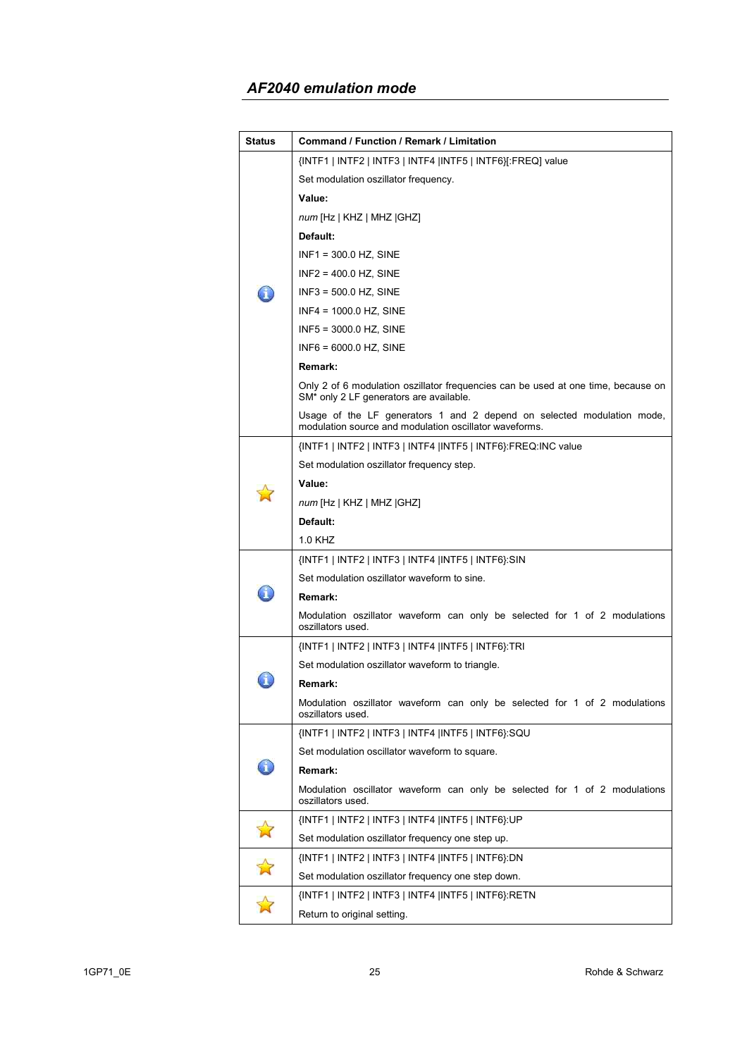## AF2040 emulation mode

| Status | Command / Function / Remark / Limitation |
|---|---|
| ℹ | {INTF1 \| INTF2 \| INTF3 \| INTF4 \|INTF5 \| INTF6}[:FREQ] value<br><br>Set modulation oszillator frequency.<br><br>**Value:**<br><br>*num* [Hz \| KHZ \| MHZ \|GHZ]<br><br>**Default:**<br><br>INF1 = 300.0 HZ, SINE<br><br>INF2 = 400.0 HZ, SINE<br><br>INF3 = 500.0 HZ, SINE<br><br>INF4 = 1000.0 HZ, SINE<br><br>INF5 = 3000.0 HZ, SINE<br><br>INF6 = 6000.0 HZ, SINE<br><br>**Remark:**<br><br>Only 2 of 6 modulation oszillator frequencies can be used at one time, because on SM* only 2 LF generators are available.<br><br>Usage of the LF generators 1 and 2 depend on selected modulation mode, modulation source and modulation oscillator waveforms. |
| ☆ | {INTF1 \| INTF2 \| INTF3 \| INTF4 \|INTF5 \| INTF6}:FREQ:INC value<br><br>Set modulation oszillator frequency step.<br><br>**Value:**<br><br>*num* [Hz \| KHZ \| MHZ \|GHZ]<br><br>**Default:**<br><br>1.0 KHZ |
| ℹ | {INTF1 \| INTF2 \| INTF3 \| INTF4 \|INTF5 \| INTF6}:SIN<br><br>Set modulation oszillator waveform to sine.<br><br>**Remark:**<br><br>Modulation oszillator waveform can only be selected for 1 of 2 modulations oszillators used. |
| ℹ | {INTF1 \| INTF2 \| INTF3 \| INTF4 \|INTF5 \| INTF6}:TRI<br><br>Set modulation oszillator waveform to triangle.<br><br>**Remark:**<br><br>Modulation oszillator waveform can only be selected for 1 of 2 modulations oszillators used. |
| ℹ | {INTF1 \| INTF2 \| INTF3 \| INTF4 \|INTF5 \| INTF6}:SQU<br><br>Set modulation oscillator waveform to square.<br><br>**Remark:**<br><br>Modulation oszillator waveform can only be selected for 1 of 2 modulations oszillators used. |
| ☆ | {INTF1 \| INTF2 \| INTF3 \| INTF4 \|INTF5 \| INTF6}:UP<br><br>Set modulation oszillator frequency one step up. |
| ☆ | {INTF1 \| INTF2 \| INTF3 \| INTF4 \|INTF5 \| INTF6}:DN<br><br>Set modulation oszillator frequency one step down. |
| ☆ | {INTF1 \| INTF2 \| INTF3 \| INTF4 \|INTF5 \| INTF6}:RETN<br><br>Return to original setting. |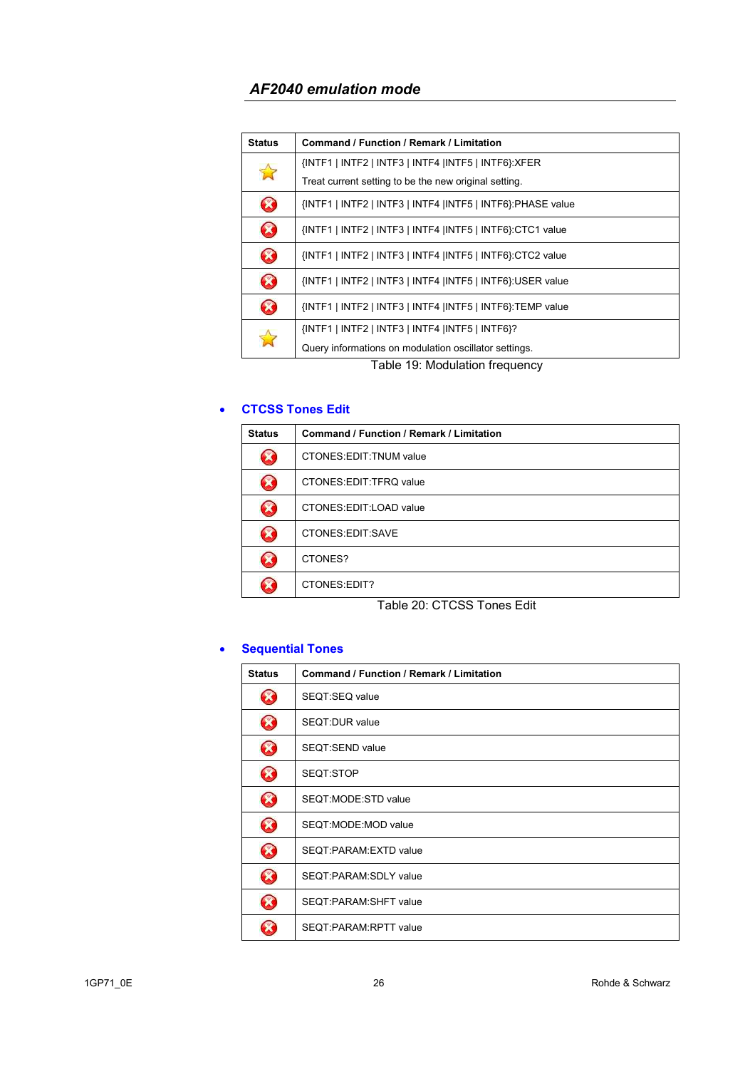## AF2040 emulation mode

| Status | Command / Function / Remark / Limitation |
|---|---|
| ⭐ | {INTF1 \| INTF2 \| INTF3 \| INTF4 \|INTF5 \| INTF6}:XFER<br>Treat current setting to be the new original setting. |
| ❌ | {INTF1 \| INTF2 \| INTF3 \| INTF4 \|INTF5 \| INTF6}:PHASE value |
| ❌ | {INTF1 \| INTF2 \| INTF3 \| INTF4 \|INTF5 \| INTF6}:CTC1 value |
| ❌ | {INTF1 \| INTF2 \| INTF3 \| INTF4 \|INTF5 \| INTF6}:CTC2 value |
| ❌ | {INTF1 \| INTF2 \| INTF3 \| INTF4 \|INTF5 \| INTF6}:USER value |
| ❌ | {INTF1 \| INTF2 \| INTF3 \| INTF4 \|INTF5 \| INTF6}:TEMP value |
| ⭐ | {INTF1 \| INTF2 \| INTF3 \| INTF4 \|INTF5 \| INTF6}?<br>Query informations on modulation oscillator settings. |

Table 19: Modulation frequency

- **CTCSS Tones Edit**

| Status | Command / Function / Remark / Limitation |
|---|---|
| ❌ | CTONES:EDIT:TNUM value |
| ❌ | CTONES:EDIT:TFRQ value |
| ❌ | CTONES:EDIT:LOAD value |
| ❌ | CTONES:EDIT:SAVE |
| ❌ | CTONES? |
| ❌ | CTONES:EDIT? |

Table 20: CTCSS Tones Edit

- **Sequential Tones**

| Status | Command / Function / Remark / Limitation |
|---|---|
| ❌ | SEQT:SEQ value |
| ❌ | SEQT:DUR value |
| ❌ | SEQT:SEND value |
| ❌ | SEQT:STOP |
| ❌ | SEQT:MODE:STD value |
| ❌ | SEQT:MODE:MOD value |
| ❌ | SEQT:PARAM:EXTD value |
| ❌ | SEQT:PARAM:SDLY value |
| ❌ | SEQT:PARAM:SHFT value |
| ❌ | SEQT:PARAM:RPTT value |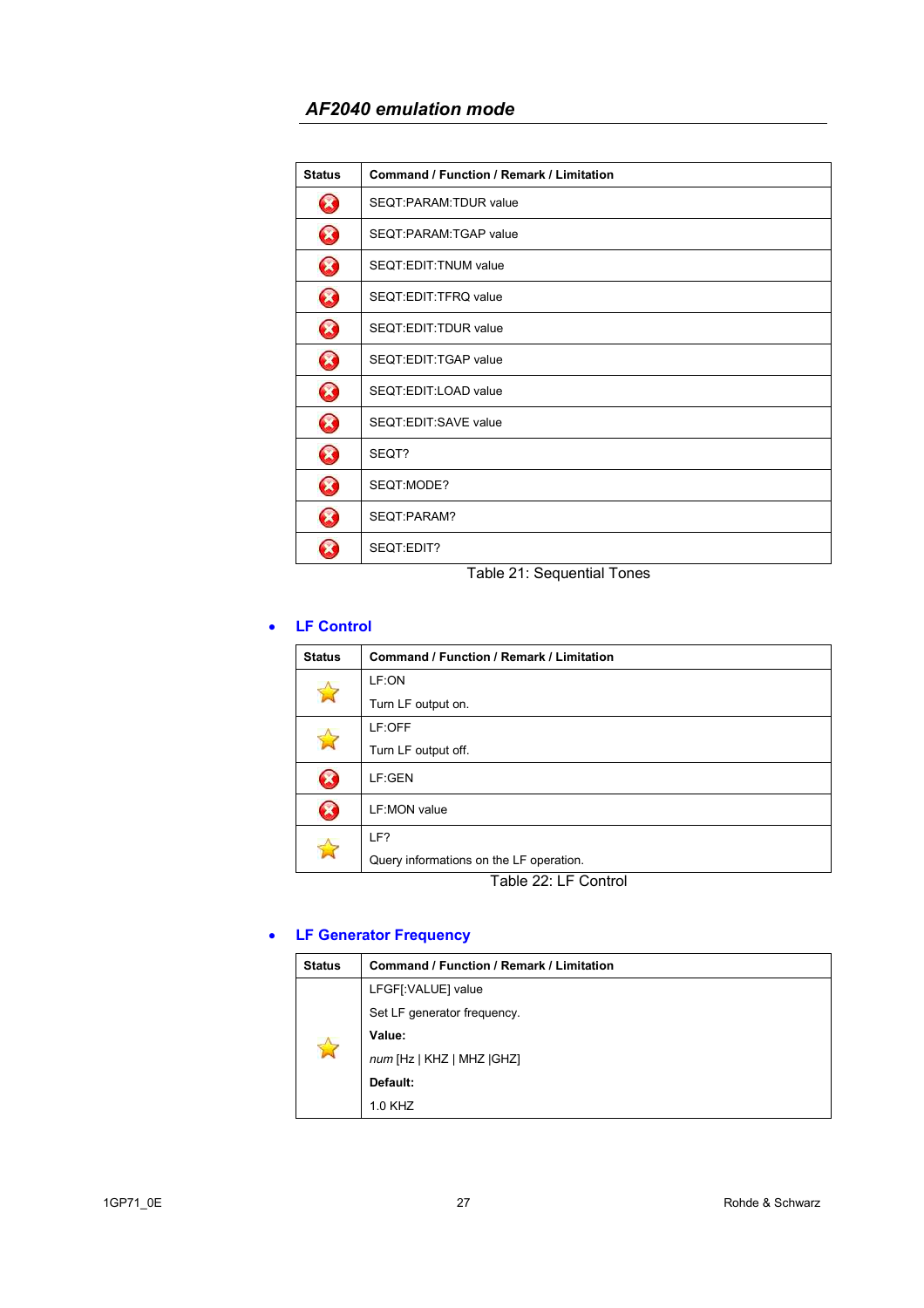## AF2040 emulation mode

| Status | Command / Function / Remark / Limitation |
|---|---|
| ⊗ | SEQT:PARAM:TDUR value |
| ⊗ | SEQT:PARAM:TGAP value |
| ⊗ | SEQT:EDIT:TNUM value |
| ⊗ | SEQT:EDIT:TFRQ value |
| ⊗ | SEQT:EDIT:TDUR value |
| ⊗ | SEQT:EDIT:TGAP value |
| ⊗ | SEQT:EDIT:LOAD value |
| ⊗ | SEQT:EDIT:SAVE value |
| ⊗ | SEQT? |
| ⊗ | SEQT:MODE? |
| ⊗ | SEQT:PARAM? |
| ⊗ | SEQT:EDIT? |

Table 21: Sequential Tones

- **LF Control**

| Status | Command / Function / Remark / Limitation |
|---|---|
| ☆ | LF:ON<br>Turn LF output on. |
| ☆ | LF:OFF<br>Turn LF output off. |
| ⊗ | LF:GEN |
| ⊗ | LF:MON value |
| ☆ | LF?<br>Query informations on the LF operation. |

Table 22: LF Control

- **LF Generator Frequency**

| Status | Command / Function / Remark / Limitation |
|---|---|
| ☆ | LFGF[:VALUE] value<br>Set LF generator frequency.<br>**Value:**<br>*num* [Hz \| KHZ \| MHZ \|GHZ]<br>**Default:**<br>1.0 KHZ |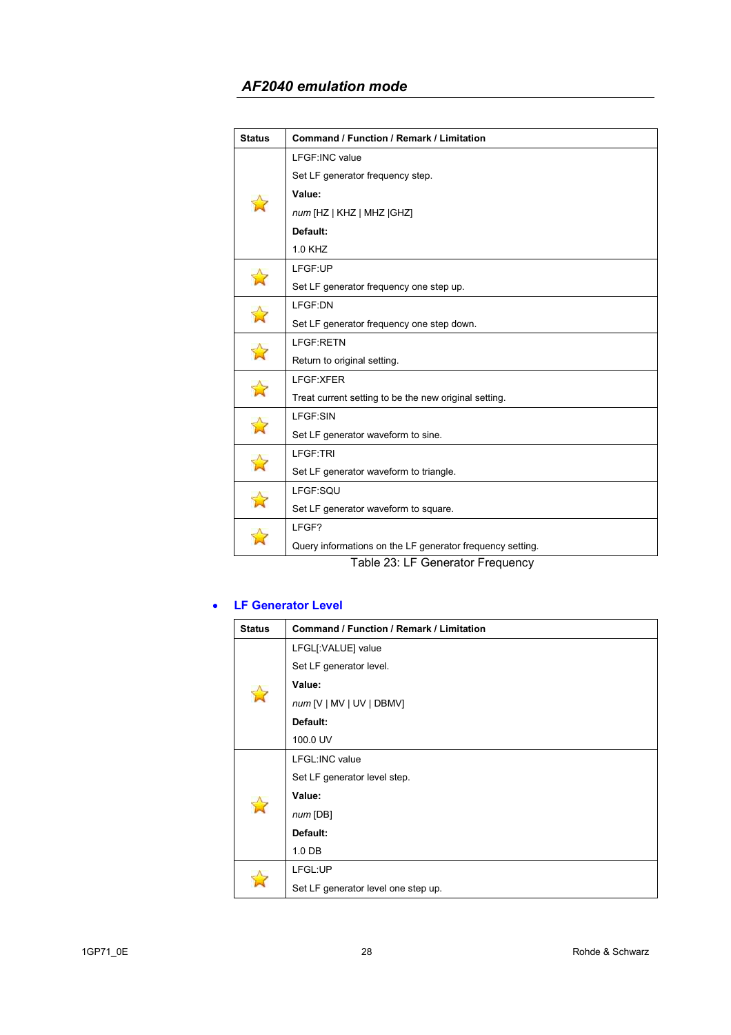| Status | Command / Function / Remark / Limitation |
|---|---|
| ☆ | LFGF:INC value<br>Set LF generator frequency step.<br>**Value:**<br>*num* [HZ \| KHZ \| MHZ \|GHZ]<br>**Default:**<br>1.0 KHZ |
| ☆ | LFGF:UP<br>Set LF generator frequency one step up. |
| ☆ | LFGF:DN<br>Set LF generator frequency one step down. |
| ☆ | LFGF:RETN<br>Return to original setting. |
| ☆ | LFGF:XFER<br>Treat current setting to be the new original setting. |
| ☆ | LFGF:SIN<br>Set LF generator waveform to sine. |
| ☆ | LFGF:TRI<br>Set LF generator waveform to triangle. |
| ☆ | LFGF:SQU<br>Set LF generator waveform to square. |
| ☆ | LFGF?<br>Query informations on the LF generator frequency setting. |

Table 23: LF Generator Frequency

- **LF Generator Level**

| Status | Command / Function / Remark / Limitation |
|---|---|
| ☆ | LFGL[:VALUE] value<br>Set LF generator level.<br>**Value:**<br>*num* [V \| MV \| UV \| DBMV]<br>**Default:**<br>100.0 UV |
| ☆ | LFGL:INC value<br>Set LF generator level step.<br>**Value:**<br>*num* [DB]<br>**Default:**<br>1.0 DB |
| ☆ | LFGL:UP<br>Set LF generator level one step up. |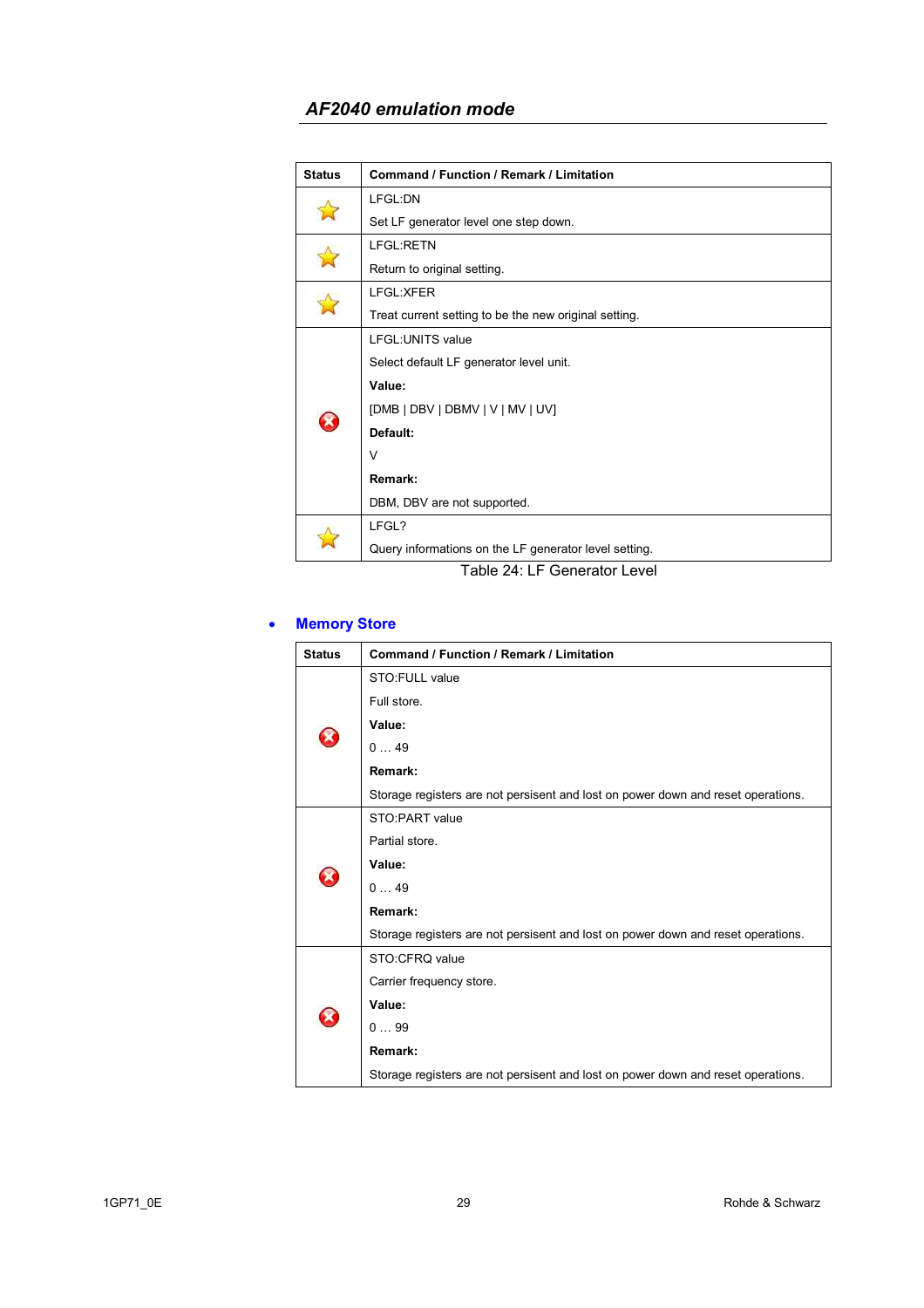## AF2040 emulation mode

| Status | Command / Function / Remark / Limitation |
|---|---|
| ⭐ | LFGL:DN<br>Set LF generator level one step down. |
| ⭐ | LFGL:RETN<br>Return to original setting. |
| ⭐ | LFGL:XFER<br>Treat current setting to be the new original setting. |
| ❌ | LFGL:UNITS value<br>Select default LF generator level unit.<br>**Value:**<br>[DMB \| DBV \| DBMV \| V \| MV \| UV]<br>**Default:**<br>V<br>**Remark:**<br>DBM, DBV are not supported. |
| ⭐ | LFGL?<br>Query informations on the LF generator level setting. |

Table 24: LF Generator Level

- **Memory Store**

| Status | Command / Function / Remark / Limitation |
|---|---|
| ❌ | STO:FULL value<br>Full store.<br>**Value:**<br>0 … 49<br>**Remark:**<br>Storage registers are not persistent and lost on power down and reset operations. |
| ❌ | STO:PART value<br>Partial store.<br>**Value:**<br>0 … 49<br>**Remark:**<br>Storage registers are not persistent and lost on power down and reset operations. |
| ❌ | STO:CFRQ value<br>Carrier frequency store.<br>**Value:**<br>0 … 99<br>**Remark:**<br>Storage registers are not persistent and lost on power down and reset operations. |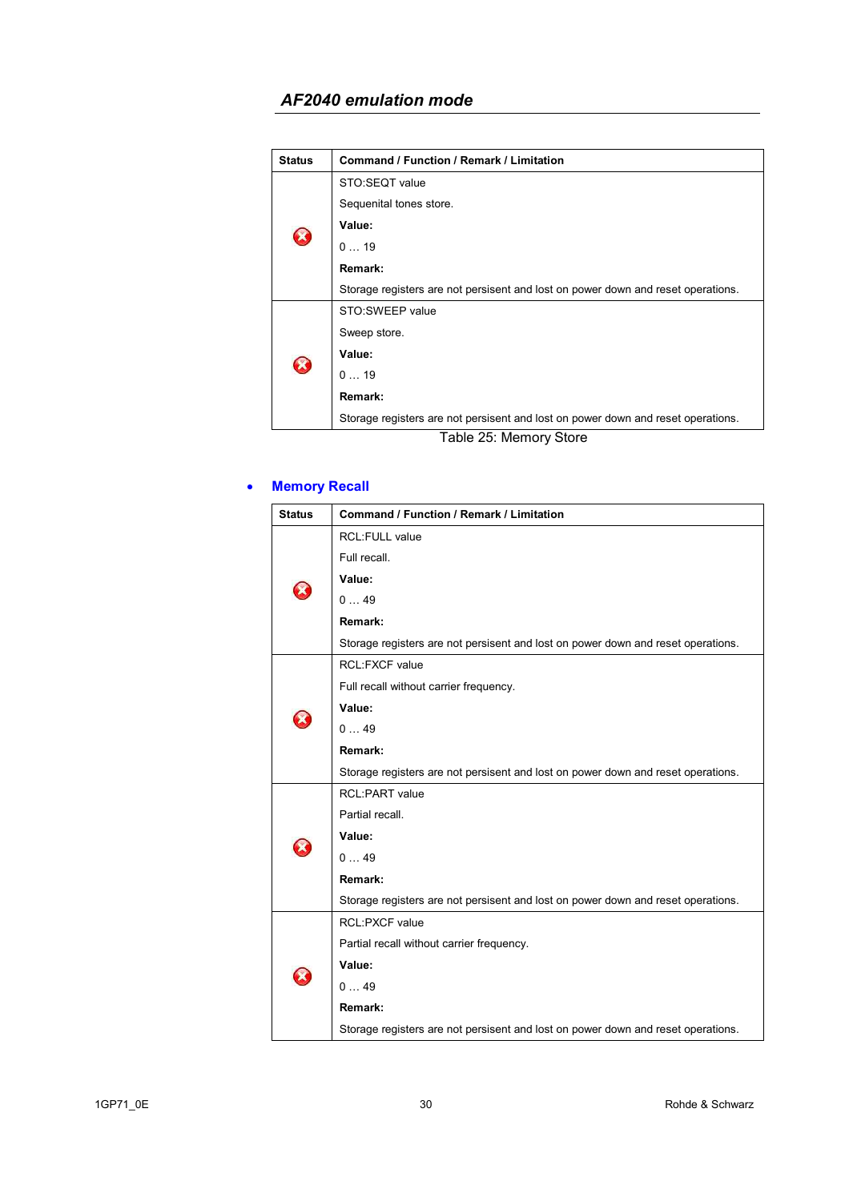## AF2040 emulation mode

| Status | Command / Function / Remark / Limitation |
|---|---|
| ❌ | STO:SEQT value<br>Sequenital tones store.<br>**Value:**<br>0 … 19<br>**Remark:**<br>Storage registers are not persisent and lost on power down and reset operations. |
| ❌ | STO:SWEEP value<br>Sweep store.<br>**Value:**<br>0 … 19<br>**Remark:**<br>Storage registers are not persisent and lost on power down and reset operations. |

Table 25: Memory Store

- **Memory Recall**

| Status | Command / Function / Remark / Limitation |
|---|---|
| ❌ | RCL:FULL value<br>Full recall.<br>**Value:**<br>0 … 49<br>**Remark:**<br>Storage registers are not persisent and lost on power down and reset operations. |
| ❌ | RCL:FXCF value<br>Full recall without carrier frequency.<br>**Value:**<br>0 … 49<br>**Remark:**<br>Storage registers are not persisent and lost on power down and reset operations. |
| ❌ | RCL:PART value<br>Partial recall.<br>**Value:**<br>0 … 49<br>**Remark:**<br>Storage registers are not persisent and lost on power down and reset operations. |
| ❌ | RCL:PXCF value<br>Partial recall without carrier frequency.<br>**Value:**<br>0 … 49<br>**Remark:**<br>Storage registers are not persisent and lost on power down and reset operations. |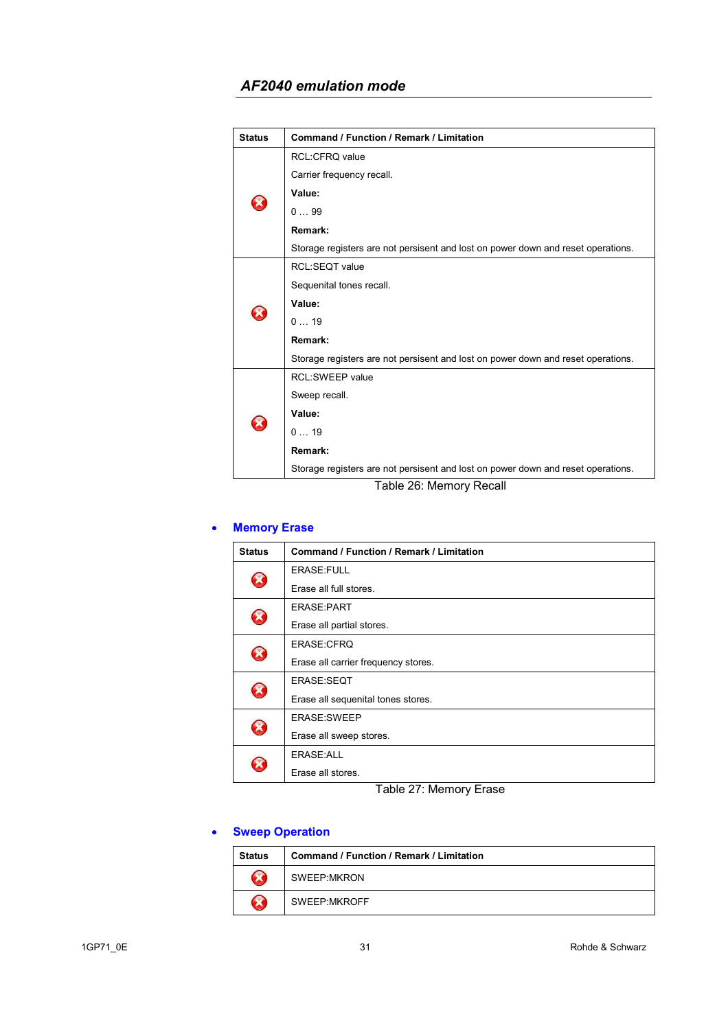| Status | Command / Function / Remark / Limitation |
|---|---|
| ❌ | RCL:CFRQ value<br>Carrier frequency recall.<br>**Value:**<br>0 … 99<br>**Remark:**<br>Storage registers are not persisent and lost on power down and reset operations. |
| ❌ | RCL:SEQT value<br>Sequenital tones recall.<br>**Value:**<br>0 … 19<br>**Remark:**<br>Storage registers are not persisent and lost on power down and reset operations. |
| ❌ | RCL:SWEEP value<br>Sweep recall.<br>**Value:**<br>0 … 19<br>**Remark:**<br>Storage registers are not persisent and lost on power down and reset operations. |

Table 26: Memory Recall

- **Memory Erase**

| Status | Command / Function / Remark / Limitation |
|---|---|
| ❌ | ERASE:FULL<br>Erase all full stores. |
| ❌ | ERASE:PART<br>Erase all partial stores. |
| ❌ | ERASE:CFRQ<br>Erase all carrier frequency stores. |
| ❌ | ERASE:SEQT<br>Erase all sequenital tones stores. |
| ❌ | ERASE:SWEEP<br>Erase all sweep stores. |
| ❌ | ERASE:ALL<br>Erase all stores. |

Table 27: Memory Erase

- **Sweep Operation**

| Status | Command / Function / Remark / Limitation |
|---|---|
| ❌ | SWEEP:MKRON |
| ❌ | SWEEP:MKROFF |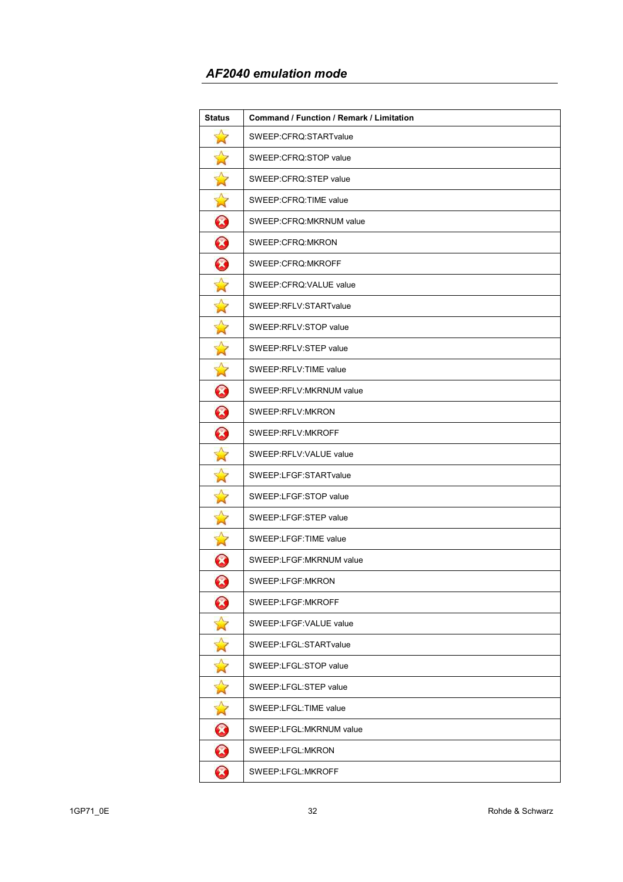## *AF2040 emulation mode*

| Status | Command / Function / Remark / Limitation |
|---|---|
| ☆ | SWEEP:CFRQ:STARTvalue |
| ☆ | SWEEP:CFRQ:STOP value |
| ☆ | SWEEP:CFRQ:STEP value |
| ☆ | SWEEP:CFRQ:TIME value |
| ⊗ | SWEEP:CFRQ:MKRNUM value |
| ⊗ | SWEEP:CFRQ:MKRON |
| ⊗ | SWEEP:CFRQ:MKROFF |
| ☆ | SWEEP:CFRQ:VALUE value |
| ☆ | SWEEP:RFLV:STARTvalue |
| ☆ | SWEEP:RFLV:STOP value |
| ☆ | SWEEP:RFLV:STEP value |
| ☆ | SWEEP:RFLV:TIME value |
| ⊗ | SWEEP:RFLV:MKRNUM value |
| ⊗ | SWEEP:RFLV:MKRON |
| ⊗ | SWEEP:RFLV:MKROFF |
| ☆ | SWEEP:RFLV:VALUE value |
| ☆ | SWEEP:LFGF:STARTvalue |
| ☆ | SWEEP:LFGF:STOP value |
| ☆ | SWEEP:LFGF:STEP value |
| ☆ | SWEEP:LFGF:TIME value |
| ⊗ | SWEEP:LFGF:MKRNUM value |
| ⊗ | SWEEP:LFGF:MKRON |
| ⊗ | SWEEP:LFGF:MKROFF |
| ☆ | SWEEP:LFGF:VALUE value |
| ☆ | SWEEP:LFGL:STARTvalue |
| ☆ | SWEEP:LFGL:STOP value |
| ☆ | SWEEP:LFGL:STEP value |
| ☆ | SWEEP:LFGL:TIME value |
| ⊗ | SWEEP:LFGL:MKRNUM value |
| ⊗ | SWEEP:LFGL:MKRON |
| ⊗ | SWEEP:LFGL:MKROFF |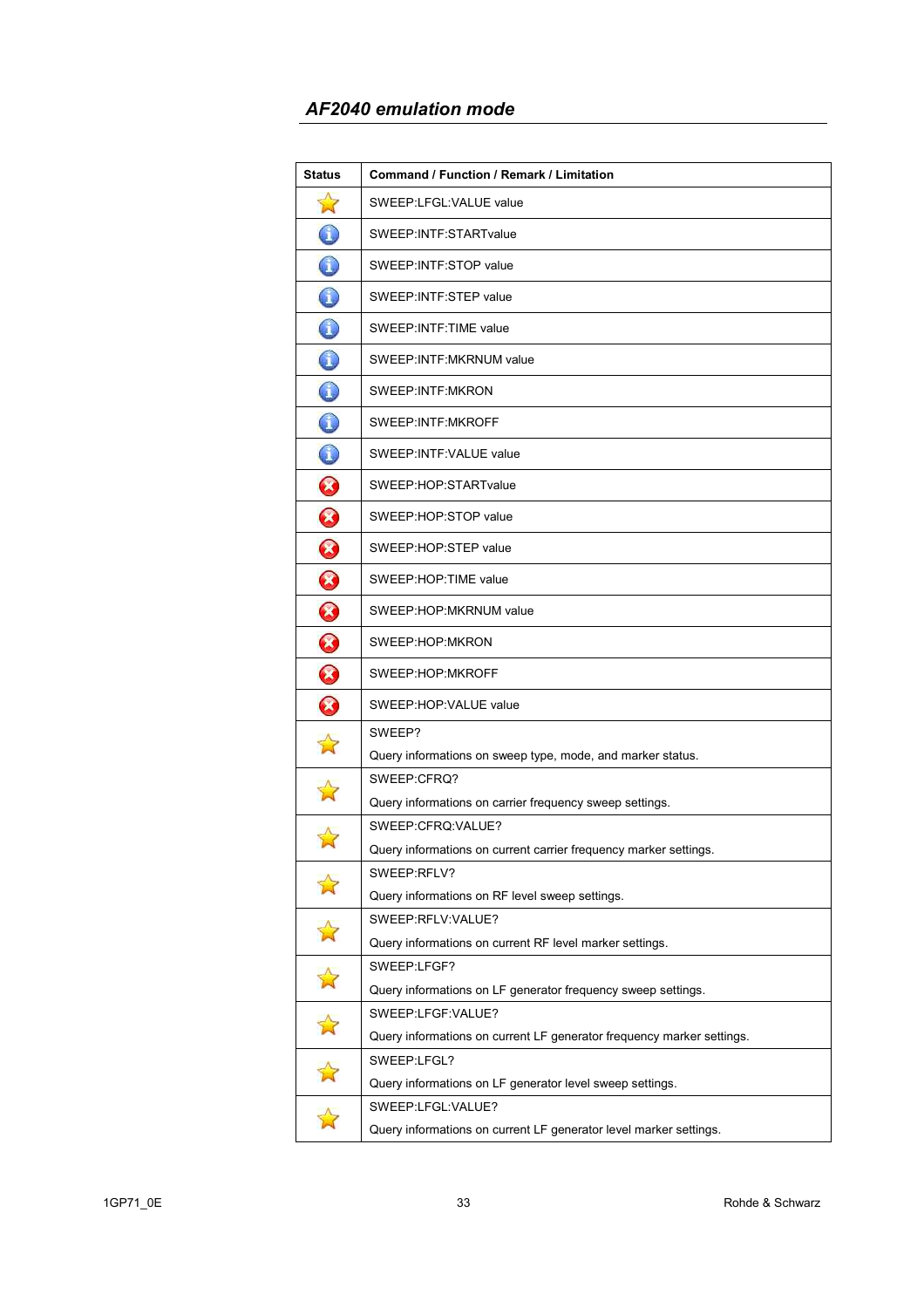## AF2040 emulation mode

| Status | Command / Function / Remark / Limitation |
|---|---|
| ⭐ | SWEEP:LFGL:VALUE value |
| ℹ | SWEEP:INTF:STARTvalue |
| ℹ | SWEEP:INTF:STOP value |
| ℹ | SWEEP:INTF:STEP value |
| ℹ | SWEEP:INTF:TIME value |
| ℹ | SWEEP:INTF:MKRNUM value |
| ℹ | SWEEP:INTF:MKRON |
| ℹ | SWEEP:INTF:MKROFF |
| ℹ | SWEEP:INTF:VALUE value |
| ❌ | SWEEP:HOP:STARTvalue |
| ❌ | SWEEP:HOP:STOP value |
| ❌ | SWEEP:HOP:STEP value |
| ❌ | SWEEP:HOP:TIME value |
| ❌ | SWEEP:HOP:MKRNUM value |
| ❌ | SWEEP:HOP:MKRON |
| ❌ | SWEEP:HOP:MKROFF |
| ❌ | SWEEP:HOP:VALUE value |
| ⭐ | SWEEP?<br>Query informations on sweep type, mode, and marker status. |
| ⭐ | SWEEP:CFRQ?<br>Query informations on carrier frequency sweep settings. |
| ⭐ | SWEEP:CFRQ:VALUE?<br>Query informations on current carrier frequency marker settings. |
| ⭐ | SWEEP:RFLV?<br>Query informations on RF level sweep settings. |
| ⭐ | SWEEP:RFLV:VALUE?<br>Query informations on current RF level marker settings. |
| ⭐ | SWEEP:LFGF?<br>Query informations on LF generator frequency sweep settings. |
| ⭐ | SWEEP:LFGF:VALUE?<br>Query informations on current LF generator frequency marker settings. |
| ⭐ | SWEEP:LFGL?<br>Query informations on LF generator level sweep settings. |
| ⭐ | SWEEP:LFGL:VALUE?<br>Query informations on current LF generator level marker settings. |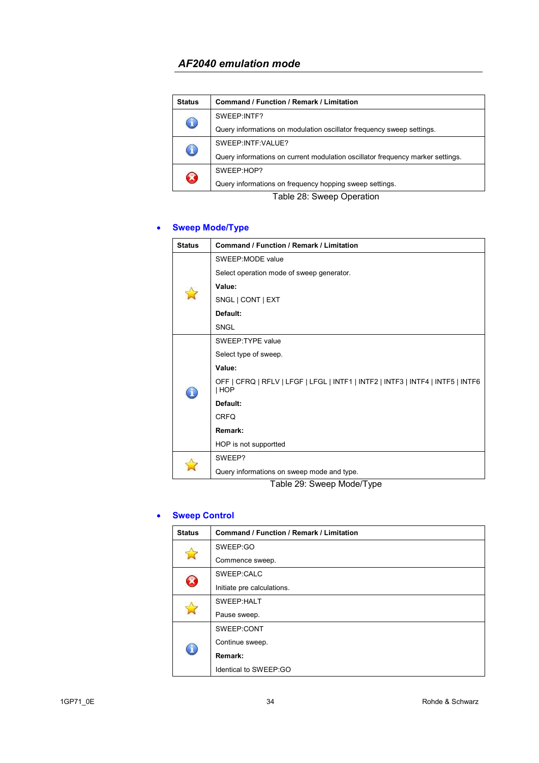## AF2040 emulation mode

| Status | Command / Function / Remark / Limitation |
|---|---|
| ℹ | SWEEP:INTF?<br>Query informations on modulation oscillator frequency sweep settings. |
| ✖ | SWEEP:INTF:VALUE?<br>Query informations on current modulation oscillator frequency marker settings. |
| ✖ | SWEEP:HOP?<br>Query informations on frequency hopping sweep settings. |

Table 28: Sweep Operation

- **Sweep Mode/Type**

| Status | Command / Function / Remark / Limitation |
|---|---|
| ☆ | SWEEP:MODE value<br>Select operation mode of sweep generator.<br>**Value:**<br>SNGL \| CONT \| EXT<br>**Default:**<br>SNGL |
| ℹ | SWEEP:TYPE value<br>Select type of sweep.<br>**Value:**<br>OFF \| CFRQ \| RFLV \| LFGF \| LFGL \| INTF1 \| INTF2 \| INTF3 \| INTF4 \| INTF5 \| INTF6 \| HOP<br>**Default:**<br>CRFQ<br>**Remark:**<br>HOP is not supportted |
| ☆ | SWEEP?<br>Query informations on sweep mode and type. |

Table 29: Sweep Mode/Type

- **Sweep Control**

| Status | Command / Function / Remark / Limitation |
|---|---|
| ☆ | SWEEP:GO<br>Commence sweep. |
| ✖ | SWEEP:CALC<br>Initiate pre calculations. |
| ☆ | SWEEP:HALT<br>Pause sweep. |
| ℹ | SWEEP:CONT<br>Continue sweep.<br>**Remark:**<br>Identical to SWEEP:GO |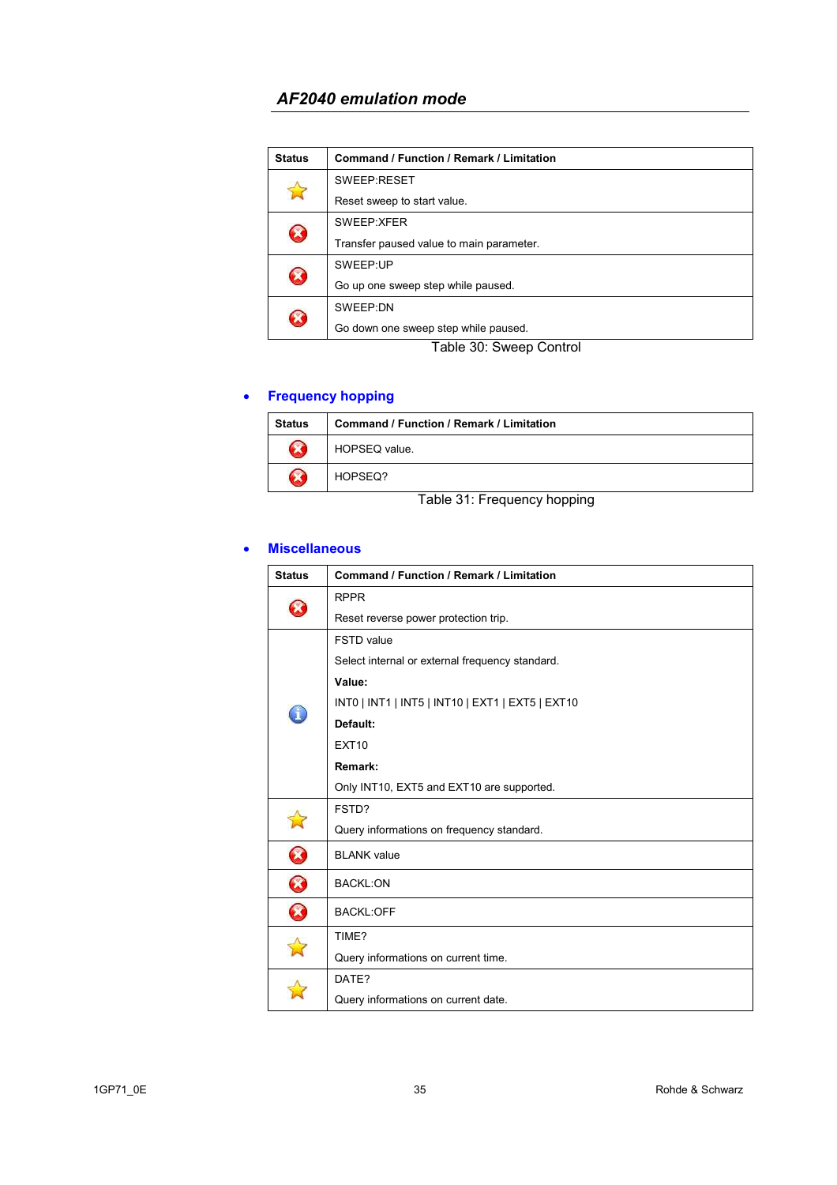## AF2040 emulation mode

| Status | Command / Function / Remark / Limitation |
|---|---|
| ☆ | SWEEP:RESET<br>Reset sweep to start value. |
| ⊗ | SWEEP:XFER<br>Transfer paused value to main parameter. |
| ⊗ | SWEEP:UP<br>Go up one sweep step while paused. |
| ⊗ | SWEEP:DN<br>Go down one sweep step while paused. |

Table 30: Sweep Control

- **Frequency hopping**

| Status | Command / Function / Remark / Limitation |
|---|---|
| ⊗ | HOPSEQ value. |
| ⊗ | HOPSEQ? |

Table 31: Frequency hopping

- **Miscellaneous**

| Status | Command / Function / Remark / Limitation |
|---|---|
| ⊗ | RPPR<br>Reset reverse power protection trip. |
| ⓘ | FSTD value<br>Select internal or external frequency standard.<br>**Value:**<br>INT0 \| INT1 \| INT5 \| INT10 \| EXT1 \| EXT5 \| EXT10<br>**Default:**<br>EXT10<br>**Remark:**<br>Only INT10, EXT5 and EXT10 are supported. |
| ☆ | FSTD?<br>Query informations on frequency standard. |
| ⊗ | BLANK value |
| ⊗ | BACKL:ON |
| ⊗ | BACKL:OFF |
| ☆ | TIME?<br>Query informations on current time. |
| ☆ | DATE?<br>Query informations on current date. |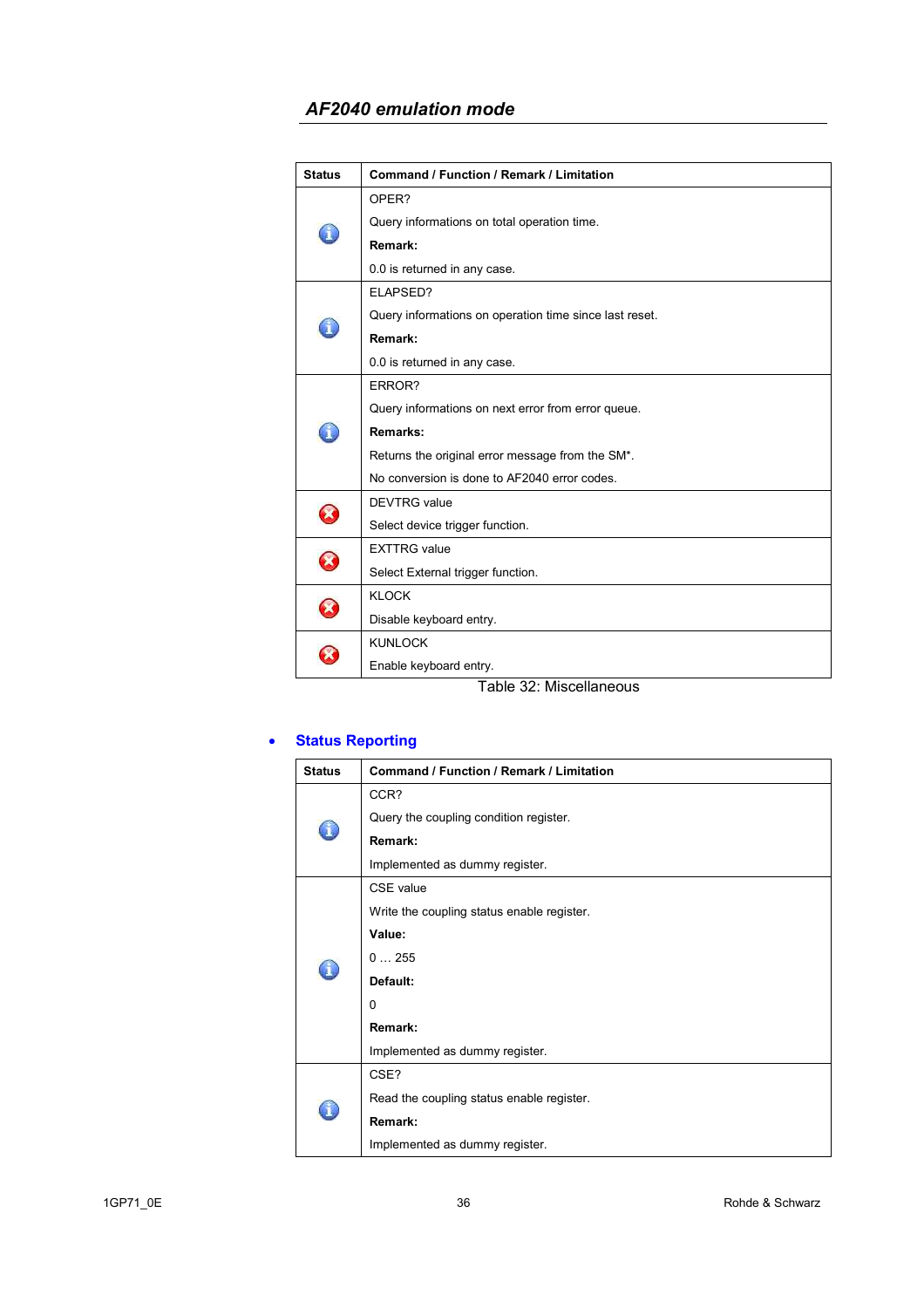## *AF2040 emulation mode*

| Status | Command / Function / Remark / Limitation |
|---|---|
| ℹ | OPER?<br>Query informations on total operation time.<br>**Remark:**<br>0.0 is returned in any case. |
| ℹ | ELAPSED?<br>Query informations on operation time since last reset.<br>**Remark:**<br>0.0 is returned in any case. |
| ℹ | ERROR?<br>Query informations on next error from error queue.<br>**Remarks:**<br>Returns the original error message from the SM*.<br>No conversion is done to AF2040 error codes. |
| ✖ | DEVTRG value<br>Select device trigger function. |
| ✖ | EXTTRG value<br>Select External trigger function. |
| ✖ | KLOCK<br>Disable keyboard entry. |
| ✖ | KUNLOCK<br>Enable keyboard entry. |

Table 32: Miscellaneous

- **Status Reporting**

| Status | Command / Function / Remark / Limitation |
|---|---|
| ℹ | CCR?<br>Query the coupling condition register.<br>**Remark:**<br>Implemented as dummy register. |
| ℹ | CSE value<br>Write the coupling status enable register.<br>**Value:**<br>0 … 255<br>**Default:**<br>0<br>**Remark:**<br>Implemented as dummy register. |
| ℹ | CSE?<br>Read the coupling status enable register.<br>**Remark:**<br>Implemented as dummy register. |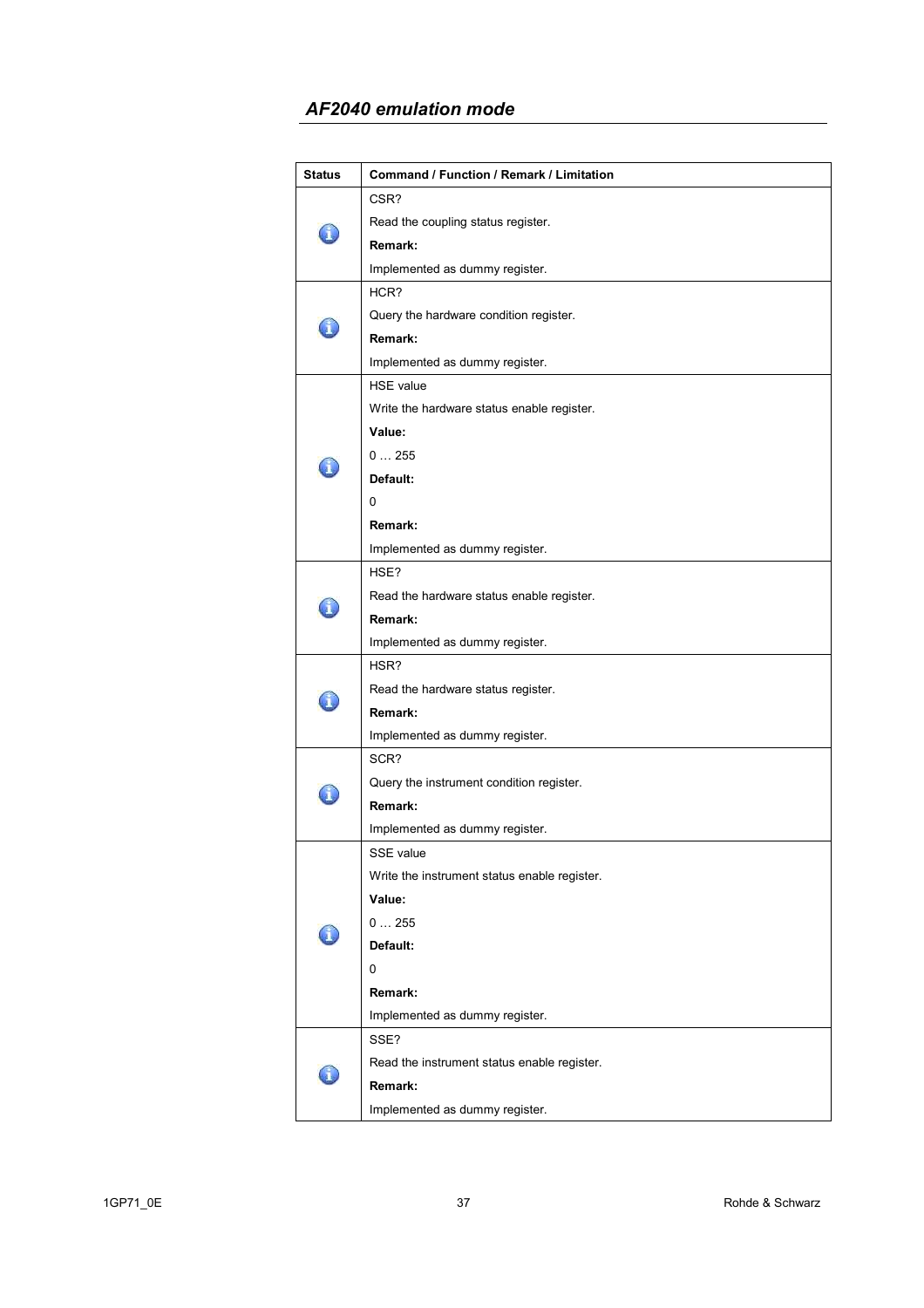## *AF2040 emulation mode*

| Status | Command / Function / Remark / Limitation |
|---|---|
| ℹ | CSR?<br>Read the coupling status register.<br>**Remark:**<br>Implemented as dummy register. |
| ℹ | HCR?<br>Query the hardware condition register.<br>**Remark:**<br>Implemented as dummy register. |
| ℹ | HSE value<br>Write the hardware status enable register.<br>**Value:**<br>0 … 255<br>**Default:**<br>0<br>**Remark:**<br>Implemented as dummy register. |
| ℹ | HSE?<br>Read the hardware status enable register.<br>**Remark:**<br>Implemented as dummy register. |
| ℹ | HSR?<br>Read the hardware status register.<br>**Remark:**<br>Implemented as dummy register. |
| ℹ | SCR?<br>Query the instrument condition register.<br>**Remark:**<br>Implemented as dummy register. |
| ℹ | SSE value<br>Write the instrument status enable register.<br>**Value:**<br>0 … 255<br>**Default:**<br>0<br>**Remark:**<br>Implemented as dummy register. |
| ℹ | SSE?<br>Read the instrument status enable register.<br>**Remark:**<br>Implemented as dummy register. |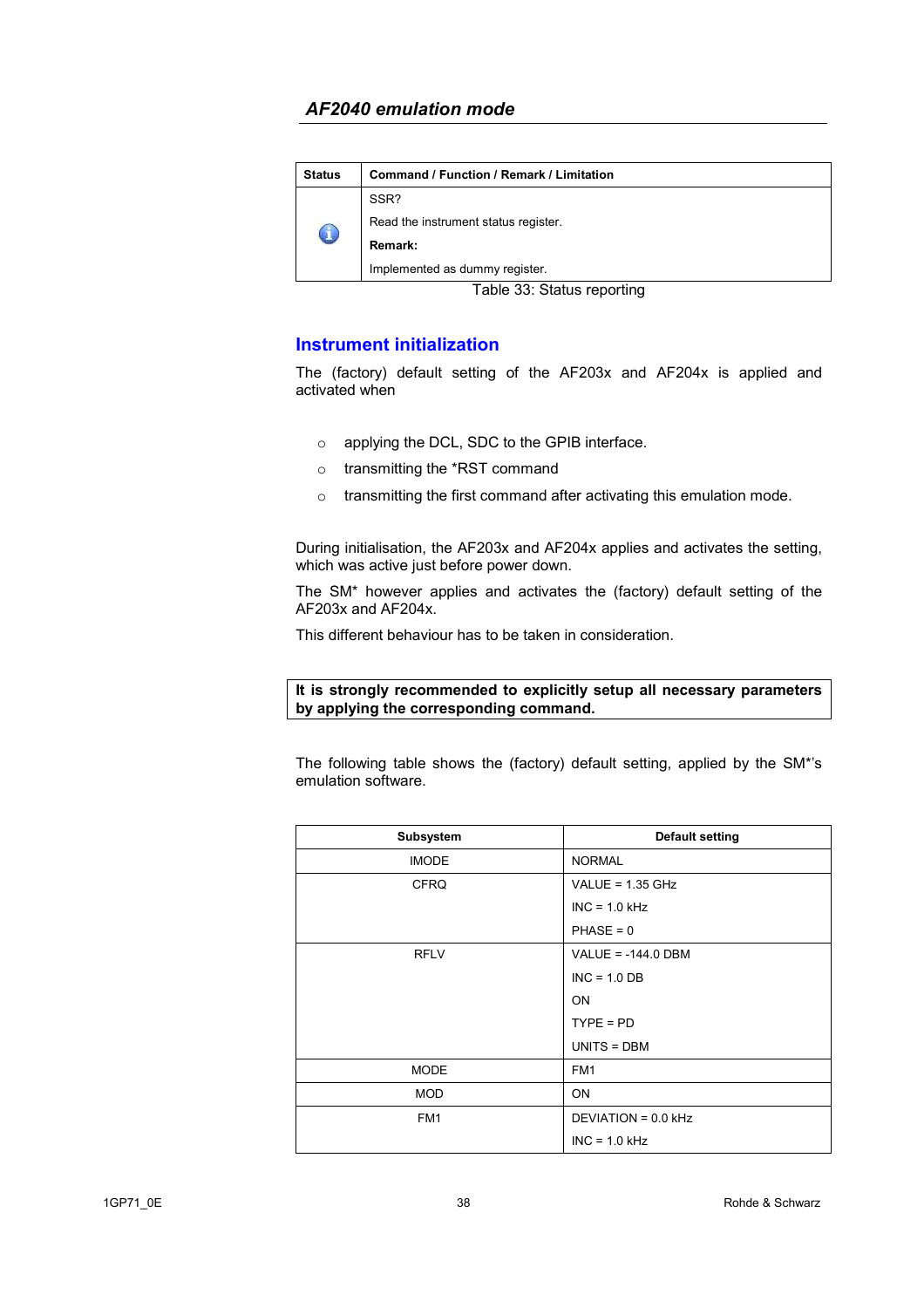| Status | Command / Function / Remark / Limitation |
|---|---|
| ℹ | SSR?<br>Read the instrument status register.<br>**Remark:**<br>Implemented as dummy register. |

Table 33: Status reporting

## Instrument initialization

The (factory) default setting of the AF203x and AF204x is applied and activated when

- applying the DCL, SDC to the GPIB interface.
- transmitting the *RST command
- transmitting the first command after activating this emulation mode.

During initialisation, the AF203x and AF204x applies and activates the setting, which was active just before power down.

The SM* however applies and activates the (factory) default setting of the AF203x and AF204x.

This different behaviour has to be taken in consideration.

**It is strongly recommended to explicitly setup all necessary parameters by applying the corresponding command.**

The following table shows the (factory) default setting, applied by the SM*'s emulation software.

| Subsystem | Default setting |
|---|---|
| IMODE | NORMAL |
| CFRQ | VALUE = 1.35 GHz<br>INC = 1.0 kHz<br>PHASE = 0 |
| RFLV | VALUE = -144.0 DBM<br>INC = 1.0 DB<br>ON<br>TYPE = PD<br>UNITS = DBM |
| MODE | FM1 |
| MOD | ON |
| FM1 | DEVIATION = 0.0 kHz<br>INC = 1.0 kHz |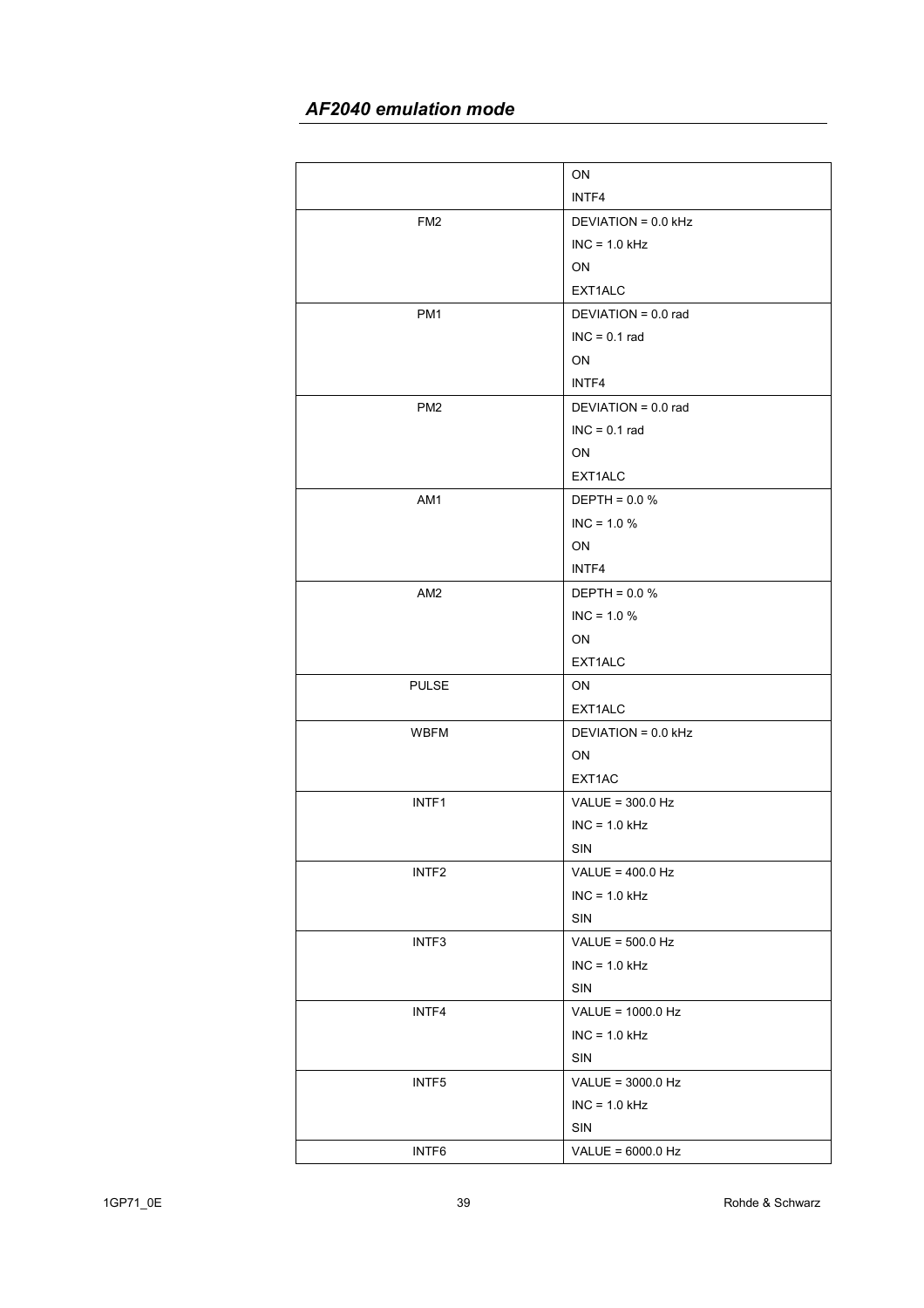| | |
|---|---|
| | ON<br>INTF4 |
| FM2 | DEVIATION = 0.0 kHz<br>INC = 1.0 kHz<br>ON<br>EXT1ALC |
| PM1 | DEVIATION = 0.0 rad<br>INC = 0.1 rad<br>ON<br>INTF4 |
| PM2 | DEVIATION = 0.0 rad<br>INC = 0.1 rad<br>ON<br>EXT1ALC |
| AM1 | DEPTH = 0.0 %<br>INC = 1.0 %<br>ON<br>INTF4 |
| AM2 | DEPTH = 0.0 %<br>INC = 1.0 %<br>ON<br>EXT1ALC |
| PULSE | ON<br>EXT1ALC |
| WBFM | DEVIATION = 0.0 kHz<br>ON<br>EXT1AC |
| INTF1 | VALUE = 300.0 Hz<br>INC = 1.0 kHz<br>SIN |
| INTF2 | VALUE = 400.0 Hz<br>INC = 1.0 kHz<br>SIN |
| INTF3 | VALUE = 500.0 Hz<br>INC = 1.0 kHz<br>SIN |
| INTF4 | VALUE = 1000.0 Hz<br>INC = 1.0 kHz<br>SIN |
| INTF5 | VALUE = 3000.0 Hz<br>INC = 1.0 kHz<br>SIN |
| INTF6 | VALUE = 6000.0 Hz |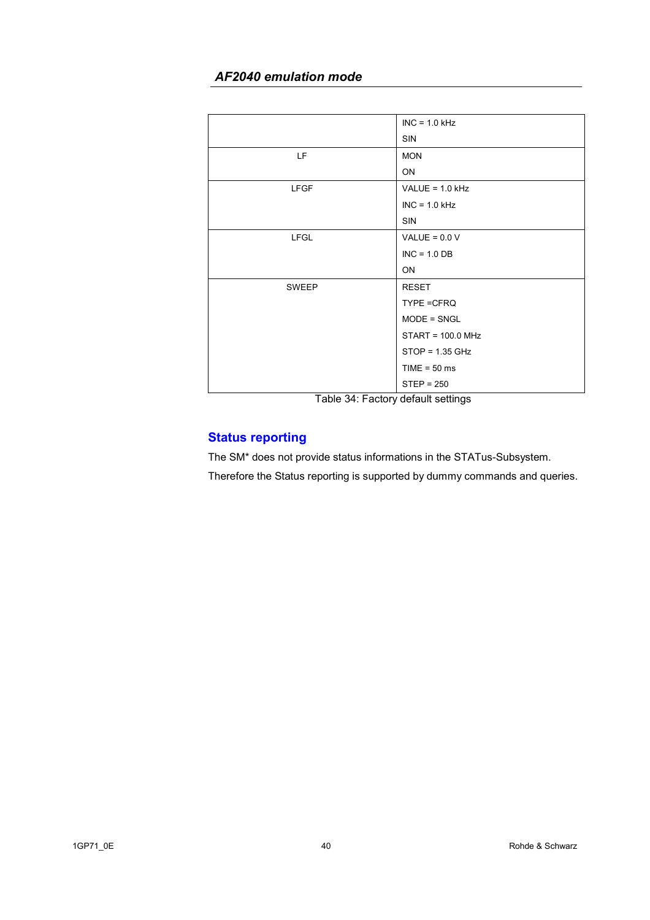|  |  |
|---|---|
|  | INC = 1.0 kHz<br>SIN |
| LF | MON<br>ON |
| LFGF | VALUE = 1.0 kHz<br>INC = 1.0 kHz<br>SIN |
| LFGL | VALUE = 0.0 V<br>INC = 1.0 DB<br>ON |
| SWEEP | RESET<br>TYPE =CFRQ<br>MODE = SNGL<br>START = 100.0 MHz<br>STOP = 1.35 GHz<br>TIME = 50 ms<br>STEP = 250 |

Table 34: Factory default settings

## Status reporting

The SM* does not provide status informations in the STATus-Subsystem.

Therefore the Status reporting is supported by dummy commands and queries.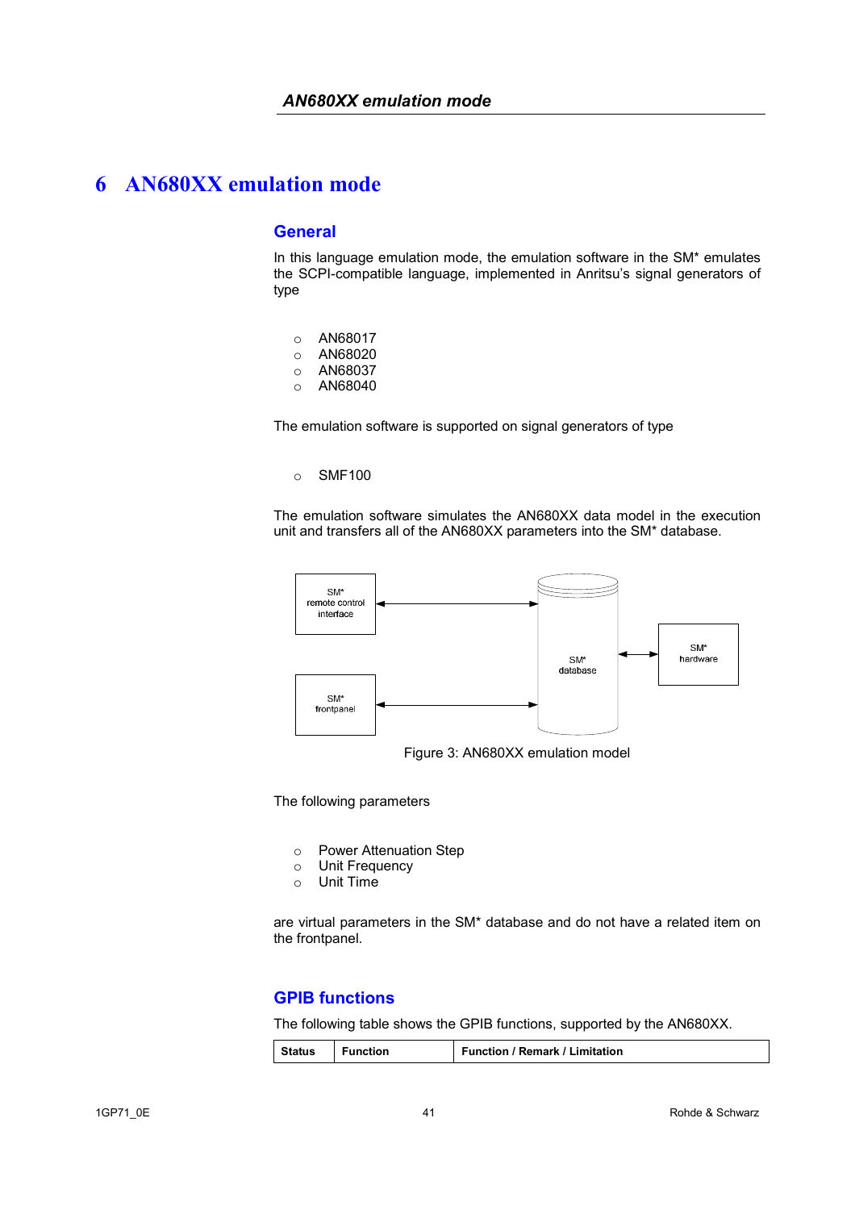# 6 AN680XX emulation mode

## General

In this language emulation mode, the emulation software in the SM* emulates the SCPI-compatible language, implemented in Anritsu's signal generators of type

- AN68017
- AN68020
- AN68037
- AN68040

The emulation software is supported on signal generators of type

- SMF100

The emulation software simulates the AN680XX data model in the execution unit and transfers all of the AN680XX parameters into the SM* database.

SM* remote control interface

SM* frontpanel

SM* database

SM* hardware

Figure 3: AN680XX emulation model

The following parameters

- Power Attenuation Step
- Unit Frequency
- Unit Time

are virtual parameters in the SM* database and do not have a related item on the frontpanel.

## GPIB functions

The following table shows the GPIB functions, supported by the AN680XX.

| Status | Function | Function / Remark / Limitation |
|---|---|---|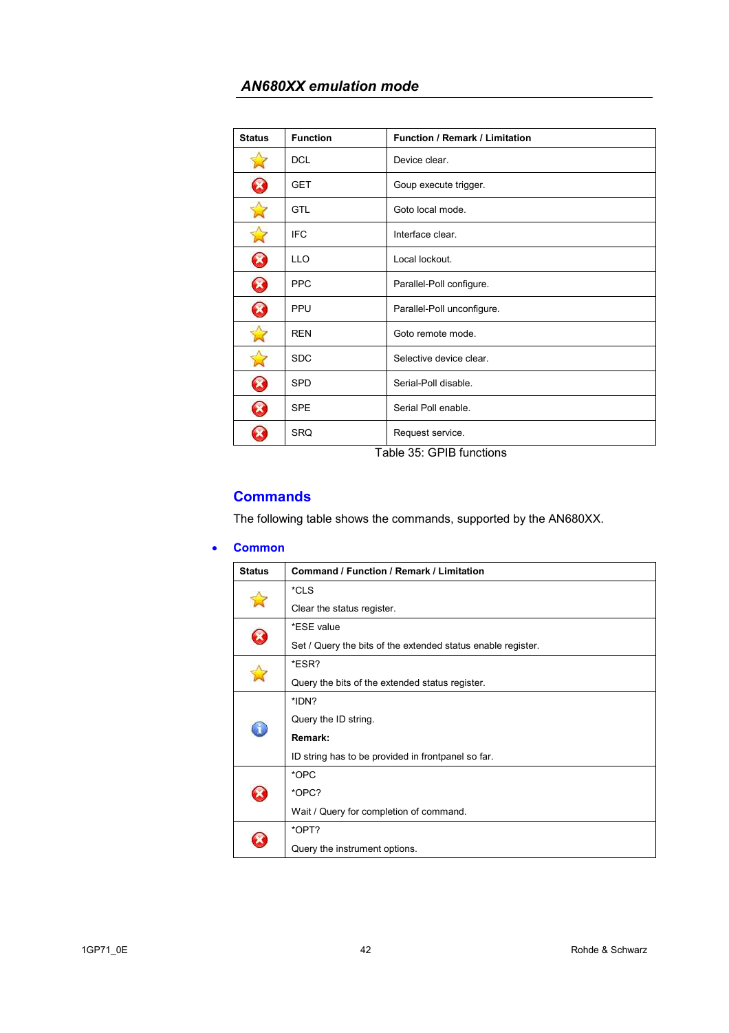| Status | Function | Function / Remark / Limitation |
|---|---|---|
| ★ | DCL | Device clear. |
| ✗ | GET | Goup execute trigger. |
| ★ | GTL | Goto local mode. |
| ★ | IFC | Interface clear. |
| ✗ | LLO | Local lockout. |
| ✗ | PPC | Parallel-Poll configure. |
| ✗ | PPU | Parallel-Poll unconfigure. |
| ★ | REN | Goto remote mode. |
| ★ | SDC | Selective device clear. |
| ✗ | SPD | Serial-Poll disable. |
| ✗ | SPE | Serial Poll enable. |
| ✗ | SRQ | Request service. |

Table 35: GPIB functions

## Commands

The following table shows the commands, supported by the AN680XX.

- **Common**

| Status | Command / Function / Remark / Limitation |
|---|---|
| ★ | *CLS<br>Clear the status register. |
| ✗ | *ESE value<br>Set / Query the bits of the extended status enable register. |
| ★ | *ESR?<br>Query the bits of the extended status register. |
| ℹ | *IDN?<br>Query the ID string.<br>**Remark:**<br>ID string has to be provided in frontpanel so far. |
| ✗ | *OPC<br>*OPC?<br>Wait / Query for completion of command. |
| ✗ | *OPT?<br>Query the instrument options. |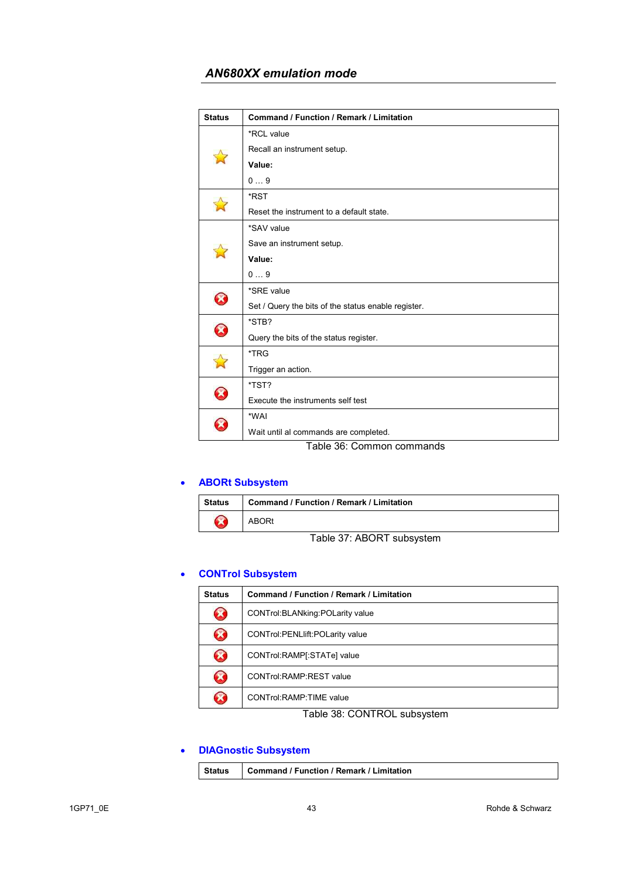## AN680XX emulation mode

| Status | Command / Function / Remark / Limitation |
|---|---|
| ☆ | *RCL value<br>Recall an instrument setup.<br>**Value:**<br>0 … 9 |
| ☆ | *RST<br>Reset the instrument to a default state. |
| ☆ | *SAV value<br>Save an instrument setup.<br>**Value:**<br>0 … 9 |
| ⊗ | *SRE value<br>Set / Query the bits of the status enable register. |
| ⊗ | *STB?<br>Query the bits of the status register. |
| ☆ | *TRG<br>Trigger an action. |
| ⊗ | *TST?<br>Execute the instruments self test |
| ⊗ | *WAI<br>Wait until al commands are completed. |

Table 36: Common commands

- **ABORt Subsystem**

| Status | Command / Function / Remark / Limitation |
|---|---|
| ⊗ | ABORt |

Table 37: ABORT subsystem

- **CONTrol Subsystem**

| Status | Command / Function / Remark / Limitation |
|---|---|
| ⊗ | CONTrol:BLANking:POLarity value |
| ⊗ | CONTrol:PENLlift:POLarity value |
| ⊗ | CONTrol:RAMP[:STATe] value |
| ⊗ | CONTrol:RAMP:REST value |
| ⊗ | CONTrol:RAMP:TIME value |

Table 38: CONTROL subsystem

- **DIAGnostic Subsystem**

| Status | Command / Function / Remark / Limitation |
|---|---|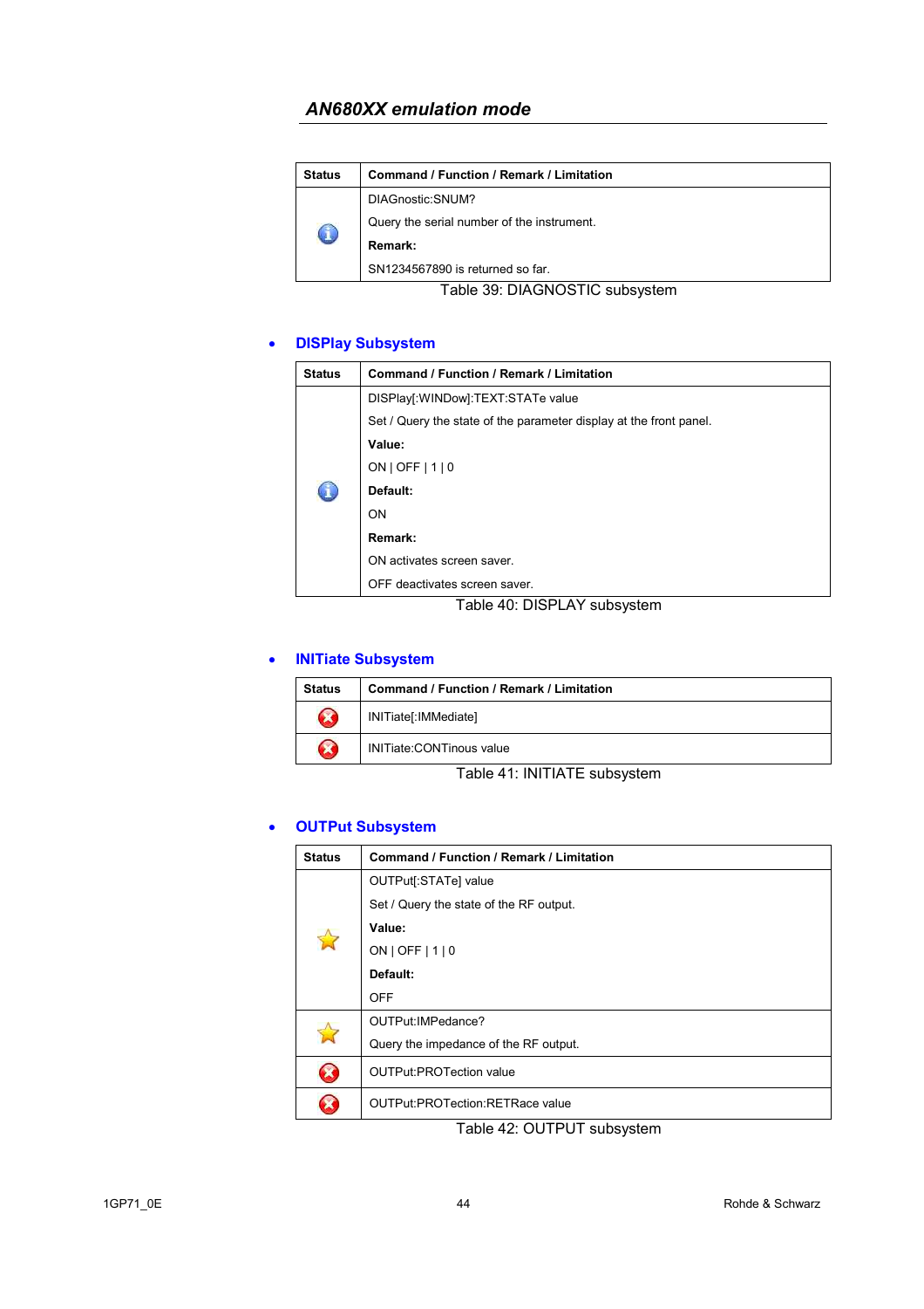| Status | Command / Function / Remark / Limitation |
|---|---|
| ℹ | DIAGnostic:SNUM?<br>Query the serial number of the instrument.<br>**Remark:**<br>SN1234567890 is returned so far. |

Table 39: DIAGNOSTIC subsystem

- **DISPlay Subsystem**

| Status | Command / Function / Remark / Limitation |
|---|---|
| ℹ | DISPlay[:WINDow]:TEXT:STATe value<br>Set / Query the state of the parameter display at the front panel.<br>**Value:**<br>ON \| OFF \| 1 \| 0<br>**Default:**<br>ON<br>**Remark:**<br>ON activates screen saver.<br>OFF deactivates screen saver. |

Table 40: DISPLAY subsystem

- **INITiate Subsystem**

| Status | Command / Function / Remark / Limitation |
|---|---|
| ✖ | INITiate[:IMMediate] |
| ✖ | INITiate:CONTinous value |

Table 41: INITIATE subsystem

- **OUTPut Subsystem**

| Status | Command / Function / Remark / Limitation |
|---|---|
| ★ | OUTPut[:STATe] value<br>Set / Query the state of the RF output.<br>**Value:**<br>ON \| OFF \| 1 \| 0<br>**Default:**<br>OFF |
| ★ | OUTPut:IMPedance?<br>Query the impedance of the RF output. |
| ✖ | OUTPut:PROTection value |
| ✖ | OUTPut:PROTection:RETRace value |

Table 42: OUTPUT subsystem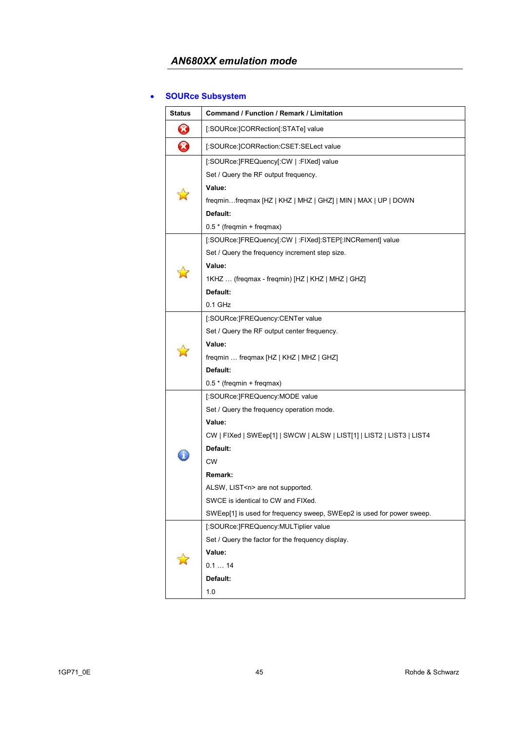## AN680XX emulation mode

- **SOURce Subsystem**

| Status | Command / Function / Remark / Limitation |
|---|---|
| ✖ | [:SOURce:]CORRection[:STATe] value |
| ✖ | [:SOURce:]CORRection:CSET:SELect value |
| ☆ | [:SOURce:]FREQuency[:CW \| :FIXed] value<br>Set / Query the RF output frequency.<br>**Value:**<br>freqmin…freqmax [HZ \| KHZ \| MHZ \| GHZ] \| MIN \| MAX \| UP \| DOWN<br>**Default:**<br>0.5 * (freqmin + freqmax) |
| ☆ | [:SOURce:]FREQuency[:CW \| :FIXed]:STEP[:INCRement] value<br>Set / Query the frequency increment step size.<br>**Value:**<br>1KHZ … (freqmax - freqmin) [HZ \| KHZ \| MHZ \| GHZ]<br>**Default:**<br>0.1 GHz |
| ☆ | [:SOURce:]FREQuency:CENTer value<br>Set / Query the RF output center frequency.<br>**Value:**<br>freqmin … freqmax [HZ \| KHZ \| MHZ \| GHZ]<br>**Default:**<br>0.5 * (freqmin + freqmax) |
| ℹ | [:SOURce:]FREQuency:MODE value<br>Set / Query the frequency operation mode.<br>**Value:**<br>CW \| FIXed \| SWEep[1] \| SWCW \| ALSW \| LIST[1] \| LIST2 \| LIST3 \| LIST4<br>**Default:**<br>CW<br>**Remark:**<br>ALSW, LIST<n> are not supported.<br>SWCE is identical to CW and FIXed.<br>SWEep[1] is used for frequency sweep, SWEep2 is used for power sweep. |
| ☆ | [:SOURce:]FREQuency:MULTiplier value<br>Set / Query the factor for the frequency display.<br>**Value:**<br>0.1 … 14<br>**Default:**<br>1.0 |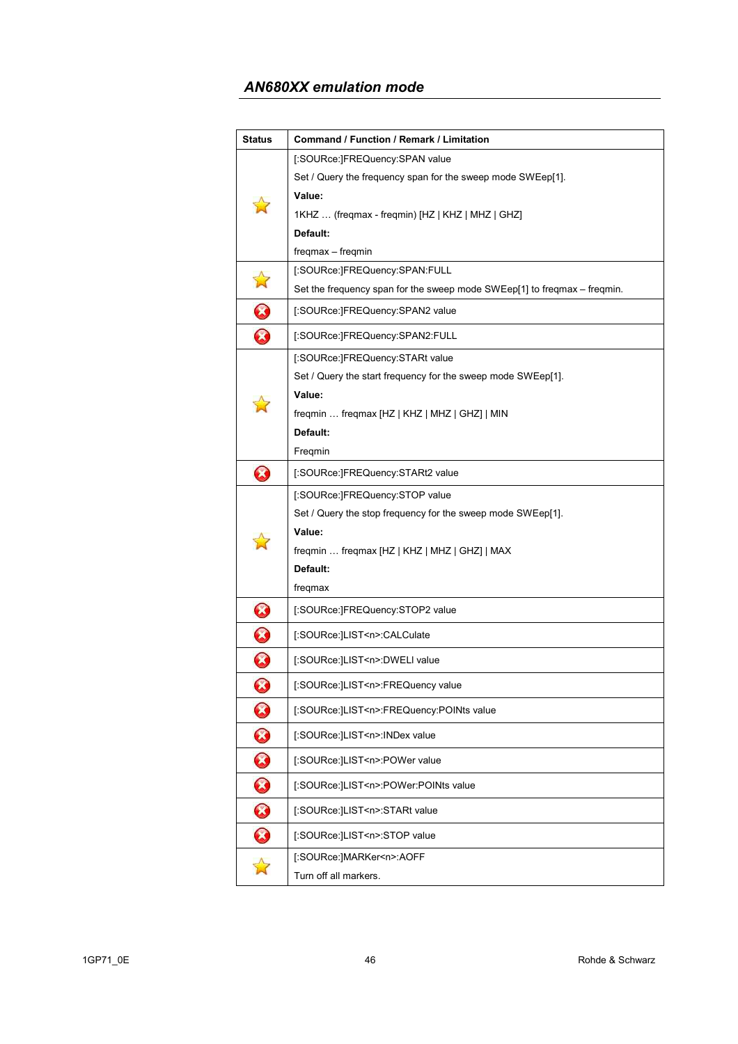## AN680XX emulation mode

| Status | Command / Function / Remark / Limitation |
|---|---|
| ☆ | [:SOURce:]FREQuency:SPAN value<br>Set / Query the frequency span for the sweep mode SWEep[1].<br>**Value:**<br>1KHZ … (freqmax - freqmin) [HZ \| KHZ \| MHZ \| GHZ]<br>**Default:**<br>freqmax – freqmin |
| ☆ | [:SOURce:]FREQuency:SPAN:FULL<br>Set the frequency span for the sweep mode SWEep[1] to freqmax – freqmin. |
| ⊗ | [:SOURce:]FREQuency:SPAN2 value |
| ⊗ | [:SOURce:]FREQuency:SPAN2:FULL |
| ☆ | [:SOURce:]FREQuency:STARt value<br>Set / Query the start frequency for the sweep mode SWEep[1].<br>**Value:**<br>freqmin … freqmax [HZ \| KHZ \| MHZ \| GHZ] \| MIN<br>**Default:**<br>Freqmin |
| ⊗ | [:SOURce:]FREQuency:STARt2 value |
| ☆ | [:SOURce:]FREQuency:STOP value<br>Set / Query the stop frequency for the sweep mode SWEep[1].<br>**Value:**<br>freqmin … freqmax [HZ \| KHZ \| MHZ \| GHZ] \| MAX<br>**Default:**<br>freqmax |
| ⊗ | [:SOURce:]FREQuency:STOP2 value |
| ⊗ | [:SOURce:]LIST<n>:CALCulate |
| ⊗ | [:SOURce:]LIST<n>:DWELl value |
| ⊗ | [:SOURce:]LIST<n>:FREQuency value |
| ⊗ | [:SOURce:]LIST<n>:FREQuency:POINts value |
| ⊗ | [:SOURce:]LIST<n>:INDex value |
| ⊗ | [:SOURce:]LIST<n>:POWer value |
| ⊗ | [:SOURce:]LIST<n>:POWer:POINts value |
| ⊗ | [:SOURce:]LIST<n>:STARt value |
| ⊗ | [:SOURce:]LIST<n>:STOP value |
| ☆ | [:SOURce:]MARKer<n>:AOFF<br>Turn off all markers. |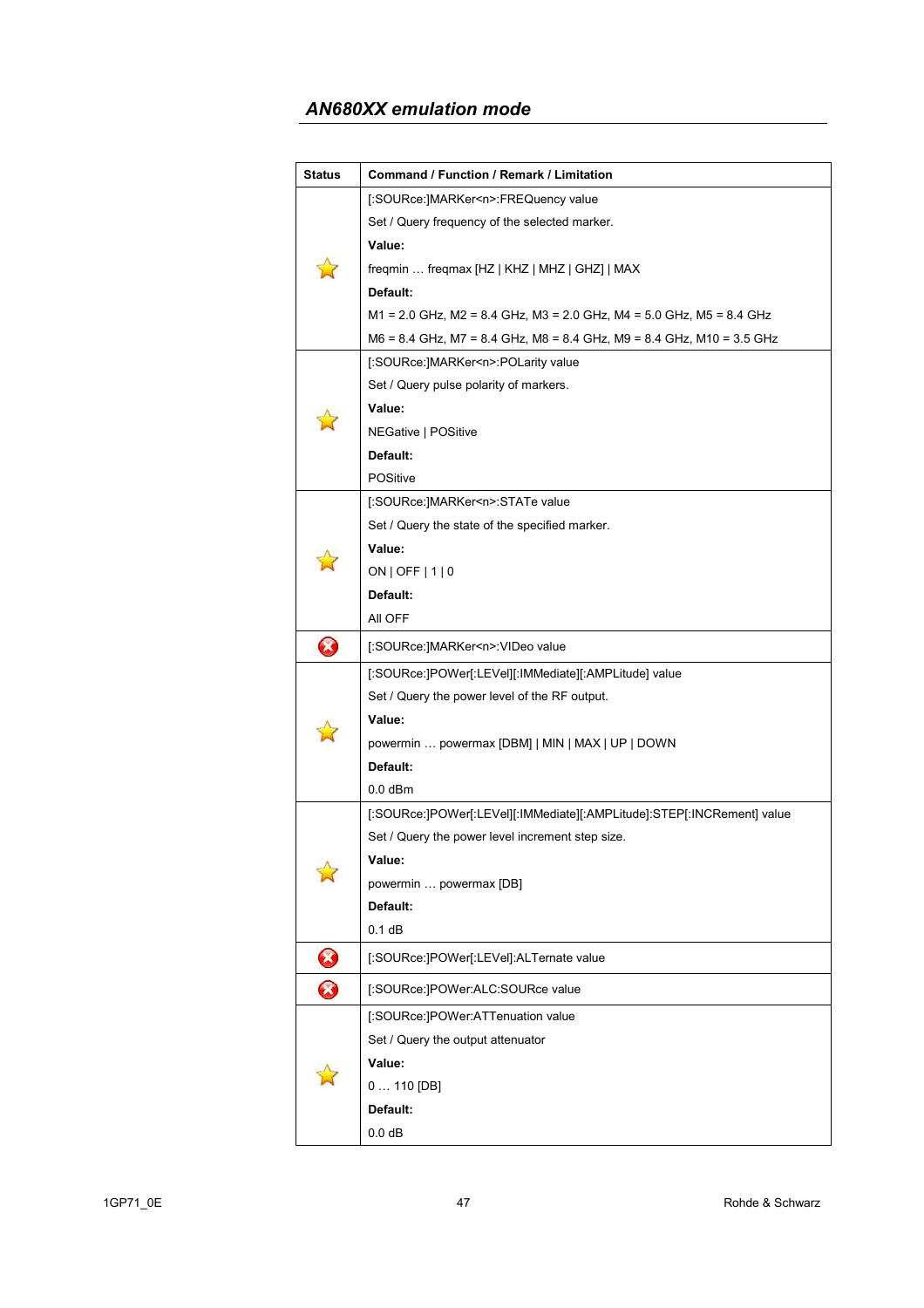## *AN680XX emulation mode*

| Status | Command / Function / Remark / Limitation |
|---|---|
| ☆ | [:SOURce:]MARKer<n>:FREQuency value<br>Set / Query frequency of the selected marker.<br>**Value:**<br>freqmin … freqmax [HZ \| KHZ \| MHZ \| GHZ] \| MAX<br>**Default:**<br>M1 = 2.0 GHz, M2 = 8.4 GHz, M3 = 2.0 GHz, M4 = 5.0 GHz, M5 = 8.4 GHz<br>M6 = 8.4 GHz, M7 = 8.4 GHz, M8 = 8.4 GHz, M9 = 8.4 GHz, M10 = 3.5 GHz |
| ☆ | [:SOURce:]MARKer<n>:POLarity value<br>Set / Query pulse polarity of markers.<br>**Value:**<br>NEGative \| POSitive<br>**Default:**<br>POSitive |
| ☆ | [:SOURce:]MARKer<n>:STATe value<br>Set / Query the state of the specified marker.<br>**Value:**<br>ON \| OFF \| 1 \| 0<br>**Default:**<br>All OFF |
| ⊗ | [:SOURce:]MARKer<n>:VIDeo value |
| ☆ | [:SOURce:]POWer[:LEVel][:IMMediate][:AMPLitude] value<br>Set / Query the power level of the RF output.<br>**Value:**<br>powermin … powermax [DBM] \| MIN \| MAX \| UP \| DOWN<br>**Default:**<br>0.0 dBm |
| ☆ | [:SOURce:]POWer[:LEVel][:IMMediate][:AMPLitude]:STEP[:INCRement] value<br>Set / Query the power level increment step size.<br>**Value:**<br>powermin … powermax [DB]<br>**Default:**<br>0.1 dB |
| ⊗ | [:SOURce:]POWer[:LEVel]:ALTernate value |
| ⊗ | [:SOURce:]POWer:ALC:SOURce value |
| ☆ | [:SOURce:]POWer:ATTenuation value<br>Set / Query the output attenuator<br>**Value:**<br>0 … 110 [DB]<br>**Default:**<br>0.0 dB |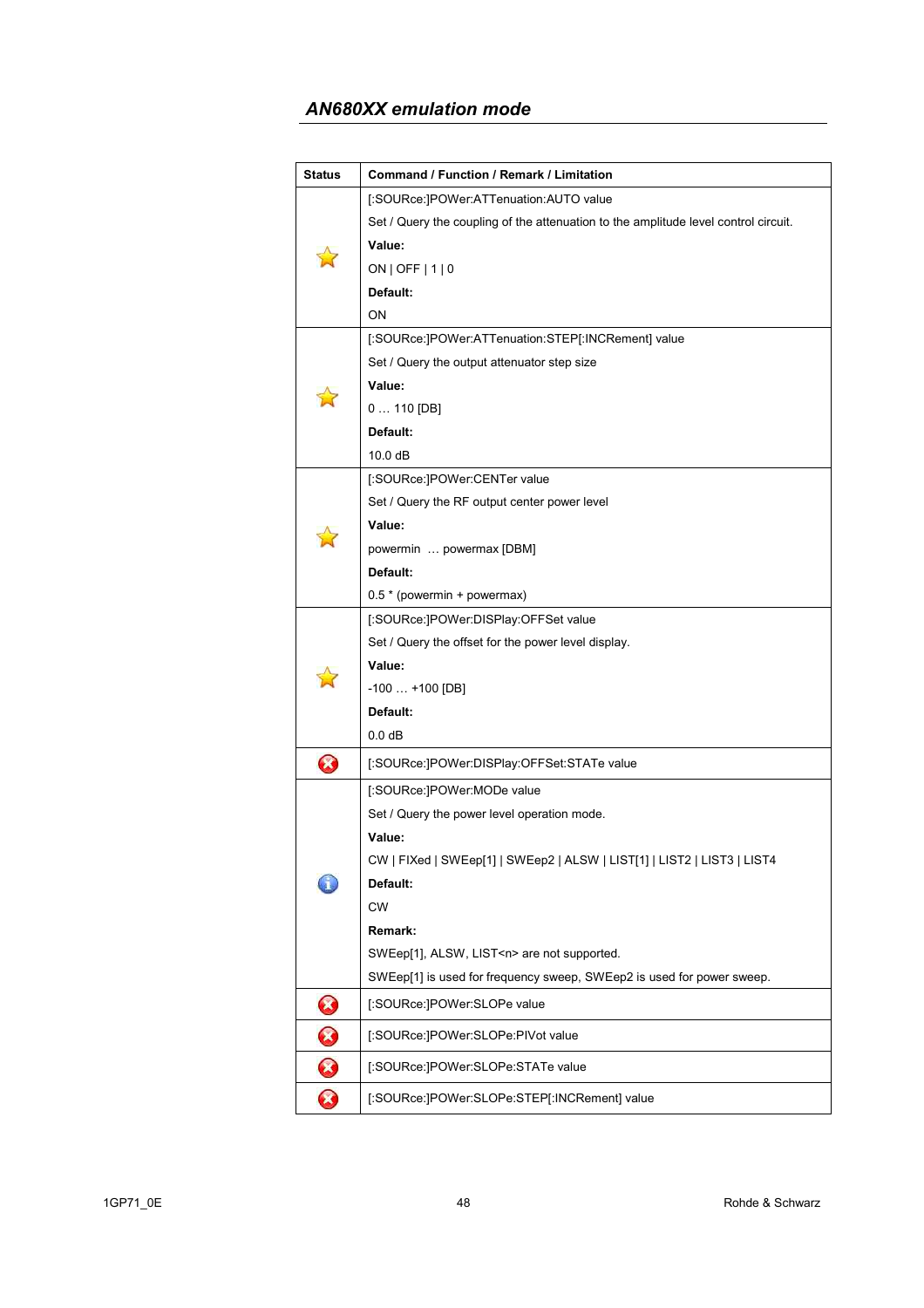## *AN680XX emulation mode*

| Status | Command / Function / Remark / Limitation |
|---|---|
| ☆ | [:SOURce:]POWer:ATTenuation:AUTO value<br>Set / Query the coupling of the attenuation to the amplitude level control circuit.<br>**Value:**<br>ON \| OFF \| 1 \| 0<br>**Default:**<br>ON |
| ☆ | [:SOURce:]POWer:ATTenuation:STEP[:INCRement] value<br>Set / Query the output attenuator step size<br>**Value:**<br>0 … 110 [DB]<br>**Default:**<br>10.0 dB |
| ☆ | [:SOURce:]POWer:CENTer value<br>Set / Query the RF output center power level<br>**Value:**<br>powermin … powermax [DBM]<br>**Default:**<br>0.5 * (powermin + powermax) |
| ☆ | [:SOURce:]POWer:DISPlay:OFFSet value<br>Set / Query the offset for the power level display.<br>**Value:**<br>-100 … +100 [DB]<br>**Default:**<br>0.0 dB |
| ⊗ | [:SOURce:]POWer:DISPlay:OFFSet:STATe value |
| ⓘ | [:SOURce:]POWer:MODe value<br>Set / Query the power level operation mode.<br>**Value:**<br>CW \| FIXed \| SWEep[1] \| SWEep2 \| ALSW \| LIST[1] \| LIST2 \| LIST3 \| LIST4<br>**Default:**<br>CW<br>**Remark:**<br>SWEep[1], ALSW, LIST<n> are not supported.<br>SWEep[1] is used for frequency sweep, SWEep2 is used for power sweep. |
| ⊗ | [:SOURce:]POWer:SLOPe value |
| ⊗ | [:SOURce:]POWer:SLOPe:PIVot value |
| ⊗ | [:SOURce:]POWer:SLOPe:STATe value |
| ⊗ | [:SOURce:]POWer:SLOPe:STEP[:INCRement] value |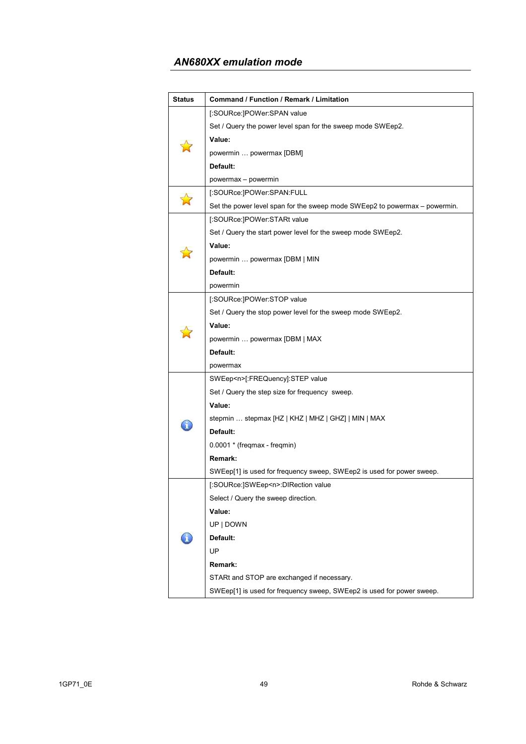## *AN680XX emulation mode*

| Status | Command / Function / Remark / Limitation |
|---|---|
| ☆ | [:SOURce:]POWer:SPAN value<br>Set / Query the power level span for the sweep mode SWEep2.<br>**Value:**<br>powermin … powermax [DBM]<br>**Default:**<br>powermax – powermin |
| ☆ | [:SOURce:]POWer:SPAN:FULL<br>Set the power level span for the sweep mode SWEep2 to powermax – powermin. |
| ☆ | [:SOURce:]POWer:STARt value<br>Set / Query the start power level for the sweep mode SWEep2.<br>**Value:**<br>powermin … powermax [DBM \| MIN<br>**Default:**<br>powermin |
| ☆ | [:SOURce:]POWer:STOP value<br>Set / Query the stop power level for the sweep mode SWEep2.<br>**Value:**<br>powermin … powermax [DBM \| MAX<br>**Default:**<br>powermax |
| i | SWEep<n>[:FREQuency]:STEP value<br>Set / Query the step size for frequency sweep.<br>**Value:**<br>stepmin … stepmax [HZ \| KHZ \| MHZ \| GHZ] \| MIN \| MAX<br>**Default:**<br>0.0001 * (freqmax - freqmin)<br>**Remark:**<br>SWEep[1] is used for frequency sweep, SWEep2 is used for power sweep. |
| i | [:SOURce:]SWEep<n>:DIRection value<br>Select / Query the sweep direction.<br>**Value:**<br>UP \| DOWN<br>**Default:**<br>UP<br>**Remark:**<br>STARt and STOP are exchanged if necessary.<br>SWEep[1] is used for frequency sweep, SWEep2 is used for power sweep. |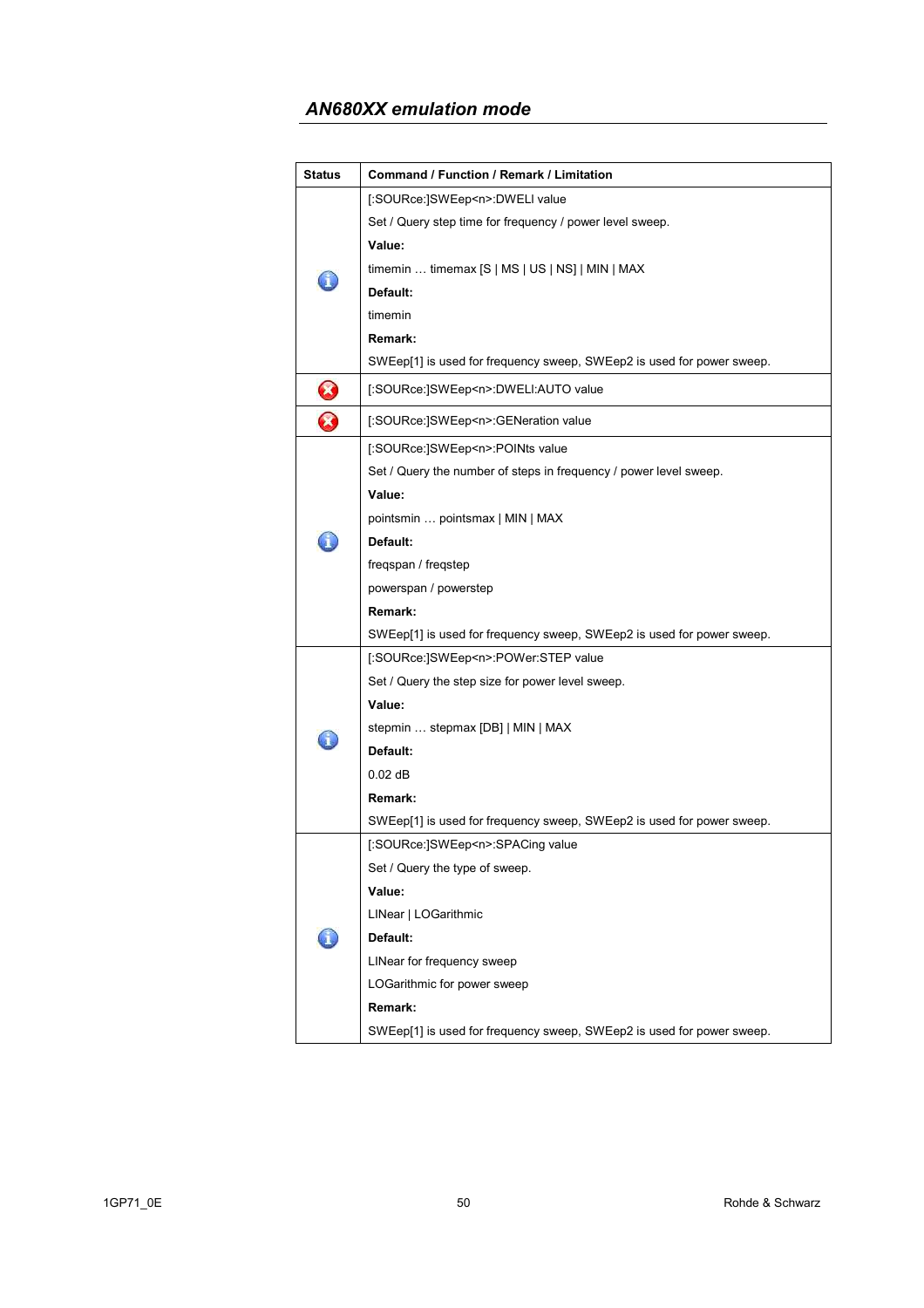## AN680XX emulation mode

| Status | Command / Function / Remark / Limitation |
|---|---|
| ℹ | [:SOURce:]SWEep<n>:DWELl value<br>Set / Query step time for frequency / power level sweep.<br>**Value:**<br>timemin … timemax [S \| MS \| US \| NS] \| MIN \| MAX<br>**Default:**<br>timemin<br>**Remark:**<br>SWEep[1] is used for frequency sweep, SWEep2 is used for power sweep. |
| ✖ | [:SOURce:]SWEep<n>:DWELl:AUTO value |
| ✖ | [:SOURce:]SWEep<n>:GENeration value |
| ℹ | [:SOURce:]SWEep<n>:POINts value<br>Set / Query the number of steps in frequency / power level sweep.<br>**Value:**<br>pointsmin … pointsmax \| MIN \| MAX<br>**Default:**<br>freqspan / freqstep<br>powerspan / powerstep<br>**Remark:**<br>SWEep[1] is used for frequency sweep, SWEep2 is used for power sweep. |
| ℹ | [:SOURce:]SWEep<n>:POWer:STEP value<br>Set / Query the step size for power level sweep.<br>**Value:**<br>stepmin … stepmax [DB] \| MIN \| MAX<br>**Default:**<br>0.02 dB<br>**Remark:**<br>SWEep[1] is used for frequency sweep, SWEep2 is used for power sweep. |
| ℹ | [:SOURce:]SWEep<n>:SPACing value<br>Set / Query the type of sweep.<br>**Value:**<br>LINear \| LOGarithmic<br>**Default:**<br>LINear for frequency sweep<br>LOGarithmic for power sweep<br>**Remark:**<br>SWEep[1] is used for frequency sweep, SWEep2 is used for power sweep. |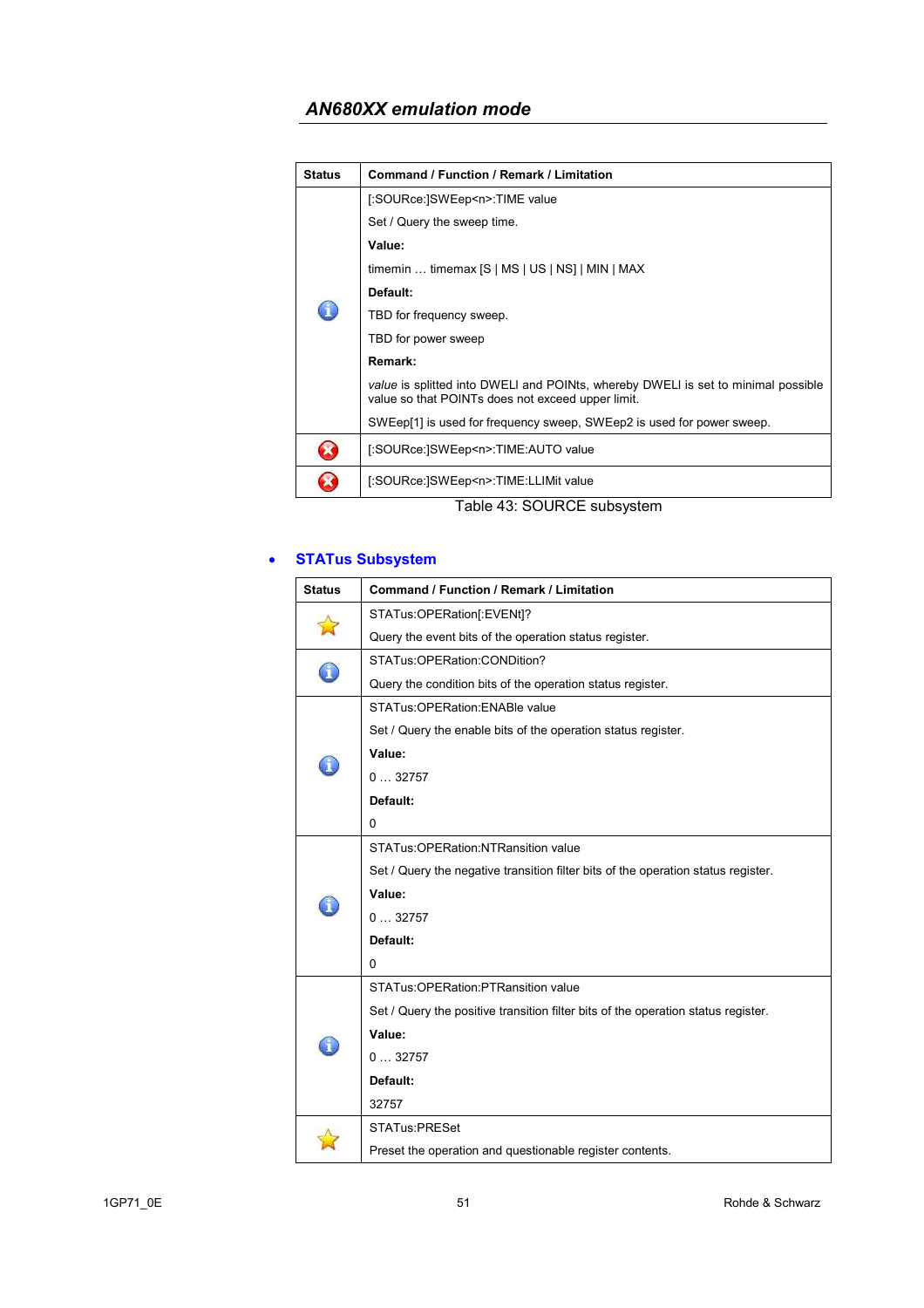| Status | Command / Function / Remark / Limitation |
|---|---|
| ⓘ | [:SOURce:]SWEep<n>:TIME value<br><br>Set / Query the sweep time.<br><br>**Value:**<br><br>timemin … timemax [S \| MS \| US \| NS] \| MIN \| MAX<br><br>**Default:**<br><br>TBD for frequency sweep.<br><br>TBD for power sweep<br><br>**Remark:**<br><br>*value* is splitted into DWELl and POINts, whereby DWELl is set to minimal possible value so that POINTs does not exceed upper limit.<br><br>SWEep[1] is used for frequency sweep, SWEep2 is used for power sweep. |
| ⊗ | [:SOURce:]SWEep<n>:TIME:AUTO value |
| ⊗ | [:SOURce:]SWEep<n>:TIME:LLIMit value |

Table 43: SOURCE subsystem

- **STATus Subsystem**

| Status | Command / Function / Remark / Limitation |
|---|---|
| ☆ | STATus:OPERation[:EVENt]?<br><br>Query the event bits of the operation status register. |
| ⓘ | STATus:OPERation:CONDition?<br><br>Query the condition bits of the operation status register. |
| ⓘ | STATus:OPERation:ENABle value<br><br>Set / Query the enable bits of the operation status register.<br><br>**Value:**<br><br>0 … 32757<br><br>**Default:**<br><br>0 |
| ⓘ | STATus:OPERation:NTRansition value<br><br>Set / Query the negative transition filter bits of the operation status register.<br><br>**Value:**<br><br>0 … 32757<br><br>**Default:**<br><br>0 |
| ⓘ | STATus:OPERation:PTRansition value<br><br>Set / Query the positive transition filter bits of the operation status register.<br><br>**Value:**<br><br>0 … 32757<br><br>**Default:**<br><br>32757 |
| ☆ | STATus:PRESet<br><br>Preset the operation and questionable register contents. |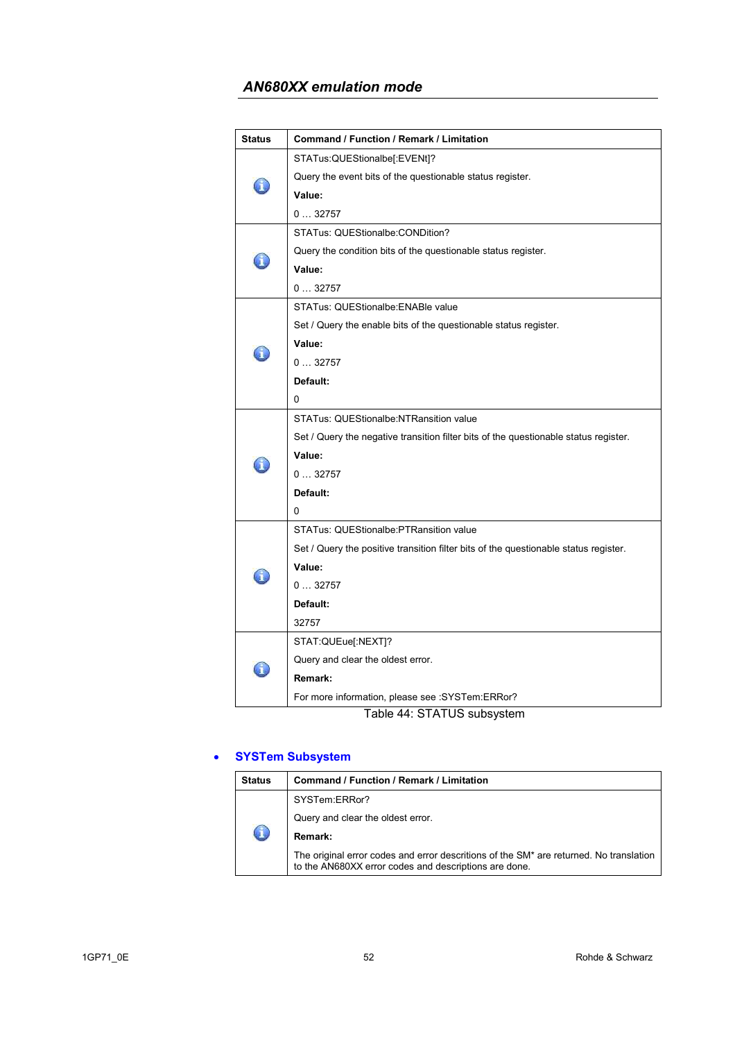## AN680XX emulation mode

| Status | Command / Function / Remark / Limitation |
|---|---|
| ℹ | STATus:QUEStionalbe[:EVENt]?<br>Query the event bits of the questionable status register.<br>**Value:**<br>0 … 32757 |
| ℹ | STATus: QUEStionalbe:CONDition?<br>Query the condition bits of the questionable status register.<br>**Value:**<br>0 … 32757 |
| ℹ | STATus: QUEStionalbe:ENABle value<br>Set / Query the enable bits of the questionable status register.<br>**Value:**<br>0 … 32757<br>**Default:**<br>0 |
| ℹ | STATus: QUEStionalbe:NTRansition value<br>Set / Query the negative transition filter bits of the questionable status register.<br>**Value:**<br>0 … 32757<br>**Default:**<br>0 |
| ℹ | STATus: QUEStionalbe:PTRansition value<br>Set / Query the positive transition filter bits of the questionable status register.<br>**Value:**<br>0 … 32757<br>**Default:**<br>32757 |
| ℹ | STAT:QUEue[:NEXT]?<br>Query and clear the oldest error.<br>**Remark:**<br>For more information, please see :SYSTem:ERRor? |

Table 44: STATUS subsystem

- **SYSTem Subsystem**

| Status | Command / Function / Remark / Limitation |
|---|---|
| ℹ | SYSTem:ERRor?<br>Query and clear the oldest error.<br>**Remark:**<br>The original error codes and error descritions of the SM* are returned. No translation to the AN680XX error codes and descriptions are done. |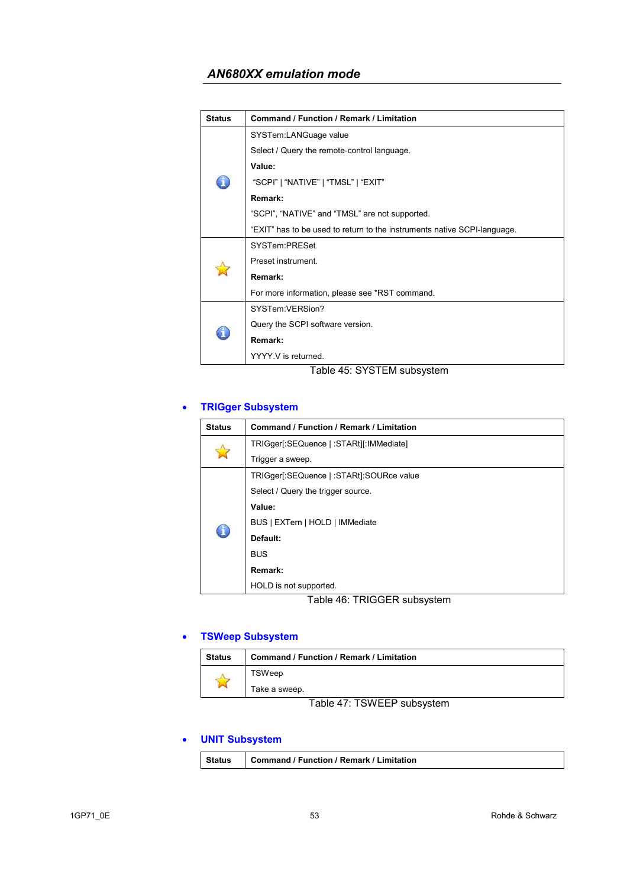| Status | Command / Function / Remark / Limitation |
|---|---|
| ℹ | SYSTem:LANGuage value<br>Select / Query the remote-control language.<br>**Value:**<br>"SCPI" \| "NATIVE" \| "TMSL" \| "EXIT"<br>**Remark:**<br>"SCPI", "NATIVE" and "TMSL" are not supported.<br>"EXIT" has to be used to return to the instruments native SCPI-language. |
| ☆ | SYSTem:PRESet<br>Preset instrument.<br>**Remark:**<br>For more information, please see *RST command. |
| ℹ | SYSTem:VERSion?<br>Query the SCPI software version.<br>**Remark:**<br>YYYY.V is returned. |

Table 45: SYSTEM subsystem

- **TRIGger Subsystem**

| Status | Command / Function / Remark / Limitation |
|---|---|
| ☆ | TRIGger[:SEQuence \| :STARt][:IMMediate]<br>Trigger a sweep. |
| ℹ | TRIGger[:SEQuence \| :STARt]:SOURce value<br>Select / Query the trigger source.<br>**Value:**<br>BUS \| EXTern \| HOLD \| IMMediate<br>**Default:**<br>BUS<br>**Remark:**<br>HOLD is not supported. |

Table 46: TRIGGER subsystem

- **TSWeep Subsystem**

| Status | Command / Function / Remark / Limitation |
|---|---|
| ☆ | TSWeep<br>Take a sweep. |

Table 47: TSWEEP subsystem

- **UNIT Subsystem**

| Status | Command / Function / Remark / Limitation |
|---|---|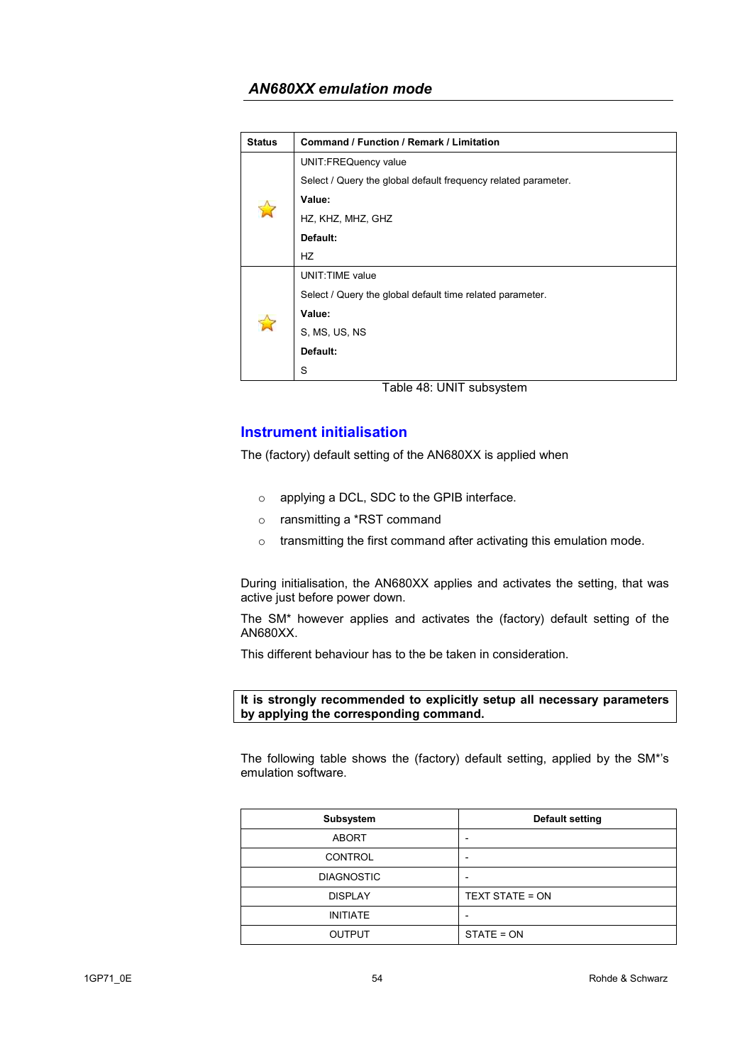## *AN680XX emulation mode*

| Status | Command / Function / Remark / Limitation |
|---|---|
| ⭐ | UNIT:FREQuency value<br>Select / Query the global default frequency related parameter.<br>**Value:**<br>HZ, KHZ, MHZ, GHZ<br>**Default:**<br>HZ |
| ⭐ | UNIT:TIME value<br>Select / Query the global default time related parameter.<br>**Value:**<br>S, MS, US, NS<br>**Default:**<br>S |

Table 48: UNIT subsystem

## Instrument initialisation

The (factory) default setting of the AN680XX is applied when

- applying a DCL, SDC to the GPIB interface.
- ransmitting a *RST command
- transmitting the first command after activating this emulation mode.

During initialisation, the AN680XX applies and activates the setting, that was active just before power down.

The SM* however applies and activates the (factory) default setting of the AN680XX.

This different behaviour has to the be taken in consideration.

**It is strongly recommended to explicitly setup all necessary parameters by applying the corresponding command.**

The following table shows the (factory) default setting, applied by the SM*'s emulation software.

| Subsystem | Default setting |
|---|---|
| ABORT | - |
| CONTROL | - |
| DIAGNOSTIC | - |
| DISPLAY | TEXT STATE = ON |
| INITIATE | - |
| OUTPUT | STATE = ON |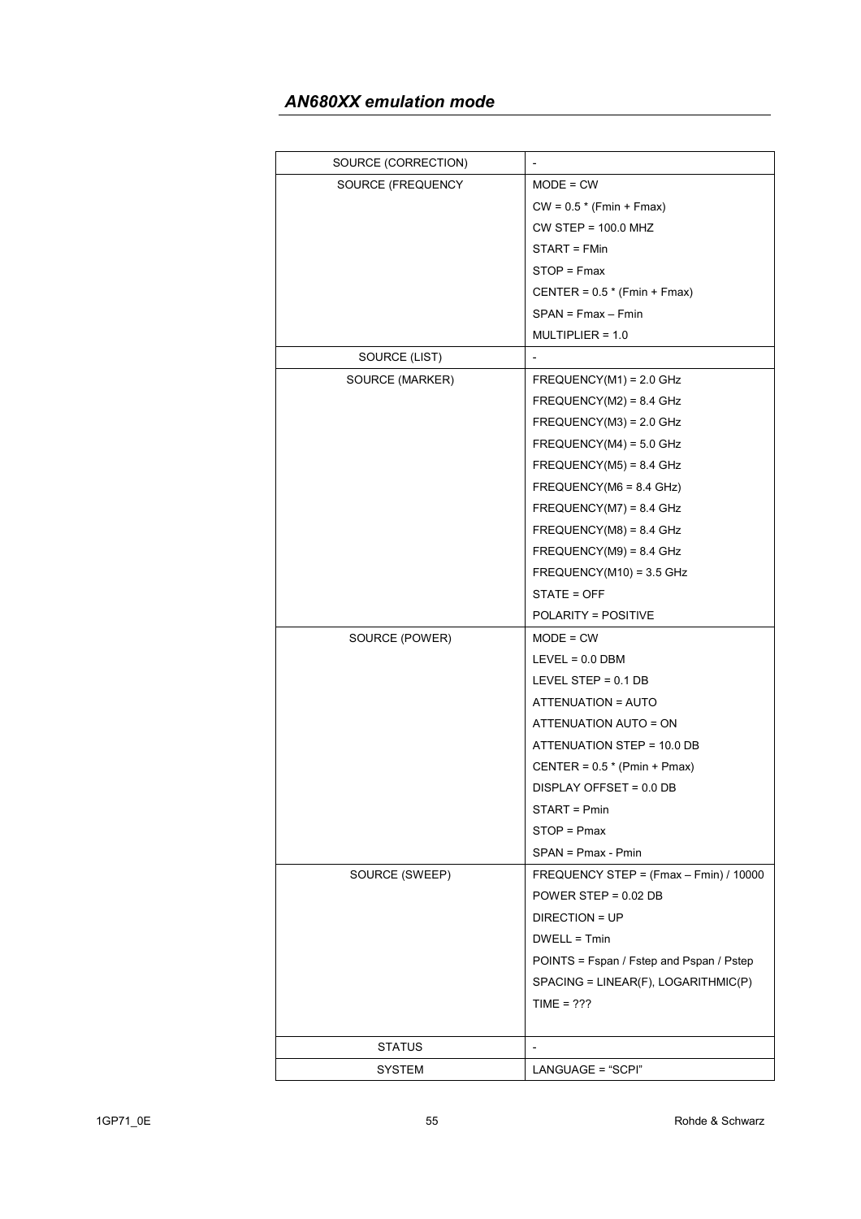## *AN680XX emulation mode*

| | |
|---|---|
| SOURCE (CORRECTION) | - |
| SOURCE (FREQUENCY | MODE = CW<br>CW = 0.5 * (Fmin + Fmax)<br>CW STEP = 100.0 MHZ<br>START = FMin<br>STOP = Fmax<br>CENTER = 0.5 * (Fmin + Fmax)<br>SPAN = Fmax – Fmin<br>MULTIPLIER = 1.0 |
| SOURCE (LIST) | - |
| SOURCE (MARKER) | FREQUENCY(M1) = 2.0 GHz<br>FREQUENCY(M2) = 8.4 GHz<br>FREQUENCY(M3) = 2.0 GHz<br>FREQUENCY(M4) = 5.0 GHz<br>FREQUENCY(M5) = 8.4 GHz<br>FREQUENCY(M6 = 8.4 GHz)<br>FREQUENCY(M7) = 8.4 GHz<br>FREQUENCY(M8) = 8.4 GHz<br>FREQUENCY(M9) = 8.4 GHz<br>FREQUENCY(M10) = 3.5 GHz<br>STATE = OFF<br>POLARITY = POSITIVE |
| SOURCE (POWER) | MODE = CW<br>LEVEL = 0.0 DBM<br>LEVEL STEP = 0.1 DB<br>ATTENUATION = AUTO<br>ATTENUATION AUTO = ON<br>ATTENUATION STEP = 10.0 DB<br>CENTER = 0.5 * (Pmin + Pmax)<br>DISPLAY OFFSET = 0.0 DB<br>START = Pmin<br>STOP = Pmax<br>SPAN = Pmax - Pmin |
| SOURCE (SWEEP) | FREQUENCY STEP = (Fmax – Fmin) / 10000<br>POWER STEP = 0.02 DB<br>DIRECTION = UP<br>DWELL = Tmin<br>POINTS = Fspan / Fstep and Pspan / Pstep<br>SPACING = LINEAR(F), LOGARITHMIC(P)<br>TIME = ??? |
| STATUS | - |
| SYSTEM | LANGUAGE = “SCPI” |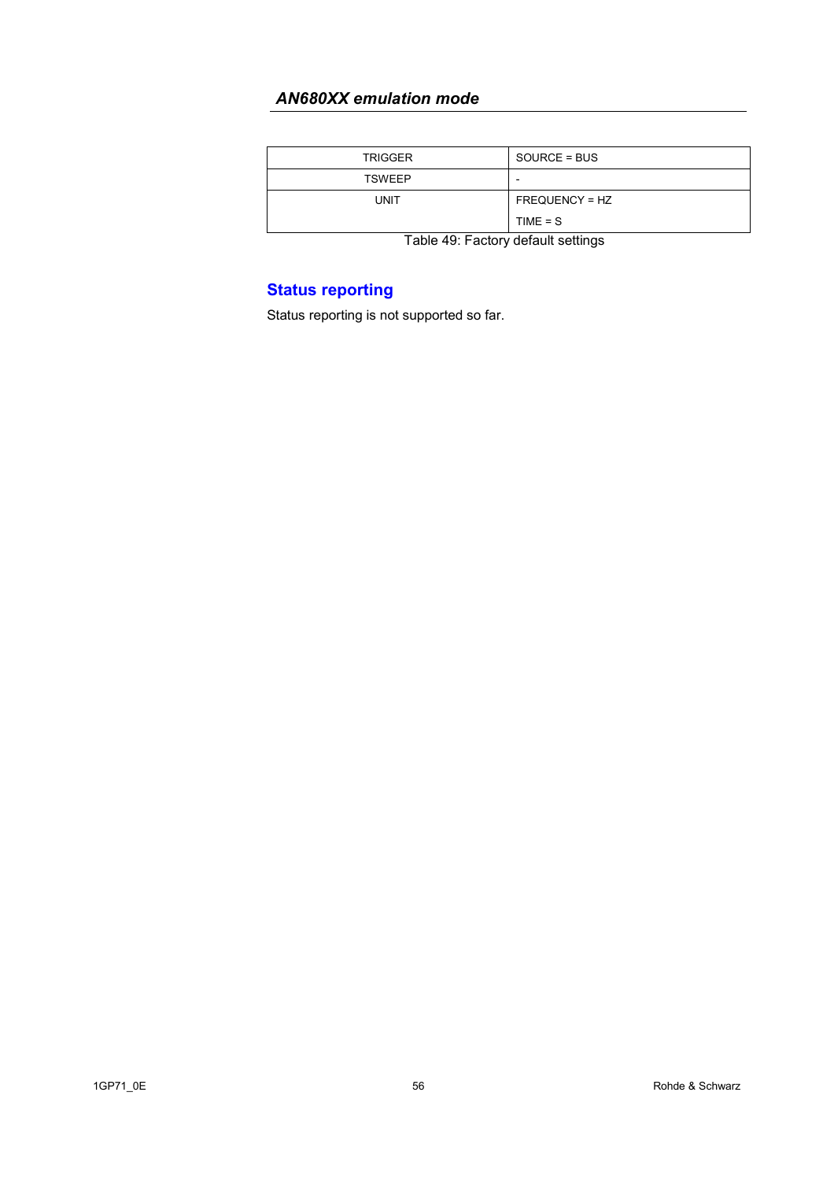| TRIGGER | SOURCE = BUS |
| --- | --- |
| TSWEEP | - |
| UNIT | FREQUENCY = HZ<br>TIME = S |

Table 49: Factory default settings

## Status reporting

Status reporting is not supported so far.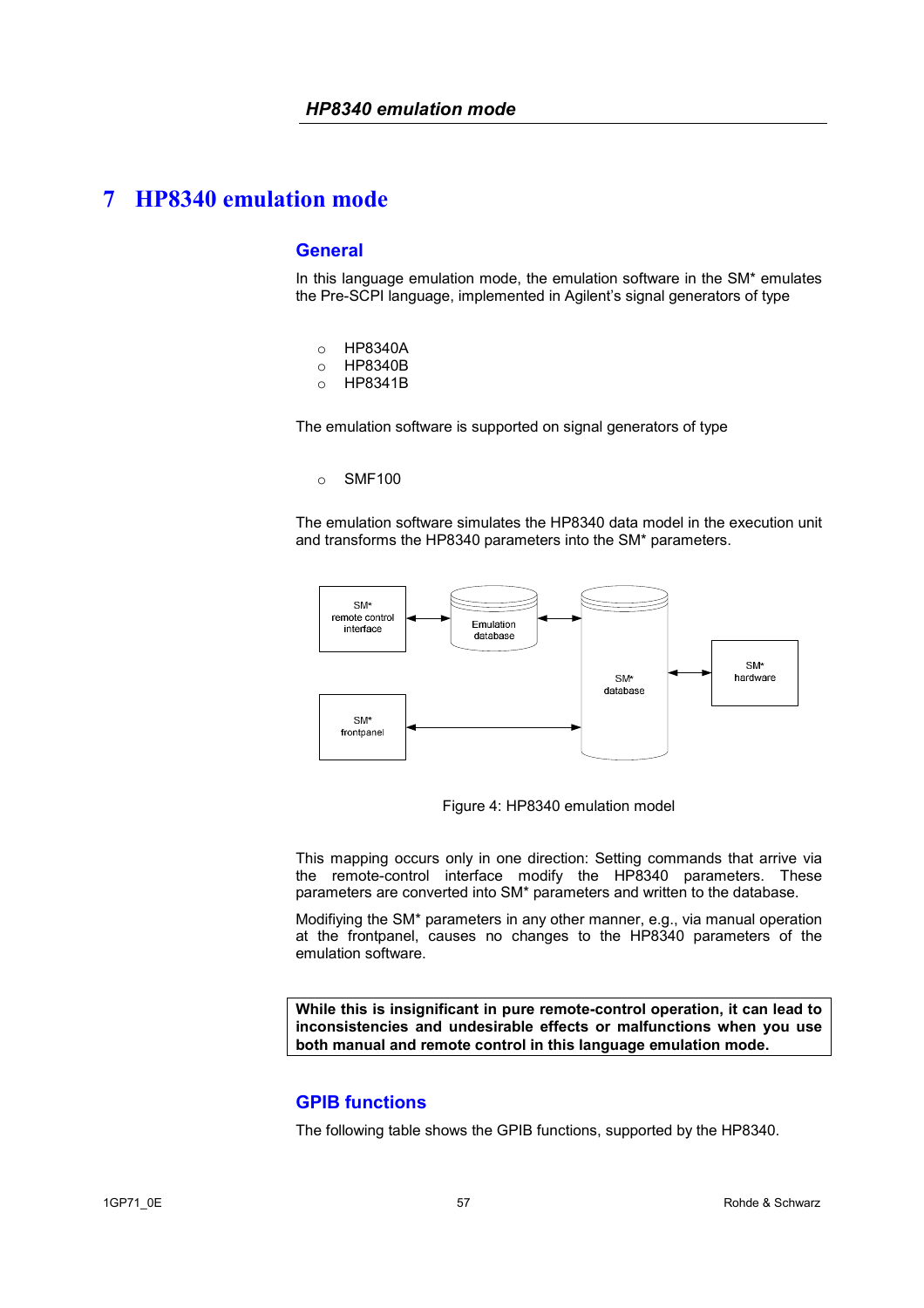# 7 HP8340 emulation mode

## General

In this language emulation mode, the emulation software in the SM* emulates the Pre-SCPI language, implemented in Agilent's signal generators of type

- HP8340A
- HP8340B
- HP8341B

The emulation software is supported on signal generators of type

- SMF100

The emulation software simulates the HP8340 data model in the execution unit and transforms the HP8340 parameters into the SM* parameters.

Figure 4: HP8340 emulation model

This mapping occurs only in one direction: Setting commands that arrive via the remote-control interface modify the HP8340 parameters. These parameters are converted into SM* parameters and written to the database.

Modifiying the SM* parameters in any other manner, e.g., via manual operation at the frontpanel, causes no changes to the HP8340 parameters of the emulation software.

**While this is insignificant in pure remote-control operation, it can lead to inconsistencies and undesirable effects or malfunctions when you use both manual and remote control in this language emulation mode.**

## GPIB functions

The following table shows the GPIB functions, supported by the HP8340.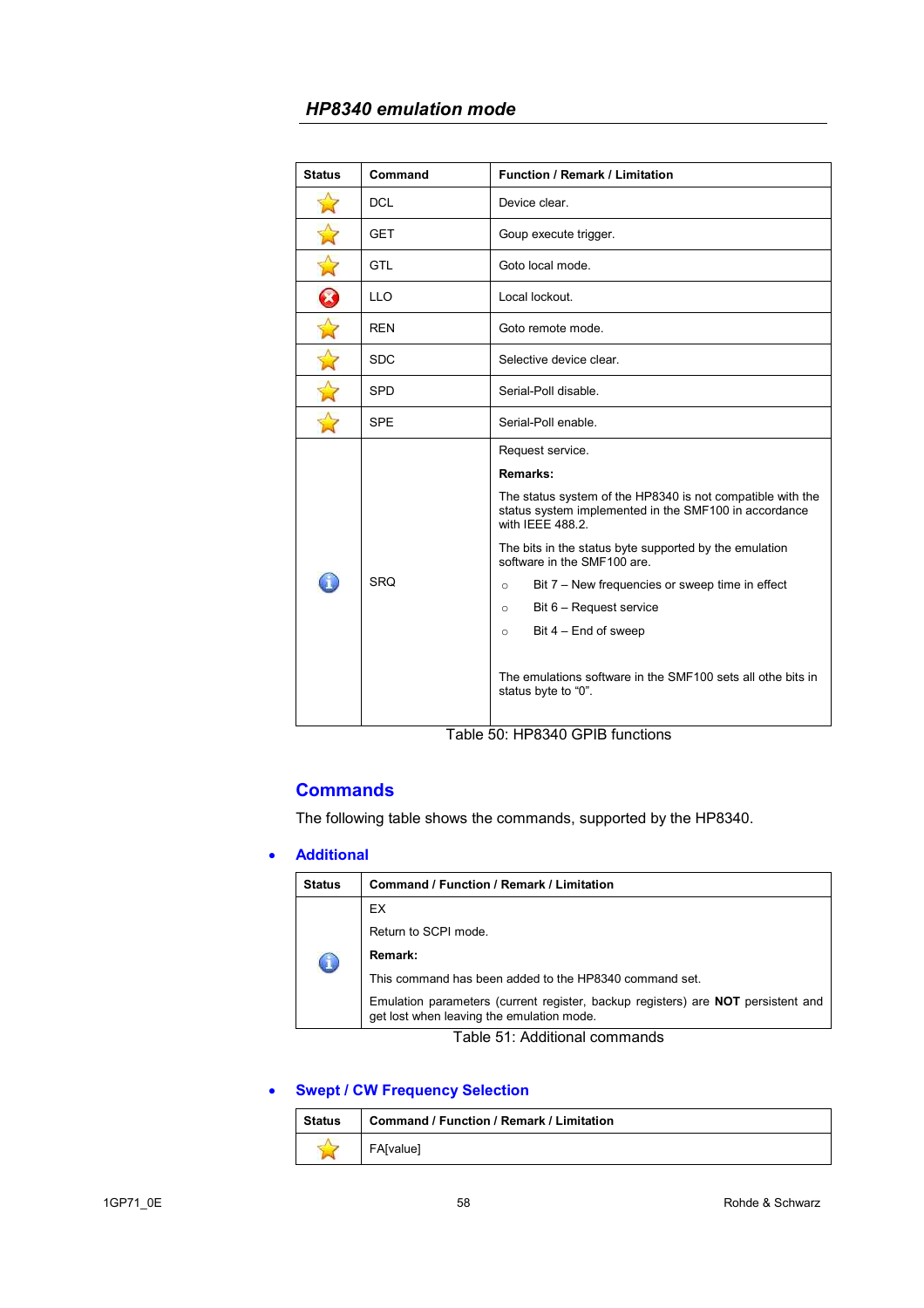### *HP8340 emulation mode*

| Status | Command | Function / Remark / Limitation |
|---|---|---|
| ⭐ | DCL | Device clear. |
| ⭐ | GET | Goup execute trigger. |
| ⭐ | GTL | Goto local mode. |
| ❌ | LLO | Local lockout. |
| ⭐ | REN | Goto remote mode. |
| ⭐ | SDC | Selective device clear. |
| ⭐ | SPD | Serial-Poll disable. |
| ⭐ | SPE | Serial-Poll enable. |
| ℹ | SRQ | Request service.<br>**Remarks:**<br>The status system of the HP8340 is not compatible with the status system implemented in the SMF100 in accordance with IEEE 488.2.<br>The bits in the status byte supported by the emulation software in the SMF100 are.<br>○ Bit 7 – New frequencies or sweep time in effect<br>○ Bit 6 – Request service<br>○ Bit 4 – End of sweep<br>The emulations software in the SMF100 sets all othe bits in status byte to "0". |

Table 50: HP8340 GPIB functions

## Commands

The following table shows the commands, supported by the HP8340.

- ### Additional

| Status | Command / Function / Remark / Limitation |
|---|---|
| ℹ | EX<br>Return to SCPI mode.<br>**Remark:**<br>This command has been added to the HP8340 command set.<br>Emulation parameters (current register, backup registers) are **NOT** persistent and get lost when leaving the emulation mode. |

Table 51: Additional commands

- ### Swept / CW Frequency Selection

| Status | Command / Function / Remark / Limitation |
|---|---|
| ⭐ | FA[value] |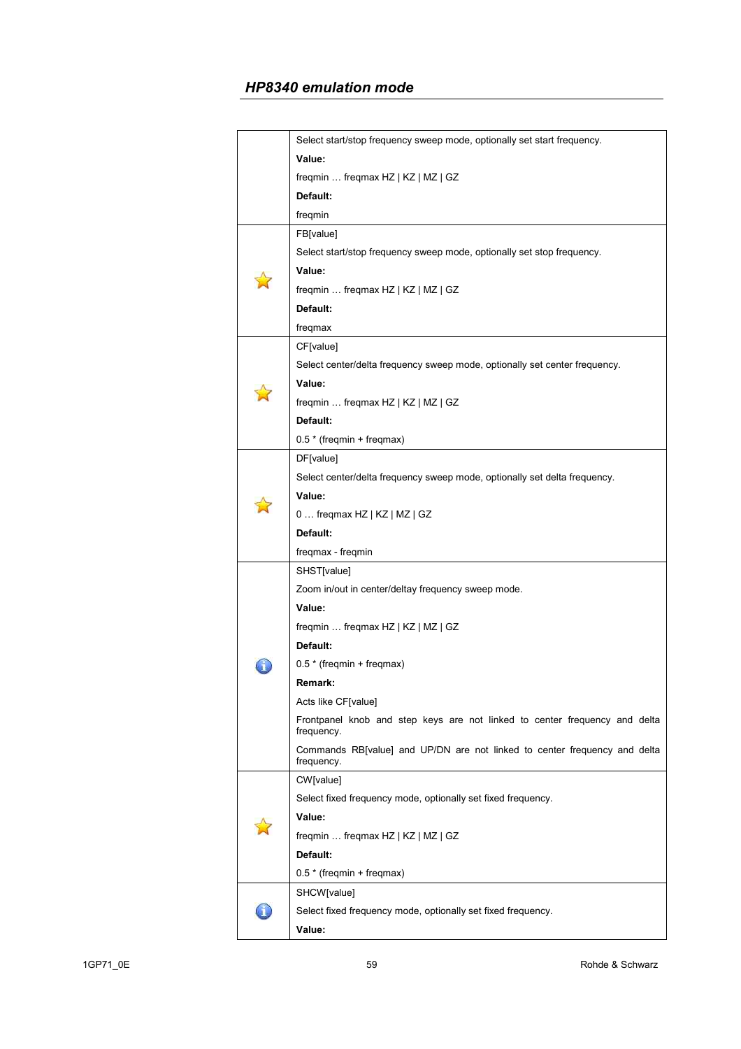## HP8340 emulation mode

| | |
|---|---|
| | Select start/stop frequency sweep mode, optionally set start frequency.<br>**Value:**<br>freqmin … freqmax HZ \| KZ \| MZ \| GZ<br>**Default:**<br>freqmin |
| ☆ | FB[value]<br>Select start/stop frequency sweep mode, optionally set stop frequency.<br>**Value:**<br>freqmin … freqmax HZ \| KZ \| MZ \| GZ<br>**Default:**<br>freqmax |
| ☆ | CF[value]<br>Select center/delta frequency sweep mode, optionally set center frequency.<br>**Value:**<br>freqmin … freqmax HZ \| KZ \| MZ \| GZ<br>**Default:**<br>0.5 * (freqmin + freqmax) |
| ☆ | DF[value]<br>Select center/delta frequency sweep mode, optionally set delta frequency.<br>**Value:**<br>0 … freqmax HZ \| KZ \| MZ \| GZ<br>**Default:**<br>freqmax - freqmin |
| ℹ | SHST[value]<br>Zoom in/out in center/deltay frequency sweep mode.<br>**Value:**<br>freqmin … freqmax HZ \| KZ \| MZ \| GZ<br>**Default:**<br>0.5 * (freqmin + freqmax)<br>**Remark:**<br>Acts like CF[value]<br>Frontpanel knob and step keys are not linked to center frequency and delta frequency.<br>Commands RB[value] and UP/DN are not linked to center frequency and delta frequency. |
| ☆ | CW[value]<br>Select fixed frequency mode, optionally set fixed frequency.<br>**Value:**<br>freqmin … freqmax HZ \| KZ \| MZ \| GZ<br>**Default:**<br>0.5 * (freqmin + freqmax) |
| ℹ | SHCW[value]<br>Select fixed frequency mode, optionally set fixed frequency.<br>**Value:** |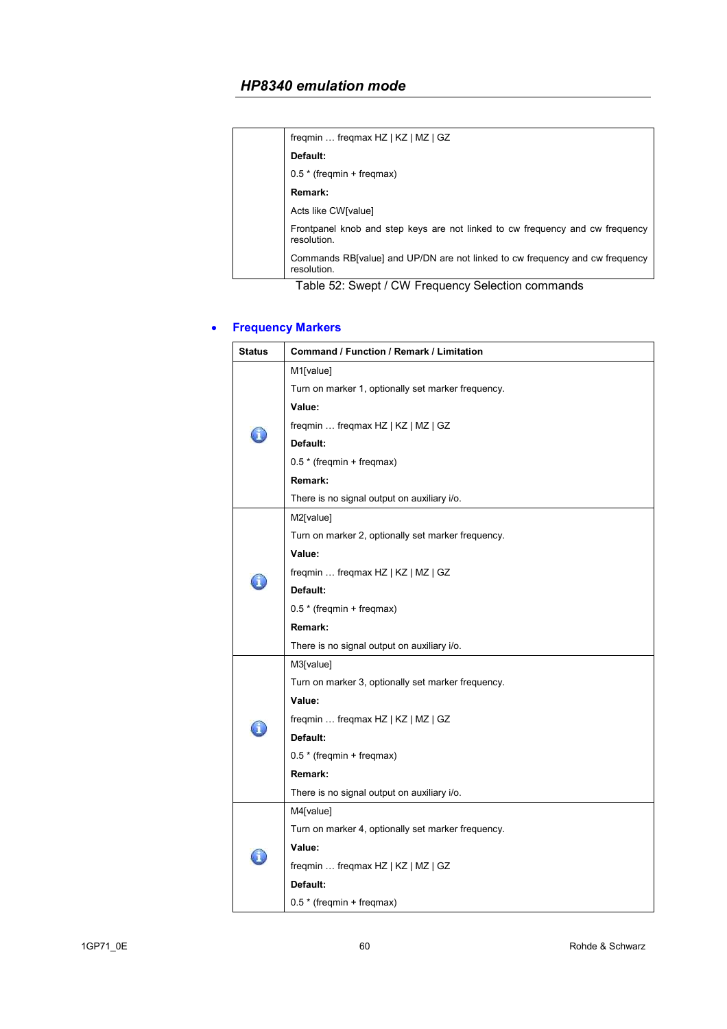|  | freqmin … freqmax HZ \| KZ \| MZ \| GZ<br>**Default:**<br>0.5 * (freqmin + freqmax)<br>**Remark:**<br>Acts like CW[value]<br>Frontpanel knob and step keys are not linked to cw frequency and cw frequency resolution.<br>Commands RB[value] and UP/DN are not linked to cw frequency and cw frequency resolution. |
|---|---|

Table 52: Swept / CW Frequency Selection commands

- **Frequency Markers**

| Status | Command / Function / Remark / Limitation |
|---|---|
| ℹ | M1[value]<br>Turn on marker 1, optionally set marker frequency.<br>**Value:**<br>freqmin … freqmax HZ \| KZ \| MZ \| GZ<br>**Default:**<br>0.5 * (freqmin + freqmax)<br>**Remark:**<br>There is no signal output on auxiliary i/o. |
| ℹ | M2[value]<br>Turn on marker 2, optionally set marker frequency.<br>**Value:**<br>freqmin … freqmax HZ \| KZ \| MZ \| GZ<br>**Default:**<br>0.5 * (freqmin + freqmax)<br>**Remark:**<br>There is no signal output on auxiliary i/o. |
| ℹ | M3[value]<br>Turn on marker 3, optionally set marker frequency.<br>**Value:**<br>freqmin … freqmax HZ \| KZ \| MZ \| GZ<br>**Default:**<br>0.5 * (freqmin + freqmax)<br>**Remark:**<br>There is no signal output on auxiliary i/o. |
| ℹ | M4[value]<br>Turn on marker 4, optionally set marker frequency.<br>**Value:**<br>freqmin … freqmax HZ \| KZ \| MZ \| GZ<br>**Default:**<br>0.5 * (freqmin + freqmax) |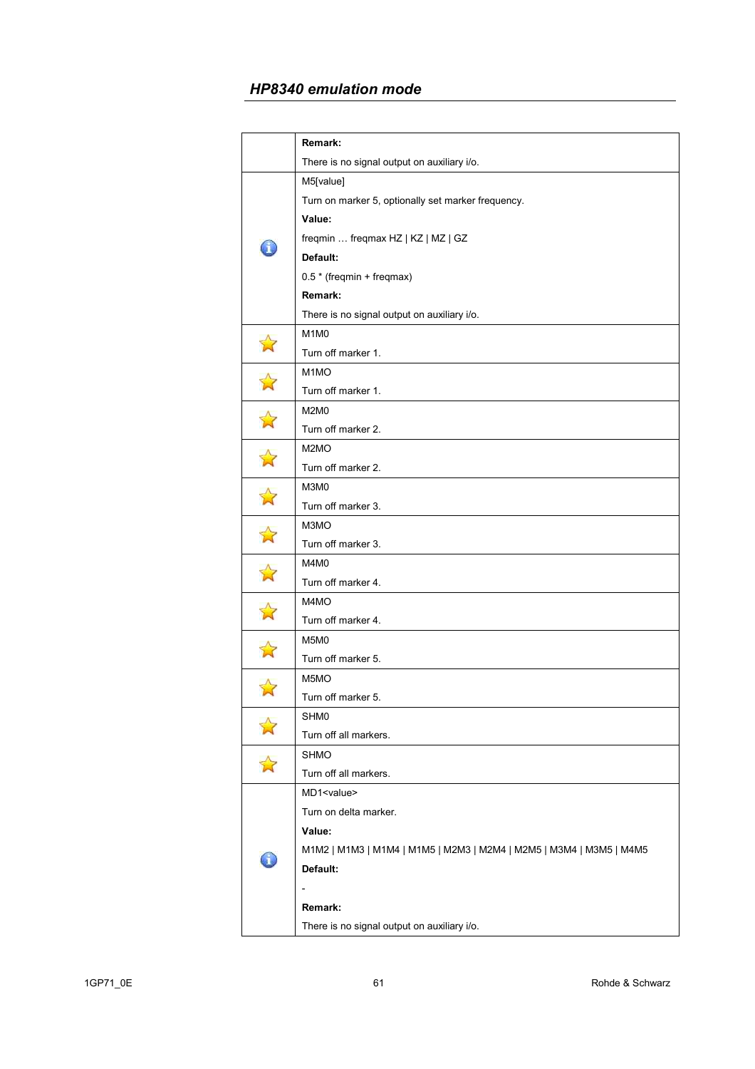## HP8340 emulation mode

| | |
|---|---|
| | **Remark:**<br>There is no signal output on auxiliary i/o. |
| ℹ | M5[value]<br>Turn on marker 5, optionally set marker frequency.<br>**Value:**<br>freqmin … freqmax HZ \| KZ \| MZ \| GZ<br>**Default:**<br>0.5 * (freqmin + freqmax)<br>**Remark:**<br>There is no signal output on auxiliary i/o. |
| ☆ | M1M0<br>Turn off marker 1. |
| ☆ | M1MO<br>Turn off marker 1. |
| ☆ | M2M0<br>Turn off marker 2. |
| ☆ | M2MO<br>Turn off marker 2. |
| ☆ | M3M0<br>Turn off marker 3. |
| ☆ | M3MO<br>Turn off marker 3. |
| ☆ | M4M0<br>Turn off marker 4. |
| ☆ | M4MO<br>Turn off marker 4. |
| ☆ | M5M0<br>Turn off marker 5. |
| ☆ | M5MO<br>Turn off marker 5. |
| ☆ | SHM0<br>Turn off all markers. |
| ☆ | SHMO<br>Turn off all markers. |
| ℹ | MD1<value><br>Turn on delta marker.<br>**Value:**<br>M1M2 \| M1M3 \| M1M4 \| M1M5 \| M2M3 \| M2M4 \| M2M5 \| M3M4 \| M3M5 \| M4M5<br>**Default:**<br>-<br>**Remark:**<br>There is no signal output on auxiliary i/o. |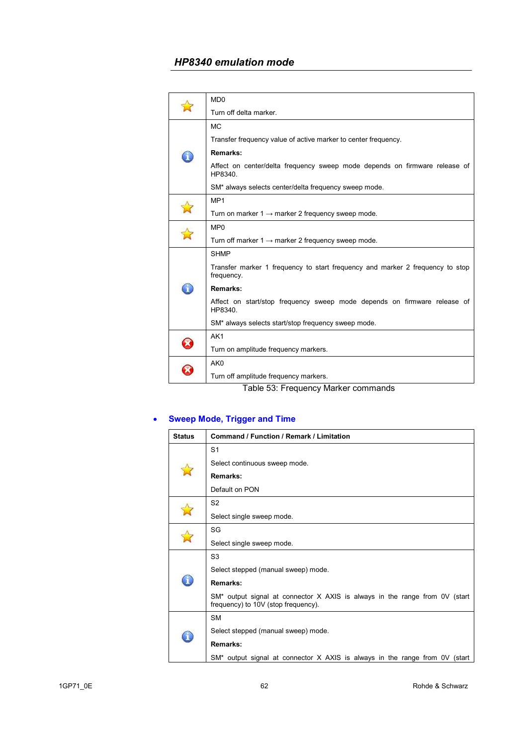## HP8340 emulation mode

| | |
|---|---|
| ☆ | MD0<br><br>Turn off delta marker. |
| ⓘ | MC<br><br>Transfer frequency value of active marker to center frequency.<br><br>**Remarks:**<br><br>Affect on center/delta frequency sweep mode depends on firmware release of HP8340.<br><br>SM* always selects center/delta frequency sweep mode. |
| ☆ | MP1<br><br>Turn on marker 1 → marker 2 frequency sweep mode. |
| ☆ | MP0<br><br>Turn off marker 1 → marker 2 frequency sweep mode. |
| ⓘ | SHMP<br><br>Transfer marker 1 frequency to start frequency and marker 2 frequency to stop frequency.<br><br>**Remarks:**<br><br>Affect on start/stop frequency sweep mode depends on firmware release of HP8340.<br><br>SM* always selects start/stop frequency sweep mode. |
| ⊗ | AK1<br><br>Turn on amplitude frequency markers. |
| ⊗ | AK0<br><br>Turn off amplitude frequency markers. |

Table 53: Frequency Marker commands

- **Sweep Mode, Trigger and Time**

| Status | Command / Function / Remark / Limitation |
|---|---|
| ☆ | S1<br><br>Select continuous sweep mode.<br><br>**Remarks:**<br><br>Default on PON |
| ☆ | S2<br><br>Select single sweep mode. |
| ☆ | SG<br><br>Select single sweep mode. |
| ⓘ | S3<br><br>Select stepped (manual sweep) mode.<br><br>**Remarks:**<br><br>SM* output signal at connector X AXIS is always in the range from 0V (start frequency) to 10V (stop frequency). |
| ⓘ | SM<br><br>Select stepped (manual sweep) mode.<br><br>**Remarks:**<br><br>SM* output signal at connector X AXIS is always in the range from 0V (start |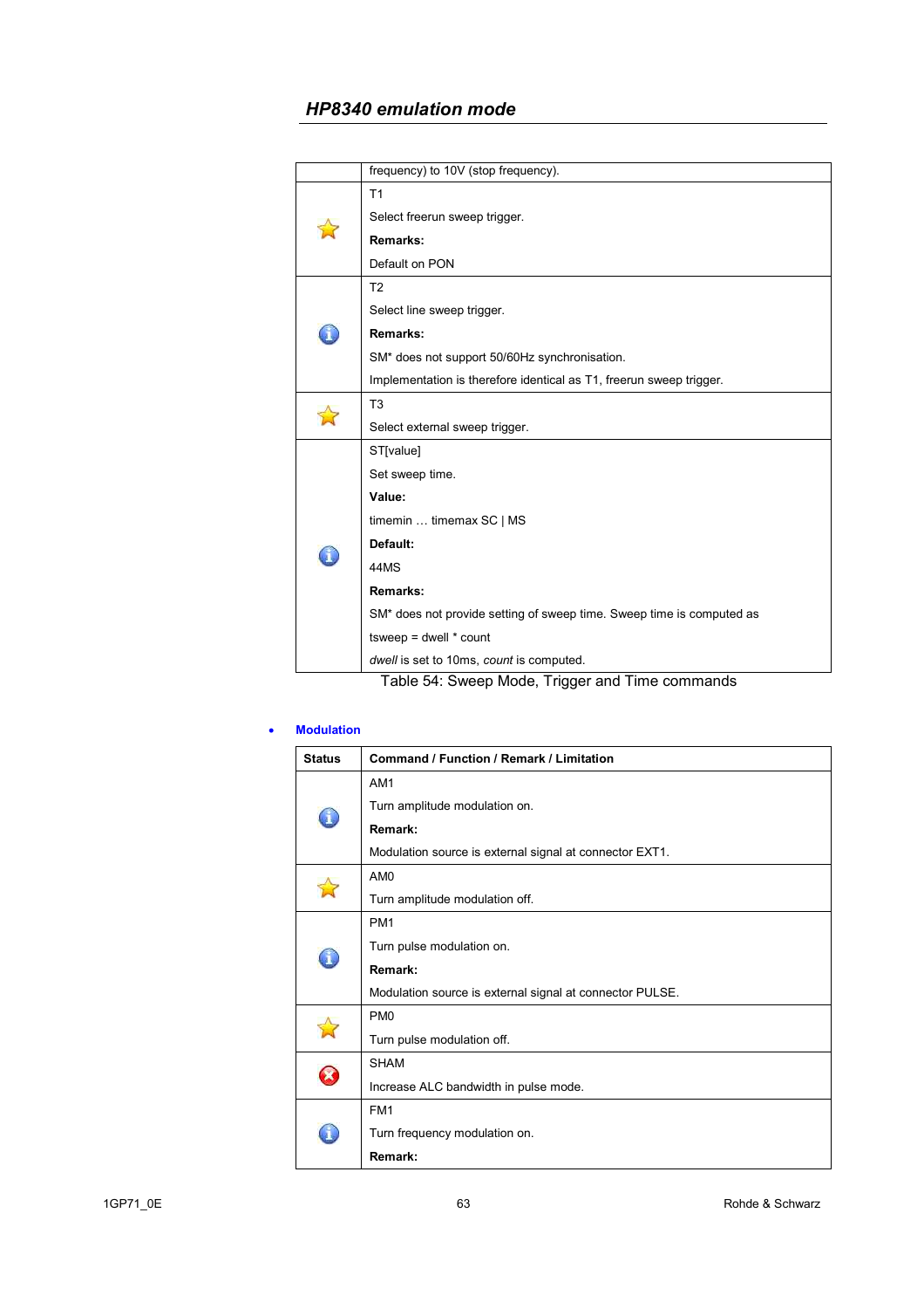| | |
|---|---|
| | frequency) to 10V (stop frequency). |
| ⭐ | T1<br>Select freerun sweep trigger.<br>**Remarks:**<br>Default on PON |
| ℹ | T2<br>Select line sweep trigger.<br>**Remarks:**<br>SM* does not support 50/60Hz synchronisation.<br>Implementation is therefore identical as T1, freerun sweep trigger. |
| ⭐ | T3<br>Select external sweep trigger. |
| ℹ | ST[value]<br>Set sweep time.<br>**Value:**<br>timemin … timemax SC \| MS<br>**Default:**<br>44MS<br>**Remarks:**<br>SM* does not provide setting of sweep time. Sweep time is computed as<br>tsweep = dwell * count<br>*dwell* is set to 10ms, *count* is computed. |

Table 54: Sweep Mode, Trigger and Time commands

- **Modulation**

| Status | Command / Function / Remark / Limitation |
|---|---|
| ℹ | AM1<br>Turn amplitude modulation on.<br>**Remark:**<br>Modulation source is external signal at connector EXT1. |
| ⭐ | AM0<br>Turn amplitude modulation off. |
| ℹ | PM1<br>Turn pulse modulation on.<br>**Remark:**<br>Modulation source is external signal at connector PULSE. |
| ⭐ | PM0<br>Turn pulse modulation off. |
| ✖ | SHAM<br>Increase ALC bandwidth in pulse mode. |
| ℹ | FM1<br>Turn frequency modulation on.<br>**Remark:** |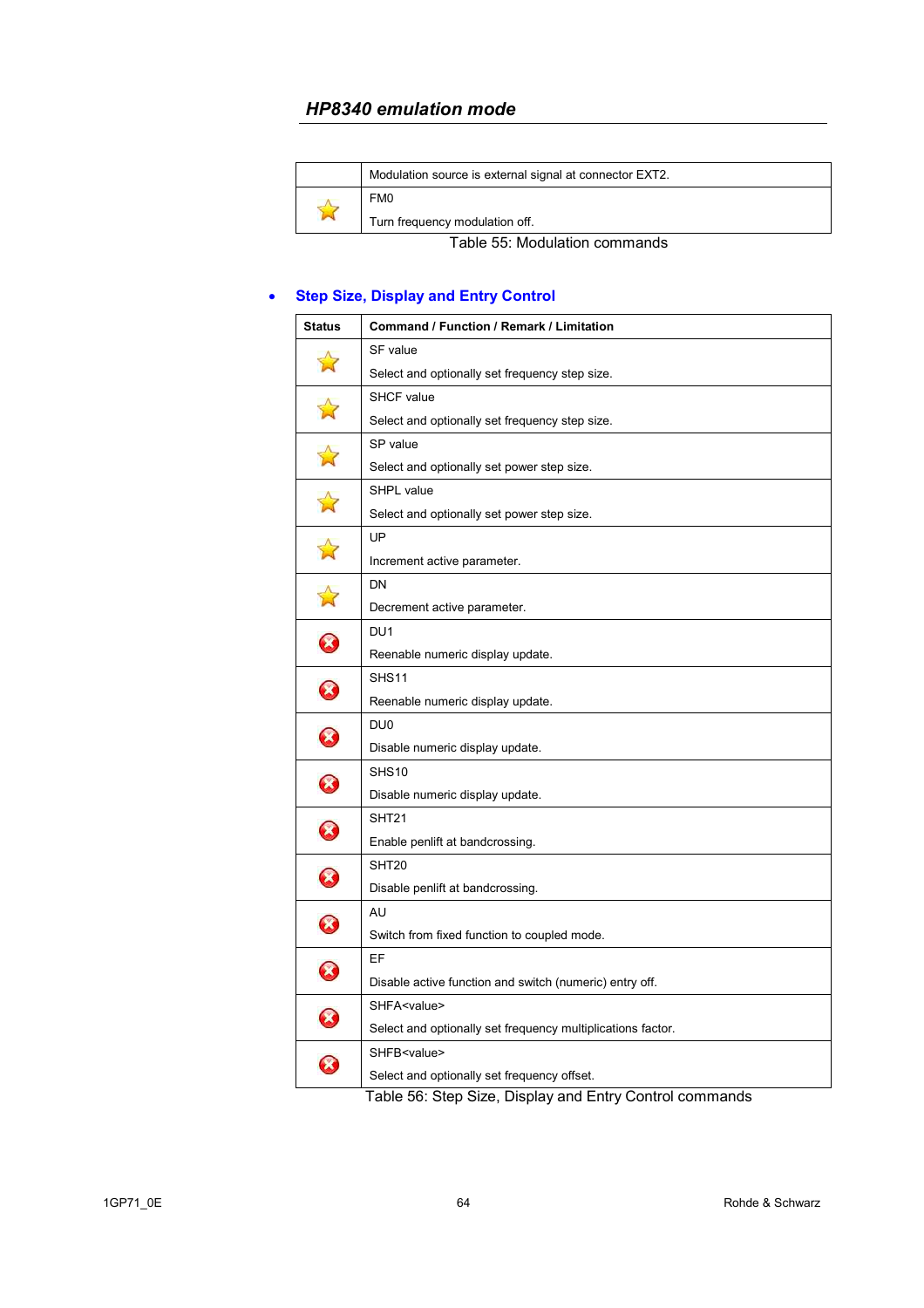## HP8340 emulation mode

| | |
|---|---|
| | Modulation source is external signal at connector EXT2. |
| ☆ | FM0<br><br>Turn frequency modulation off. |

Table 55: Modulation commands

- **Step Size, Display and Entry Control**

| Status | Command / Function / Remark / Limitation |
|---|---|
| ☆ | SF value<br><br>Select and optionally set frequency step size. |
| ☆ | SHCF value<br><br>Select and optionally set frequency step size. |
| ☆ | SP value<br><br>Select and optionally set power step size. |
| ☆ | SHPL value<br><br>Select and optionally set power step size. |
| ☆ | UP<br><br>Increment active parameter. |
| ☆ | DN<br><br>Decrement active parameter. |
| ⊗ | DU1<br><br>Reenable numeric display update. |
| ⊗ | SHS11<br><br>Reenable numeric display update. |
| ⊗ | DU0<br><br>Disable numeric display update. |
| ⊗ | SHS10<br><br>Disable numeric display update. |
| ⊗ | SHT21<br><br>Enable penlift at bandcrossing. |
| ⊗ | SHT20<br><br>Disable penlift at bandcrossing. |
| ⊗ | AU<br><br>Switch from fixed function to coupled mode. |
| ⊗ | EF<br><br>Disable active function and switch (numeric) entry off. |
| ⊗ | SHFA<value><br><br>Select and optionally set frequency multiplications factor. |
| ⊗ | SHFB<value><br><br>Select and optionally set frequency offset. |

Table 56: Step Size, Display and Entry Control commands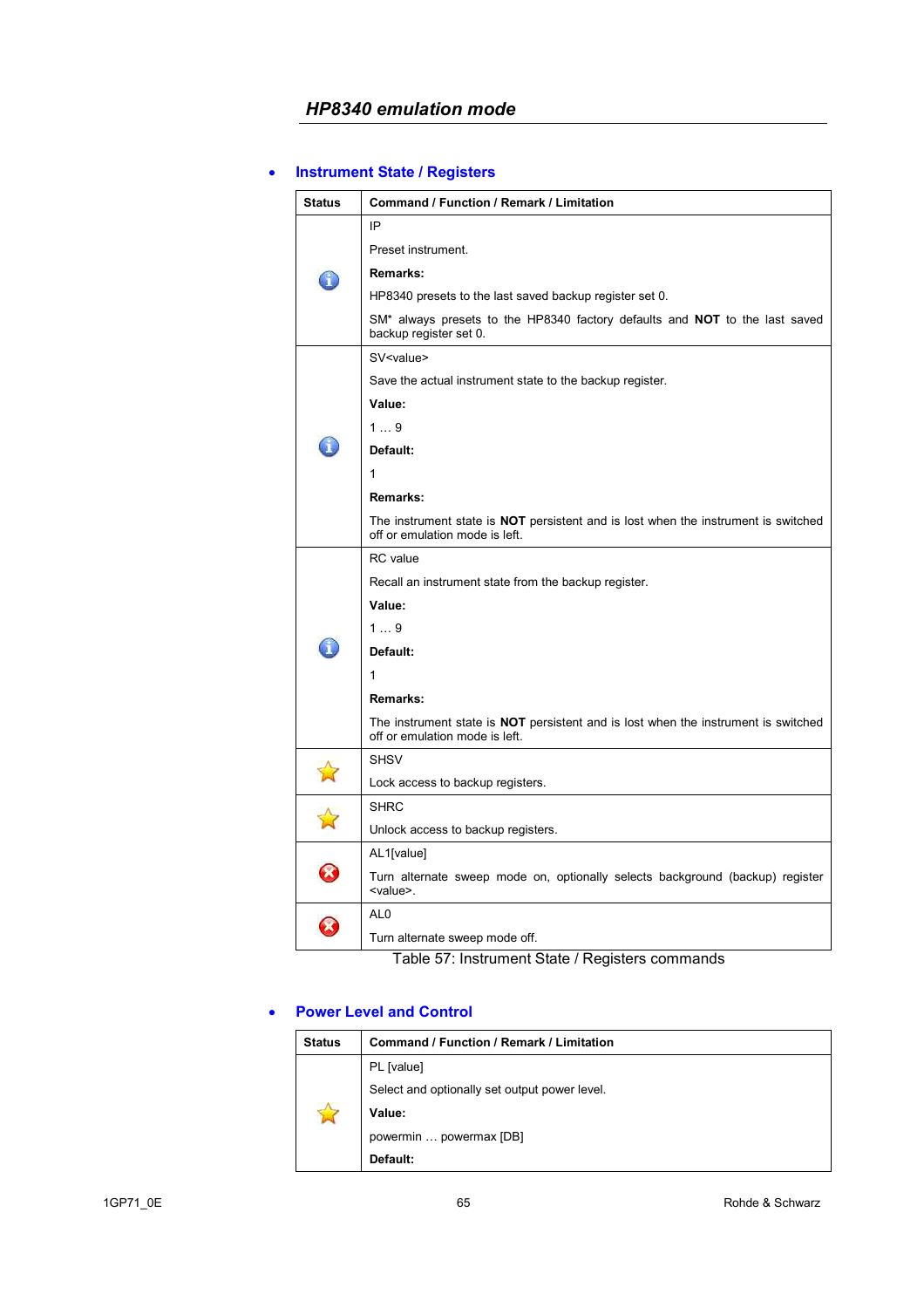## HP8340 emulation mode

- **Instrument State / Registers**

| Status | Command / Function / Remark / Limitation |
|---|---|
| ℹ | IP<br><br>Preset instrument.<br><br>**Remarks:**<br><br>HP8340 presets to the last saved backup register set 0.<br><br>SM* always presets to the HP8340 factory defaults and **NOT** to the last saved backup register set 0. |
| ℹ | SV<value><br><br>Save the actual instrument state to the backup register.<br><br>**Value:**<br><br>1 … 9<br><br>**Default:**<br><br>1<br><br>**Remarks:**<br><br>The instrument state is **NOT** persistent and is lost when the instrument is switched off or emulation mode is left. |
| ℹ | RC value<br><br>Recall an instrument state from the backup register.<br><br>**Value:**<br><br>1 … 9<br><br>**Default:**<br><br>1<br><br>**Remarks:**<br><br>The instrument state is **NOT** persistent and is lost when the instrument is switched off or emulation mode is left. |
| ☆ | SHSV<br><br>Lock access to backup registers. |
| ☆ | SHRC<br><br>Unlock access to backup registers. |
| ⊗ | AL1[value]<br><br>Turn alternate sweep mode on, optionally selects background (backup) register <value>. |
| ⊗ | AL0<br><br>Turn alternate sweep mode off. |

Table 57: Instrument State / Registers commands

- **Power Level and Control**

| Status | Command / Function / Remark / Limitation |
|---|---|
| ☆ | PL [value]<br><br>Select and optionally set output power level.<br><br>**Value:**<br><br>powermin … powermax [DB]<br><br>**Default:** |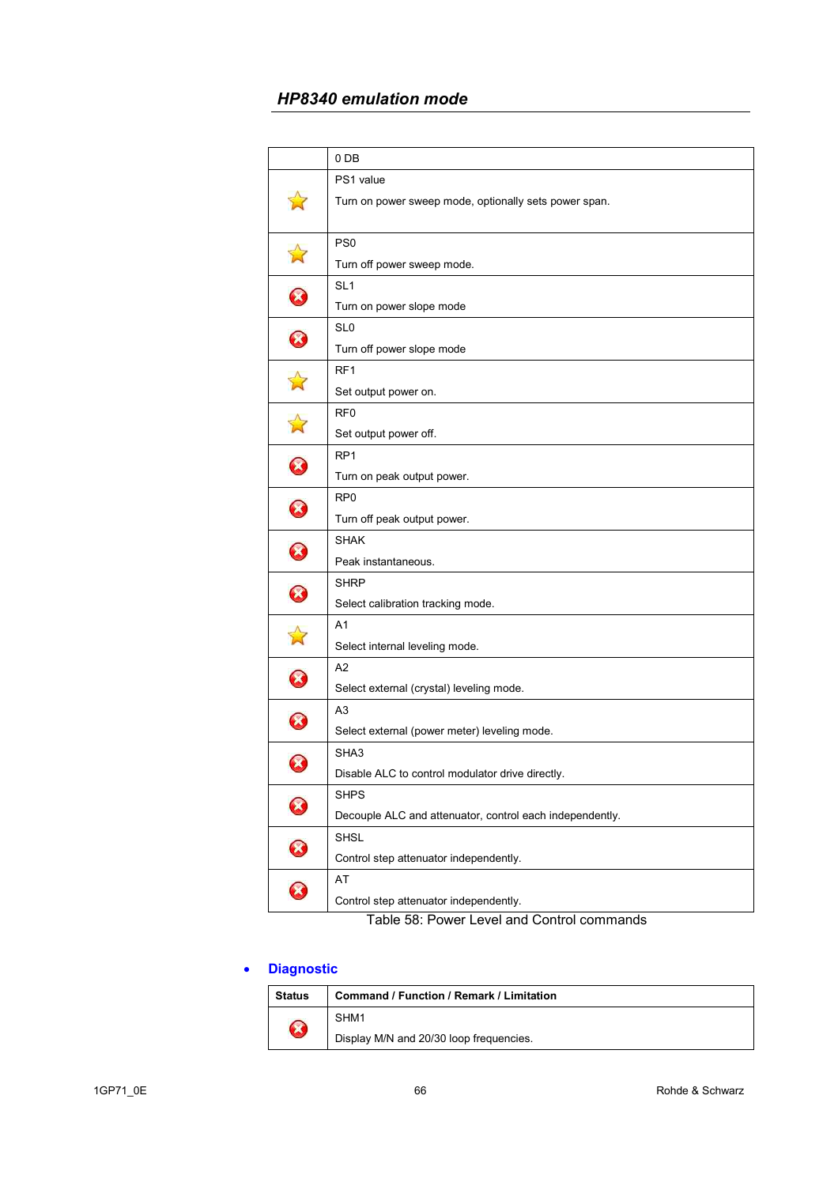| Status | Command / Function / Remark / Limitation |
|---|---|
| | 0 DB |
| ★ | PS1 value<br>Turn on power sweep mode, optionally sets power span. |
| ★ | PS0<br>Turn off power sweep mode. |
| ✗ | SL1<br>Turn on power slope mode |
| ✗ | SL0<br>Turn off power slope mode |
| ★ | RF1<br>Set output power on. |
| ★ | RF0<br>Set output power off. |
| ✗ | RP1<br>Turn on peak output power. |
| ✗ | RP0<br>Turn off peak output power. |
| ✗ | SHAK<br>Peak instantaneous. |
| ✗ | SHRP<br>Select calibration tracking mode. |
| ★ | A1<br>Select internal leveling mode. |
| ✗ | A2<br>Select external (crystal) leveling mode. |
| ✗ | A3<br>Select external (power meter) leveling mode. |
| ✗ | SHA3<br>Disable ALC to control modulator drive directly. |
| ✗ | SHPS<br>Decouple ALC and attenuator, control each independently. |
| ✗ | SHSL<br>Control step attenuator independently. |
| ✗ | AT<br>Control step attenuator independently. |

Table 58: Power Level and Control commands

- **Diagnostic**

| Status | Command / Function / Remark / Limitation |
|---|---|
| ✗ | SHM1<br>Display M/N and 20/30 loop frequencies. |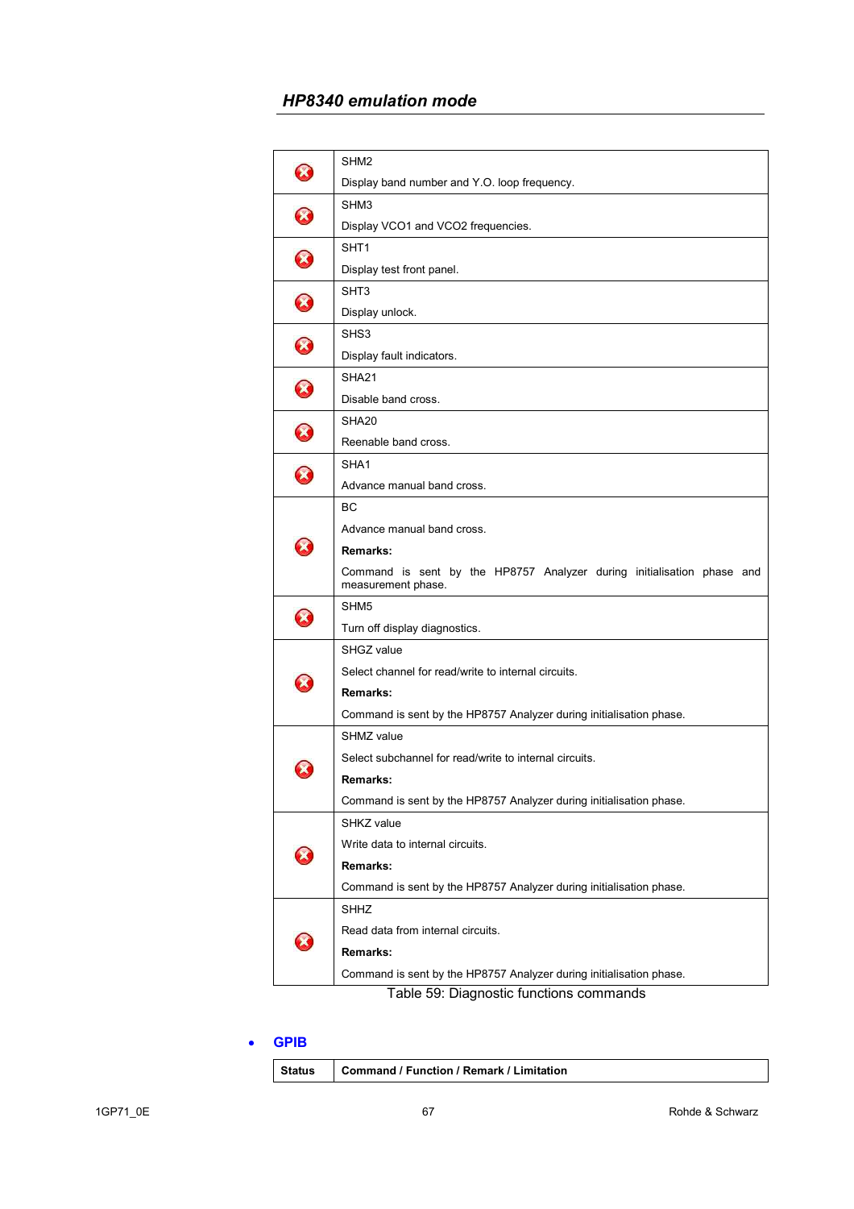## HP8340 emulation mode

| | |
|---|---|
| ❌ | SHM2<br><br>Display band number and Y.O. loop frequency. |
| ❌ | SHM3<br><br>Display VCO1 and VCO2 frequencies. |
| ❌ | SHT1<br><br>Display test front panel. |
| ❌ | SHT3<br><br>Display unlock. |
| ❌ | SHS3<br><br>Display fault indicators. |
| ❌ | SHA21<br><br>Disable band cross. |
| ❌ | SHA20<br><br>Reenable band cross. |
| ❌ | SHA1<br><br>Advance manual band cross. |
| ❌ | BC<br><br>Advance manual band cross.<br><br>**Remarks:**<br><br>Command is sent by the HP8757 Analyzer during initialisation phase and measurement phase. |
| ❌ | SHM5<br><br>Turn off display diagnostics. |
| ❌ | SHGZ value<br><br>Select channel for read/write to internal circuits.<br><br>**Remarks:**<br><br>Command is sent by the HP8757 Analyzer during initialisation phase. |
| ❌ | SHMZ value<br><br>Select subchannel for read/write to internal circuits.<br><br>**Remarks:**<br><br>Command is sent by the HP8757 Analyzer during initialisation phase. |
| ❌ | SHKZ value<br><br>Write data to internal circuits.<br><br>**Remarks:**<br><br>Command is sent by the HP8757 Analyzer during initialisation phase. |
| ❌ | SHHZ<br><br>Read data from internal circuits.<br><br>**Remarks:**<br><br>Command is sent by the HP8757 Analyzer during initialisation phase. |

Table 59: Diagnostic functions commands

- **GPIB**

| Status | Command / Function / Remark / Limitation |
|---|---|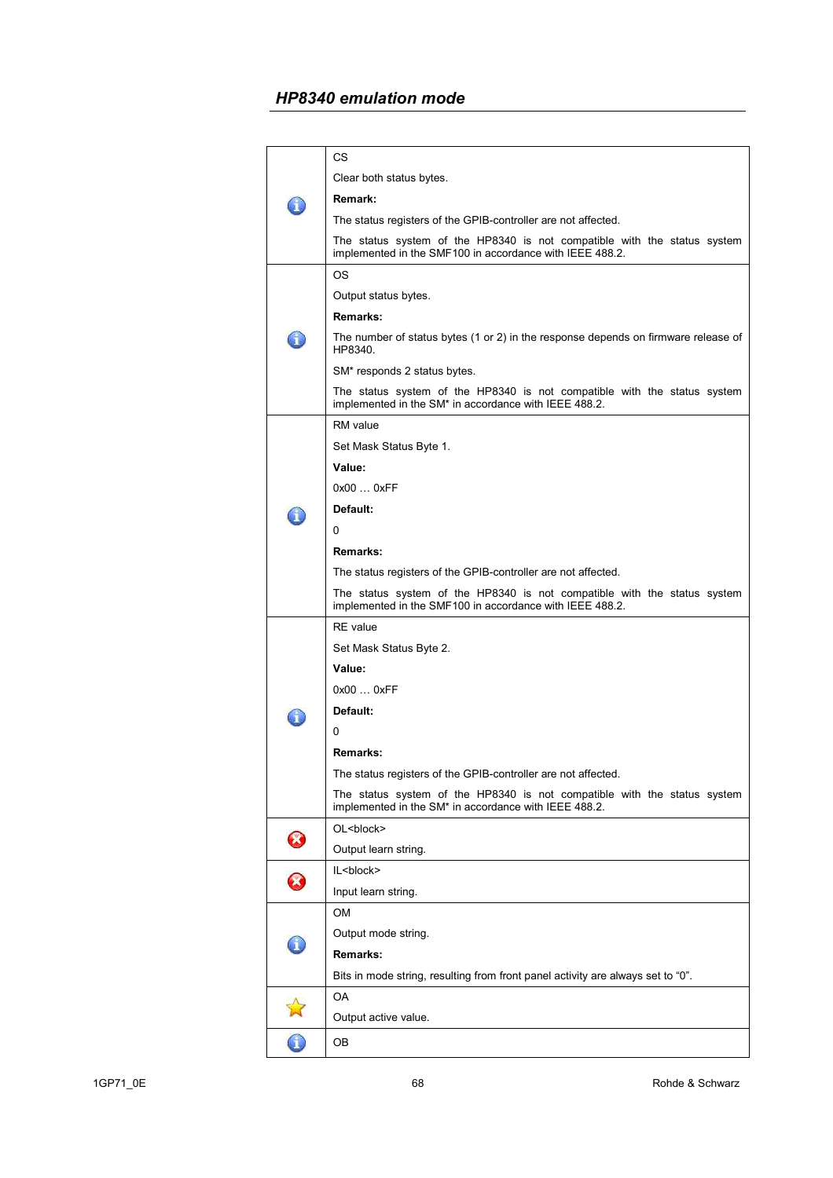## *HP8340 emulation mode*

| | |
|---|---|
| ⓘ | CS<br><br>Clear both status bytes.<br><br>**Remark:**<br><br>The status registers of the GPIB-controller are not affected.<br><br>The status system of the HP8340 is not compatible with the status system implemented in the SMF100 in accordance with IEEE 488.2. |
| ⓘ | OS<br><br>Output status bytes.<br><br>**Remarks:**<br><br>The number of status bytes (1 or 2) in the response depends on firmware release of HP8340.<br><br>SM* responds 2 status bytes.<br><br>The status system of the HP8340 is not compatible with the status system implemented in the SM* in accordance with IEEE 488.2. |
| ⓘ | RM value<br><br>Set Mask Status Byte 1.<br><br>**Value:**<br><br>0x00 … 0xFF<br><br>**Default:**<br><br>0<br><br>**Remarks:**<br><br>The status registers of the GPIB-controller are not affected.<br><br>The status system of the HP8340 is not compatible with the status system implemented in the SMF100 in accordance with IEEE 488.2. |
| ⓘ | RE value<br><br>Set Mask Status Byte 2.<br><br>**Value:**<br><br>0x00 … 0xFF<br><br>**Default:**<br><br>0<br><br>**Remarks:**<br><br>The status registers of the GPIB-controller are not affected.<br><br>The status system of the HP8340 is not compatible with the status system implemented in the SM* in accordance with IEEE 488.2. |
| ✖ | OL<block><br><br>Output learn string. |
| ✖ | IL<block><br><br>Input learn string. |
| ⓘ | OM<br><br>Output mode string.<br><br>**Remarks:**<br><br>Bits in mode string, resulting from front panel activity are always set to “0”. |
| ☆ | OA<br><br>Output active value. |
| ⓘ | OB |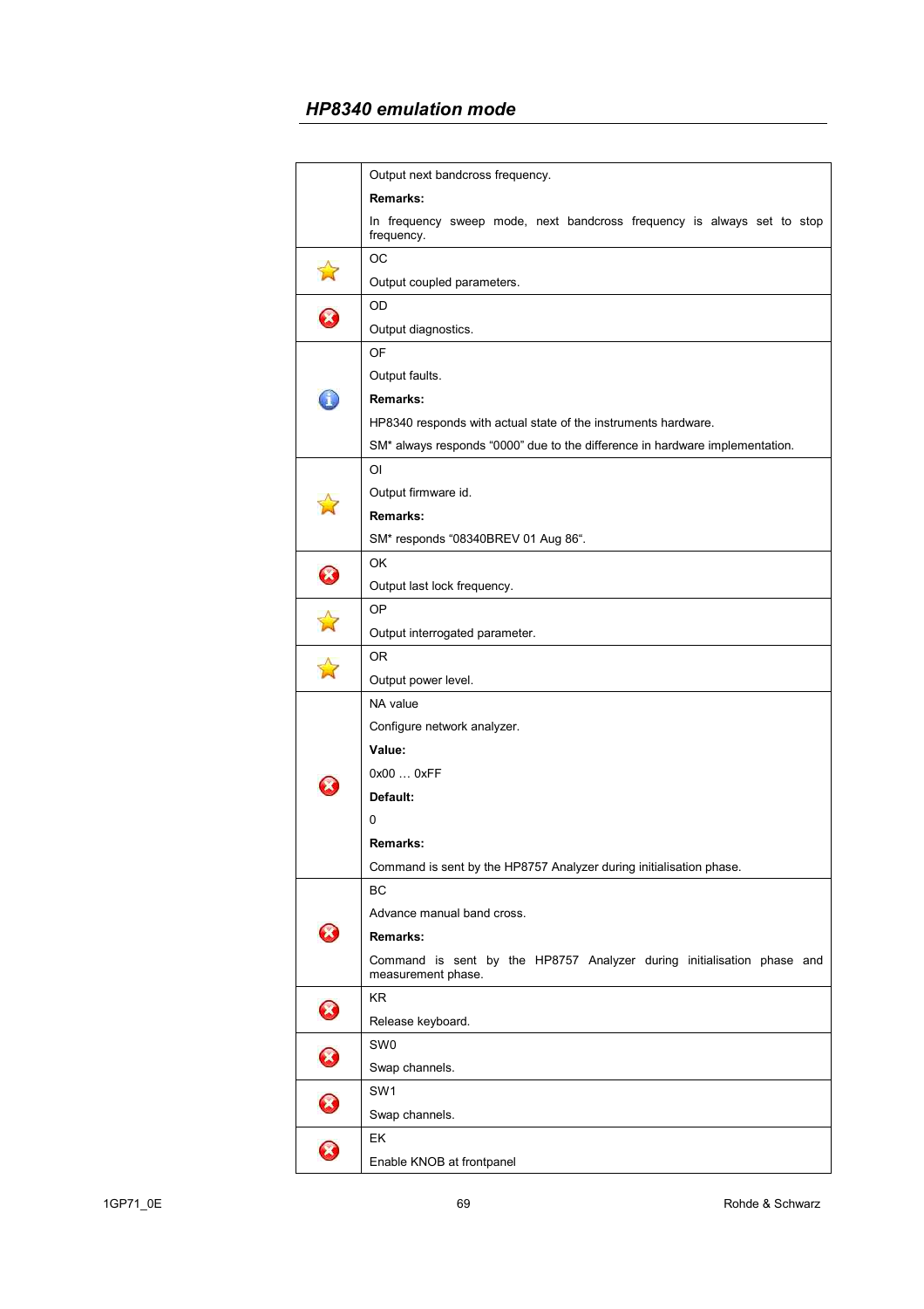## HP8340 emulation mode

| | |
|---|---|
| | Output next bandcross frequency.<br>**Remarks:**<br>In frequency sweep mode, next bandcross frequency is always set to stop frequency. |
| ☆ | OC<br>Output coupled parameters. |
| ✖ | OD<br>Output diagnostics. |
| ℹ | OF<br>Output faults.<br>**Remarks:**<br>HP8340 responds with actual state of the instruments hardware.<br>SM* always responds “0000” due to the difference in hardware implementation. |
| ☆ | OI<br>Output firmware id.<br>**Remarks:**<br>SM* responds “08340BREV 01 Aug 86“. |
| ✖ | OK<br>Output last lock frequency. |
| ☆ | OP<br>Output interrogated parameter. |
| ☆ | OR<br>Output power level. |
| ✖ | NA value<br>Configure network analyzer.<br>**Value:**<br>0x00 … 0xFF<br>**Default:**<br>0<br>**Remarks:**<br>Command is sent by the HP8757 Analyzer during initialisation phase. |
| ✖ | BC<br>Advance manual band cross.<br>**Remarks:**<br>Command is sent by the HP8757 Analyzer during initialisation phase and measurement phase. |
| ✖ | KR<br>Release keyboard. |
| ✖ | SW0<br>Swap channels. |
| ✖ | SW1<br>Swap channels. |
| ✖ | EK<br>Enable KNOB at frontpanel |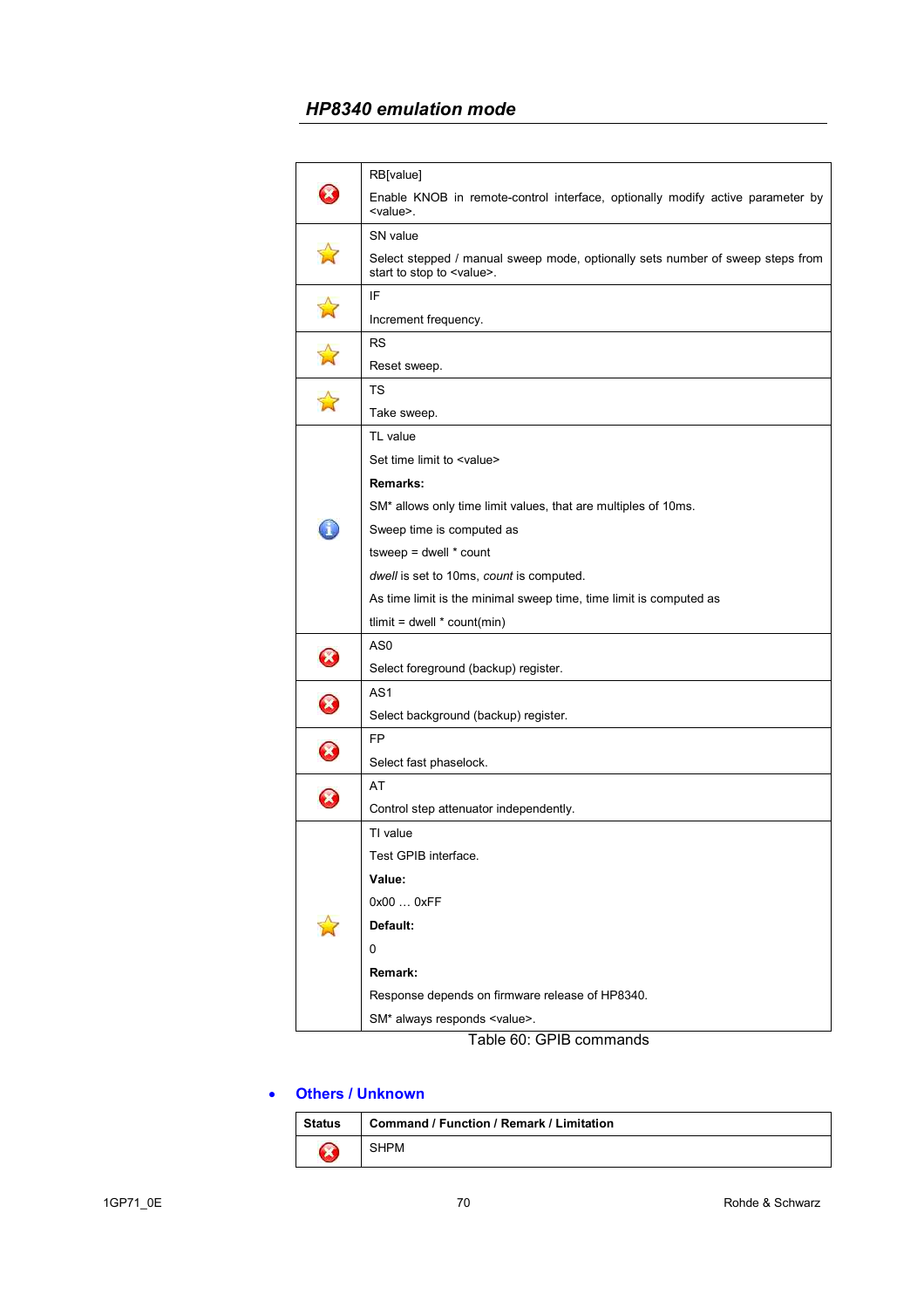## HP8340 emulation mode

| | |
|---|---|
| ❌ | RB[value]<br><br>Enable KNOB in remote-control interface, optionally modify active parameter by <value>. |
| ⭐ | SN value<br><br>Select stepped / manual sweep mode, optionally sets number of sweep steps from start to stop to <value>. |
| ⭐ | IF<br><br>Increment frequency. |
| ⭐ | RS<br><br>Reset sweep. |
| ⭐ | TS<br><br>Take sweep. |
| ℹ | TL value<br><br>Set time limit to <value><br><br>**Remarks:**<br><br>SM* allows only time limit values, that are multiples of 10ms.<br><br>Sweep time is computed as<br><br>tsweep = dwell * count<br><br>*dwell* is set to 10ms, *count* is computed.<br><br>As time limit is the minimal sweep time, time limit is computed as<br><br>tlimit = dwell * count(min) |
| ❌ | AS0<br><br>Select foreground (backup) register. |
| ❌ | AS1<br><br>Select background (backup) register. |
| ❌ | FP<br><br>Select fast phaselock. |
| ❌ | AT<br><br>Control step attenuator independently. |
| ⭐ | TI value<br><br>Test GPIB interface.<br><br>**Value:**<br><br>0x00 … 0xFF<br><br>**Default:**<br><br>0<br><br>**Remark:**<br><br>Response depends on firmware release of HP8340.<br><br>SM* always responds <value>. |

Table 60: GPIB commands

- **Others / Unknown**

| Status | Command / Function / Remark / Limitation |
|---|---|
| ❌ | SHPM |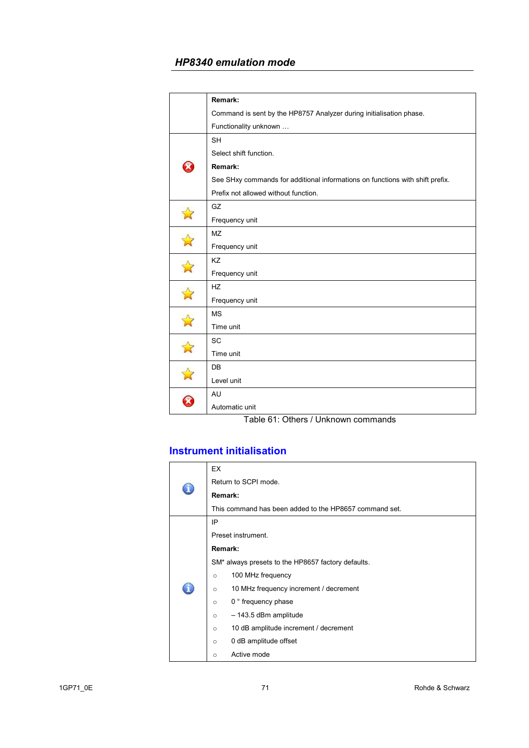| | |
|---|---|
| | **Remark:**<br>Command is sent by the HP8757 Analyzer during initialisation phase.<br>Functionality unknown … |
| ❌ | SH<br>Select shift function.<br>**Remark:**<br>See SHxy commands for additional informations on functions with shift prefix.<br>Prefix not allowed without function. |
| ⭐ | GZ<br>Frequency unit |
| ⭐ | MZ<br>Frequency unit |
| ⭐ | KZ<br>Frequency unit |
| ⭐ | HZ<br>Frequency unit |
| ⭐ | MS<br>Time unit |
| ⭐ | SC<br>Time unit |
| ⭐ | DB<br>Level unit |
| ❌ | AU<br>Automatic unit |

Table 61: Others / Unknown commands

## Instrument initialisation

| | |
|---|---|
| ℹ️ | EX<br>Return to SCPI mode.<br>**Remark:**<br>This command has been added to the HP8657 command set. |
| ℹ️ | IP<br>Preset instrument.<br>**Remark:**<br>SM* always presets to the HP8657 factory defaults.<br>○ 100 MHz frequency<br>○ 10 MHz frequency increment / decrement<br>○ 0 ° frequency phase<br>○ – 143.5 dBm amplitude<br>○ 10 dB amplitude increment / decrement<br>○ 0 dB amplitude offset<br>○ Active mode |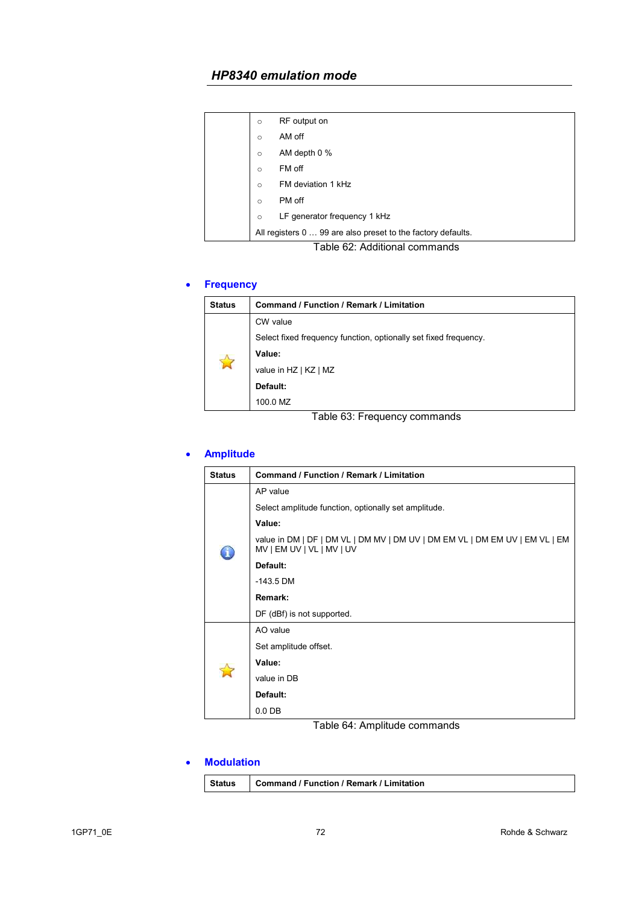| | |
|---|---|
| | ○ RF output on<br>○ AM off<br>○ AM depth 0 %<br>○ FM off<br>○ FM deviation 1 kHz<br>○ PM off<br>○ LF generator frequency 1 kHz<br>All registers 0 … 99 are also preset to the factory defaults. |

Table 62: Additional commands

- **Frequency**

| Status | Command / Function / Remark / Limitation |
|---|---|
| ☆ | CW value<br>Select fixed frequency function, optionally set fixed frequency.<br>**Value:**<br>value in HZ \| KZ \| MZ<br>**Default:**<br>100.0 MZ |

Table 63: Frequency commands

- **Amplitude**

| Status | Command / Function / Remark / Limitation |
|---|---|
| ⓘ | AP value<br>Select amplitude function, optionally set amplitude.<br>**Value:**<br>value in DM \| DF \| DM VL \| DM MV \| DM UV \| DM EM VL \| DM EM UV \| EM VL \| EM MV \| EM UV \| VL \| MV \| UV<br>**Default:**<br>-143.5 DM<br>**Remark:**<br>DF (dBf) is not supported. |
| ☆ | AO value<br>Set amplitude offset.<br>**Value:**<br>value in DB<br>**Default:**<br>0.0 DB |

Table 64: Amplitude commands

- **Modulation**

| Status | Command / Function / Remark / Limitation |
|---|---|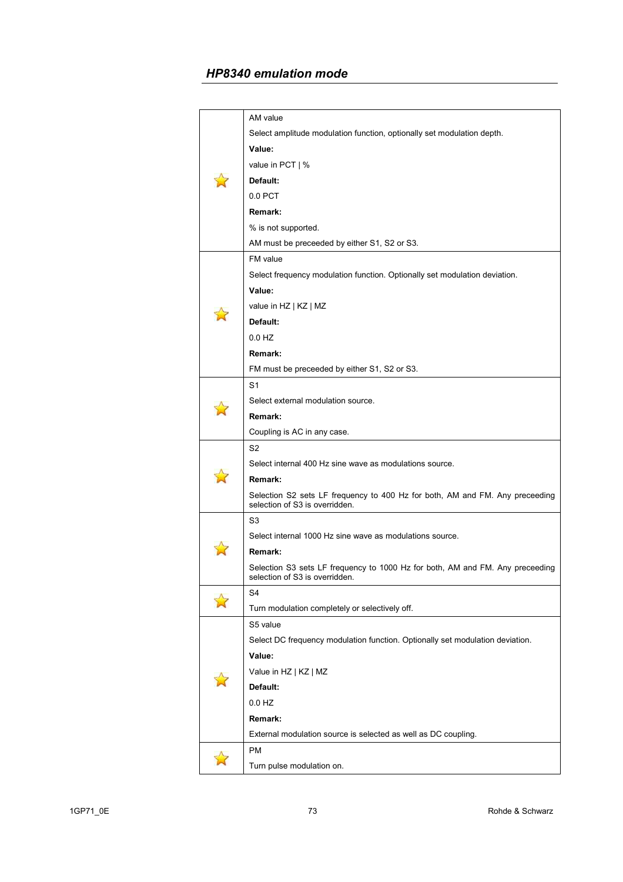## *HP8340 emulation mode*

| | |
|---|---|
| ☆ | AM value<br><br>Select amplitude modulation function, optionally set modulation depth.<br><br>**Value:**<br><br>value in PCT \| %<br><br>**Default:**<br><br>0.0 PCT<br><br>**Remark:**<br><br>% is not supported.<br><br>AM must be preceeded by either S1, S2 or S3. |
| ☆ | FM value<br><br>Select frequency modulation function. Optionally set modulation deviation.<br><br>**Value:**<br><br>value in HZ \| KZ \| MZ<br><br>**Default:**<br><br>0.0 HZ<br><br>**Remark:**<br><br>FM must be preceeded by either S1, S2 or S3. |
| ☆ | S1<br><br>Select external modulation source.<br><br>**Remark:**<br><br>Coupling is AC in any case. |
| ☆ | S2<br><br>Select internal 400 Hz sine wave as modulations source.<br><br>**Remark:**<br><br>Selection S2 sets LF frequency to 400 Hz for both, AM and FM. Any preceeding selection of S3 is overridden. |
| ☆ | S3<br><br>Select internal 1000 Hz sine wave as modulations source.<br><br>**Remark:**<br><br>Selection S3 sets LF frequency to 1000 Hz for both, AM and FM. Any preceeding selection of S3 is overridden. |
| ☆ | S4<br><br>Turn modulation completely or selectively off. |
| ☆ | S5 value<br><br>Select DC frequency modulation function. Optionally set modulation deviation.<br><br>**Value:**<br><br>Value in HZ \| KZ \| MZ<br><br>**Default:**<br><br>0.0 HZ<br><br>**Remark:**<br><br>External modulation source is selected as well as DC coupling. |
| ☆ | PM<br><br>Turn pulse modulation on. |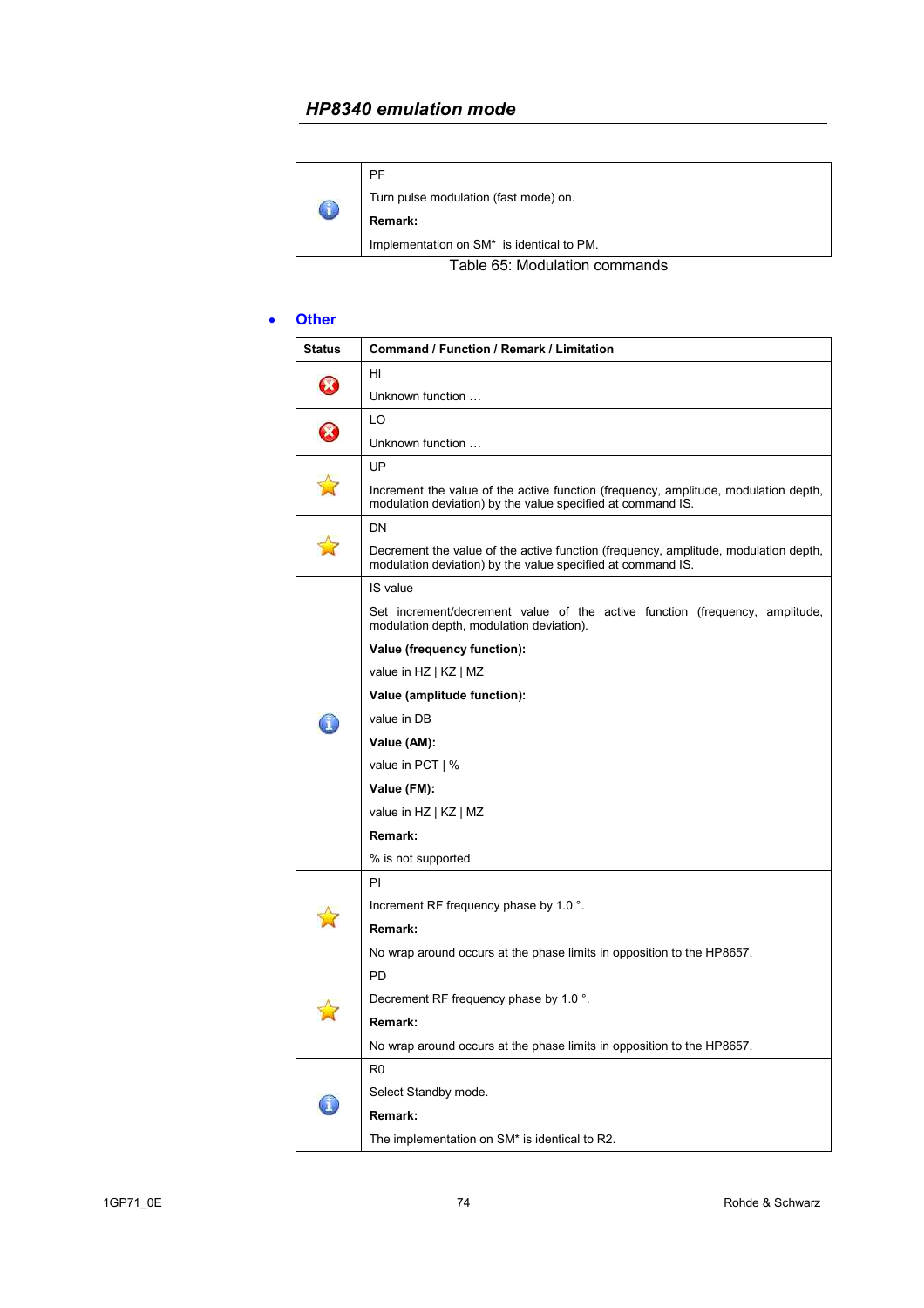| | |
|---|---|
| | PF<br>Turn pulse modulation (fast mode) on.<br>**Remark:**<br>Implementation on SM* is identical to PM. |

Table 65: Modulation commands

- **Other**

| Status | Command / Function / Remark / Limitation |
|---|---|
| | HI<br>Unknown function … |
| | LO<br>Unknown function … |
| | UP<br>Increment the value of the active function (frequency, amplitude, modulation depth, modulation deviation) by the value specified at command IS. |
| | DN<br>Decrement the value of the active function (frequency, amplitude, modulation depth, modulation deviation) by the value specified at command IS. |
| | IS value<br>Set increment/decrement value of the active function (frequency, amplitude, modulation depth, modulation deviation).<br>**Value (frequency function):**<br>value in HZ \| KZ \| MZ<br>**Value (amplitude function):**<br>value in DB<br>**Value (AM):**<br>value in PCT \| %<br>**Value (FM):**<br>value in HZ \| KZ \| MZ<br>**Remark:**<br>% is not supported |
| | PI<br>Increment RF frequency phase by 1.0 °.<br>**Remark:**<br>No wrap around occurs at the phase limits in opposition to the HP8657. |
| | PD<br>Decrement RF frequency phase by 1.0 °.<br>**Remark:**<br>No wrap around occurs at the phase limits in opposition to the HP8657. |
| | R0<br>Select Standby mode.<br>**Remark:**<br>The implementation on SM* is identical to R2. |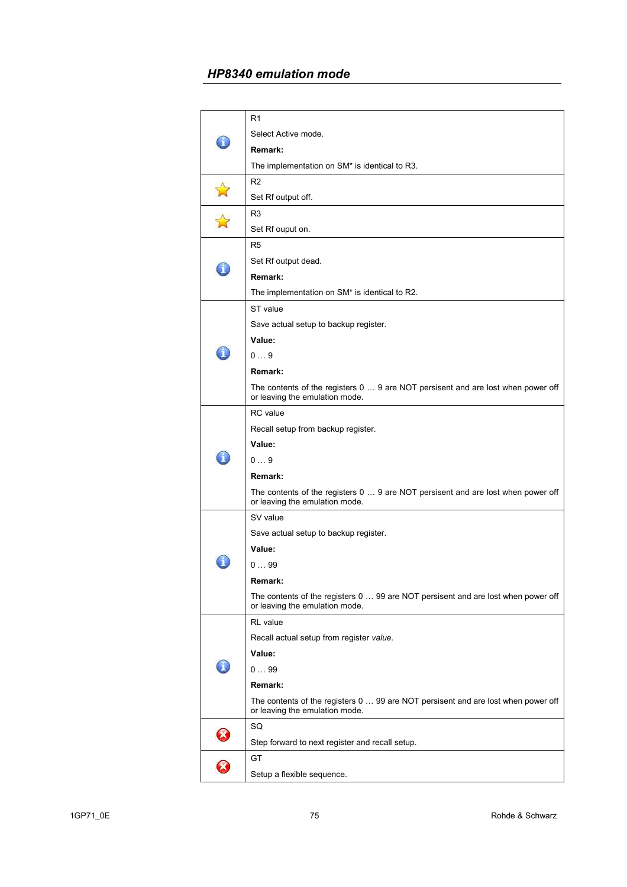## *HP8340 emulation mode*

| | |
|---|---|
| | R1<br><br>Select Active mode.<br><br>**Remark:**<br><br>The implementation on SM* is identical to R3. |
| | R2<br><br>Set Rf output off. |
| | R3<br><br>Set Rf ouput on. |
| | R5<br><br>Set Rf output dead.<br><br>**Remark:**<br><br>The implementation on SM* is identical to R2. |
| | ST value<br><br>Save actual setup to backup register.<br><br>**Value:**<br><br>0 … 9<br><br>**Remark:**<br><br>The contents of the registers 0 … 9 are NOT persistent and are lost when power off or leaving the emulation mode. |
| | RC value<br><br>Recall setup from backup register.<br><br>**Value:**<br><br>0 … 9<br><br>**Remark:**<br><br>The contents of the registers 0 … 9 are NOT persistent and are lost when power off or leaving the emulation mode. |
| | SV value<br><br>Save actual setup to backup register.<br><br>**Value:**<br><br>0 … 99<br><br>**Remark:**<br><br>The contents of the registers 0 … 99 are NOT persistent and are lost when power off or leaving the emulation mode. |
| | RL value<br><br>Recall actual setup from register *value*.<br><br>**Value:**<br><br>0 … 99<br><br>**Remark:**<br><br>The contents of the registers 0 … 99 are NOT persistent and are lost when power off or leaving the emulation mode. |
| | SQ<br><br>Step forward to next register and recall setup. |
| | GT<br><br>Setup a flexible sequence. |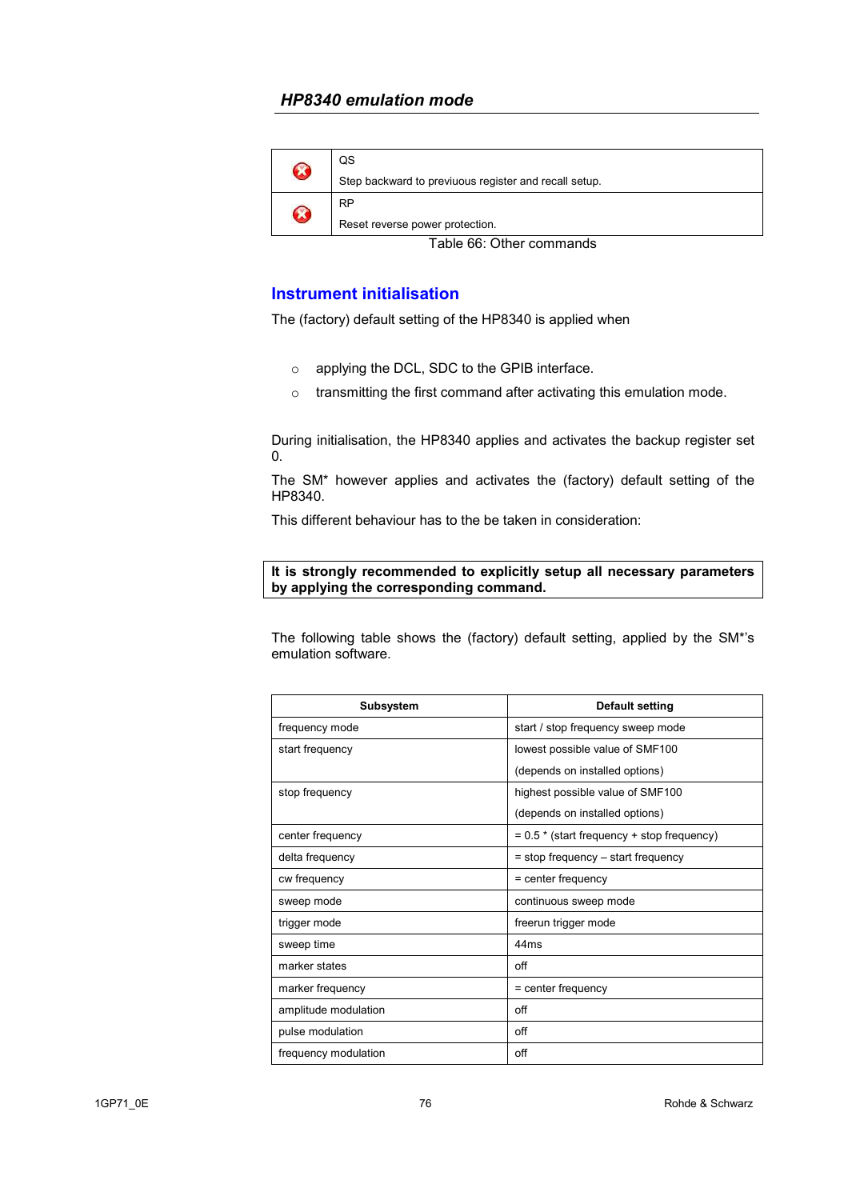| | |
|---|---|
| ✖ | QS<br><br>Step backward to previuous register and recall setup. |
| ✖ | RP<br><br>Reset reverse power protection. |

Table 66: Other commands

## Instrument initialisation

The (factory) default setting of the HP8340 is applied when

- applying the DCL, SDC to the GPIB interface.
- transmitting the first command after activating this emulation mode.

During initialisation, the HP8340 applies and activates the backup register set 0.

The SM* however applies and activates the (factory) default setting of the HP8340.

This different behaviour has to the be taken in consideration:

**It is strongly recommended to explicitly setup all necessary parameters by applying the corresponding command.**

The following table shows the (factory) default setting, applied by the SM*'s emulation software.

| Subsystem | Default setting |
|---|---|
| frequency mode | start / stop frequency sweep mode |
| start frequency | lowest possible value of SMF100<br><br>(depends on installed options) |
| stop frequency | highest possible value of SMF100<br><br>(depends on installed options) |
| center frequency | = 0.5 * (start frequency + stop frequency) |
| delta frequency | = stop frequency – start frequency |
| cw frequency | = center frequency |
| sweep mode | continuous sweep mode |
| trigger mode | freerun trigger mode |
| sweep time | 44ms |
| marker states | off |
| marker frequency | = center frequency |
| amplitude modulation | off |
| pulse modulation | off |
| frequency modulation | off |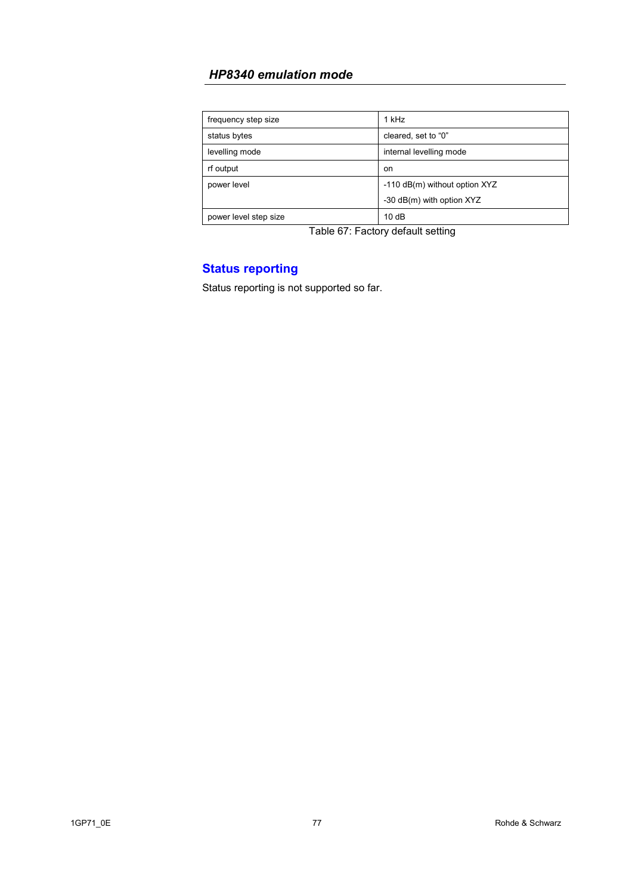| frequency step size | 1 kHz |
|---|---|
| status bytes | cleared, set to "0" |
| levelling mode | internal levelling mode |
| rf output | on |
| power level | -110 dB(m) without option XYZ<br>-30 dB(m) with option XYZ |
| power level step size | 10 dB |

Table 67: Factory default setting

## Status reporting

Status reporting is not supported so far.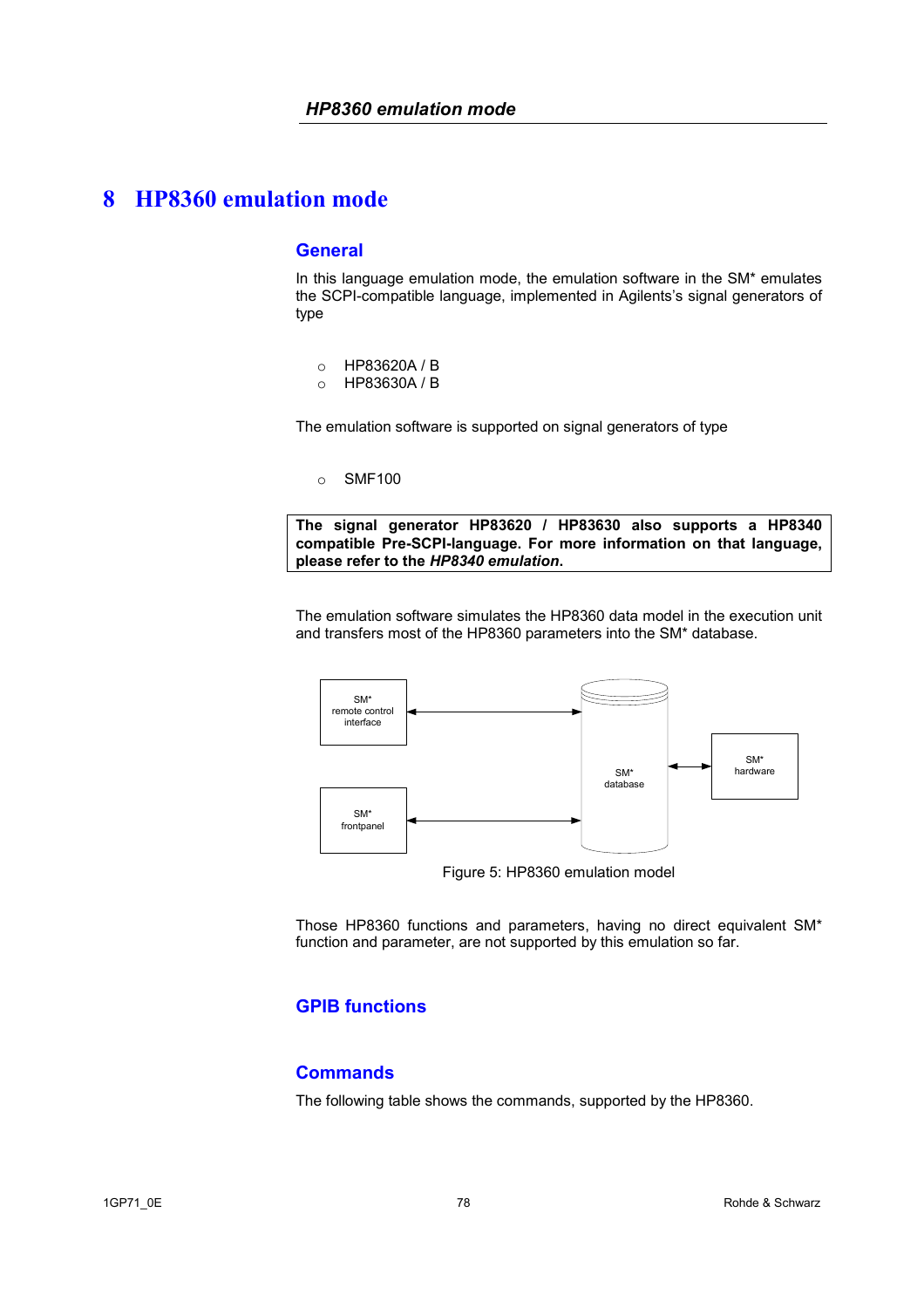# 8 HP8360 emulation mode

## General

In this language emulation mode, the emulation software in the SM* emulates the SCPI-compatible language, implemented in Agilents's signal generators of type

- HP83620A / B
- HP83630A / B

The emulation software is supported on signal generators of type

- SMF100

**The signal generator HP83620 / HP83630 also supports a HP8340 compatible Pre-SCPI-language. For more information on that language, please refer to the *HP8340 emulation*.**

The emulation software simulates the HP8360 data model in the execution unit and transfers most of the HP8360 parameters into the SM* database.

SM* remote control interface

SM* frontpanel

SM* database

SM* hardware

Figure 5: HP8360 emulation model

Those HP8360 functions and parameters, having no direct equivalent SM* function and parameter, are not supported by this emulation so far.

## GPIB functions

## Commands

The following table shows the commands, supported by the HP8360.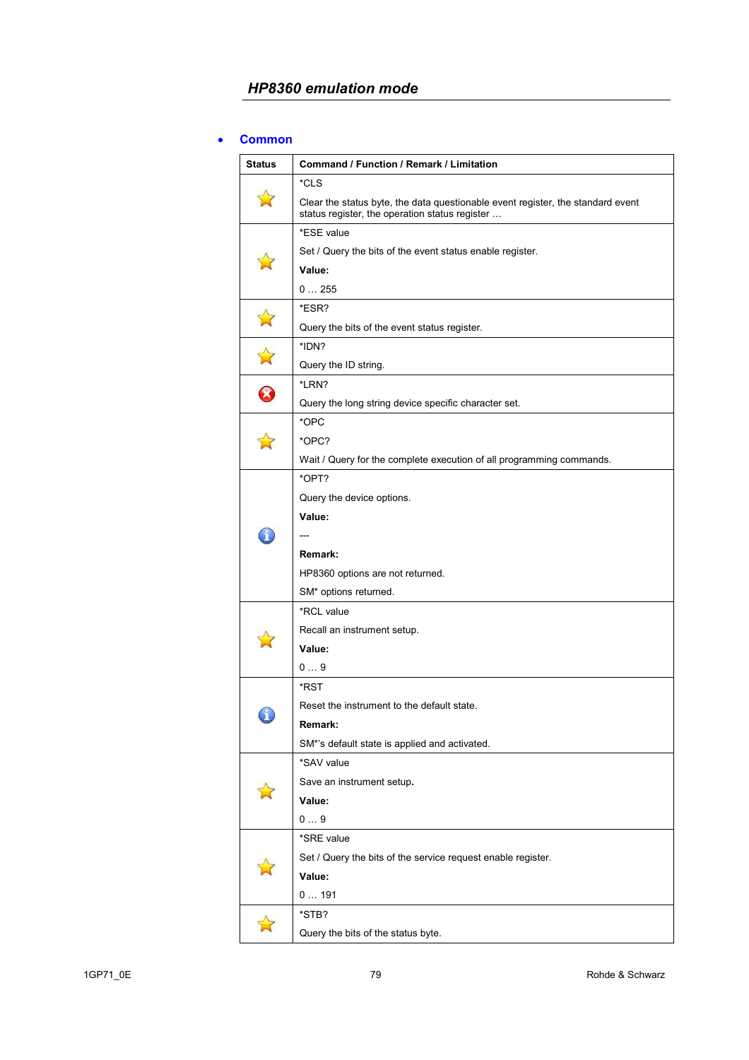## HP8360 emulation mode

- **Common**

| Status | Command / Function / Remark / Limitation |
| --- | --- |
| ☆ | *CLS<br><br>Clear the status byte, the data questionable event register, the standard event status register, the operation status register … |
| ☆ | *ESE value<br><br>Set / Query the bits of the event status enable register.<br><br>**Value:**<br><br>0 … 255 |
| ☆ | *ESR?<br><br>Query the bits of the event status register. |
| ☆ | *IDN?<br><br>Query the ID string. |
| ⊗ | *LRN?<br><br>Query the long string device specific character set. |
| ☆ | *OPC<br><br>*OPC?<br><br>Wait / Query for the complete execution of all programming commands. |
| ⓘ | *OPT?<br><br>Query the device options.<br><br>**Value:**<br><br>---<br><br>**Remark:**<br><br>HP8360 options are not returned.<br><br>SM* options returned. |
| ☆ | *RCL value<br><br>Recall an instrument setup.<br><br>**Value:**<br><br>0 … 9 |
| ⓘ | *RST<br><br>Reset the instrument to the default state.<br><br>**Remark:**<br><br>SM*'s default state is applied and activated. |
| ☆ | *SAV value<br><br>Save an instrument setup.<br><br>**Value:**<br><br>0 … 9 |
| ☆ | *SRE value<br><br>Set / Query the bits of the service request enable register.<br><br>**Value:**<br><br>0 … 191 |
| ☆ | *STB?<br><br>Query the bits of the status byte. |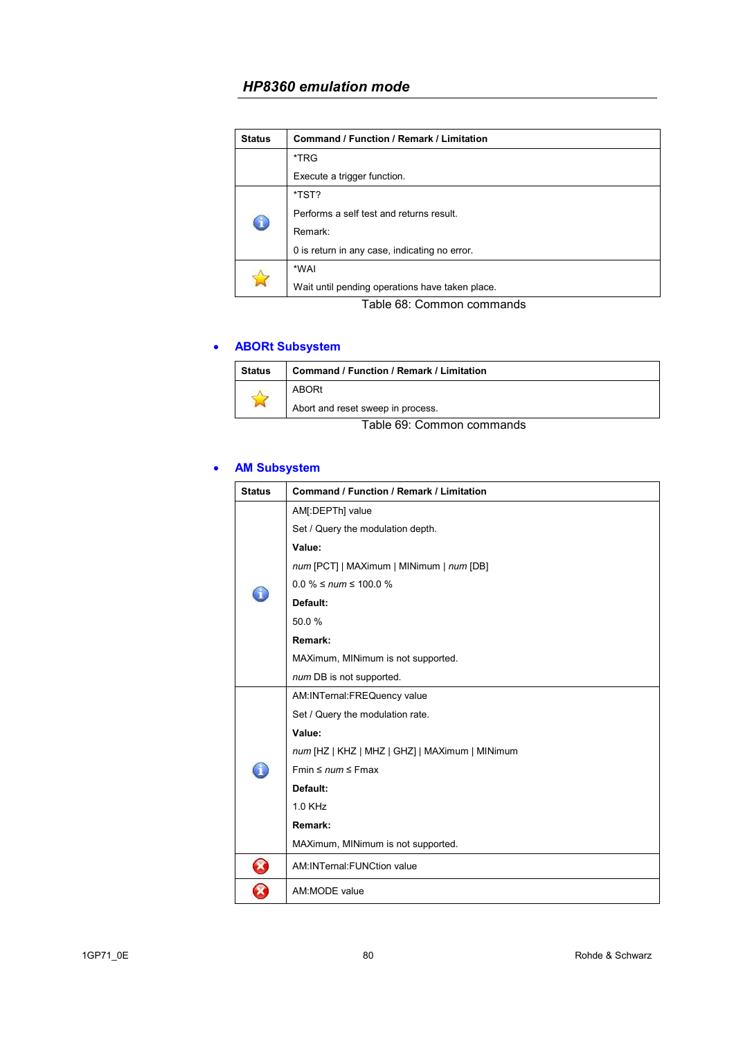## HP8360 emulation mode

| Status | Command / Function / Remark / Limitation |
|---|---|
| | *TRG<br>Execute a trigger function. |
| ℹ | *TST?<br>Performs a self test and returns result.<br>Remark:<br>0 is return in any case, indicating no error. |
| ☆ | *WAI<br>Wait until pending operations have taken place. |

Table 68: Common commands

- **ABORt Subsystem**

| Status | Command / Function / Remark / Limitation |
|---|---|
| ☆ | ABORt<br>Abort and reset sweep in process. |

Table 69: Common commands

- **AM Subsystem**

| Status | Command / Function / Remark / Limitation |
|---|---|
| ℹ | AM[:DEPTh] value<br>Set / Query the modulation depth.<br>**Value:**<br>*num* [PCT] \| MAXimum \| MINimum \| *num* [DB]<br>0.0 % ≤ *num* ≤ 100.0 %<br>**Default:**<br>50.0 %<br>**Remark:**<br>MAXimum, MINimum is not supported.<br>*num* DB is not supported. |
| ℹ | AM:INTernal:FREQuency value<br>Set / Query the modulation rate.<br>**Value:**<br>*num* [HZ \| KHZ \| MHZ \| GHZ] \| MAXimum \| MINimum<br>Fmin ≤ *num* ≤ Fmax<br>**Default:**<br>1.0 KHz<br>**Remark:**<br>MAXimum, MINimum is not supported. |
| ✖ | AM:INTernal:FUNCtion value |
| ✖ | AM:MODE value |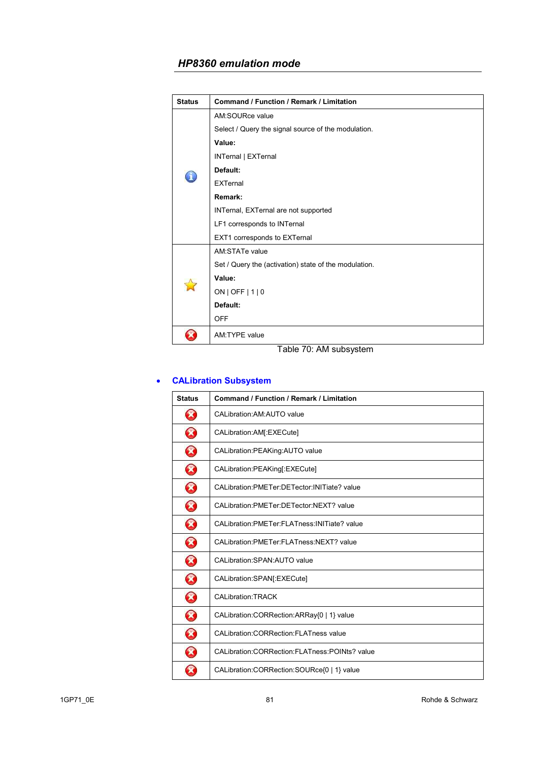| Status | Command / Function / Remark / Limitation |
|---|---|
| ℹ | AM:SOURce value<br>Select / Query the signal source of the modulation.<br>**Value:**<br>INTernal \| EXTernal<br>**Default:**<br>EXTernal<br>**Remark:**<br>INTernal, EXTernal are not supported<br>LF1 corresponds to INTernal<br>EXT1 corresponds to EXTernal |
| ☆ | AM:STATe value<br>Set / Query the (activation) state of the modulation.<br>**Value:**<br>ON \| OFF \| 1 \| 0<br>**Default:**<br>OFF |
| ✗ | AM:TYPE value |

Table 70: AM subsystem

- **CALibration Subsystem**

| Status | Command / Function / Remark / Limitation |
|---|---|
| ✗ | CALibration:AM:AUTO value |
| ✗ | CALibration:AM[:EXECute] |
| ✗ | CALibration:PEAKing:AUTO value |
| ✗ | CALibration:PEAKing[:EXECute] |
| ✗ | CALibration:PMETer:DETector:INITiate? value |
| ✗ | CALibration:PMETer:DETector:NEXT? value |
| ✗ | CALibration:PMETer:FLATness:INITiate? value |
| ✗ | CALibration:PMETer:FLATness:NEXT? value |
| ✗ | CALibration:SPAN:AUTO value |
| ✗ | CALibration:SPAN[:EXECute] |
| ✗ | CALibration:TRACK |
| ✗ | CALibration:CORRection:ARRay{0 \| 1} value |
| ✗ | CALibration:CORRection:FLATness value |
| ✗ | CALibration:CORRection:FLATness:POINts? value |
| ✗ | CALibration:CORRection:SOURce{0 \| 1} value |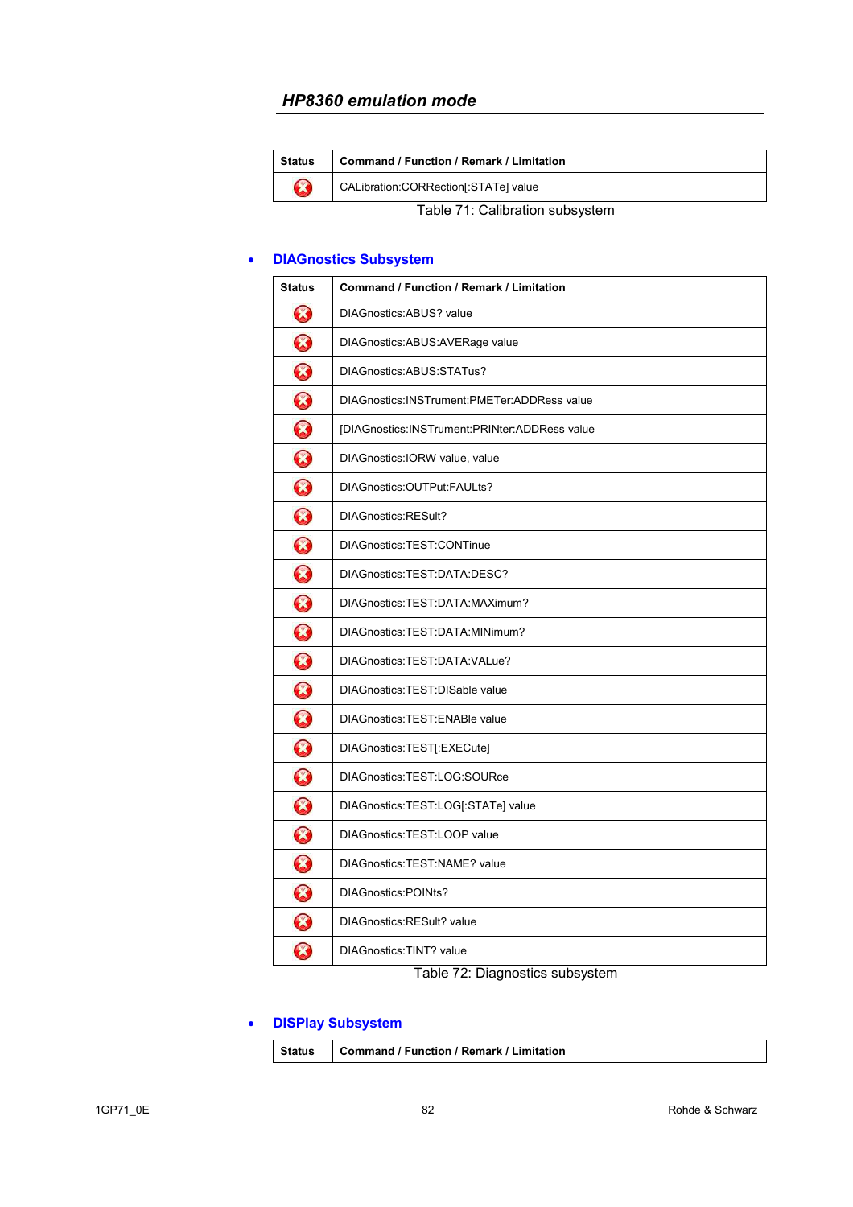| Status | Command / Function / Remark / Limitation |
|---|---|
| ⊗ | CALibration:CORRection[:STATe] value |

Table 71: Calibration subsystem

- **DIAGnostics Subsystem**

| Status | Command / Function / Remark / Limitation |
|---|---|
| ⊗ | DIAGnostics:ABUS? value |
| ⊗ | DIAGnostics:ABUS:AVERage value |
| ⊗ | DIAGnostics:ABUS:STATus? |
| ⊗ | DIAGnostics:INSTrument:PMETer:ADDRess value |
| ⊗ | [DIAGnostics:INSTrument:PRINter:ADDRess value |
| ⊗ | DIAGnostics:IORW value, value |
| ⊗ | DIAGnostics:OUTPut:FAULts? |
| ⊗ | DIAGnostics:RESult? |
| ⊗ | DIAGnostics:TEST:CONTinue |
| ⊗ | DIAGnostics:TEST:DATA:DESC? |
| ⊗ | DIAGnostics:TEST:DATA:MAXimum? |
| ⊗ | DIAGnostics:TEST:DATA:MINimum? |
| ⊗ | DIAGnostics:TEST:DATA:VALue? |
| ⊗ | DIAGnostics:TEST:DISable value |
| ⊗ | DIAGnostics:TEST:ENABle value |
| ⊗ | DIAGnostics:TEST[:EXECute] |
| ⊗ | DIAGnostics:TEST:LOG:SOURce |
| ⊗ | DIAGnostics:TEST:LOG[:STATe] value |
| ⊗ | DIAGnostics:TEST:LOOP value |
| ⊗ | DIAGnostics:TEST:NAME? value |
| ⊗ | DIAGnostics:POINts? |
| ⊗ | DIAGnostics:RESult? value |
| ⊗ | DIAGnostics:TINT? value |

Table 72: Diagnostics subsystem

- **DISPlay Subsystem**

| Status | Command / Function / Remark / Limitation |
|---|---|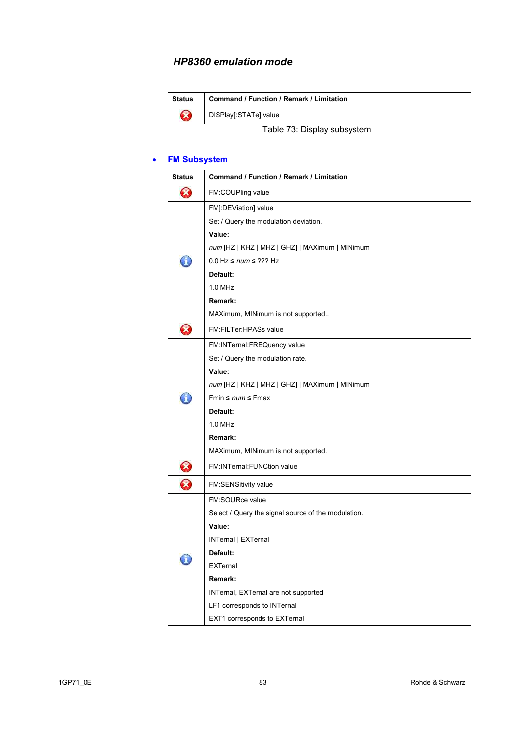## HP8360 emulation mode

| Status | Command / Function / Remark / Limitation |
|---|---|
| ✗ | DISPlay[:STATe] value |

Table 73: Display subsystem

- **FM Subsystem**

| Status | Command / Function / Remark / Limitation |
|---|---|
| ✗ | FM:COUPling value |
| i | FM[:DEViation] value<br>Set / Query the modulation deviation.<br>**Value:**<br>*num* [HZ \| KHZ \| MHZ \| GHZ] \| MAXimum \| MINimum<br>0.0 Hz ≤ *num* ≤ ??? Hz<br>**Default:**<br>1.0 MHz<br>**Remark:**<br>MAXimum, MINimum is not supported.. |
| ✗ | FM:FILTer:HPASs value |
| i | FM:INTernal:FREQuency value<br>Set / Query the modulation rate.<br>**Value:**<br>*num* [HZ \| KHZ \| MHZ \| GHZ] \| MAXimum \| MINimum<br>Fmin ≤ *num* ≤ Fmax<br>**Default:**<br>1.0 MHz<br>**Remark:**<br>MAXimum, MINimum is not supported. |
| ✗ | FM:INTernal:FUNCtion value |
| ✗ | FM:SENSitivity value |
| i | FM:SOURce value<br>Select / Query the signal source of the modulation.<br>**Value:**<br>INTernal \| EXTernal<br>**Default:**<br>EXTernal<br>**Remark:**<br>INTernal, EXTernal are not supported<br>LF1 corresponds to INTernal<br>EXT1 corresponds to EXTernal |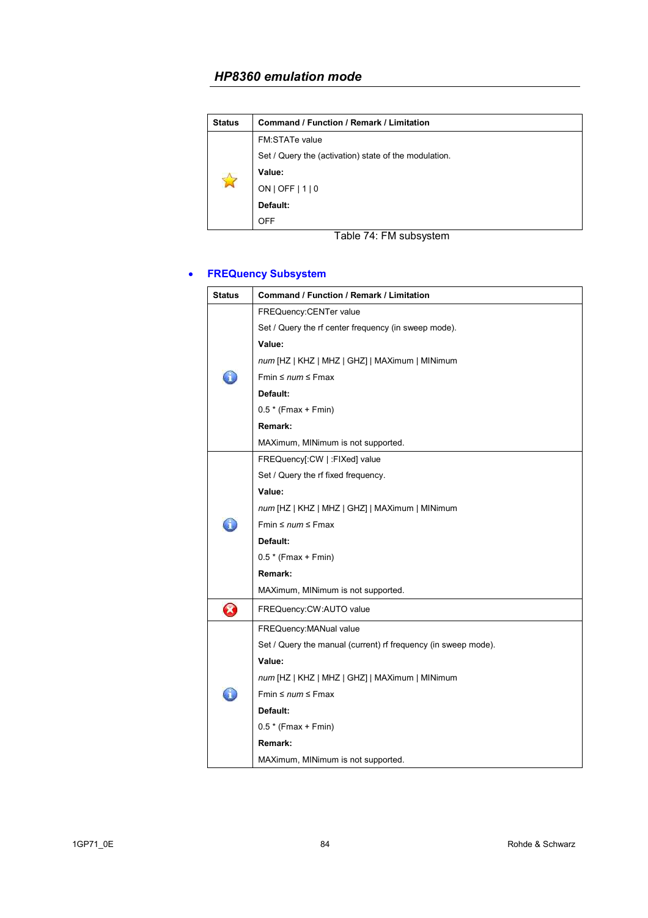| Status | Command / Function / Remark / Limitation |
|---|---|
| ⭐ | FM:STATe value<br>Set / Query the (activation) state of the modulation.<br>**Value:**<br>ON \| OFF \| 1 \| 0<br>**Default:**<br>OFF |

Table 74: FM subsystem

- **FREQuency Subsystem**

| Status | Command / Function / Remark / Limitation |
|---|---|
| ℹ | FREQuency:CENTer value<br>Set / Query the rf center frequency (in sweep mode).<br>**Value:**<br>*num* [HZ \| KHZ \| MHZ \| GHZ] \| MAXimum \| MINimum<br>Fmin ≤ *num* ≤ Fmax<br>**Default:**<br>0.5 * (Fmax + Fmin)<br>**Remark:**<br>MAXimum, MINimum is not supported. |
| ℹ | FREQuency[:CW \| :FIXed] value<br>Set / Query the rf fixed frequency.<br>**Value:**<br>*num* [HZ \| KHZ \| MHZ \| GHZ] \| MAXimum \| MINimum<br>Fmin ≤ *num* ≤ Fmax<br>**Default:**<br>0.5 * (Fmax + Fmin)<br>**Remark:**<br>MAXimum, MINimum is not supported. |
| ✖ | FREQuency:CW:AUTO value |
| ℹ | FREQuency:MANual value<br>Set / Query the manual (current) rf frequency (in sweep mode).<br>**Value:**<br>*num* [HZ \| KHZ \| MHZ \| GHZ] \| MAXimum \| MINimum<br>Fmin ≤ *num* ≤ Fmax<br>**Default:**<br>0.5 * (Fmax + Fmin)<br>**Remark:**<br>MAXimum, MINimum is not supported. |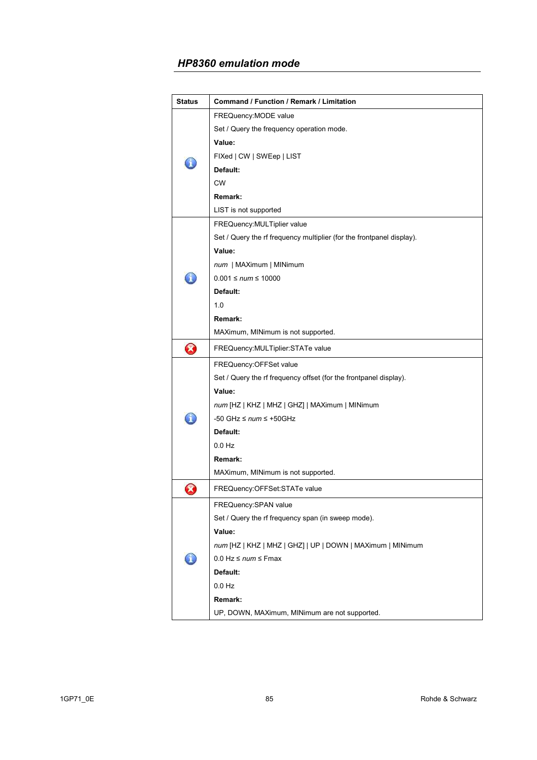## HP8360 emulation mode

| Status | Command / Function / Remark / Limitation |
| --- | --- |
| ℹ | FREQuency:MODE value<br>Set / Query the frequency operation mode.<br>**Value:**<br>FIXed \| CW \| SWEep \| LIST<br>**Default:**<br>CW<br>**Remark:**<br>LIST is not supported |
| ℹ | FREQuency:MULTiplier value<br>Set / Query the rf frequency multiplier (for the frontpanel display).<br>**Value:**<br>*num* \| MAXimum \| MINimum<br>0.001 ≤ *num* ≤ 10000<br>**Default:**<br>1.0<br>**Remark:**<br>MAXimum, MINimum is not supported. |
| ✖ | FREQuency:MULTiplier:STATe value |
| ℹ | FREQuency:OFFSet value<br>Set / Query the rf frequency offset (for the frontpanel display).<br>**Value:**<br>*num* [HZ \| KHZ \| MHZ \| GHZ] \| MAXimum \| MINimum<br>-50 GHz ≤ *num* ≤ +50GHz<br>**Default:**<br>0.0 Hz<br>**Remark:**<br>MAXimum, MINimum is not supported. |
| ✖ | FREQuency:OFFSet:STATe value |
| ℹ | FREQuency:SPAN value<br>Set / Query the rf frequency span (in sweep mode).<br>**Value:**<br>*num* [HZ \| KHZ \| MHZ \| GHZ] \| UP \| DOWN \| MAXimum \| MINimum<br>0.0 Hz ≤ *num* ≤ Fmax<br>**Default:**<br>0.0 Hz<br>**Remark:**<br>UP, DOWN, MAXimum, MINimum are not supported. |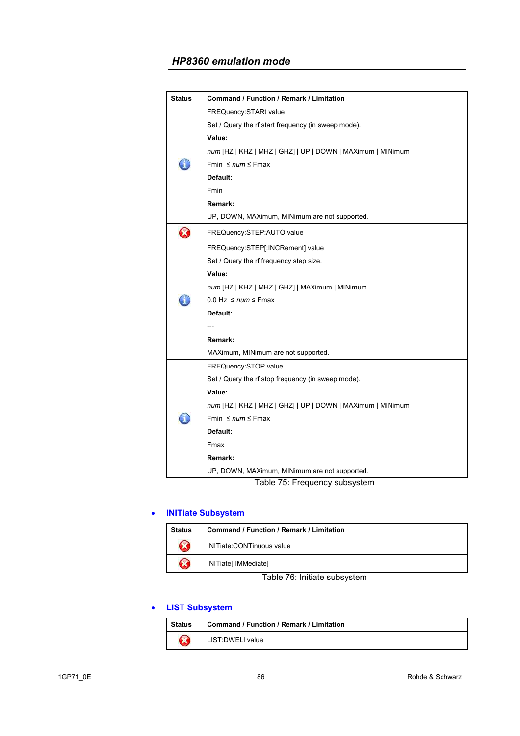## HP8360 emulation mode

| Status | Command / Function / Remark / Limitation |
|---|---|
| ℹ | FREQuency:STARt value<br>Set / Query the rf start frequency (in sweep mode).<br>**Value:**<br>*num* [HZ \| KHZ \| MHZ \| GHZ] \| UP \| DOWN \| MAXimum \| MINimum<br>Fmin ≤ *num* ≤ Fmax<br>**Default:**<br>Fmin<br>**Remark:**<br>UP, DOWN, MAXimum, MINimum are not supported. |
| ✖ | FREQuency:STEP:AUTO value |
| ℹ | FREQuency:STEP[:INCRement] value<br>Set / Query the rf frequency step size.<br>**Value:**<br>*num* [HZ \| KHZ \| MHZ \| GHZ] \| MAXimum \| MINimum<br>0.0 Hz ≤ *num* ≤ Fmax<br>**Default:**<br>---<br>**Remark:**<br>MAXimum, MINimum are not supported. |
| ℹ | FREQuency:STOP value<br>Set / Query the rf stop frequency (in sweep mode).<br>**Value:**<br>*num* [HZ \| KHZ \| MHZ \| GHZ] \| UP \| DOWN \| MAXimum \| MINimum<br>Fmin ≤ *num* ≤ Fmax<br>**Default:**<br>Fmax<br>**Remark:**<br>UP, DOWN, MAXimum, MINimum are not supported. |

Table 75: Frequency subsystem

- **INITiate Subsystem**

| Status | Command / Function / Remark / Limitation |
|---|---|
| ✖ | INITiate:CONTinuous value |
| ✖ | INITiate[:IMMediate] |

Table 76: Initiate subsystem

- **LIST Subsystem**

| Status | Command / Function / Remark / Limitation |
|---|---|
| ✖ | LIST:DWELl value |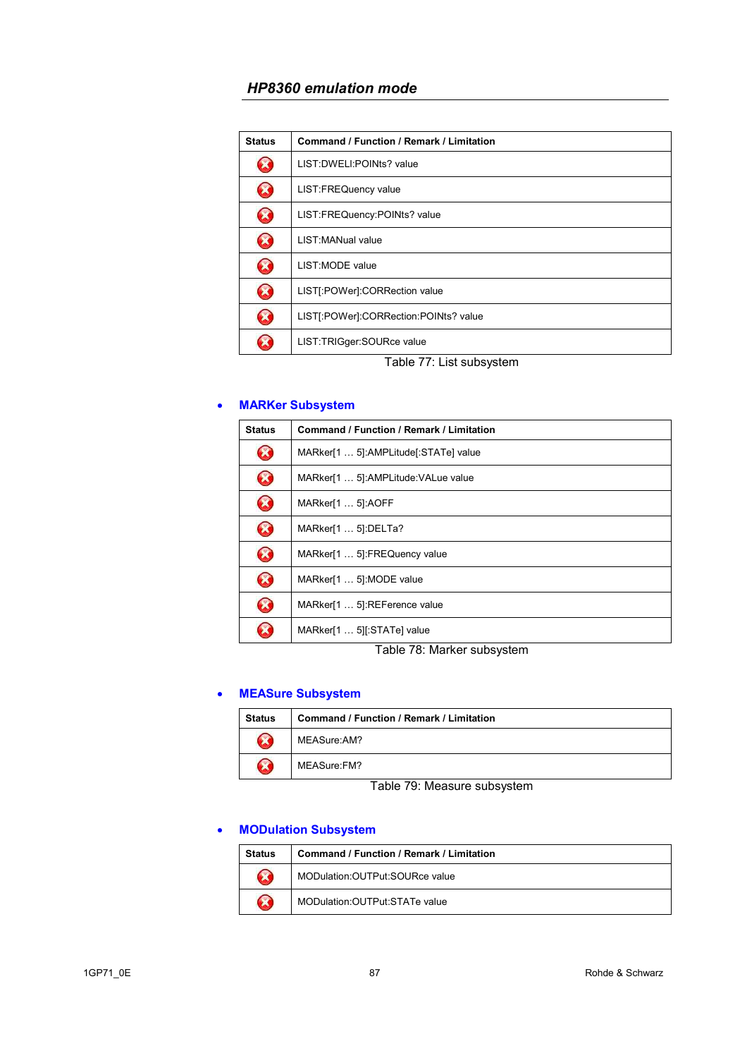| Status | Command / Function / Remark / Limitation |
|---|---|
| ❌ | LIST:DWELl:POINts? value |
| ❌ | LIST:FREQuency value |
| ❌ | LIST:FREQuency:POINts? value |
| ❌ | LIST:MANual value |
| ❌ | LIST:MODE value |
| ❌ | LIST[:POWer]:CORRection value |
| ❌ | LIST[:POWer]:CORRection:POINts? value |
| ❌ | LIST:TRIGger:SOURce value |

Table 77: List subsystem

- **MARKer Subsystem**

| Status | Command / Function / Remark / Limitation |
|---|---|
| ❌ | MARker[1 … 5]:AMPLitude[:STATe] value |
| ❌ | MARker[1 … 5]:AMPLitude:VALue value |
| ❌ | MARker[1 … 5]:AOFF |
| ❌ | MARker[1 … 5]:DELTa? |
| ❌ | MARker[1 … 5]:FREQuency value |
| ❌ | MARker[1 … 5]:MODE value |
| ❌ | MARker[1 … 5]:REFerence value |
| ❌ | MARker[1 … 5][:STATe] value |

Table 78: Marker subsystem

- **MEASure Subsystem**

| Status | Command / Function / Remark / Limitation |
|---|---|
| ❌ | MEASure:AM? |
| ❌ | MEASure:FM? |

Table 79: Measure subsystem

- **MODulation Subsystem**

| Status | Command / Function / Remark / Limitation |
|---|---|
| ❌ | MODulation:OUTPut:SOURce value |
| ❌ | MODulation:OUTPut:STATe value |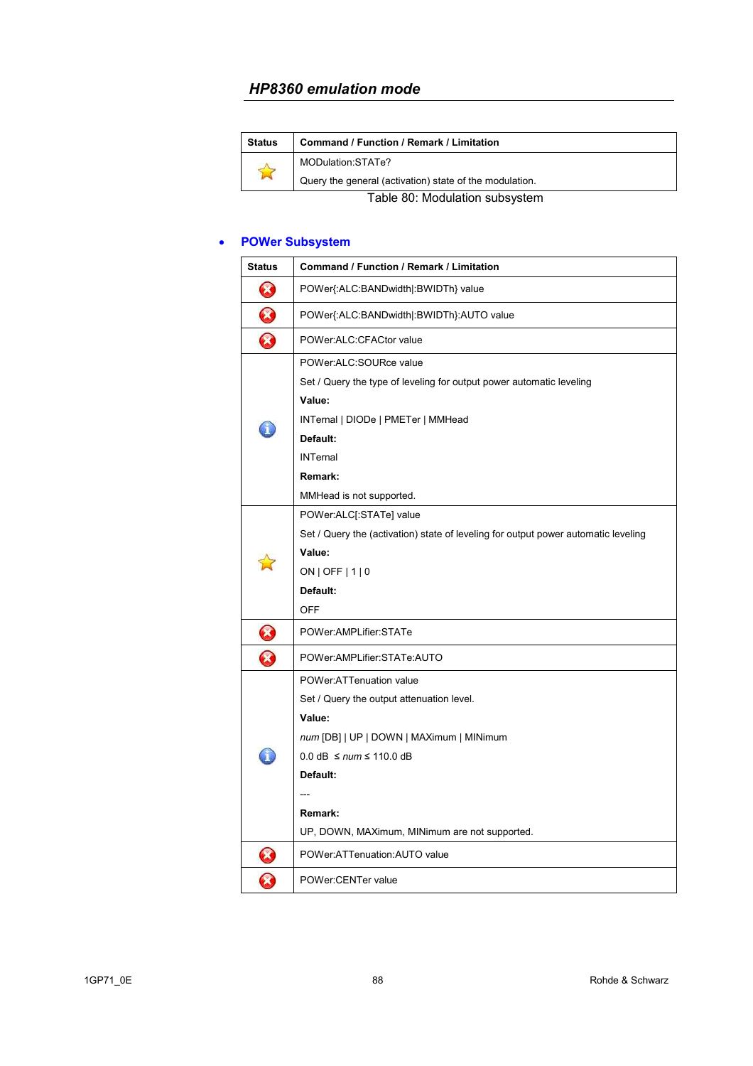## HP8360 emulation mode

| Status | Command / Function / Remark / Limitation |
| --- | --- |
| ☆ | MODulation:STATe?<br>Query the general (activation) state of the modulation. |

Table 80: Modulation subsystem

- **POWer Subsystem**

| Status | Command / Function / Remark / Limitation |
| --- | --- |
| ⊗ | POWer{:ALC:BANDwidth\|:BWIDTh} value |
| ⊗ | POWer{:ALC:BANDwidth\|:BWIDTh}:AUTO value |
| ⊗ | POWer:ALC:CFACtor value |
| ⓘ | POWer:ALC:SOURce value<br>Set / Query the type of leveling for output power automatic leveling<br>**Value:**<br>INTernal \| DIODe \| PMETer \| MMHead<br>**Default:**<br>INTernal<br>**Remark:**<br>MMHead is not supported. |
| ☆ | POWer:ALC[:STATe] value<br>Set / Query the (activation) state of leveling for output power automatic leveling<br>**Value:**<br>ON \| OFF \| 1 \| 0<br>**Default:**<br>OFF |
| ⊗ | POWer:AMPLifier:STATe |
| ⊗ | POWer:AMPLifier:STATe:AUTO |
| ⓘ | POWer:ATTenuation value<br>Set / Query the output attenuation level.<br>**Value:**<br>*num* [DB] \| UP \| DOWN \| MAXimum \| MINimum<br>0.0 dB ≤ *num* ≤ 110.0 dB<br>**Default:**<br>---<br>**Remark:**<br>UP, DOWN, MAXimum, MINimum are not supported. |
| ⊗ | POWer:ATTenuation:AUTO value |
| ⊗ | POWer:CENTer value |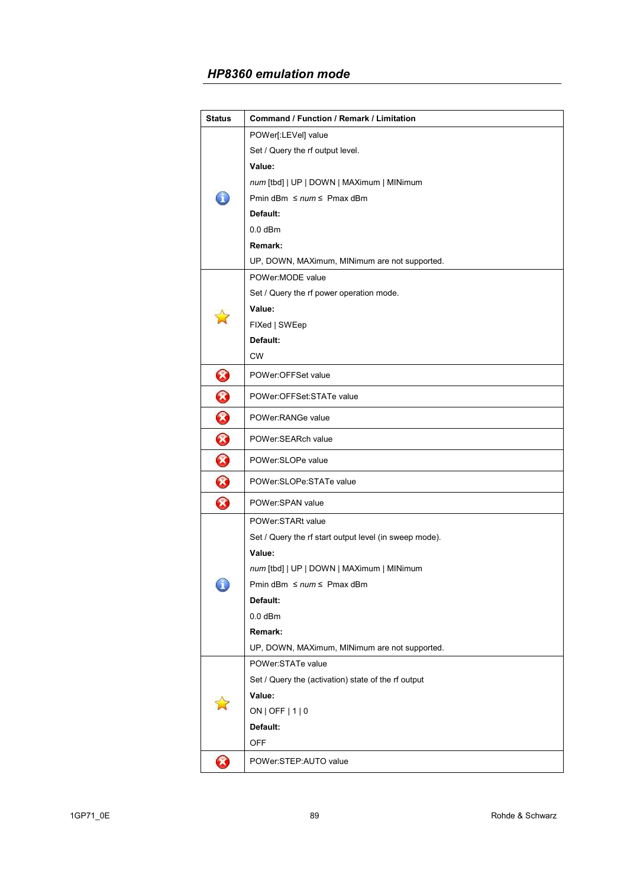## HP8360 emulation mode

| Status | Command / Function / Remark / Limitation |
|---|---|
| ℹ | POWer[:LEVel] value<br>Set / Query the rf output level.<br>**Value:**<br>*num* [tbd] \| UP \| DOWN \| MAXimum \| MINimum<br>Pmin dBm ≤ *num* ≤ Pmax dBm<br>**Default:**<br>0.0 dBm<br>**Remark:**<br>UP, DOWN, MAXimum, MINimum are not supported. |
| ☆ | POWer:MODE value<br>Set / Query the rf power operation mode.<br>**Value:**<br>FIXed \| SWEep<br>**Default:**<br>CW |
| ⊗ | POWer:OFFSet value |
| ⊗ | POWer:OFFSet:STATe value |
| ⊗ | POWer:RANGe value |
| ⊗ | POWer:SEARch value |
| ⊗ | POWer:SLOPe value |
| ⊗ | POWer:SLOPe:STATe value |
| ⊗ | POWer:SPAN value |
| ℹ | POWer:STARt value<br>Set / Query the rf start output level (in sweep mode).<br>**Value:**<br>*num* [tbd] \| UP \| DOWN \| MAXimum \| MINimum<br>Pmin dBm ≤ *num* ≤ Pmax dBm<br>**Default:**<br>0.0 dBm<br>**Remark:**<br>UP, DOWN, MAXimum, MINimum are not supported. |
| ☆ | POWer:STATe value<br>Set / Query the (activation) state of the rf output<br>**Value:**<br>ON \| OFF \| 1 \| 0<br>**Default:**<br>OFF |
| ⊗ | POWer:STEP:AUTO value |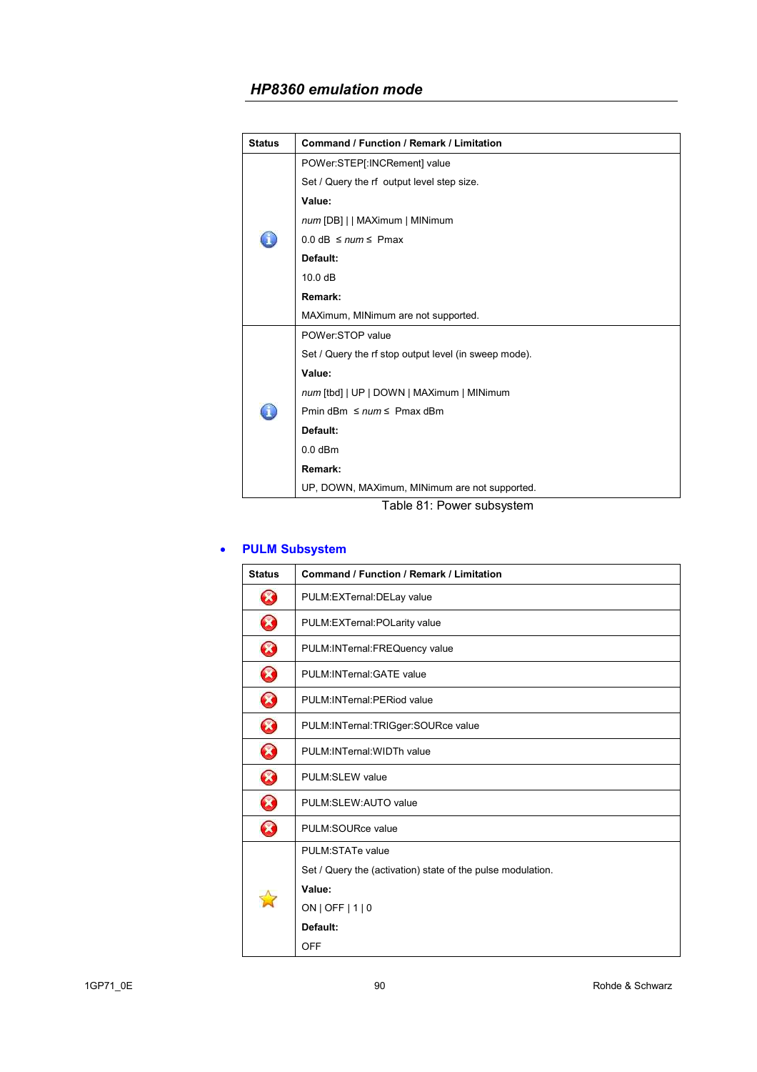## HP8360 emulation mode

| Status | Command / Function / Remark / Limitation |
|---|---|
| ℹ | POWer:STEP[:INCRement] value<br>Set / Query the rf output level step size.<br>**Value:**<br>*num* [DB] \| \| MAXimum \| MINimum<br>0.0 dB ≤ *num* ≤ Pmax<br>**Default:**<br>10.0 dB<br>**Remark:**<br>MAXimum, MINimum are not supported. |
| ℹ | POWer:STOP value<br>Set / Query the rf stop output level (in sweep mode).<br>**Value:**<br>*num* [tbd] \| UP \| DOWN \| MAXimum \| MINimum<br>Pmin dBm ≤ *num* ≤ Pmax dBm<br>**Default:**<br>0.0 dBm<br>**Remark:**<br>UP, DOWN, MAXimum, MINimum are not supported. |

Table 81: Power subsystem

- **PULM Subsystem**

| Status | Command / Function / Remark / Limitation |
|---|---|
| ✗ | PULM:EXTernal:DELay value |
| ✗ | PULM:EXTernal:POLarity value |
| ✗ | PULM:INTernal:FREQuency value |
| ✗ | PULM:INTernal:GATE value |
| ✗ | PULM:INTernal:PERiod value |
| ✗ | PULM:INTernal:TRIGger:SOURce value |
| ✗ | PULM:INTernal:WIDTh value |
| ✗ | PULM:SLEW value |
| ✗ | PULM:SLEW:AUTO value |
| ✗ | PULM:SOURce value |
| ☆ | PULM:STATe value<br>Set / Query the (activation) state of the pulse modulation.<br>**Value:**<br>ON \| OFF \| 1 \| 0<br>**Default:**<br>OFF |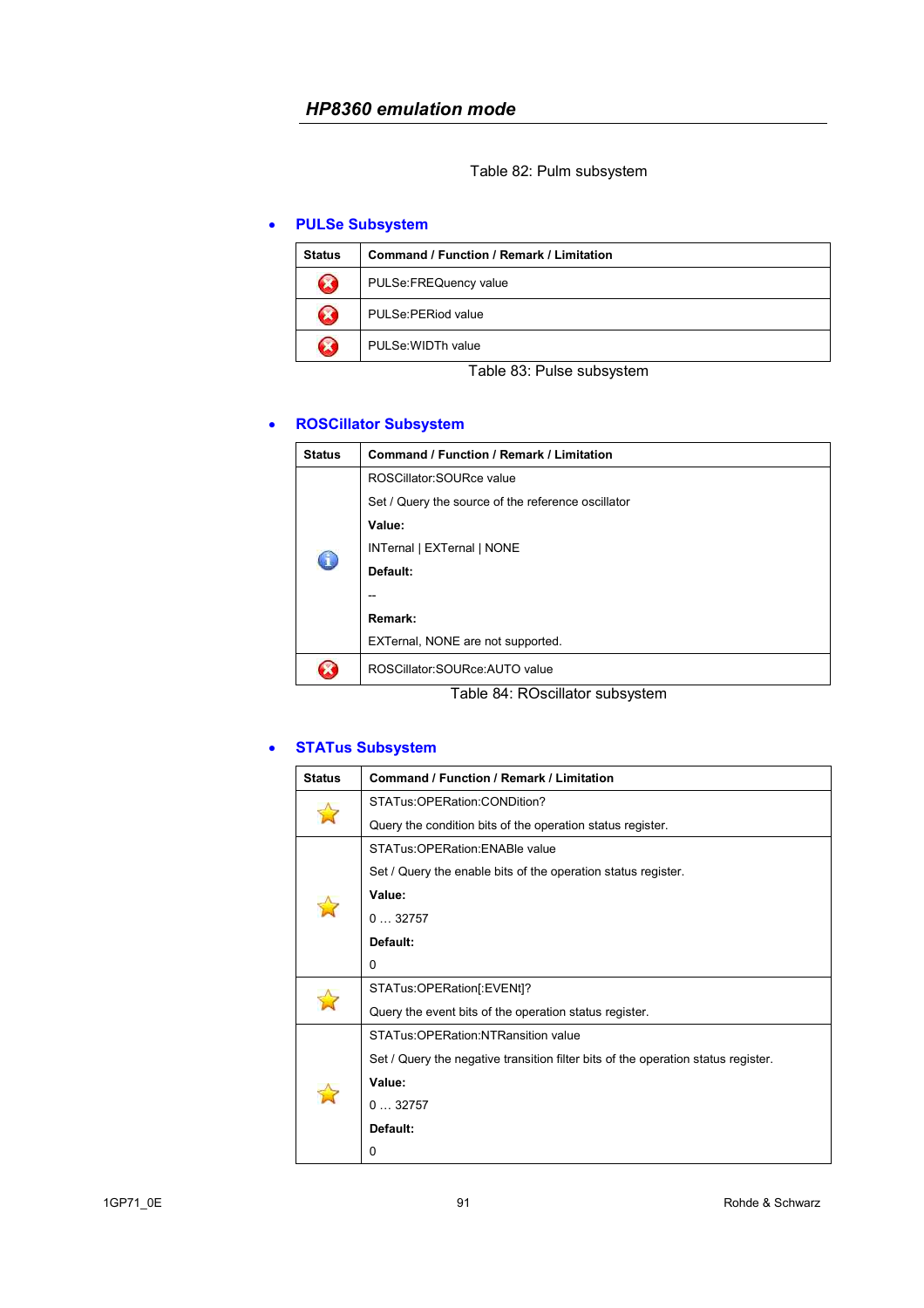Table 82: Pulm subsystem

- **PULSe Subsystem**

| Status | Command / Function / Remark / Limitation |
|---|---|
| ✖ | PULSe:FREQuency value |
| ✖ | PULSe:PERiod value |
| ✖ | PULSe:WIDTh value |

Table 83: Pulse subsystem

- **ROSCillator Subsystem**

| Status | Command / Function / Remark / Limitation |
|---|---|
| ℹ | ROSCillator:SOURce value<br>Set / Query the source of the reference oscillator<br>**Value:**<br>INTernal \| EXTernal \| NONE<br>**Default:**<br>--<br>**Remark:**<br>EXTernal, NONE are not supported. |
| ✖ | ROSCillator:SOURce:AUTO value |

Table 84: ROscillator subsystem

- **STATus Subsystem**

| Status | Command / Function / Remark / Limitation |
|---|---|
| ☆ | STATus:OPERation:CONDition?<br>Query the condition bits of the operation status register. |
| ☆ | STATus:OPERation:ENABle value<br>Set / Query the enable bits of the operation status register.<br>**Value:**<br>0 … 32757<br>**Default:**<br>0 |
| ☆ | STATus:OPERation[:EVENt]?<br>Query the event bits of the operation status register. |
| ☆ | STATus:OPERation:NTRansition value<br>Set / Query the negative transition filter bits of the operation status register.<br>**Value:**<br>0 … 32757<br>**Default:**<br>0 |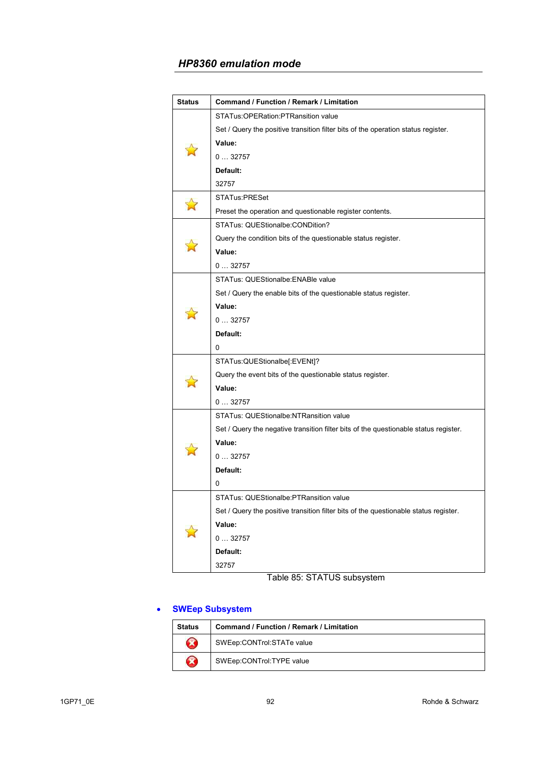## HP8360 emulation mode

| Status | Command / Function / Remark / Limitation |
|---|---|
| ☆ | STATus:OPERation:PTRansition value<br>Set / Query the positive transition filter bits of the operation status register.<br>**Value:**<br>0 … 32757<br>**Default:**<br>32757 |
| ☆ | STATus:PRESet<br>Preset the operation and questionable register contents. |
| ☆ | STATus: QUEStionalbe:CONDition?<br>Query the condition bits of the questionable status register.<br>**Value:**<br>0 … 32757 |
| ☆ | STATus: QUEStionalbe:ENABle value<br>Set / Query the enable bits of the questionable status register.<br>**Value:**<br>0 … 32757<br>**Default:**<br>0 |
| ☆ | STATus:QUEStionalbe[:EVENt]?<br>Query the event bits of the questionable status register.<br>**Value:**<br>0 … 32757 |
| ☆ | STATus: QUEStionalbe:NTRansition value<br>Set / Query the negative transition filter bits of the questionable status register.<br>**Value:**<br>0 … 32757<br>**Default:**<br>0 |
| ☆ | STATus: QUEStionalbe:PTRansition value<br>Set / Query the positive transition filter bits of the questionable status register.<br>**Value:**<br>0 … 32757<br>**Default:**<br>32757 |

Table 85: STATUS subsystem

- **SWEep Subsystem**

| Status | Command / Function / Remark / Limitation |
|---|---|
| ⊗ | SWEep:CONTrol:STATe value |
| ⊗ | SWEep:CONTrol:TYPE value |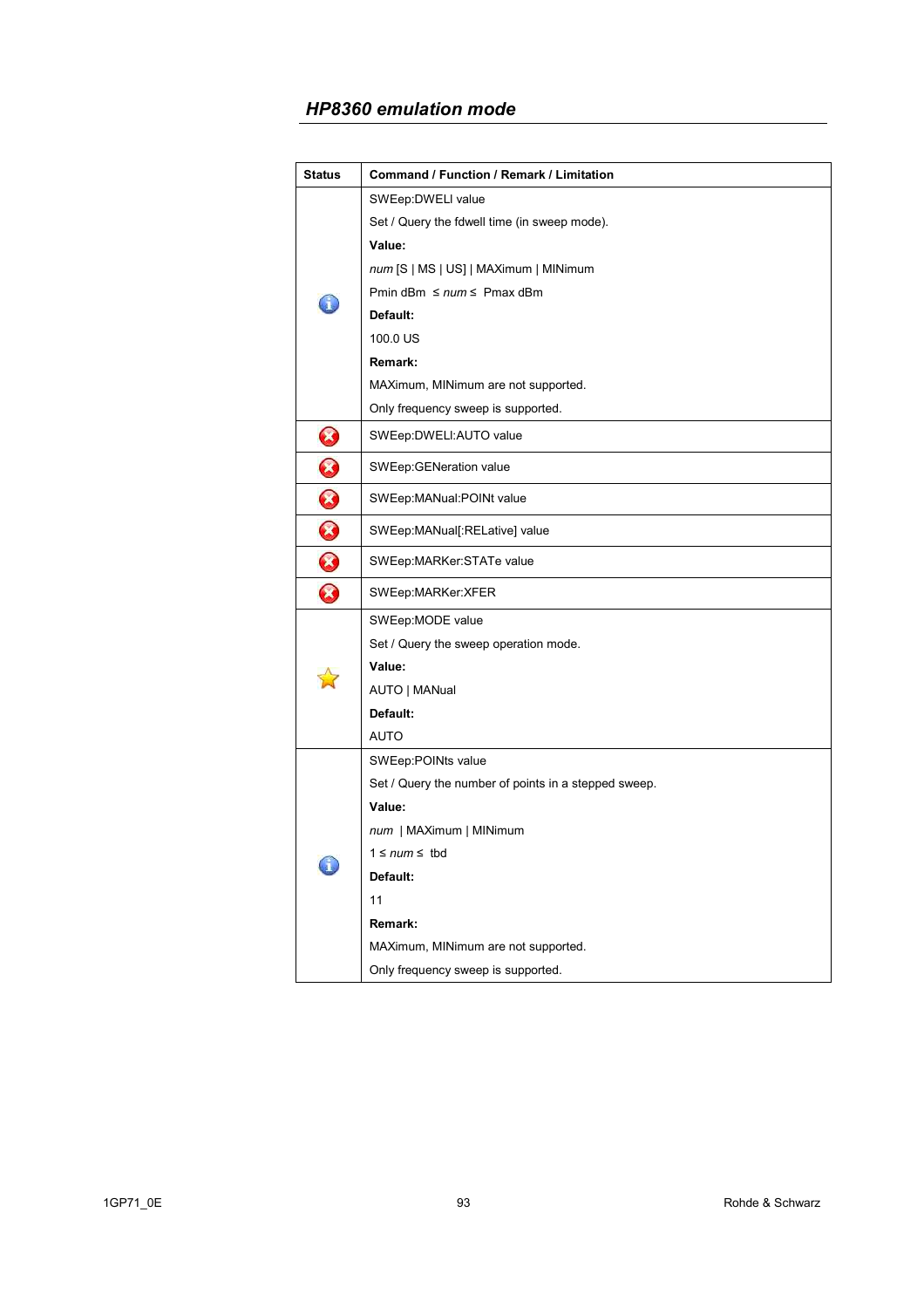## HP8360 emulation mode

| Status | Command / Function / Remark / Limitation |
|---|---|
| ℹ | SWEep:DWELl value<br>Set / Query the fdwell time (in sweep mode).<br>**Value:**<br>*num* [S \| MS \| US] \| MAXimum \| MINimum<br>Pmin dBm ≤ *num* ≤ Pmax dBm<br>**Default:**<br>100.0 US<br>**Remark:**<br>MAXimum, MINimum are not supported.<br>Only frequency sweep is supported. |
| ✖ | SWEep:DWELl:AUTO value |
| ✖ | SWEep:GENeration value |
| ✖ | SWEep:MANual:POINt value |
| ✖ | SWEep:MANual[:RELative] value |
| ✖ | SWEep:MARKer:STATe value |
| ✖ | SWEep:MARKer:XFER |
| ☆ | SWEep:MODE value<br>Set / Query the sweep operation mode.<br>**Value:**<br>AUTO \| MANual<br>**Default:**<br>AUTO |
| ℹ | SWEep:POINts value<br>Set / Query the number of points in a stepped sweep.<br>**Value:**<br>*num* \| MAXimum \| MINimum<br>1 ≤ *num* ≤ tbd<br>**Default:**<br>11<br>**Remark:**<br>MAXimum, MINimum are not supported.<br>Only frequency sweep is supported. |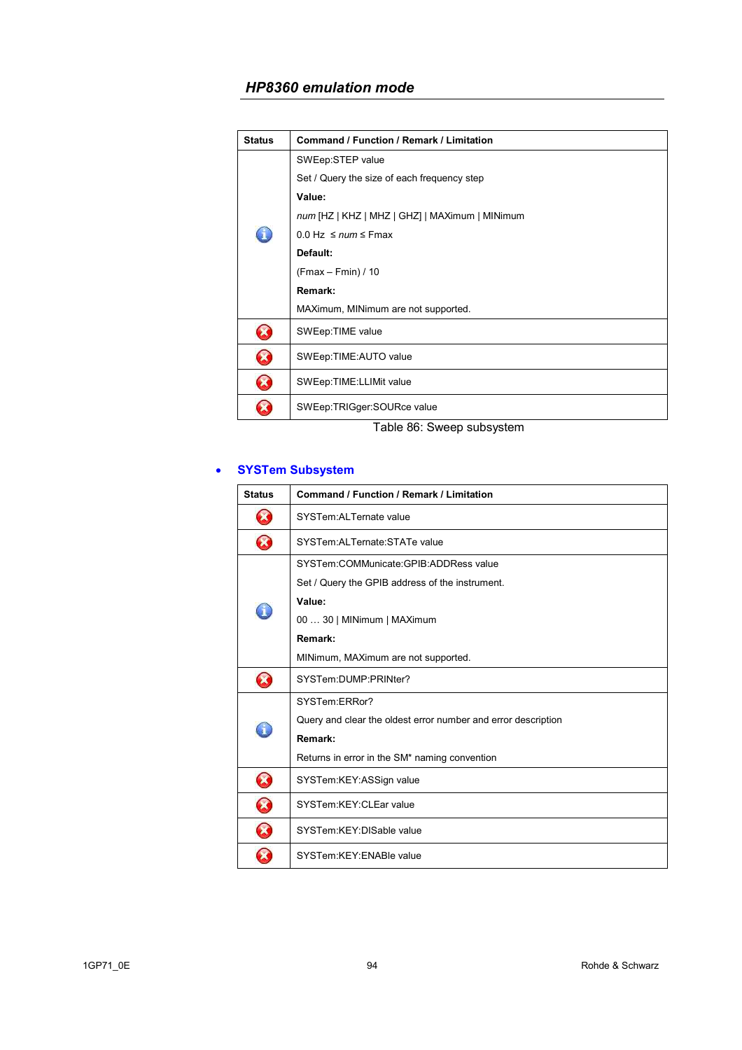## HP8360 emulation mode

| Status | Command / Function / Remark / Limitation |
|---|---|
| ℹ | SWEep:STEP value<br>Set / Query the size of each frequency step<br>**Value:**<br>*num* [HZ \| KHZ \| MHZ \| GHZ] \| MAXimum \| MINimum<br>0.0 Hz ≤ *num* ≤ Fmax<br>**Default:**<br>(Fmax – Fmin) / 10<br>**Remark:**<br>MAXimum, MINimum are not supported. |
| ✖ | SWEep:TIME value |
| ✖ | SWEep:TIME:AUTO value |
| ✖ | SWEep:TIME:LLIMit value |
| ✖ | SWEep:TRIGger:SOURce value |

Table 86: Sweep subsystem

- **SYSTem Subsystem**

| Status | Command / Function / Remark / Limitation |
|---|---|
| ✖ | SYSTem:ALTernate value |
| ✖ | SYSTem:ALTernate:STATe value |
| ℹ | SYSTem:COMMunicate:GPIB:ADDRess value<br>Set / Query the GPIB address of the instrument.<br>**Value:**<br>00 … 30 \| MINimum \| MAXimum<br>**Remark:**<br>MINimum, MAXimum are not supported. |
| ✖ | SYSTem:DUMP:PRINter? |
| ℹ | SYSTem:ERRor?<br>Query and clear the oldest error number and error description<br>**Remark:**<br>Returns in error in the SM* naming convention |
| ✖ | SYSTem:KEY:ASSign value |
| ✖ | SYSTem:KEY:CLEar value |
| ✖ | SYSTem:KEY:DISable value |
| ✖ | SYSTem:KEY:ENABle value |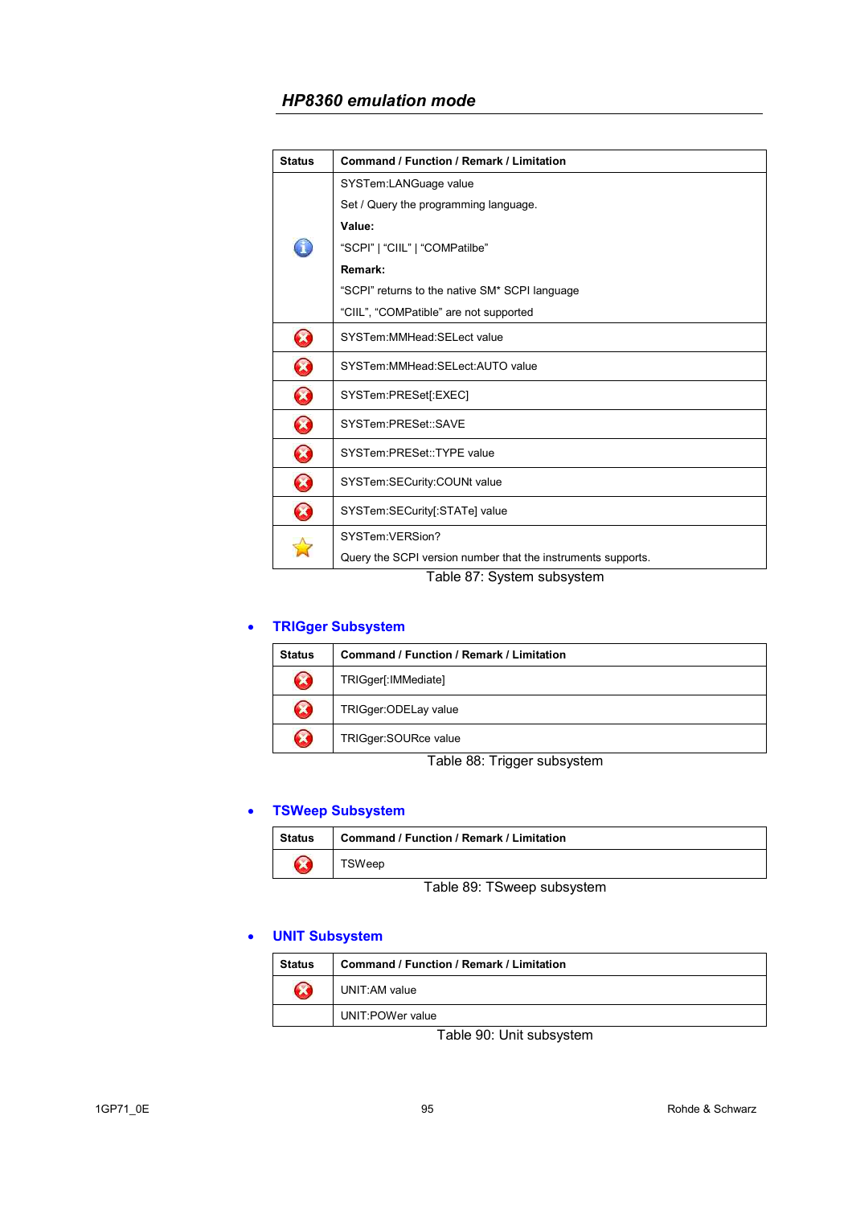*HP8360 emulation mode*

| Status | Command / Function / Remark / Limitation |
|---|---|
| ⓘ | SYSTem:LANGuage value<br>Set / Query the programming language.<br>**Value:**<br>“SCPI” \| “CIIL” \| “COMPatilbe”<br>**Remark:**<br>“SCPI” returns to the native SM* SCPI language<br>“CIIL”, “COMPatible” are not supported |
| ✗ | SYSTem:MMHead:SELect value |
| ✗ | SYSTem:MMHead:SELect:AUTO value |
| ✗ | SYSTem:PRESet[:EXEC] |
| ✗ | SYSTem:PRESet::SAVE |
| ✗ | SYSTem:PRESet::TYPE value |
| ✗ | SYSTem:SECurity:COUNt value |
| ✗ | SYSTem:SECurity[:STATe] value |
| ☆ | SYSTem:VERSion?<br>Query the SCPI version number that the instruments supports. |

Table 87: System subsystem

- **TRIGger Subsystem**

| Status | Command / Function / Remark / Limitation |
|---|---|
| ✗ | TRIGger[:IMMediate] |
| ✗ | TRIGger:ODELay value |
| ✗ | TRIGger:SOURce value |

Table 88: Trigger subsystem

- **TSWeep Subsystem**

| Status | Command / Function / Remark / Limitation |
|---|---|
| ✗ | TSWeep |

Table 89: TSweep subsystem

- **UNIT Subsystem**

| Status | Command / Function / Remark / Limitation |
|---|---|
| ✗ | UNIT:AM value |
|  | UNIT:POWer value |

Table 90: Unit subsystem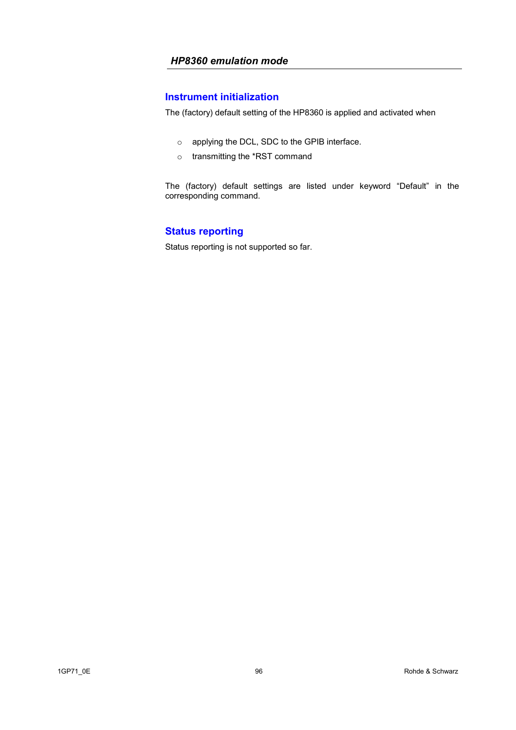## Instrument initialization

The (factory) default setting of the HP8360 is applied and activated when

- applying the DCL, SDC to the GPIB interface.
- transmitting the *RST command

The (factory) default settings are listed under keyword “Default” in the corresponding command.

## Status reporting

Status reporting is not supported so far.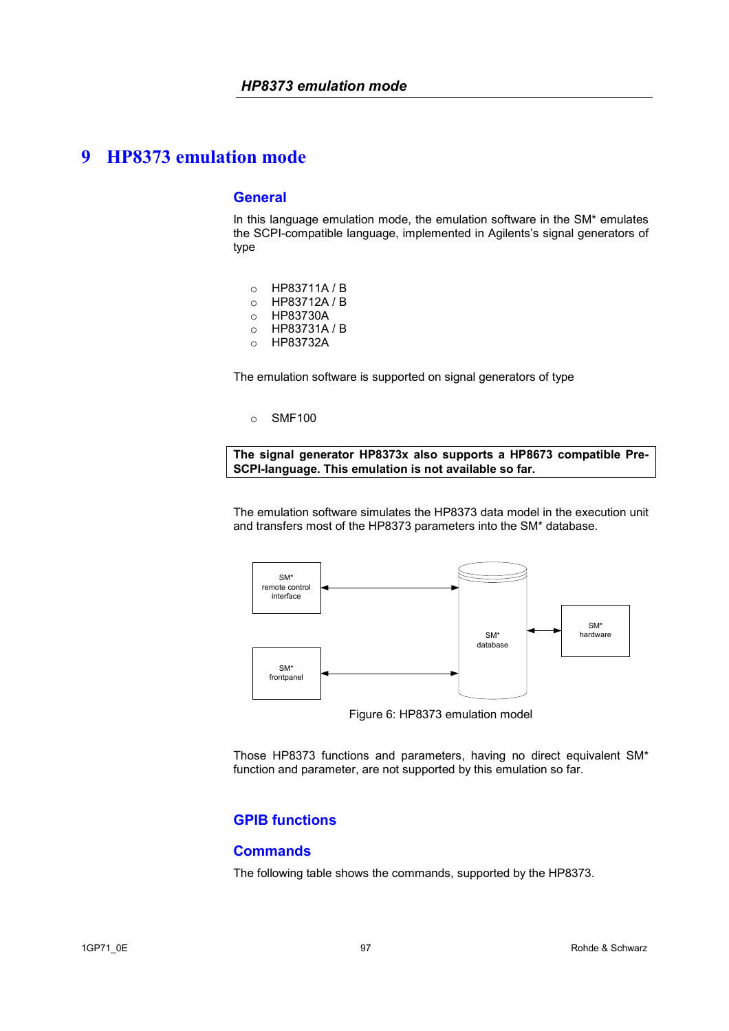# 9 HP8373 emulation mode

## General

In this language emulation mode, the emulation software in the SM* emulates the SCPI-compatible language, implemented in Agilents's signal generators of type

- HP83711A / B
- HP83712A / B
- HP83730A
- HP83731A / B
- HP83732A

The emulation software is supported on signal generators of type

- SMF100

**The signal generator HP8373x also supports a HP8673 compatible Pre-SCPI-language. This emulation is not available so far.**

The emulation software simulates the HP8373 data model in the execution unit and transfers most of the HP8373 parameters into the SM* database.

Figure 6: HP8373 emulation model

Those HP8373 functions and parameters, having no direct equivalent SM* function and parameter, are not supported by this emulation so far.

## GPIB functions

## Commands

The following table shows the commands, supported by the HP8373.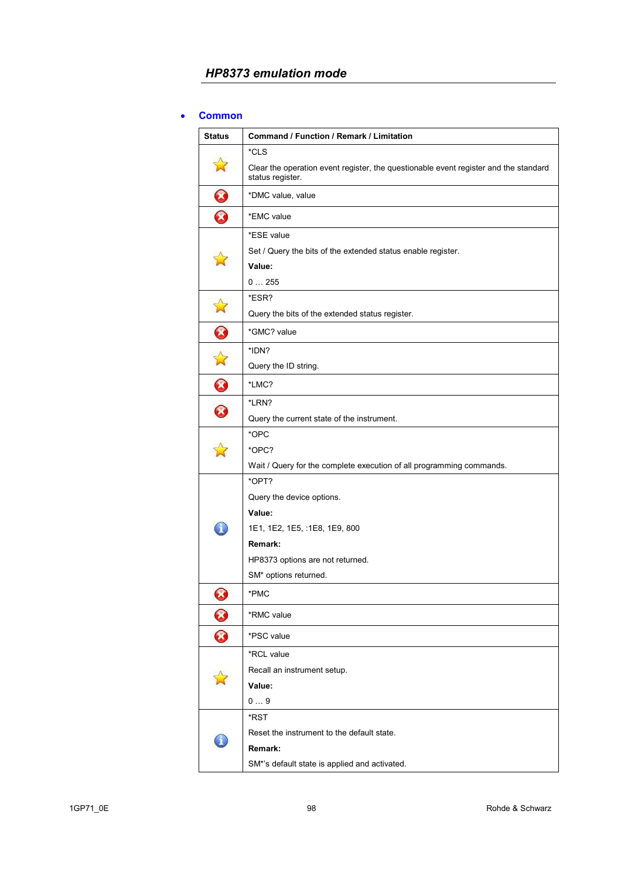## *HP8373 emulation mode*

- **Common**

| Status | Command / Function / Remark / Limitation |
|---|---|
| ☆ | *CLS<br><br>Clear the operation event register, the questionable event register and the standard status register. |
| ⊗ | *DMC value, value |
| ⊗ | *EMC value |
| ☆ | *ESE value<br><br>Set / Query the bits of the extended status enable register.<br><br>**Value:**<br><br>0 … 255 |
| ☆ | *ESR?<br><br>Query the bits of the extended status register. |
| ⊗ | *GMC? value |
| ☆ | *IDN?<br><br>Query the ID string. |
| ⊗ | *LMC? |
| ⊗ | *LRN?<br><br>Query the current state of the instrument. |
| ☆ | *OPC<br><br>*OPC?<br><br>Wait / Query for the complete execution of all programming commands. |
| ⓘ | *OPT?<br><br>Query the device options.<br><br>**Value:**<br><br>1E1, 1E2, 1E5, :1E8, 1E9, 800<br><br>**Remark:**<br><br>HP8373 options are not returned.<br><br>SM* options returned. |
| ⊗ | *PMC |
| ⊗ | *RMC value |
| ⊗ | *PSC value |
| ☆ | *RCL value<br><br>Recall an instrument setup.<br><br>**Value:**<br><br>0 … 9 |
| ⓘ | *RST<br><br>Reset the instrument to the default state.<br><br>**Remark:**<br><br>SM*'s default state is applied and activated. |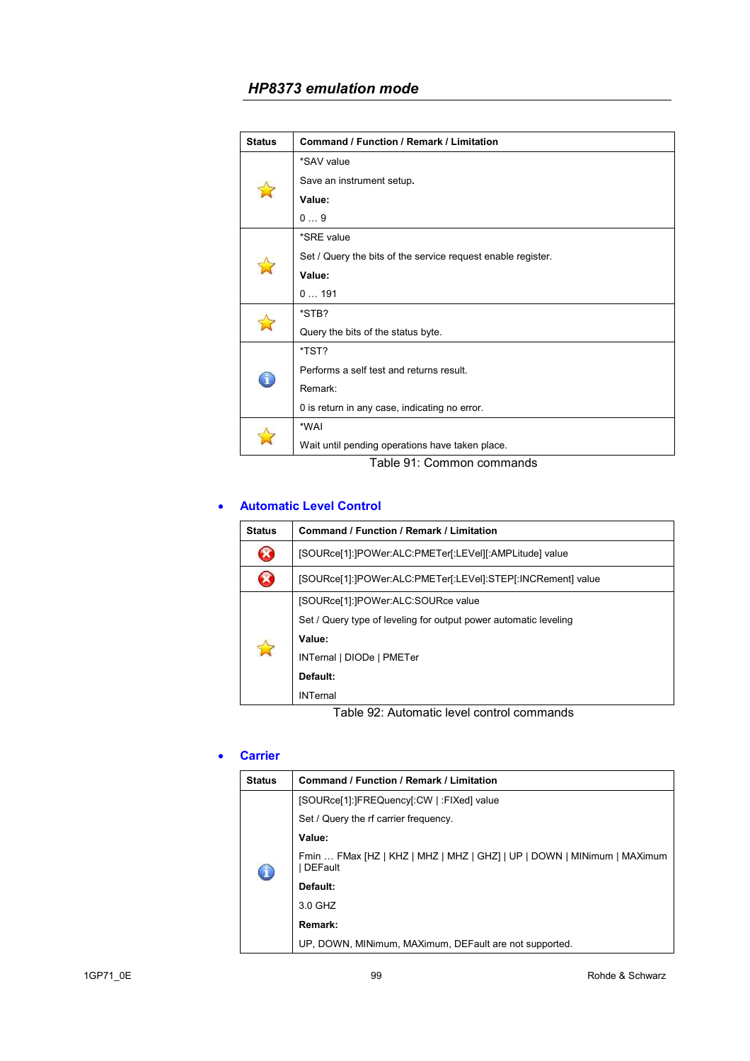## HP8373 emulation mode

| Status | Command / Function / Remark / Limitation |
|---|---|
| ☆ | *SAV value<br>Save an instrument setup.<br>**Value:**<br>0 … 9 |
| ☆ | *SRE value<br>Set / Query the bits of the service request enable register.<br>**Value:**<br>0 … 191 |
| ☆ | *STB?<br>Query the bits of the status byte. |
| ⓘ | *TST?<br>Performs a self test and returns result.<br>Remark:<br>0 is return in any case, indicating no error. |
| ☆ | *WAI<br>Wait until pending operations have taken place. |

Table 91: Common commands

- **Automatic Level Control**

| Status | Command / Function / Remark / Limitation |
|---|---|
| ⊗ | [SOURce[1]:]POWer:ALC:PMETer[:LEVel][:AMPLitude] value |
| ⊗ | [SOURce[1]:]POWer:ALC:PMETer[:LEVel]:STEP[:INCRement] value |
| ☆ | [SOURce[1]:]POWer:ALC:SOURce value<br>Set / Query type of leveling for output power automatic leveling<br>**Value:**<br>INTernal \| DIODe \| PMETer<br>**Default:**<br>INTernal |

Table 92: Automatic level control commands

- **Carrier**

| Status | Command / Function / Remark / Limitation |
|---|---|
| ⓘ | [SOURce[1]:]FREQuency[:CW \| :FIXed] value<br>Set / Query the rf carrier frequency.<br>**Value:**<br>Fmin … FMax [HZ \| KHZ \| MHZ \| MHZ \| GHZ] \| UP \| DOWN \| MINimum \| MAXimum \| DEFault<br>**Default:**<br>3.0 GHZ<br>**Remark:**<br>UP, DOWN, MINimum, MAXimum, DEFault are not supported. |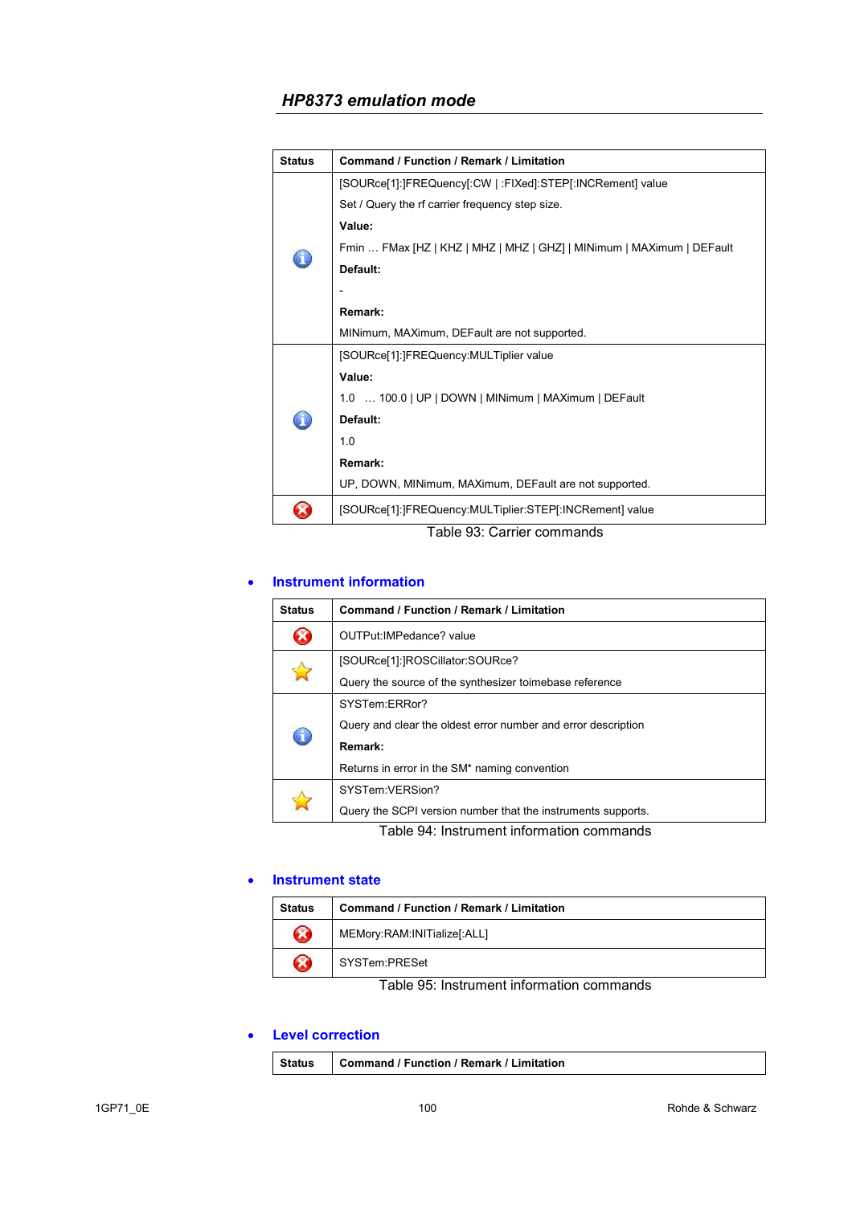## HP8373 emulation mode

| Status | Command / Function / Remark / Limitation |
|---|---|
| ℹ | [SOURce[1]:]FREQuency[:CW \| :FIXed]:STEP[:INCRement] value<br>Set / Query the rf carrier frequency step size.<br>**Value:**<br>Fmin … FMax [HZ \| KHZ \| MHZ \| MHZ \| GHZ] \| MINimum \| MAXimum \| DEFault<br>**Default:**<br>-<br>**Remark:**<br>MINimum, MAXimum, DEFault are not supported. |
| ℹ | [SOURce[1]:]FREQuency:MULTiplier value<br>**Value:**<br>1.0 … 100.0 \| UP \| DOWN \| MINimum \| MAXimum \| DEFault<br>**Default:**<br>1.0<br>**Remark:**<br>UP, DOWN, MINimum, MAXimum, DEFault are not supported. |
| ✖ | [SOURce[1]:]FREQuency:MULTiplier:STEP[:INCRement] value |

Table 93: Carrier commands

- **Instrument information**

| Status | Command / Function / Remark / Limitation |
|---|---|
| ✖ | OUTPut:IMPedance? value |
| ★ | [SOURce[1]:]ROSCillator:SOURce?<br>Query the source of the synthesizer toimebase reference |
| ℹ | SYSTem:ERRor?<br>Query and clear the oldest error number and error description<br>**Remark:**<br>Returns in error in the SM* naming convention |
| ★ | SYSTem:VERSion?<br>Query the SCPI version number that the instruments supports. |

Table 94: Instrument information commands

- **Instrument state**

| Status | Command / Function / Remark / Limitation |
|---|---|
| ✖ | MEMory:RAM:INITialize[:ALL] |
| ✖ | SYSTem:PRESet |

Table 95: Instrument information commands

- **Level correction**

| Status | Command / Function / Remark / Limitation |
|---|---|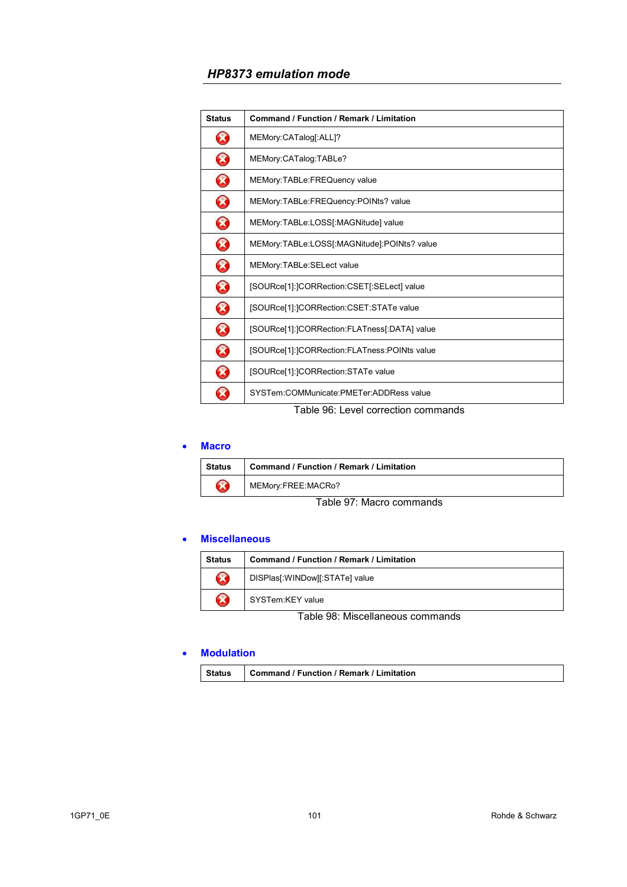| Status | Command / Function / Remark / Limitation |
|---|---|
| ⊗ | MEMory:CATalog[:ALL]? |
| ⊗ | MEMory:CATalog:TABLe? |
| ⊗ | MEMory:TABLe:FREQuency value |
| ⊗ | MEMory:TABLe:FREQuency:POINts? value |
| ⊗ | MEMory:TABLe:LOSS[:MAGNitude] value |
| ⊗ | MEMory:TABLe:LOSS[:MAGNitude]:POINts? value |
| ⊗ | MEMory:TABLe:SELect value |
| ⊗ | [SOURce[1]:]CORRection:CSET[:SELect] value |
| ⊗ | [SOURce[1]:]CORRection:CSET:STATe value |
| ⊗ | [SOURce[1]:]CORRection:FLATness[:DATA] value |
| ⊗ | [SOURce[1]:]CORRection:FLATness:POINts value |
| ⊗ | [SOURce[1]:]CORRection:STATe value |
| ⊗ | SYSTem:COMMunicate:PMETer:ADDRess value |

Table 96: Level correction commands

- **Macro**

| Status | Command / Function / Remark / Limitation |
|---|---|
| ⊗ | MEMory:FREE:MACRo? |

Table 97: Macro commands

- **Miscellaneous**

| Status | Command / Function / Remark / Limitation |
|---|---|
| ⊗ | DISPlas[:WINDow][:STATe] value |
| ⊗ | SYSTem:KEY value |

Table 98: Miscellaneous commands

- **Modulation**

| Status | Command / Function / Remark / Limitation |
|---|---|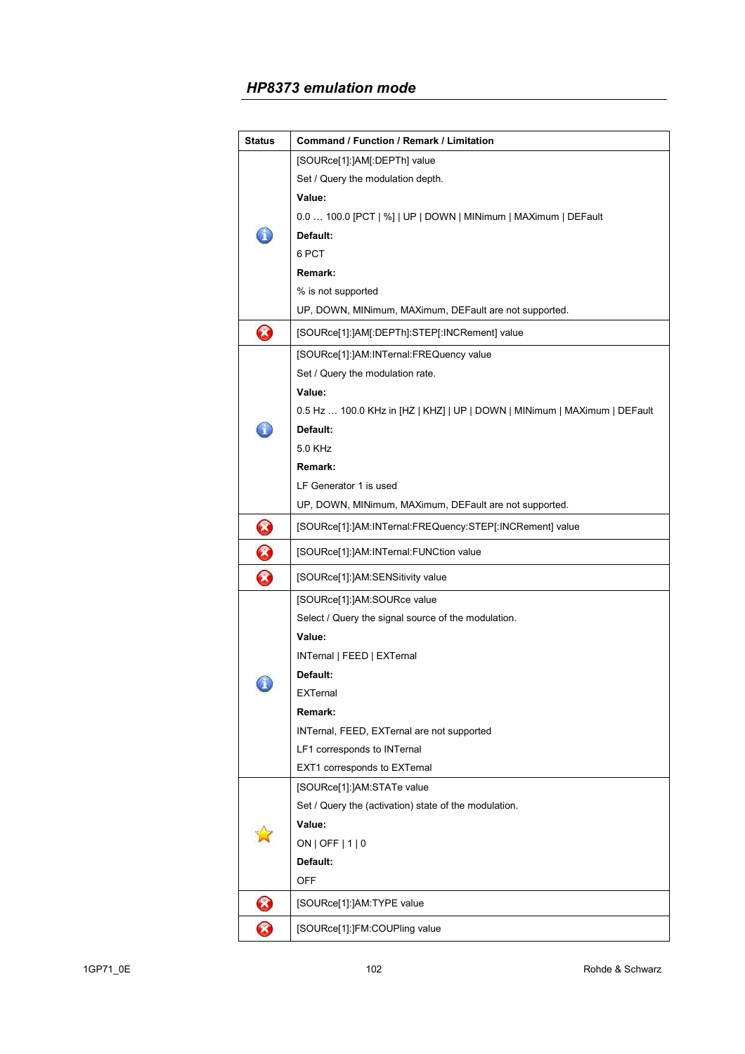## HP8373 emulation mode

| Status | Command / Function / Remark / Limitation |
|---|---|
| ℹ | [SOURce[1]:]AM[:DEPTh] value<br>Set / Query the modulation depth.<br>**Value:**<br>0.0 … 100.0 [PCT \| %] \| UP \| DOWN \| MINimum \| MAXimum \| DEFault<br>**Default:**<br>6 PCT<br>**Remark:**<br>% is not supported<br>UP, DOWN, MINimum, MAXimum, DEFault are not supported. |
| ✖ | [SOURce[1]:]AM[:DEPTh]:STEP[:INCRement] value |
| ℹ | [SOURce[1]:]AM:INTernal:FREQuency value<br>Set / Query the modulation rate.<br>**Value:**<br>0.5 Hz … 100.0 KHz in [HZ \| KHZ] \| UP \| DOWN \| MINimum \| MAXimum \| DEFault<br>**Default:**<br>5.0 KHz<br>**Remark:**<br>LF Generator 1 is used<br>UP, DOWN, MINimum, MAXimum, DEFault are not supported. |
| ✖ | [SOURce[1]:]AM:INTernal:FREQuency:STEP[:INCRement] value |
| ✖ | [SOURce[1]:]AM:INTernal:FUNCtion value |
| ✖ | [SOURce[1]:]AM:SENSitivity value |
| ℹ | [SOURce[1]:]AM:SOURce value<br>Select / Query the signal source of the modulation.<br>**Value:**<br>INTernal \| FEED \| EXTernal<br>**Default:**<br>EXTernal<br>**Remark:**<br>INTernal, FEED, EXTernal are not supported<br>LF1 corresponds to INTernal<br>EXT1 corresponds to EXTernal |
| ★ | [SOURce[1]:]AM:STATe value<br>Set / Query the (activation) state of the modulation.<br>**Value:**<br>ON \| OFF \| 1 \| 0<br>**Default:**<br>OFF |
| ✖ | [SOURce[1]:]AM:TYPE value |
| ✖ | [SOURce[1]:]FM:COUPling value |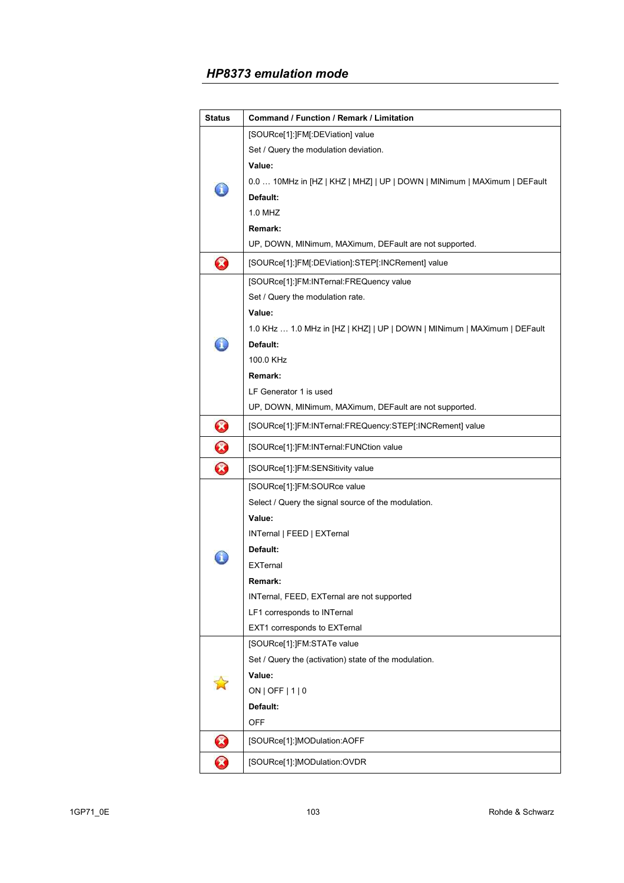## HP8373 emulation mode

| Status | Command / Function / Remark / Limitation |
|---|---|
| ℹ | [SOURce[1]:]FM[:DEViation] value<br>Set / Query the modulation deviation.<br>**Value:**<br>0.0 … 10MHz in [HZ \| KHZ \| MHZ] \| UP \| DOWN \| MINimum \| MAXimum \| DEFault<br>**Default:**<br>1.0 MHZ<br>**Remark:**<br>UP, DOWN, MINimum, MAXimum, DEFault are not supported. |
| ✖ | [SOURce[1]:]FM[:DEViation]:STEP[:INCRement] value |
| ℹ | [SOURce[1]:]FM:INTernal:FREQuency value<br>Set / Query the modulation rate.<br>**Value:**<br>1.0 KHz … 1.0 MHz in [HZ \| KHZ] \| UP \| DOWN \| MINimum \| MAXimum \| DEFault<br>**Default:**<br>100.0 KHz<br>**Remark:**<br>LF Generator 1 is used<br>UP, DOWN, MINimum, MAXimum, DEFault are not supported. |
| ✖ | [SOURce[1]:]FM:INTernal:FREQuency:STEP[:INCRement] value |
| ✖ | [SOURce[1]:]FM:INTernal:FUNCtion value |
| ✖ | [SOURce[1]:]FM:SENSitivity value |
| ℹ | [SOURce[1]:]FM:SOURce value<br>Select / Query the signal source of the modulation.<br>**Value:**<br>INTernal \| FEED \| EXTernal<br>**Default:**<br>EXTernal<br>**Remark:**<br>INTernal, FEED, EXTernal are not supported<br>LF1 corresponds to INTernal<br>EXT1 corresponds to EXTernal |
| ★ | [SOURce[1]:]FM:STATe value<br>Set / Query the (activation) state of the modulation.<br>**Value:**<br>ON \| OFF \| 1 \| 0<br>**Default:**<br>OFF |
| ✖ | [SOURce[1]:]MODulation:AOFF |
| ✖ | [SOURce[1]:]MODulation:OVDR |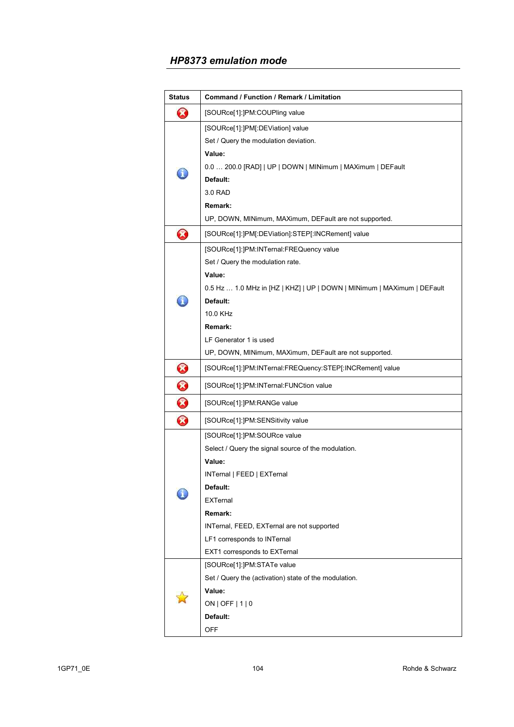## HP8373 emulation mode

| Status | Command / Function / Remark / Limitation |
|---|---|
| ✖ | [SOURce[1]:]PM:COUPling value |
| ℹ | [SOURce[1]:]PM[:DEViation] value<br>Set / Query the modulation deviation.<br>**Value:**<br>0.0 … 200.0 [RAD] \| UP \| DOWN \| MINimum \| MAXimum \| DEFault<br>**Default:**<br>3.0 RAD<br>**Remark:**<br>UP, DOWN, MINimum, MAXimum, DEFault are not supported. |
| ✖ | [SOURce[1]:]PM[:DEViation]:STEP[:INCRement] value |
| ℹ | [SOURce[1]:]PM:INTernal:FREQuency value<br>Set / Query the modulation rate.<br>**Value:**<br>0.5 Hz … 1.0 MHz in [HZ \| KHZ] \| UP \| DOWN \| MINimum \| MAXimum \| DEFault<br>**Default:**<br>10.0 KHz<br>**Remark:**<br>LF Generator 1 is used<br>UP, DOWN, MINimum, MAXimum, DEFault are not supported. |
| ✖ | [SOURce[1]:]PM:INTernal:FREQuency:STEP[:INCRement] value |
| ✖ | [SOURce[1]:]PM:INTernal:FUNCtion value |
| ✖ | [SOURce[1]:]PM:RANGe value |
| ✖ | [SOURce[1]:]PM:SENSitivity value |
| ℹ | [SOURce[1]:]PM:SOURce value<br>Select / Query the signal source of the modulation.<br>**Value:**<br>INTernal \| FEED \| EXTernal<br>**Default:**<br>EXTernal<br>**Remark:**<br>INTernal, FEED, EXTernal are not supported<br>LF1 corresponds to INTernal<br>EXT1 corresponds to EXTernal |
| ☆ | [SOURce[1]:]PM:STATe value<br>Set / Query the (activation) state of the modulation.<br>**Value:**<br>ON \| OFF \| 1 \| 0<br>**Default:**<br>OFF |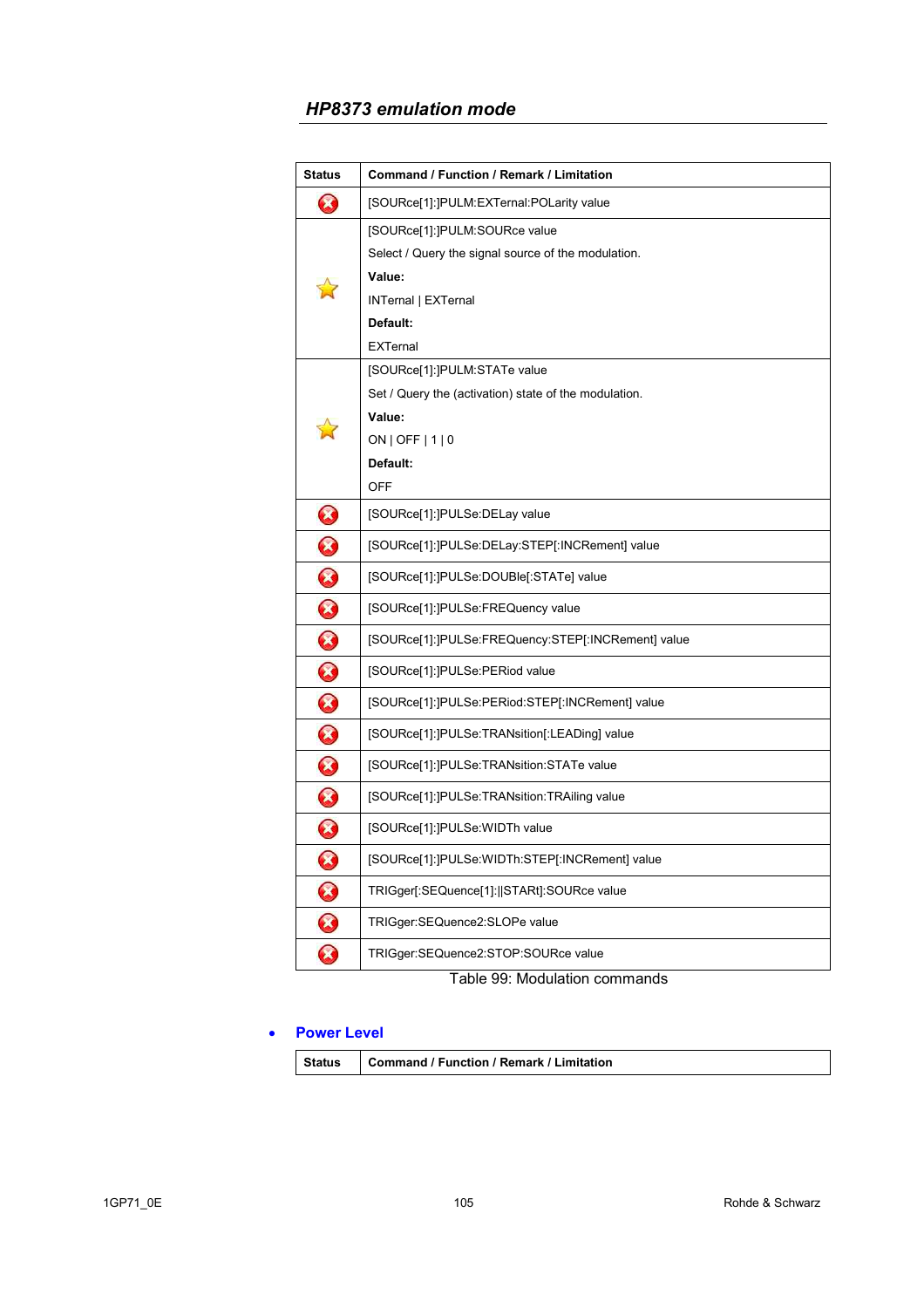## HP8373 emulation mode

| Status | Command / Function / Remark / Limitation |
|---|---|
| ✗ | [SOURce[1]:]PULM:EXTernal:POLarity value |
| ☆ | [SOURce[1]:]PULM:SOURce value<br>Select / Query the signal source of the modulation.<br>**Value:**<br>INTernal \| EXTernal<br>**Default:**<br>EXTernal |
| ☆ | [SOURce[1]:]PULM:STATe value<br>Set / Query the (activation) state of the modulation.<br>**Value:**<br>ON \| OFF \| 1 \| 0<br>**Default:**<br>OFF |
| ✗ | [SOURce[1]:]PULSe:DELay value |
| ✗ | [SOURce[1]:]PULSe:DELay:STEP[:INCRement] value |
| ✗ | [SOURce[1]:]PULSe:DOUBle[:STATe] value |
| ✗ | [SOURce[1]:]PULSe:FREQuency value |
| ✗ | [SOURce[1]:]PULSe:FREQuency:STEP[:INCRement] value |
| ✗ | [SOURce[1]:]PULSe:PERiod value |
| ✗ | [SOURce[1]:]PULSe:PERiod:STEP[:INCRement] value |
| ✗ | [SOURce[1]:]PULSe:TRANsition[:LEADing] value |
| ✗ | [SOURce[1]:]PULSe:TRANsition:STATe value |
| ✗ | [SOURce[1]:]PULSe:TRANsition:TRAiling value |
| ✗ | [SOURce[1]:]PULSe:WIDTh value |
| ✗ | [SOURce[1]:]PULSe:WIDTh:STEP[:INCRement] value |
| ✗ | TRIGger[:SEQuence[1]:\|\|STARt]:SOURce value |
| ✗ | TRIGger:SEQuence2:SLOPe value |
| ✗ | TRIGger:SEQuence2:STOP:SOURce value |

Table 99: Modulation commands

- **Power Level**

| Status | Command / Function / Remark / Limitation |
|---|---|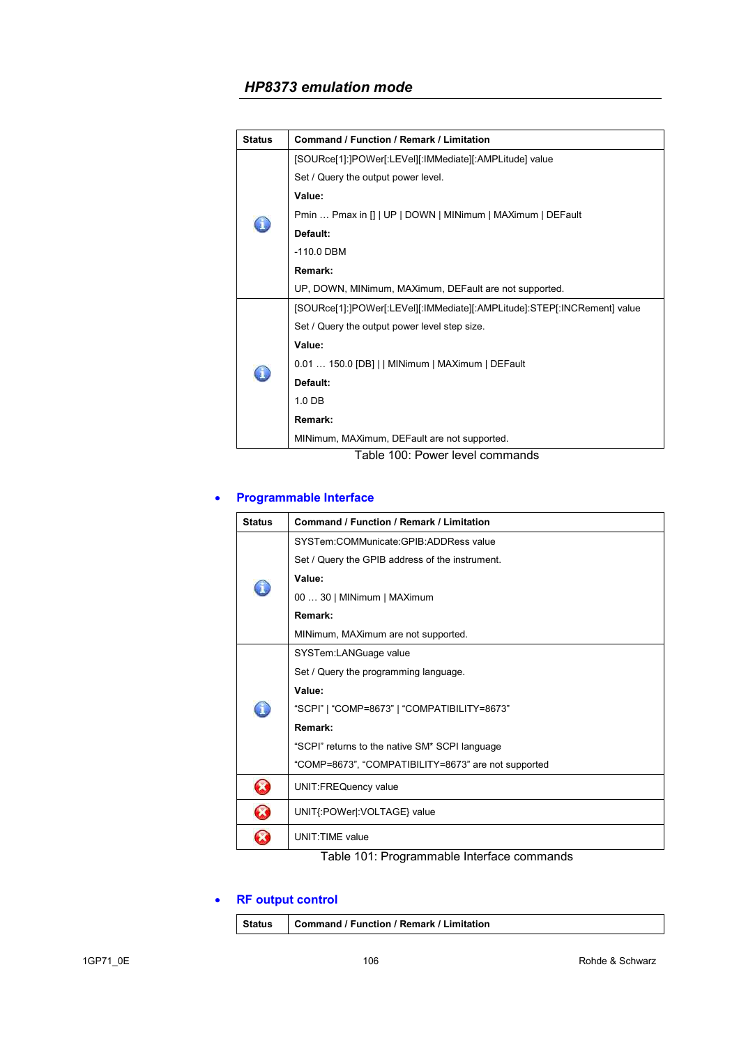## HP8373 emulation mode

| Status | Command / Function / Remark / Limitation |
|---|---|
| ℹ | [SOURce[1]:]POWer[:LEVel][:IMMediate][:AMPLitude] value<br>Set / Query the output power level.<br>**Value:**<br>Pmin … Pmax in [] \| UP \| DOWN \| MINimum \| MAXimum \| DEFault<br>**Default:**<br>-110.0 DBM<br>**Remark:**<br>UP, DOWN, MINimum, MAXimum, DEFault are not supported. |
| ℹ | [SOURce[1]:]POWer[:LEVel][:IMMediate][:AMPLitude]:STEP[:INCRement] value<br>Set / Query the output power level step size.<br>**Value:**<br>0.01 … 150.0 [DB] \| \| MINimum \| MAXimum \| DEFault<br>**Default:**<br>1.0 DB<br>**Remark:**<br>MINimum, MAXimum, DEFault are not supported. |

Table 100: Power level commands

- **Programmable Interface**

| Status | Command / Function / Remark / Limitation |
|---|---|
| ℹ | SYSTem:COMMunicate:GPIB:ADDRess value<br>Set / Query the GPIB address of the instrument.<br>**Value:**<br>00 … 30 \| MINimum \| MAXimum<br>**Remark:**<br>MINimum, MAXimum are not supported. |
| ℹ | SYSTem:LANGuage value<br>Set / Query the programming language.<br>**Value:**<br>"SCPI" \| "COMP=8673" \| "COMPATIBILITY=8673"<br>**Remark:**<br>"SCPI" returns to the native SM* SCPI language<br>"COMP=8673", "COMPATIBILITY=8673" are not supported |
| ✗ | UNIT:FREQuency value |
| ✗ | UNIT{:POWer\|:VOLTAGE} value |
| ✗ | UNIT:TIME value |

Table 101: Programmable Interface commands

- **RF output control**

| Status | Command / Function / Remark / Limitation |
|---|---|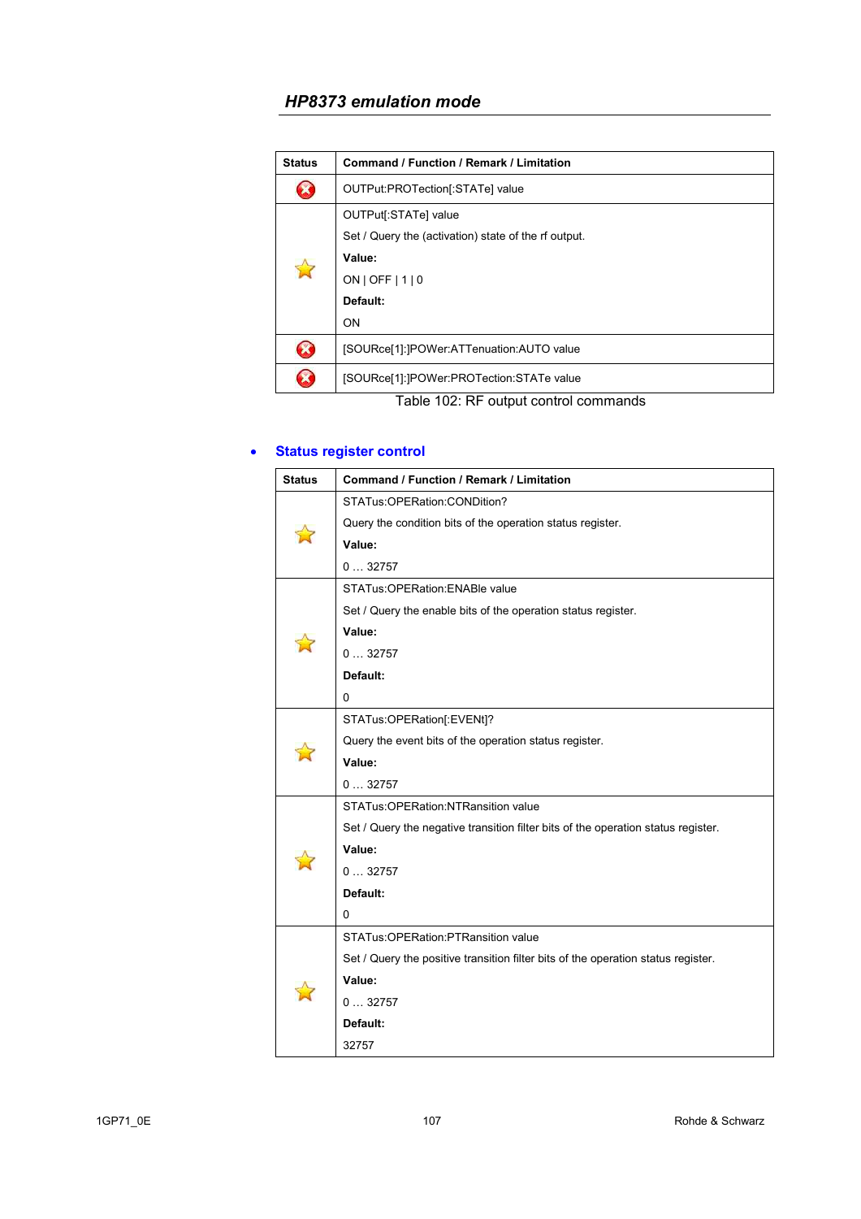## HP8373 emulation mode

| Status | Command / Function / Remark / Limitation |
|---|---|
| ✗ | OUTPut:PROTection[:STATe] value |
| ☆ | OUTPut[:STATe] value<br>Set / Query the (activation) state of the rf output.<br>**Value:**<br>ON \| OFF \| 1 \| 0<br>**Default:**<br>ON |
| ✗ | [SOURce[1]:]POWer:ATTenuation:AUTO value |
| ✗ | [SOURce[1]:]POWer:PROTection:STATe value |

Table 102: RF output control commands

- **Status register control**

| Status | Command / Function / Remark / Limitation |
|---|---|
| ☆ | STATus:OPERation:CONDition?<br>Query the condition bits of the operation status register.<br>**Value:**<br>0 … 32757 |
| ☆ | STATus:OPERation:ENABle value<br>Set / Query the enable bits of the operation status register.<br>**Value:**<br>0 … 32757<br>**Default:**<br>0 |
| ☆ | STATus:OPERation[:EVENt]?<br>Query the event bits of the operation status register.<br>**Value:**<br>0 … 32757 |
| ☆ | STATus:OPERation:NTRansition value<br>Set / Query the negative transition filter bits of the operation status register.<br>**Value:**<br>0 … 32757<br>**Default:**<br>0 |
| ☆ | STATus:OPERation:PTRansition value<br>Set / Query the positive transition filter bits of the operation status register.<br>**Value:**<br>0 … 32757<br>**Default:**<br>32757 |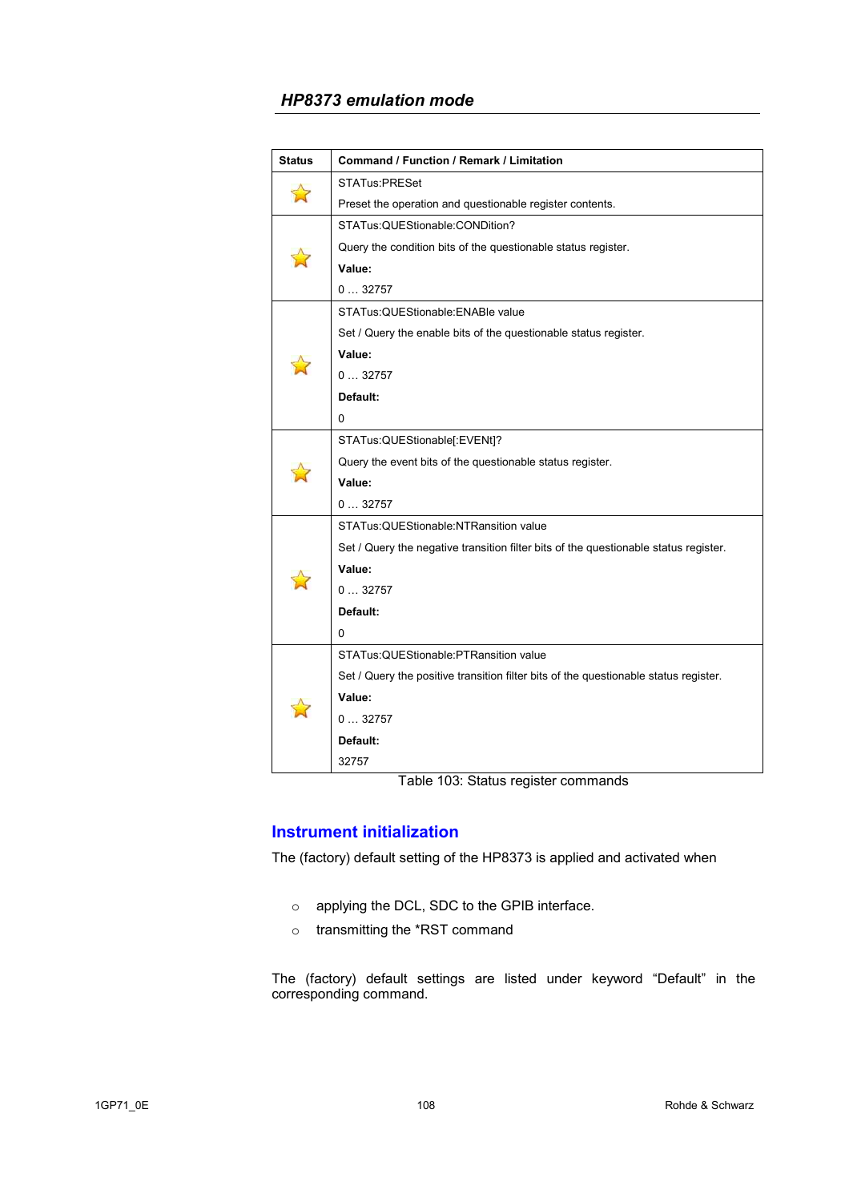| Status | Command / Function / Remark / Limitation |
|---|---|
| ☆ | STATus:PRESet<br>Preset the operation and questionable register contents. |
| ☆ | STATus:QUEStionable:CONDition?<br>Query the condition bits of the questionable status register.<br>**Value:**<br>0 … 32757 |
| ☆ | STATus:QUEStionable:ENABle value<br>Set / Query the enable bits of the questionable status register.<br>**Value:**<br>0 … 32757<br>**Default:**<br>0 |
| ☆ | STATus:QUEStionable[:EVENt]?<br>Query the event bits of the questionable status register.<br>**Value:**<br>0 … 32757 |
| ☆ | STATus:QUEStionable:NTRansition value<br>Set / Query the negative transition filter bits of the questionable status register.<br>**Value:**<br>0 … 32757<br>**Default:**<br>0 |
| ☆ | STATus:QUEStionable:PTRansition value<br>Set / Query the positive transition filter bits of the questionable status register.<br>**Value:**<br>0 … 32757<br>**Default:**<br>32757 |

Table 103: Status register commands

## Instrument initialization

The (factory) default setting of the HP8373 is applied and activated when

- applying the DCL, SDC to the GPIB interface.
- transmitting the *RST command

The (factory) default settings are listed under keyword "Default" in the corresponding command.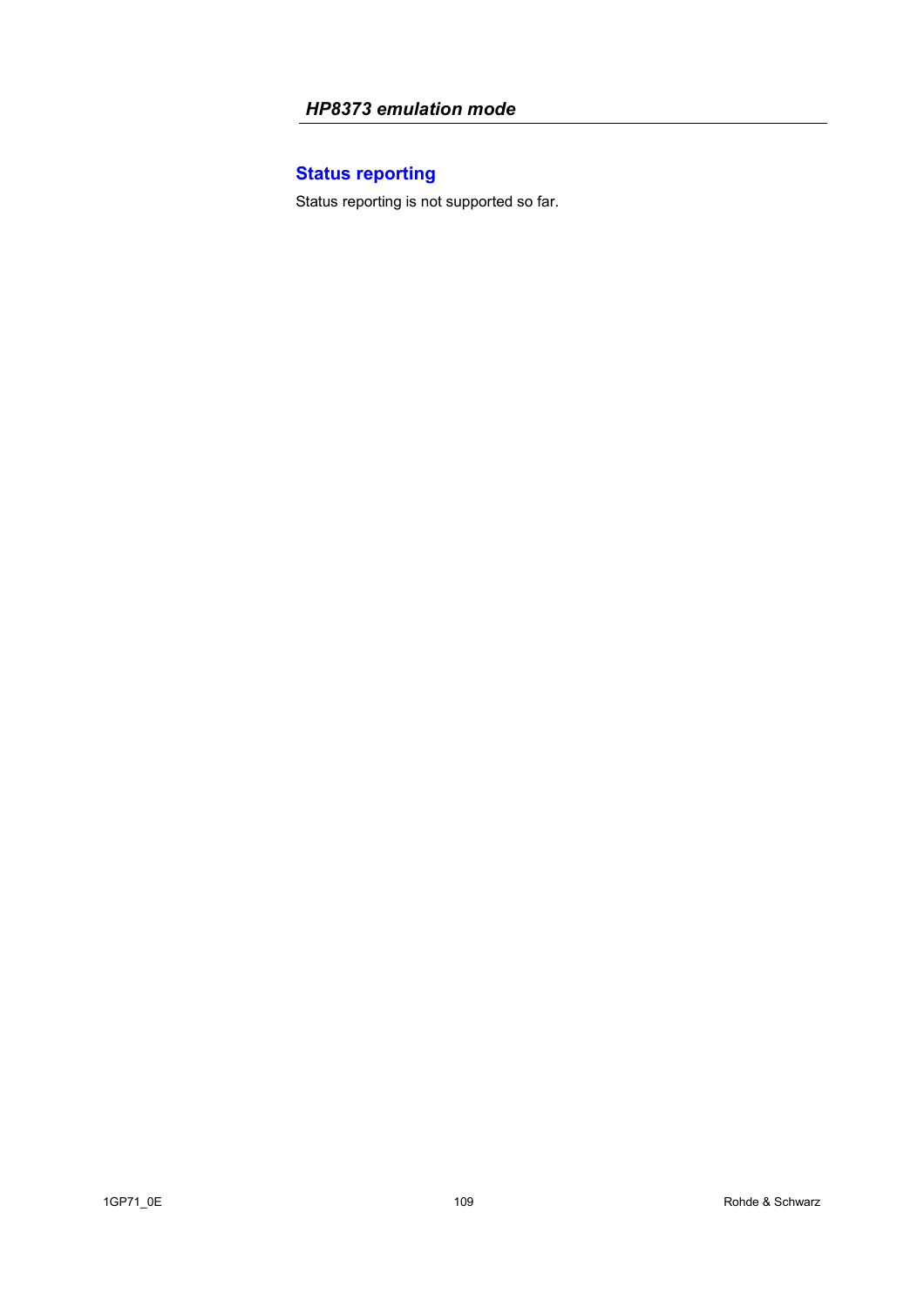## Status reporting

Status reporting is not supported so far.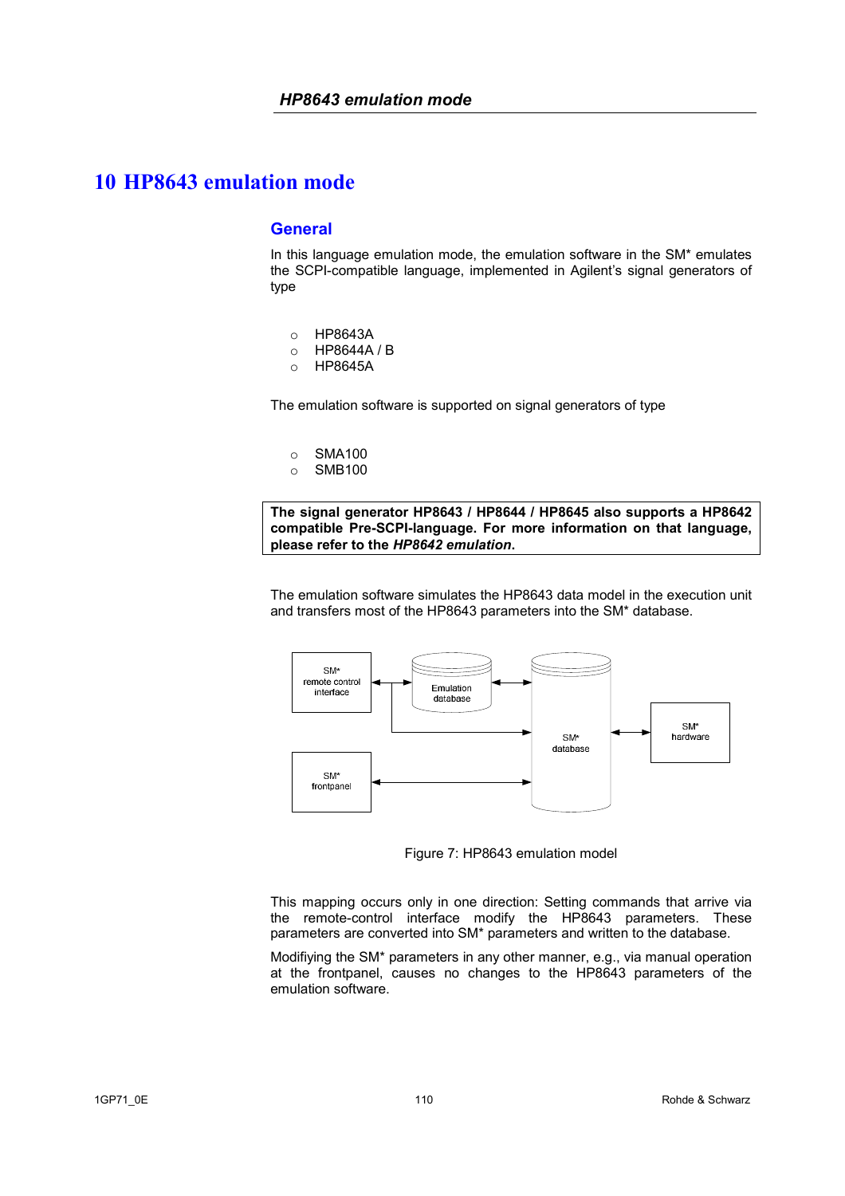# 10 HP8643 emulation mode

## General

In this language emulation mode, the emulation software in the SM* emulates the SCPI-compatible language, implemented in Agilent's signal generators of type

- HP8643A
- HP8644A / B
- HP8645A

The emulation software is supported on signal generators of type

- SMA100
- SMB100

**The signal generator HP8643 / HP8644 / HP8645 also supports a HP8642 compatible Pre-SCPI-language. For more information on that language, please refer to the *HP8642 emulation*.**

The emulation software simulates the HP8643 data model in the execution unit and transfers most of the HP8643 parameters into the SM* database.

SM* remote control interface

Emulation database

SM* database

SM* hardware

SM* frontpanel

Figure 7: HP8643 emulation model

This mapping occurs only in one direction: Setting commands that arrive via the remote-control interface modify the HP8643 parameters. These parameters are converted into SM* parameters and written to the database.

Modifiying the SM* parameters in any other manner, e.g., via manual operation at the frontpanel, causes no changes to the HP8643 parameters of the emulation software.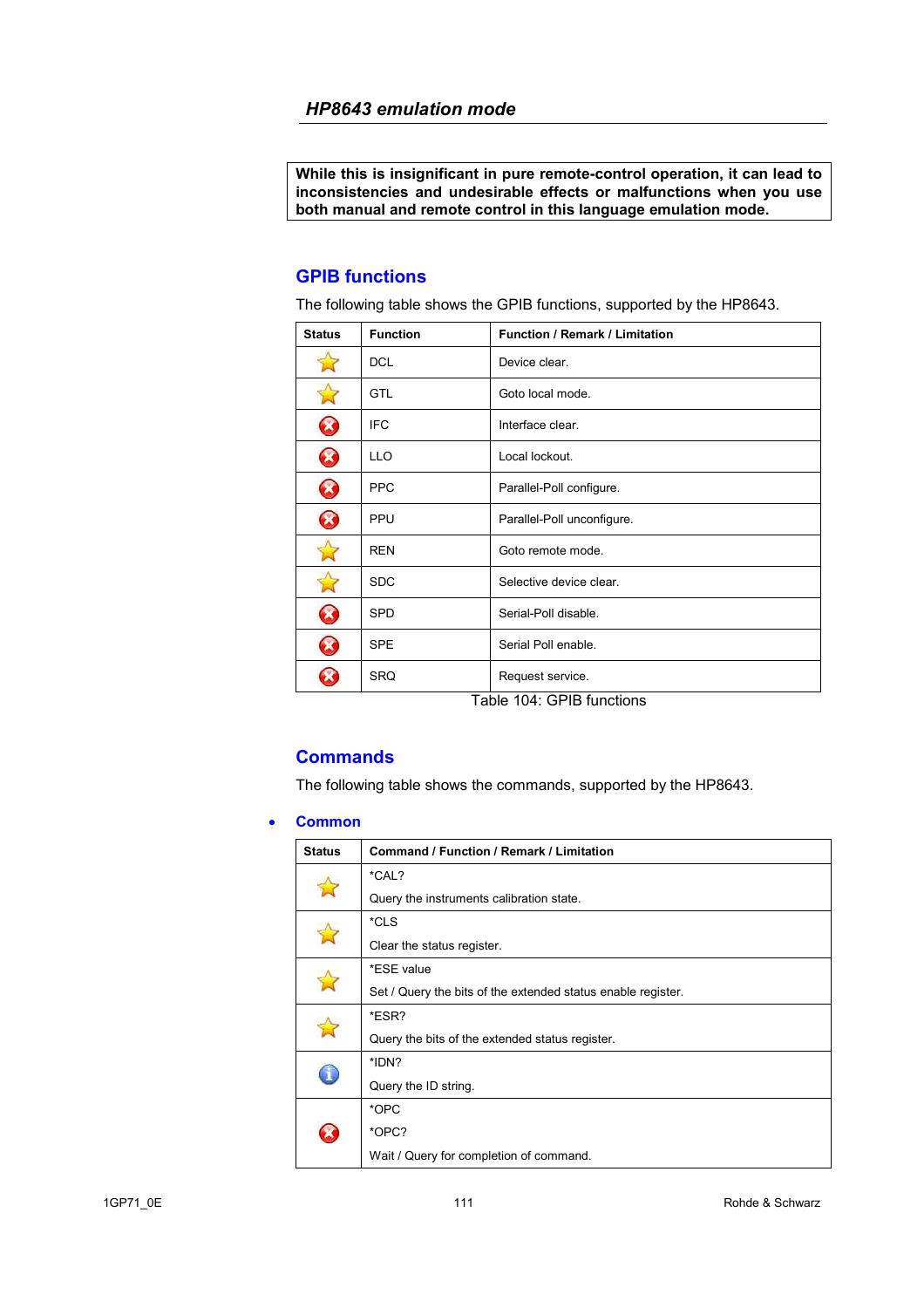**While this is insignificant in pure remote-control operation, it can lead to inconsistencies and undesirable effects or malfunctions when you use both manual and remote control in this language emulation mode.**

## GPIB functions

The following table shows the GPIB functions, supported by the HP8643.

| Status | Function | Function / Remark / Limitation |
|---|---|---|
| ☆ | DCL | Device clear. |
| ☆ | GTL | Goto local mode. |
| ⊗ | IFC | Interface clear. |
| ⊗ | LLO | Local lockout. |
| ⊗ | PPC | Parallel-Poll configure. |
| ⊗ | PPU | Parallel-Poll unconfigure. |
| ☆ | REN | Goto remote mode. |
| ☆ | SDC | Selective device clear. |
| ⊗ | SPD | Serial-Poll disable. |
| ⊗ | SPE | Serial Poll enable. |
| ⊗ | SRQ | Request service. |

Table 104: GPIB functions

## Commands

The following table shows the commands, supported by the HP8643.

- **Common**

| Status | Command / Function / Remark / Limitation |
|---|---|
| ☆ | *CAL?<br>Query the instruments calibration state. |
| ☆ | *CLS<br>Clear the status register. |
| ☆ | *ESE value<br>Set / Query the bits of the extended status enable register. |
| ☆ | *ESR?<br>Query the bits of the extended status register. |
| ⓘ | *IDN?<br>Query the ID string. |
| ⊗ | *OPC<br>*OPC?<br>Wait / Query for completion of command. |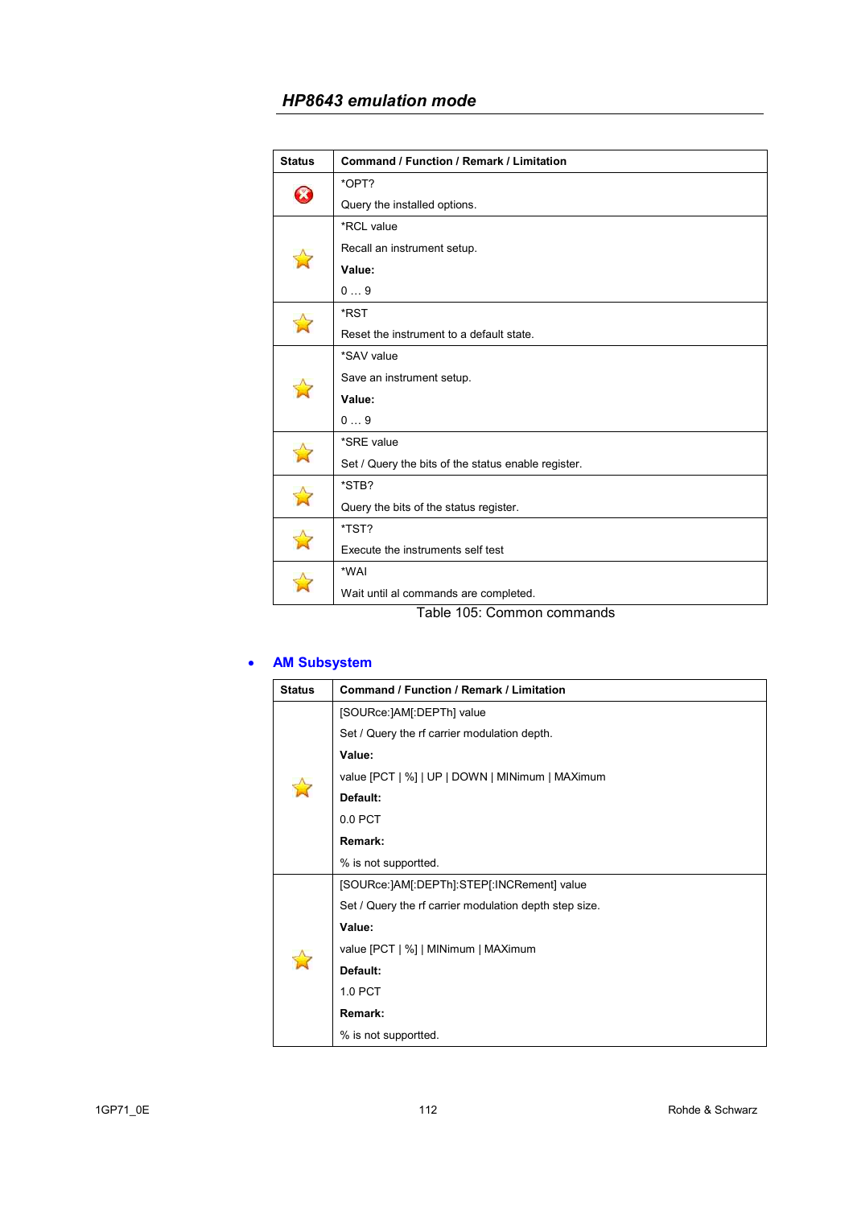## HP8643 emulation mode

| Status | Command / Function / Remark / Limitation |
|---|---|
| ✗ | *OPT?<br>Query the installed options. |
| ☆ | *RCL value<br>Recall an instrument setup.<br>**Value:**<br>0 … 9 |
| ☆ | *RST<br>Reset the instrument to a default state. |
| ☆ | *SAV value<br>Save an instrument setup.<br>**Value:**<br>0 … 9 |
| ☆ | *SRE value<br>Set / Query the bits of the status enable register. |
| ☆ | *STB?<br>Query the bits of the status register. |
| ☆ | *TST?<br>Execute the instruments self test |
| ☆ | *WAI<br>Wait until al commands are completed. |

Table 105: Common commands

- **AM Subsystem**

| Status | Command / Function / Remark / Limitation |
|---|---|
| ☆ | [SOURce:]AM[:DEPTh] value<br>Set / Query the rf carrier modulation depth.<br>**Value:**<br>value [PCT \| %] \| UP \| DOWN \| MINimum \| MAXimum<br>**Default:**<br>0.0 PCT<br>**Remark:**<br>% is not supportted. |
| ☆ | [SOURce:]AM[:DEPTh]:STEP[:INCRement] value<br>Set / Query the rf carrier modulation depth step size.<br>**Value:**<br>value [PCT \| %] \| MINimum \| MAXimum<br>**Default:**<br>1.0 PCT<br>**Remark:**<br>% is not supportted. |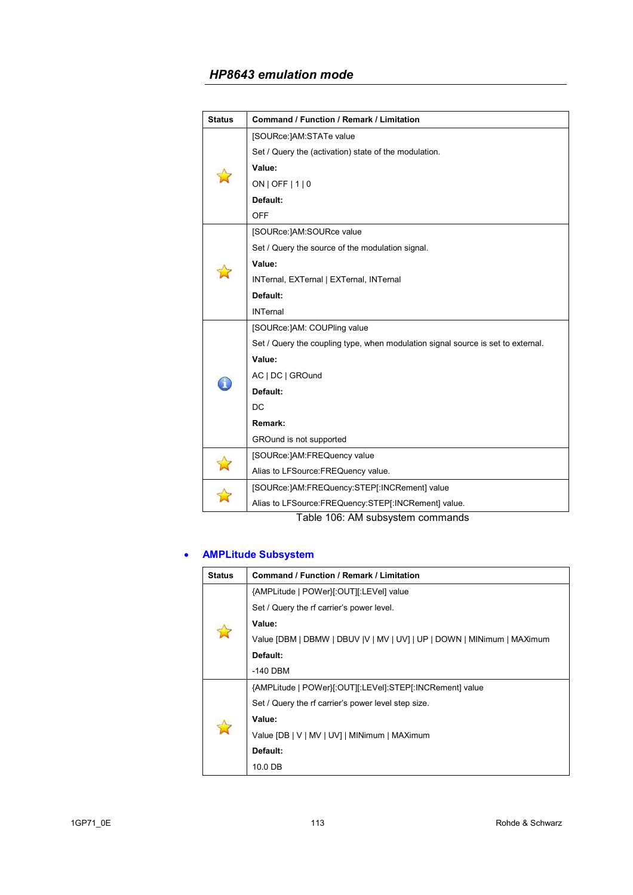## HP8643 emulation mode

| Status | Command / Function / Remark / Limitation |
|---|---|
| ☆ | [SOURce:]AM:STATe value<br>Set / Query the (activation) state of the modulation.<br>**Value:**<br>ON \| OFF \| 1 \| 0<br>**Default:**<br>OFF |
| ☆ | [SOURce:]AM:SOURce value<br>Set / Query the source of the modulation signal.<br>**Value:**<br>INTernal, EXTernal \| EXTernal, INTernal<br>**Default:**<br>INTernal |
| ℹ | [SOURce:]AM: COUPling value<br>Set / Query the coupling type, when modulation signal source is set to external.<br>**Value:**<br>AC \| DC \| GROund<br>**Default:**<br>DC<br>**Remark:**<br>GROund is not supported |
| ☆ | [SOURce:]AM:FREQuency value<br>Alias to LFSource:FREQuency value. |
| ☆ | [SOURce:]AM:FREQuency:STEP[:INCRement] value<br>Alias to LFSource:FREQuency:STEP[:INCRement] value. |

Table 106: AM subsystem commands

- **AMPLitude Subsystem**

| Status | Command / Function / Remark / Limitation |
|---|---|
| ☆ | {AMPLitude \| POWer}[:OUT][:LEVel] value<br>Set / Query the rf carrier's power level.<br>**Value:**<br>Value [DBM \| DBMW \| DBUV \|V \| MV \| UV] \| UP \| DOWN \| MINimum \| MAXimum<br>**Default:**<br>-140 DBM |
| ☆ | {AMPLitude \| POWer}[:OUT][:LEVel]:STEP[:INCRement] value<br>Set / Query the rf carrier's power level step size.<br>**Value:**<br>Value [DB \| V \| MV \| UV] \| MINimum \| MAXimum<br>**Default:**<br>10.0 DB |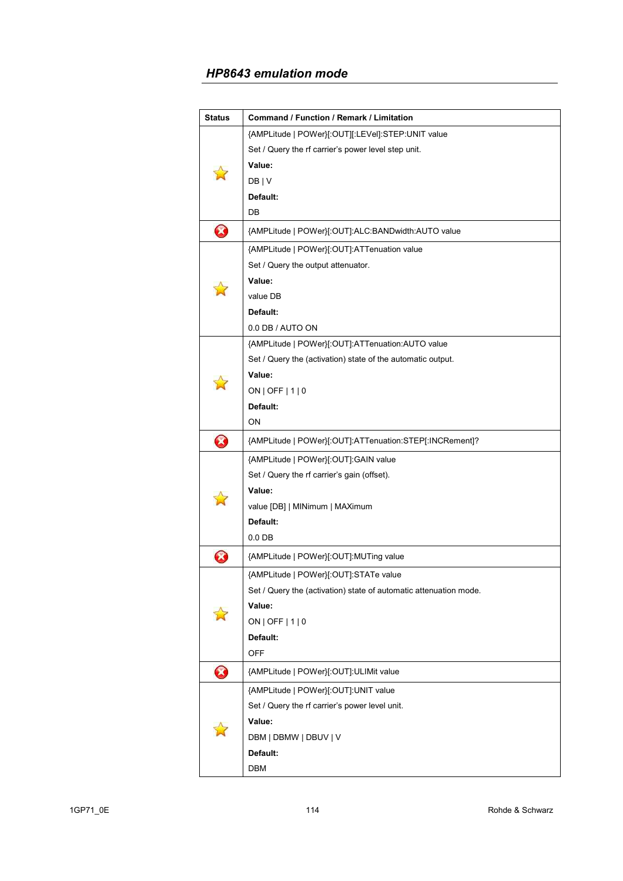## HP8643 emulation mode

| Status | Command / Function / Remark / Limitation |
|---|---|
| ☆ | {AMPLitude \| POWer}[:OUT][:LEVel]:STEP:UNIT value<br>Set / Query the rf carrier's power level step unit.<br>**Value:**<br>DB \| V<br>**Default:**<br>DB |
| ⊗ | {AMPLitude \| POWer}[:OUT]:ALC:BANDwidth:AUTO value |
| ☆ | {AMPLitude \| POWer}[:OUT]:ATTenuation value<br>Set / Query the output attenuator.<br>**Value:**<br>value DB<br>**Default:**<br>0.0 DB / AUTO ON |
| ☆ | {AMPLitude \| POWer}[:OUT]:ATTenuation:AUTO value<br>Set / Query the (activation) state of the automatic output.<br>**Value:**<br>ON \| OFF \| 1 \| 0<br>**Default:**<br>ON |
| ⊗ | {AMPLitude \| POWer}[:OUT]:ATTenuation:STEP[:INCRement]? |
| ☆ | {AMPLitude \| POWer}[:OUT]:GAIN value<br>Set / Query the rf carrier's gain (offset).<br>**Value:**<br>value [DB] \| MINimum \| MAXimum<br>**Default:**<br>0.0 DB |
| ⊗ | {AMPLitude \| POWer}[:OUT]:MUTing value |
| ☆ | {AMPLitude \| POWer}[:OUT]:STATe value<br>Set / Query the (activation) state of automatic attenuation mode.<br>**Value:**<br>ON \| OFF \| 1 \| 0<br>**Default:**<br>OFF |
| ⊗ | {AMPLitude \| POWer}[:OUT]:ULIMit value |
| ☆ | {AMPLitude \| POWer}[:OUT]:UNIT value<br>Set / Query the rf carrier's power level unit.<br>**Value:**<br>DBM \| DBMW \| DBUV \| V<br>**Default:**<br>DBM |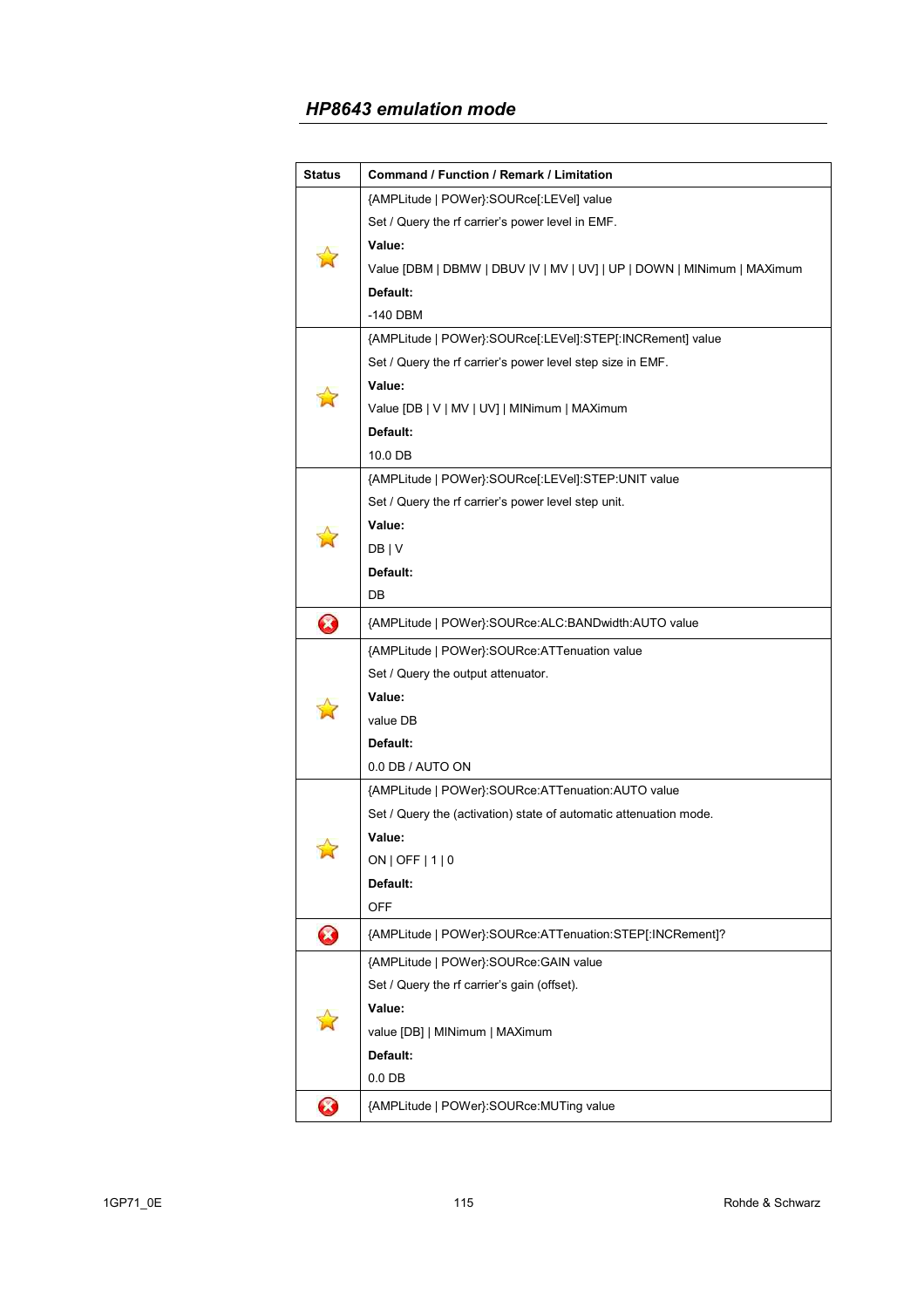## HP8643 emulation mode

| Status | Command / Function / Remark / Limitation |
|---|---|
| ☆ | {AMPLitude \| POWer}:SOURce[:LEVel] value<br>Set / Query the rf carrier's power level in EMF.<br>**Value:**<br>Value [DBM \| DBMW \| DBUV \|V \| MV \| UV] \| UP \| DOWN \| MINimum \| MAXimum<br>**Default:**<br>-140 DBM |
| ☆ | {AMPLitude \| POWer}:SOURce[:LEVel]:STEP[:INCRement] value<br>Set / Query the rf carrier's power level step size in EMF.<br>**Value:**<br>Value [DB \| V \| MV \| UV] \| MINimum \| MAXimum<br>**Default:**<br>10.0 DB |
| ☆ | {AMPLitude \| POWer}:SOURce[:LEVel]:STEP:UNIT value<br>Set / Query the rf carrier's power level step unit.<br>**Value:**<br>DB \| V<br>**Default:**<br>DB |
| ⊗ | {AMPLitude \| POWer}:SOURce:ALC:BANDwidth:AUTO value |
| ☆ | {AMPLitude \| POWer}:SOURce:ATTenuation value<br>Set / Query the output attenuator.<br>**Value:**<br>value DB<br>**Default:**<br>0.0 DB / AUTO ON |
| ☆ | {AMPLitude \| POWer}:SOURce:ATTenuation:AUTO value<br>Set / Query the (activation) state of automatic attenuation mode.<br>**Value:**<br>ON \| OFF \| 1 \| 0<br>**Default:**<br>OFF |
| ⊗ | {AMPLitude \| POWer}:SOURce:ATTenuation:STEP[:INCRement]? |
| ☆ | {AMPLitude \| POWer}:SOURce:GAIN value<br>Set / Query the rf carrier's gain (offset).<br>**Value:**<br>value [DB] \| MINimum \| MAXimum<br>**Default:**<br>0.0 DB |
| ⊗ | {AMPLitude \| POWer}:SOURce:MUTing value |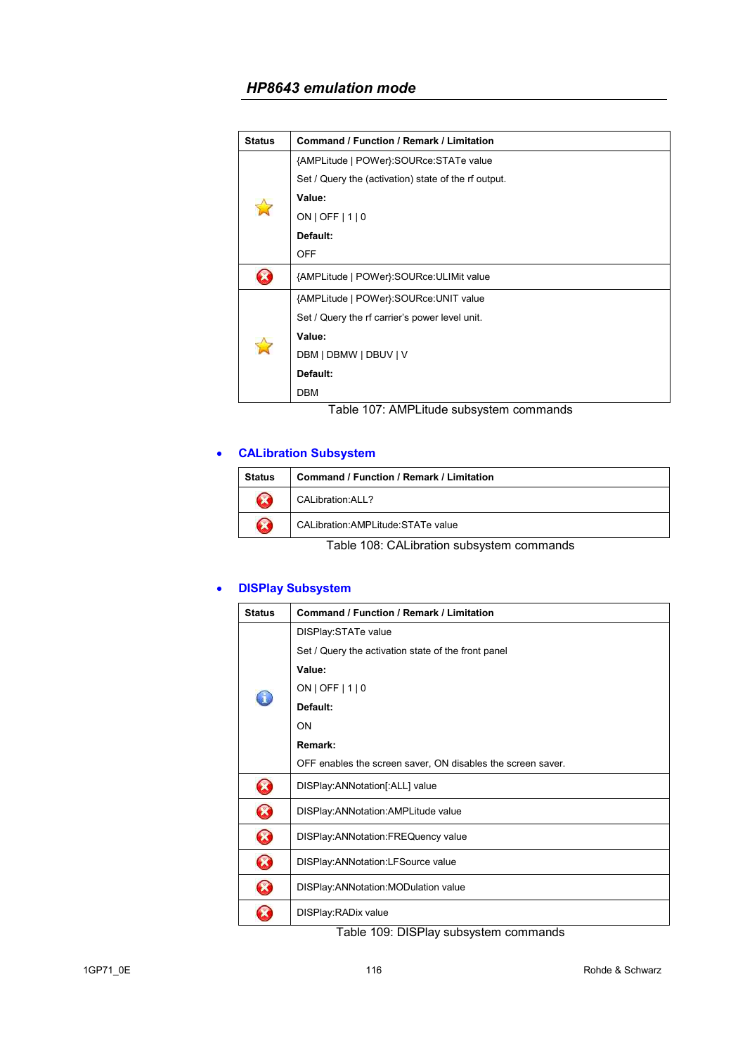## HP8643 emulation mode

| Status | Command / Function / Remark / Limitation |
|---|---|
| ⭐ | {AMPLitude \| POWer}:SOURce:STATe value<br>Set / Query the (activation) state of the rf output.<br>**Value:**<br>ON \| OFF \| 1 \| 0<br>**Default:**<br>OFF |
| ❌ | {AMPLitude \| POWer}:SOURce:ULIMit value |
| ⭐ | {AMPLitude \| POWer}:SOURce:UNIT value<br>Set / Query the rf carrier's power level unit.<br>**Value:**<br>DBM \| DBMW \| DBUV \| V<br>**Default:**<br>DBM |

Table 107: AMPLitude subsystem commands

- **CALibration Subsystem**

| Status | Command / Function / Remark / Limitation |
|---|---|
| ❌ | CALibration:ALL? |
| ❌ | CALibration:AMPLitude:STATe value |

Table 108: CALibration subsystem commands

- **DISPlay Subsystem**

| Status | Command / Function / Remark / Limitation |
|---|---|
| ℹ️ | DISPlay:STATe value<br>Set / Query the activation state of the front panel<br>**Value:**<br>ON \| OFF \| 1 \| 0<br>**Default:**<br>ON<br>**Remark:**<br>OFF enables the screen saver, ON disables the screen saver. |
| ❌ | DISPlay:ANNotation[:ALL] value |
| ❌ | DISPlay:ANNotation:AMPLitude value |
| ❌ | DISPlay:ANNotation:FREQuency value |
| ❌ | DISPlay:ANNotation:LFSource value |
| ❌ | DISPlay:ANNotation:MODulation value |
| ❌ | DISPlay:RADix value |

Table 109: DISPlay subsystem commands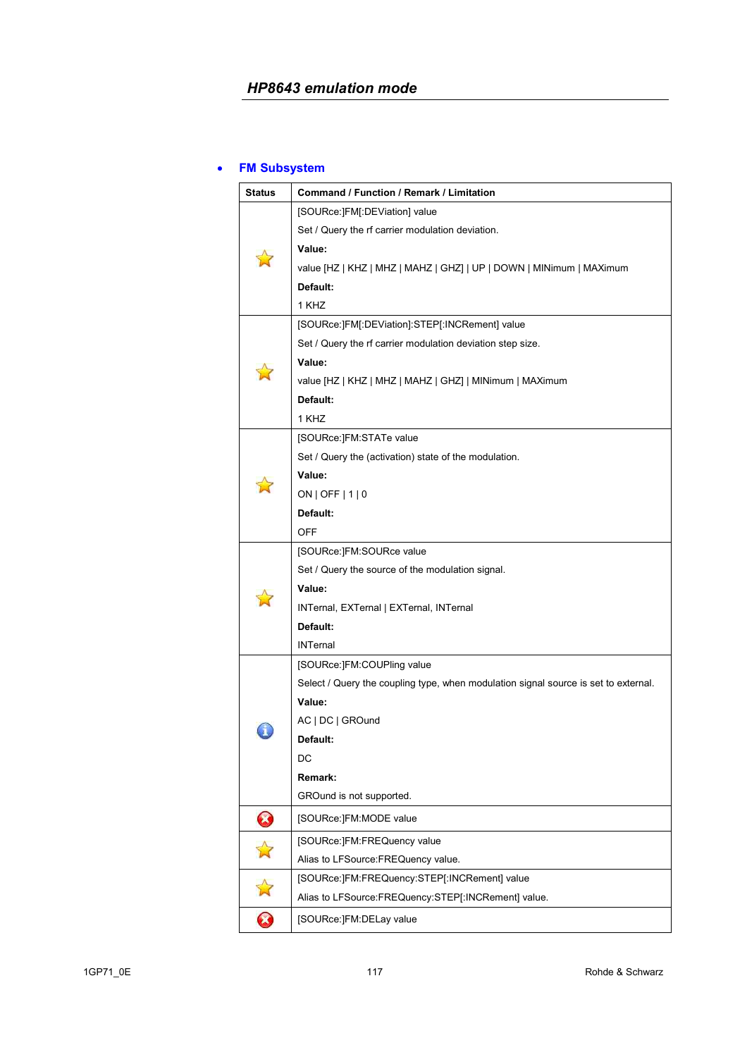## FM Subsystem

| Status | Command / Function / Remark / Limitation |
|---|---|
| ☆ | [SOURce:]FM[:DEViation] value<br>Set / Query the rf carrier modulation deviation.<br>**Value:**<br>value [HZ \| KHZ \| MHZ \| MAHZ \| GHZ] \| UP \| DOWN \| MINimum \| MAXimum<br>**Default:**<br>1 KHZ |
| ☆ | [SOURce:]FM[:DEViation]:STEP[:INCRement] value<br>Set / Query the rf carrier modulation deviation step size.<br>**Value:**<br>value [HZ \| KHZ \| MHZ \| MAHZ \| GHZ] \| MINimum \| MAXimum<br>**Default:**<br>1 KHZ |
| ☆ | [SOURce:]FM:STATe value<br>Set / Query the (activation) state of the modulation.<br>**Value:**<br>ON \| OFF \| 1 \| 0<br>**Default:**<br>OFF |
| ☆ | [SOURce:]FM:SOURce value<br>Set / Query the source of the modulation signal.<br>**Value:**<br>INTernal, EXTernal \| EXTernal, INTernal<br>**Default:**<br>INTernal |
| ⓘ | [SOURce:]FM:COUPling value<br>Select / Query the coupling type, when modulation signal source is set to external.<br>**Value:**<br>AC \| DC \| GROund<br>**Default:**<br>DC<br>**Remark:**<br>GROund is not supported. |
| ✖ | [SOURce:]FM:MODE value |
| ☆ | [SOURce:]FM:FREQuency value<br>Alias to LFSource:FREQuency value. |
| ☆ | [SOURce:]FM:FREQuency:STEP[:INCRement] value<br>Alias to LFSource:FREQuency:STEP[:INCRement] value. |
| ✖ | [SOURce:]FM:DELay value |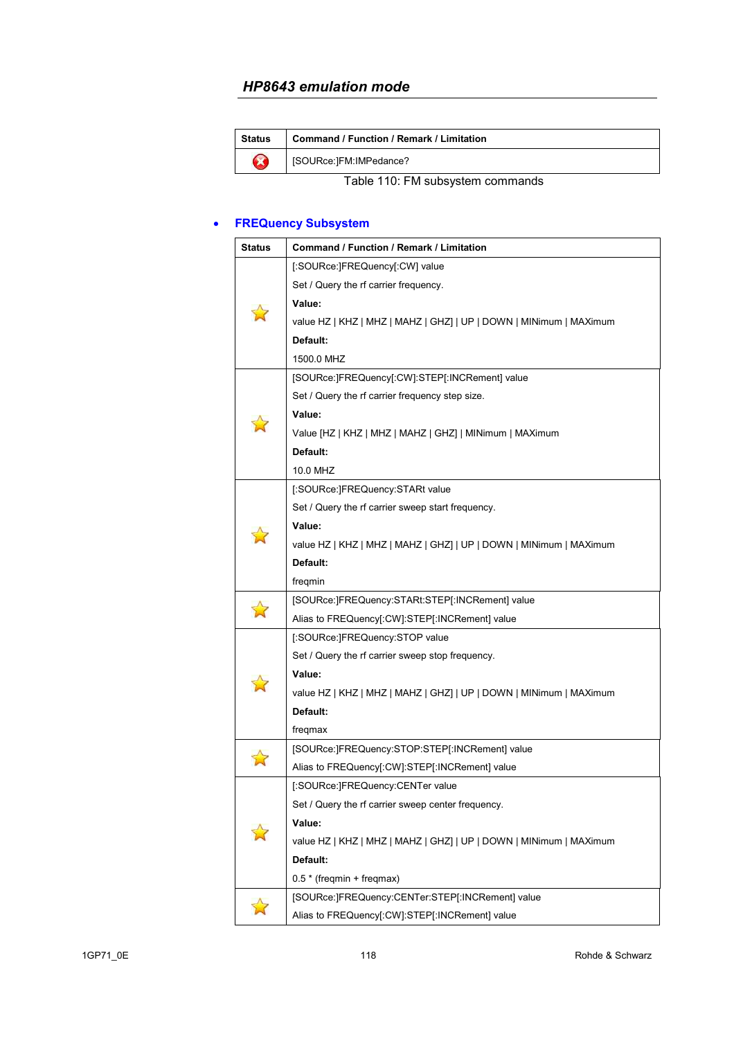## HP8643 emulation mode

| Status | Command / Function / Remark / Limitation |
|---|---|
| ✗ | [SOURce:]FM:IMPedance? |

Table 110: FM subsystem commands

- **FREQuency Subsystem**

| Status | Command / Function / Remark / Limitation |
|---|---|
| ☆ | [:SOURce:]FREQuency[:CW] value<br>Set / Query the rf carrier frequency.<br>**Value:**<br>value HZ \| KHZ \| MHZ \| MAHZ \| GHZ] \| UP \| DOWN \| MINimum \| MAXimum<br>**Default:**<br>1500.0 MHZ |
| ☆ | [SOURce:]FREQuency[:CW]:STEP[:INCRement] value<br>Set / Query the rf carrier frequency step size.<br>**Value:**<br>Value [HZ \| KHZ \| MHZ \| MAHZ \| GHZ] \| MINimum \| MAXimum<br>**Default:**<br>10.0 MHZ |
| ☆ | [:SOURce:]FREQuency:STARt value<br>Set / Query the rf carrier sweep start frequency.<br>**Value:**<br>value HZ \| KHZ \| MHZ \| MAHZ \| GHZ] \| UP \| DOWN \| MINimum \| MAXimum<br>**Default:**<br>freqmin |
| ☆ | [SOURce:]FREQuency:STARt:STEP[:INCRement] value<br>Alias to FREQuency[:CW]:STEP[:INCRement] value |
| ☆ | [:SOURce:]FREQuency:STOP value<br>Set / Query the rf carrier sweep stop frequency.<br>**Value:**<br>value HZ \| KHZ \| MHZ \| MAHZ \| GHZ] \| UP \| DOWN \| MINimum \| MAXimum<br>**Default:**<br>freqmax |
| ☆ | [SOURce:]FREQuency:STOP:STEP[:INCRement] value<br>Alias to FREQuency[:CW]:STEP[:INCRement] value |
| ☆ | [:SOURce:]FREQuency:CENTer value<br>Set / Query the rf carrier sweep center frequency.<br>**Value:**<br>value HZ \| KHZ \| MHZ \| MAHZ \| GHZ] \| UP \| DOWN \| MINimum \| MAXimum<br>**Default:**<br>0.5 * (freqmin + freqmax) |
| ☆ | [SOURce:]FREQuency:CENTer:STEP[:INCRement] value<br>Alias to FREQuency[:CW]:STEP[:INCRement] value |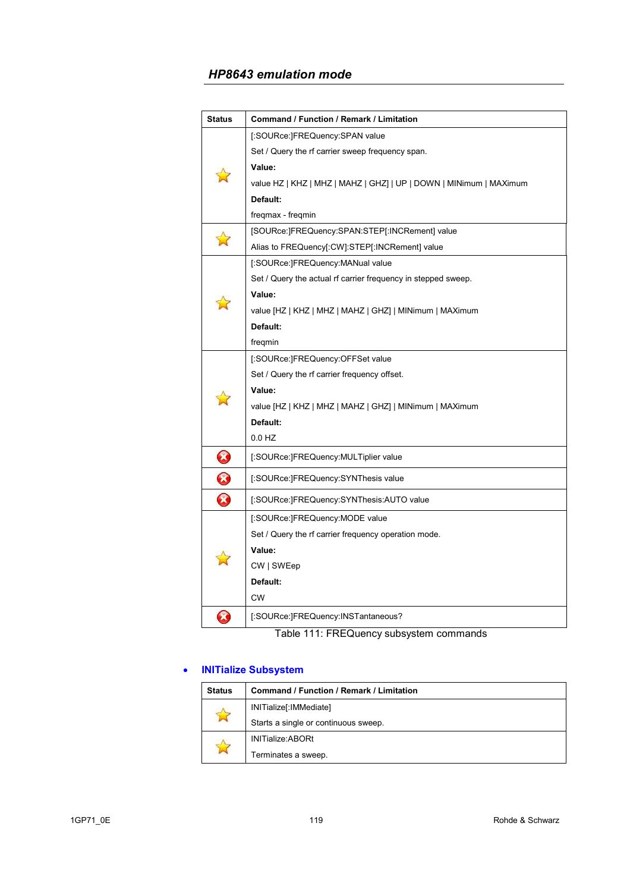| Status | Command / Function / Remark / Limitation |
|---|---|
| ☆ | [:SOURce:]FREQuency:SPAN value<br>Set / Query the rf carrier sweep frequency span.<br>**Value:**<br>value HZ \| KHZ \| MHZ \| MAHZ \| GHZ] \| UP \| DOWN \| MINimum \| MAXimum<br>**Default:**<br>freqmax - freqmin |
| ☆ | [SOURce:]FREQuency:SPAN:STEP[:INCRement] value<br>Alias to FREQuency[:CW]:STEP[:INCRement] value |
| ☆ | [:SOURce:]FREQuency:MANual value<br>Set / Query the actual rf carrier frequency in stepped sweep.<br>**Value:**<br>value [HZ \| KHZ \| MHZ \| MAHZ \| GHZ] \| MINimum \| MAXimum<br>**Default:**<br>freqmin |
| ☆ | [:SOURce:]FREQuency:OFFSet value<br>Set / Query the rf carrier frequency offset.<br>**Value:**<br>value [HZ \| KHZ \| MHZ \| MAHZ \| GHZ] \| MINimum \| MAXimum<br>**Default:**<br>0.0 HZ |
| ⊗ | [:SOURce:]FREQuency:MULTiplier value |
| ⊗ | [:SOURce:]FREQuency:SYNThesis value |
| ⊗ | [:SOURce:]FREQuency:SYNThesis:AUTO value |
| ☆ | [:SOURce:]FREQuency:MODE value<br>Set / Query the rf carrier frequency operation mode.<br>**Value:**<br>CW \| SWEep<br>**Default:**<br>CW |
| ⊗ | [:SOURce:]FREQuency:INSTantaneous? |

Table 111: FREQuency subsystem commands

- **INITialize Subsystem**

| Status | Command / Function / Remark / Limitation |
|---|---|
| ☆ | INITialize[:IMMediate]<br>Starts a single or continuous sweep. |
| ☆ | INITialize:ABORt<br>Terminates a sweep. |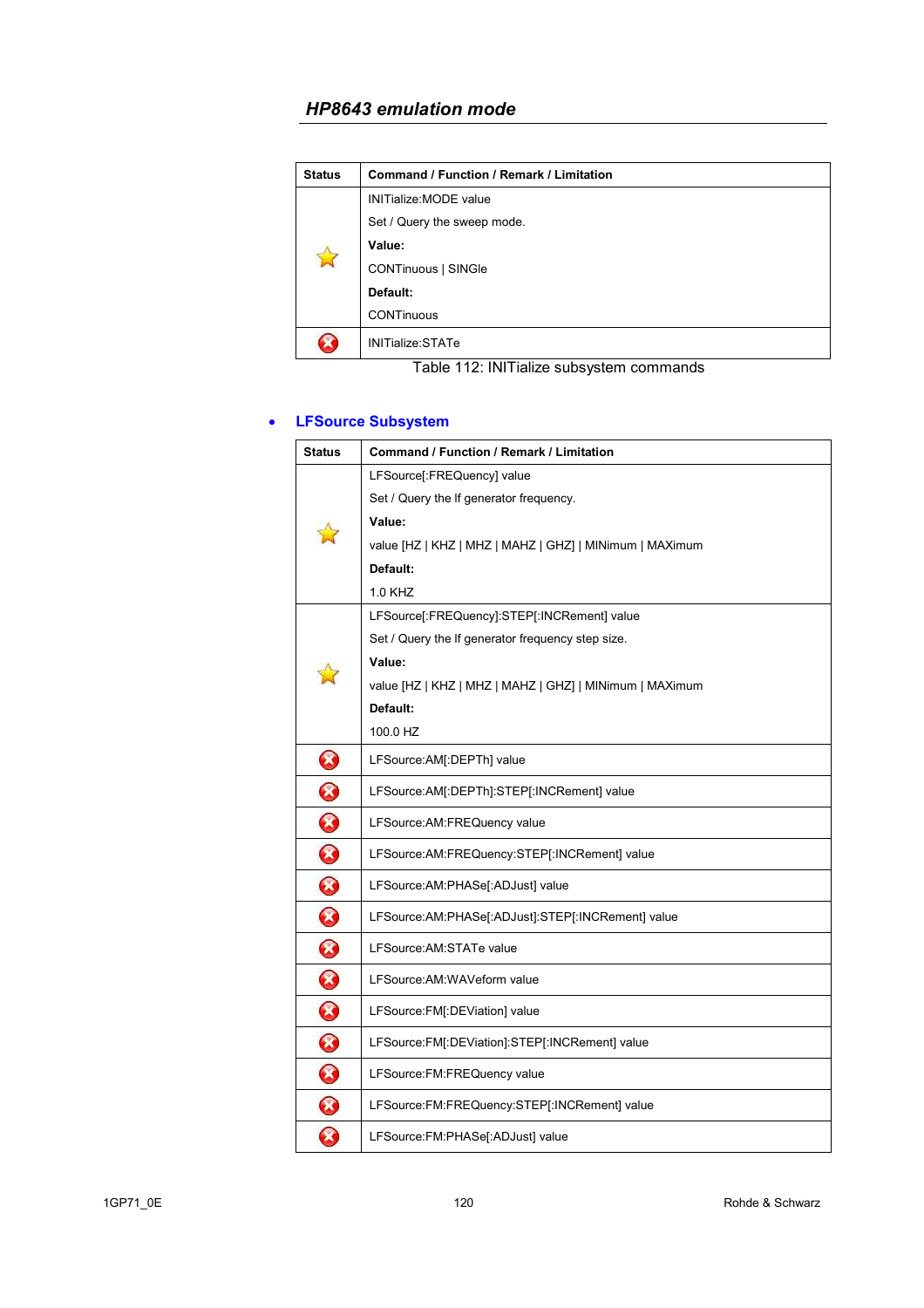| Status | Command / Function / Remark / Limitation |
|---|---|
| ☆ | INITialize:MODE value<br>Set / Query the sweep mode.<br>**Value:**<br>CONTinuous \| SINGle<br>**Default:**<br>CONTinuous |
| ⊗ | INITialize:STATe |

Table 112: INITialize subsystem commands

- **LFSource Subsystem**

| Status | Command / Function / Remark / Limitation |
|---|---|
| ☆ | LFSource[:FREQuency] value<br>Set / Query the lf generator frequency.<br>**Value:**<br>value [HZ \| KHZ \| MHZ \| MAHZ \| GHZ] \| MINimum \| MAXimum<br>**Default:**<br>1.0 KHZ |
| ☆ | LFSource[:FREQuency]:STEP[:INCRement] value<br>Set / Query the lf generator frequency step size.<br>**Value:**<br>value [HZ \| KHZ \| MHZ \| MAHZ \| GHZ] \| MINimum \| MAXimum<br>**Default:**<br>100.0 HZ |
| ⊗ | LFSource:AM[:DEPTh] value |
| ⊗ | LFSource:AM[:DEPTh]:STEP[:INCRement] value |
| ⊗ | LFSource:AM:FREQuency value |
| ⊗ | LFSource:AM:FREQuency:STEP[:INCRement] value |
| ⊗ | LFSource:AM:PHASe[:ADJust] value |
| ⊗ | LFSource:AM:PHASe[:ADJust]:STEP[:INCRement] value |
| ⊗ | LFSource:AM:STATe value |
| ⊗ | LFSource:AM:WAVeform value |
| ⊗ | LFSource:FM[:DEViation] value |
| ⊗ | LFSource:FM[:DEViation]:STEP[:INCRement] value |
| ⊗ | LFSource:FM:FREQuency value |
| ⊗ | LFSource:FM:FREQuency:STEP[:INCRement] value |
| ⊗ | LFSource:FM:PHASe[:ADJust] value |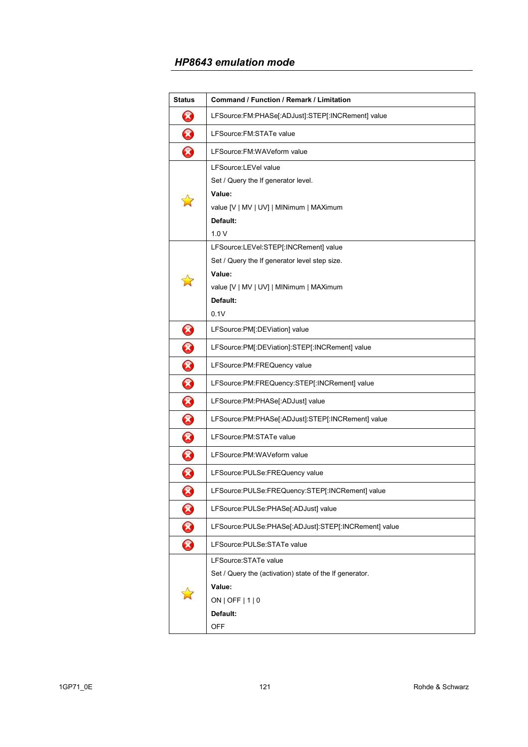## *HP8643 emulation mode*

| Status | Command / Function / Remark / Limitation |
|---|---|
| ❌ | LFSource:FM:PHASe[:ADJust]:STEP[:INCRement] value |
| ❌ | LFSource:FM:STATe value |
| ❌ | LFSource:FM:WAVeform value |
| ⭐ | LFSource:LEVel value<br>Set / Query the lf generator level.<br>**Value:**<br>value [V \| MV \| UV] \| MINimum \| MAXimum<br>**Default:**<br>1.0 V |
| ⭐ | LFSource:LEVel:STEP[:INCRement] value<br>Set / Query the lf generator level step size.<br>**Value:**<br>value [V \| MV \| UV] \| MINimum \| MAXimum<br>**Default:**<br>0.1V |
| ❌ | LFSource:PM[:DEViation] value |
| ❌ | LFSource:PM[:DEViation]:STEP[:INCRement] value |
| ❌ | LFSource:PM:FREQuency value |
| ❌ | LFSource:PM:FREQuency:STEP[:INCRement] value |
| ❌ | LFSource:PM:PHASe[:ADJust] value |
| ❌ | LFSource:PM:PHASe[:ADJust]:STEP[:INCRement] value |
| ❌ | LFSource:PM:STATe value |
| ❌ | LFSource:PM:WAVeform value |
| ❌ | LFSource:PULSe:FREQuency value |
| ❌ | LFSource:PULSe:FREQuency:STEP[:INCRement] value |
| ❌ | LFSource:PULSe:PHASe[:ADJust] value |
| ❌ | LFSource:PULSe:PHASe[:ADJust]:STEP[:INCRement] value |
| ❌ | LFSource:PULSe:STATe value |
| ⭐ | LFSource:STATe value<br>Set / Query the (activation) state of the lf generator.<br>**Value:**<br>ON \| OFF \| 1 \| 0<br>**Default:**<br>OFF |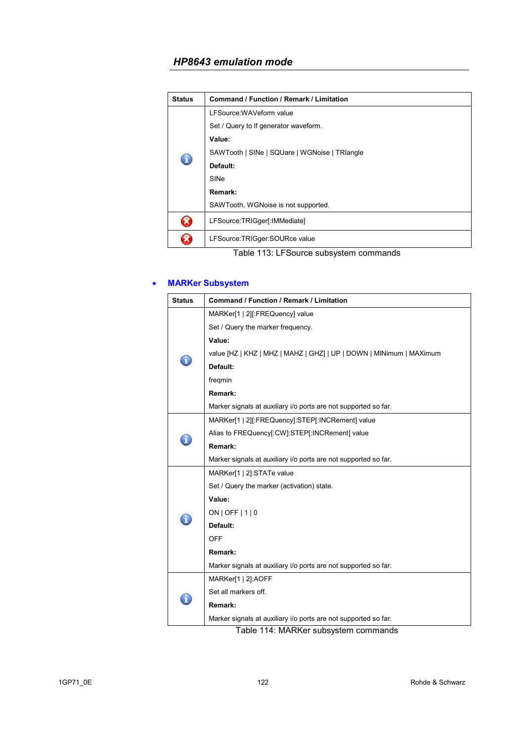## HP8643 emulation mode

| Status | Command / Function / Remark / Limitation |
|---|---|
| ℹ | LFSource:WAVeform value<br>Set / Query to lf generator waveform.<br>**Value:**<br>SAWTooth \| SINe \| SQUare \| WGNoise \| TRIangle<br>**Default:**<br>SINe<br>**Remark:**<br>SAWTooth, WGNoise is not supported. |
| ✖ | LFSource:TRIGger[:IMMediate] |
| ✖ | LFSource:TRIGger:SOURce value |

Table 113: LFSource subsystem commands

- **MARKer Subsystem**

| Status | Command / Function / Remark / Limitation |
|---|---|
| ℹ | MARKer[1 \| 2][:FREQuency] value<br>Set / Query the marker frequency.<br>**Value:**<br>value [HZ \| KHZ \| MHZ \| MAHZ \| GHZ] \| UP \| DOWN \| MINimum \| MAXimum<br>**Default:**<br>freqmin<br>**Remark:**<br>Marker signals at auxiliary i/o ports are not supported so far. |
| ℹ | MARKer[1 \| 2][:FREQuency]:STEP[:INCRement] value<br>Alias to FREQuency[:CW]:STEP[:INCRement] value<br>**Remark:**<br>Marker signals at auxiliary i/o ports are not supported so far. |
| ℹ | MARKer[1 \| 2]:STATe value<br>Set / Query the marker (activation) state.<br>**Value:**<br>ON \| OFF \| 1 \| 0<br>**Default:**<br>OFF<br>**Remark:**<br>Marker signals at auxiliary i/o ports are not supported so far. |
| ℹ | MARKer[1 \| 2]:AOFF<br>Set all markers off.<br>**Remark:**<br>Marker signals at auxiliary i/o ports are not supported so far. |

Table 114: MARKer subsystem commands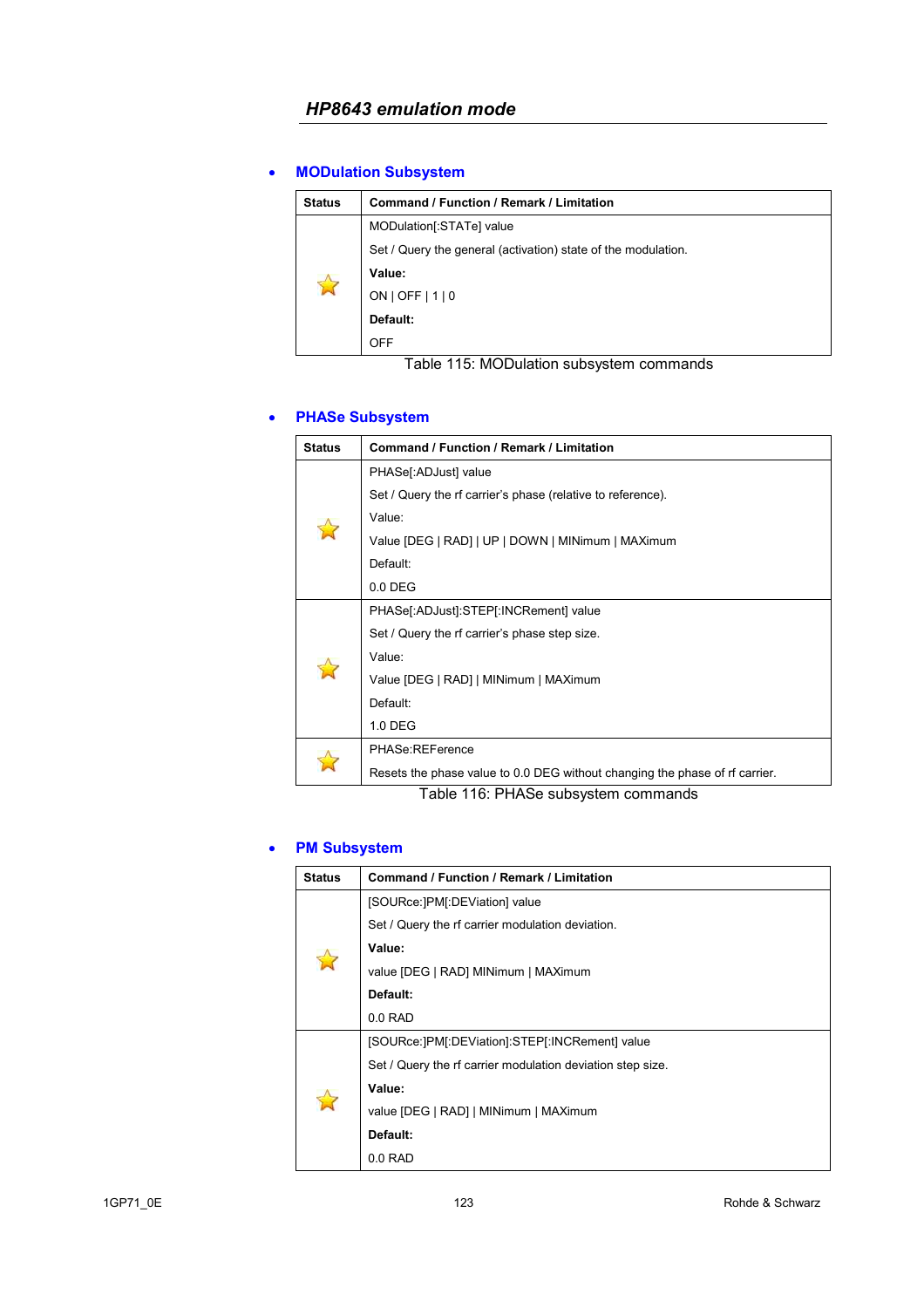## HP8643 emulation mode

- **MODulation Subsystem**

| Status | Command / Function / Remark / Limitation |
|---|---|
| ☆ | MODulation[:STATe] value<br>Set / Query the general (activation) state of the modulation.<br>**Value:**<br>ON \| OFF \| 1 \| 0<br>**Default:**<br>OFF |

Table 115: MODulation subsystem commands

- **PHASe Subsystem**

| Status | Command / Function / Remark / Limitation |
|---|---|
| ☆ | PHASe[:ADJust] value<br>Set / Query the rf carrier's phase (relative to reference).<br>Value:<br>Value [DEG \| RAD] \| UP \| DOWN \| MINimum \| MAXimum<br>Default:<br>0.0 DEG |
| ☆ | PHASe[:ADJust]:STEP[:INCRement] value<br>Set / Query the rf carrier's phase step size.<br>Value:<br>Value [DEG \| RAD] \| MINimum \| MAXimum<br>Default:<br>1.0 DEG |
| ☆ | PHASe:REFerence<br>Resets the phase value to 0.0 DEG without changing the phase of rf carrier. |

Table 116: PHASe subsystem commands

- **PM Subsystem**

| Status | Command / Function / Remark / Limitation |
|---|---|
| ☆ | [SOURce:]PM[:DEViation] value<br>Set / Query the rf carrier modulation deviation.<br>**Value:**<br>value [DEG \| RAD] MINimum \| MAXimum<br>**Default:**<br>0.0 RAD |
| ☆ | [SOURce:]PM[:DEViation]:STEP[:INCRement] value<br>Set / Query the rf carrier modulation deviation step size.<br>**Value:**<br>value [DEG \| RAD] \| MINimum \| MAXimum<br>**Default:**<br>0.0 RAD |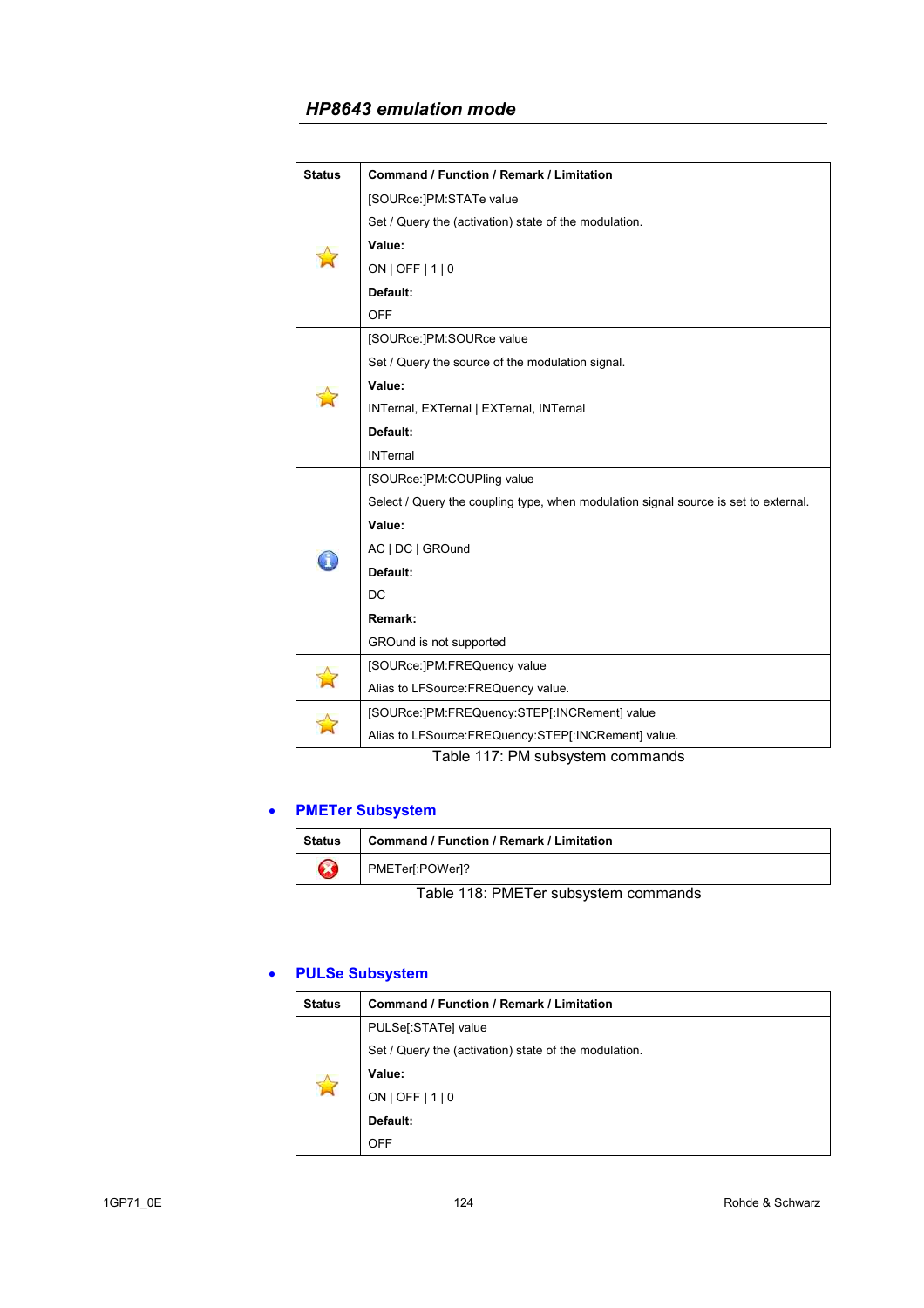## HP8643 emulation mode

| Status | Command / Function / Remark / Limitation |
|---|---|
| ☆ | [SOURce:]PM:STATe value<br>Set / Query the (activation) state of the modulation.<br>**Value:**<br>ON \| OFF \| 1 \| 0<br>**Default:**<br>OFF |
| ☆ | [SOURce:]PM:SOURce value<br>Set / Query the source of the modulation signal.<br>**Value:**<br>INTernal, EXTernal \| EXTernal, INTernal<br>**Default:**<br>INTernal |
| ⓘ | [SOURce:]PM:COUPling value<br>Select / Query the coupling type, when modulation signal source is set to external.<br>**Value:**<br>AC \| DC \| GROund<br>**Default:**<br>DC<br>**Remark:**<br>GROund is not supported |
| ☆ | [SOURce:]PM:FREQuency value<br>Alias to LFSource:FREQuency value. |
| ☆ | [SOURce:]PM:FREQuency:STEP[:INCRement] value<br>Alias to LFSource:FREQuency:STEP[:INCRement] value. |

Table 117: PM subsystem commands

- **PMETer Subsystem**

| Status | Command / Function / Remark / Limitation |
|---|---|
| ⊗ | PMETer[:POWer]? |

Table 118: PMETer subsystem commands

- **PULSe Subsystem**

| Status | Command / Function / Remark / Limitation |
|---|---|
| ☆ | PULSe[:STATe] value<br>Set / Query the (activation) state of the modulation.<br>**Value:**<br>ON \| OFF \| 1 \| 0<br>**Default:**<br>OFF |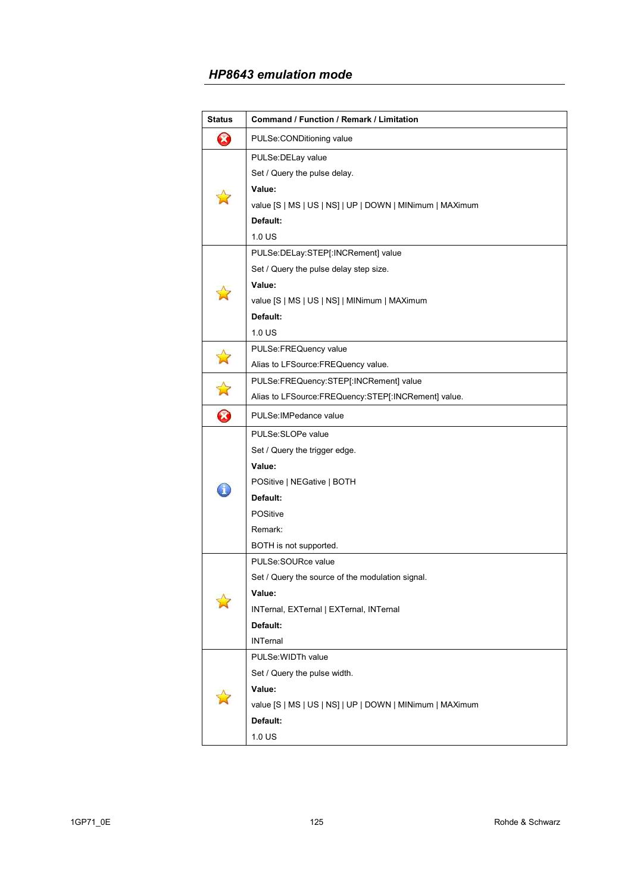## HP8643 emulation mode

| Status | Command / Function / Remark / Limitation |
|---|---|
| ❌ | PULSe:CONDitioning value |
| ⭐ | PULSe:DELay value<br>Set / Query the pulse delay.<br>**Value:**<br>value [S \| MS \| US \| NS] \| UP \| DOWN \| MINimum \| MAXimum<br>**Default:**<br>1.0 US |
| ⭐ | PULSe:DELay:STEP[:INCRement] value<br>Set / Query the pulse delay step size.<br>**Value:**<br>value [S \| MS \| US \| NS] \| MINimum \| MAXimum<br>**Default:**<br>1.0 US |
| ⭐ | PULSe:FREQuency value<br>Alias to LFSource:FREQuency value. |
| ⭐ | PULSe:FREQuency:STEP[:INCRement] value<br>Alias to LFSource:FREQuency:STEP[:INCRement] value. |
| ❌ | PULSe:IMPedance value |
| ℹ️ | PULSe:SLOPe value<br>Set / Query the trigger edge.<br>**Value:**<br>POSitive \| NEGative \| BOTH<br>**Default:**<br>POSitive<br>Remark:<br>BOTH is not supported. |
| ⭐ | PULSe:SOURce value<br>Set / Query the source of the modulation signal.<br>**Value:**<br>INTernal, EXTernal \| EXTernal, INTernal<br>**Default:**<br>INTernal |
| ⭐ | PULSe:WIDTh value<br>Set / Query the pulse width.<br>**Value:**<br>value [S \| MS \| US \| NS] \| UP \| DOWN \| MINimum \| MAXimum<br>**Default:**<br>1.0 US |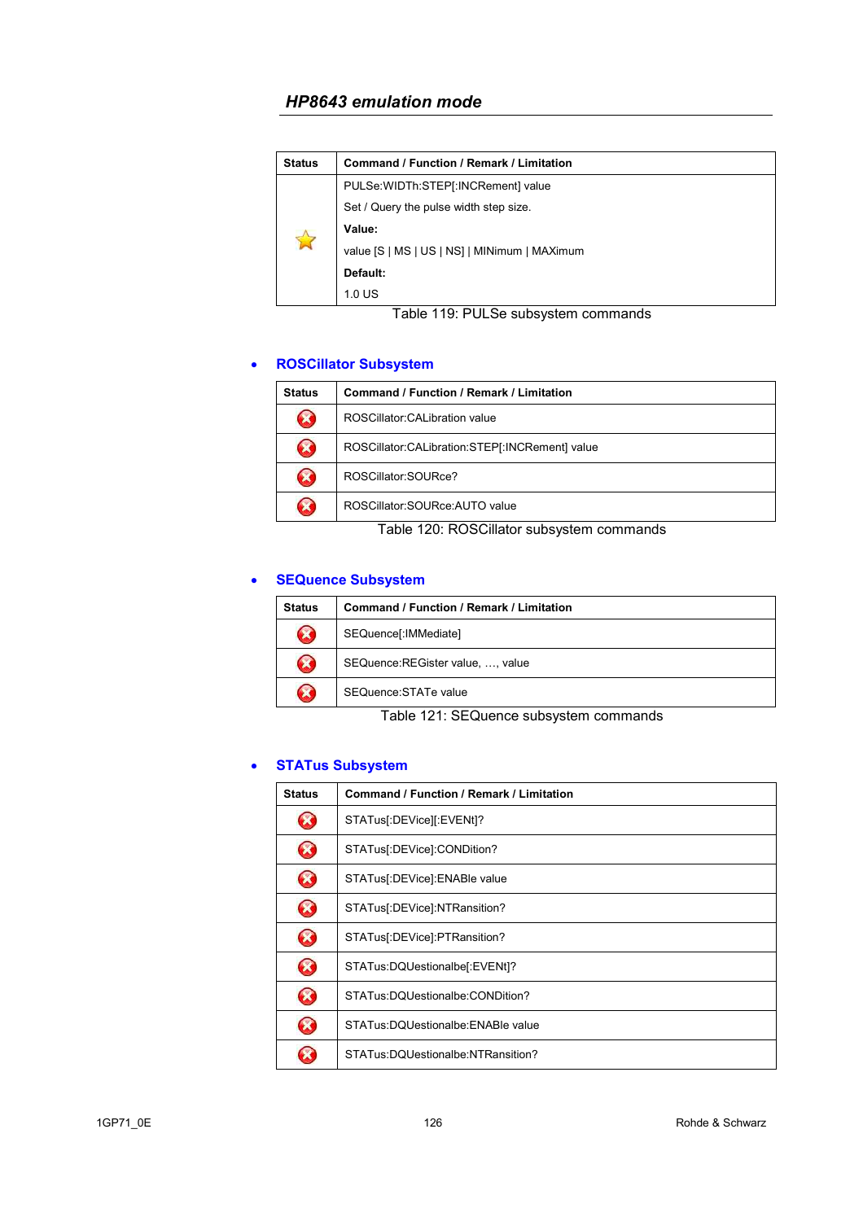| Status | Command / Function / Remark / Limitation |
|---|---|
| ☆ | PULSe:WIDTh:STEP[:INCRement] value<br>Set / Query the pulse width step size.<br>**Value:**<br>value [S \| MS \| US \| NS] \| MINimum \| MAXimum<br>**Default:**<br>1.0 US |

Table 119: PULSe subsystem commands

- **ROSCillator Subsystem**

| Status | Command / Function / Remark / Limitation |
|---|---|
| ⊗ | ROSCillator:CALibration value |
| ⊗ | ROSCillator:CALibration:STEP[:INCRement] value |
| ⊗ | ROSCillator:SOURce? |
| ⊗ | ROSCillator:SOURce:AUTO value |

Table 120: ROSCillator subsystem commands

- **SEQuence Subsystem**

| Status | Command / Function / Remark / Limitation |
|---|---|
| ⊗ | SEQuence[:IMMediate] |
| ⊗ | SEQuence:REGister value, …, value |
| ⊗ | SEQuence:STATe value |

Table 121: SEQuence subsystem commands

- **STATus Subsystem**

| Status | Command / Function / Remark / Limitation |
|---|---|
| ⊗ | STATus[:DEVice][:EVENt]? |
| ⊗ | STATus[:DEVice]:CONDition? |
| ⊗ | STATus[:DEVice]:ENABle value |
| ⊗ | STATus[:DEVice]:NTRansition? |
| ⊗ | STATus[:DEVice]:PTRansition? |
| ⊗ | STATus:DQUestionalbe[:EVENt]? |
| ⊗ | STATus:DQUestionalbe:CONDition? |
| ⊗ | STATus:DQUestionalbe:ENABle value |
| ⊗ | STATus:DQUestionalbe:NTRansition? |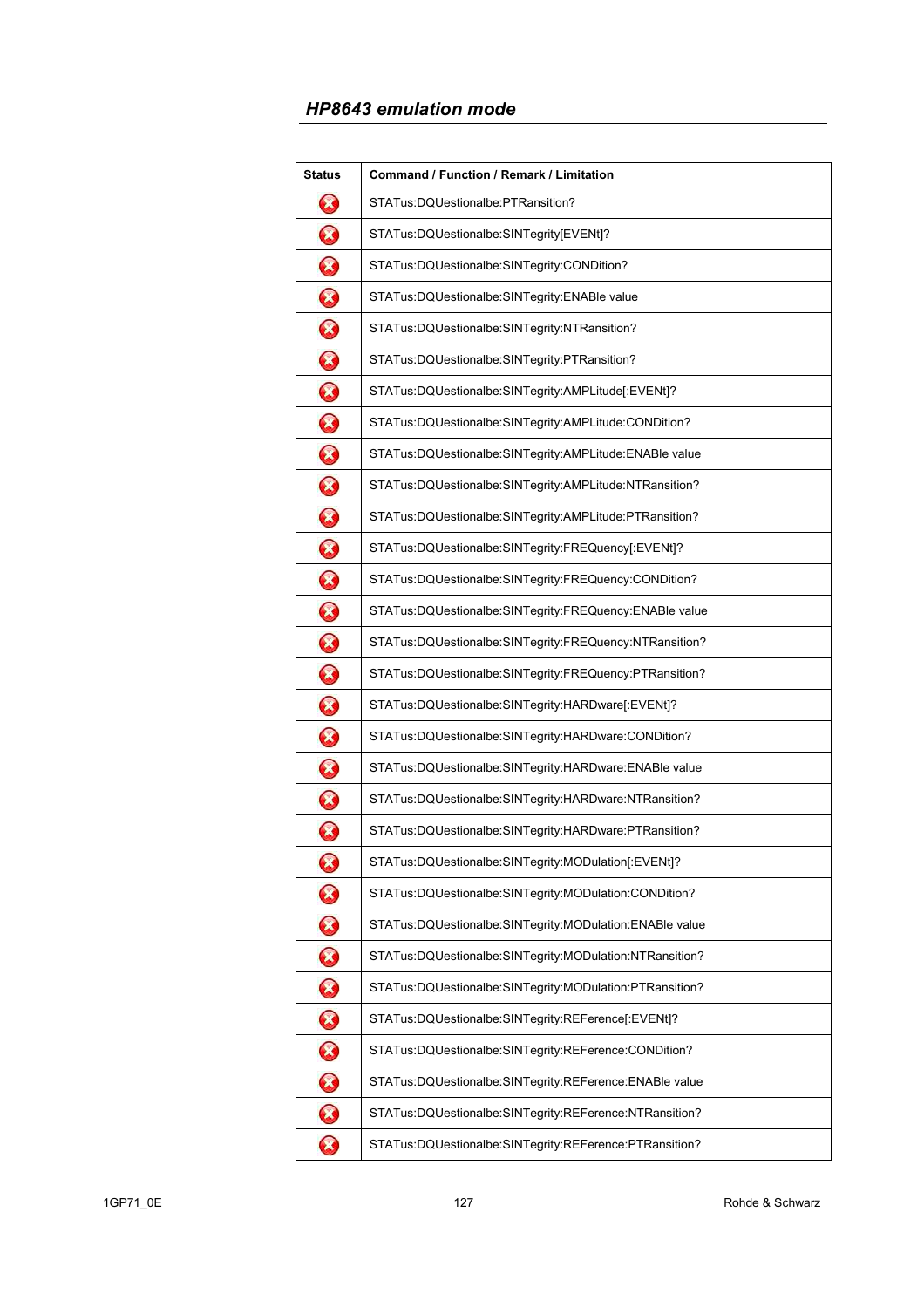## HP8643 emulation mode

| Status | Command / Function / Remark / Limitation |
|---|---|
| ⊗ | STATus:DQUestionalbe:PTRansition? |
| ⊗ | STATus:DQUestionalbe:SINTegrity[EVENt]? |
| ⊗ | STATus:DQUestionalbe:SINTegrity:CONDition? |
| ⊗ | STATus:DQUestionalbe:SINTegrity:ENABle value |
| ⊗ | STATus:DQUestionalbe:SINTegrity:NTRansition? |
| ⊗ | STATus:DQUestionalbe:SINTegrity:PTRansition? |
| ⊗ | STATus:DQUestionalbe:SINTegrity:AMPLitude[:EVENt]? |
| ⊗ | STATus:DQUestionalbe:SINTegrity:AMPLitude:CONDition? |
| ⊗ | STATus:DQUestionalbe:SINTegrity:AMPLitude:ENABle value |
| ⊗ | STATus:DQUestionalbe:SINTegrity:AMPLitude:NTRansition? |
| ⊗ | STATus:DQUestionalbe:SINTegrity:AMPLitude:PTRansition? |
| ⊗ | STATus:DQUestionalbe:SINTegrity:FREQuency[:EVENt]? |
| ⊗ | STATus:DQUestionalbe:SINTegrity:FREQuency:CONDition? |
| ⊗ | STATus:DQUestionalbe:SINTegrity:FREQuency:ENABle value |
| ⊗ | STATus:DQUestionalbe:SINTegrity:FREQuency:NTRansition? |
| ⊗ | STATus:DQUestionalbe:SINTegrity:FREQuency:PTRansition? |
| ⊗ | STATus:DQUestionalbe:SINTegrity:HARDware[:EVENt]? |
| ⊗ | STATus:DQUestionalbe:SINTegrity:HARDware:CONDition? |
| ⊗ | STATus:DQUestionalbe:SINTegrity:HARDware:ENABle value |
| ⊗ | STATus:DQUestionalbe:SINTegrity:HARDware:NTRansition? |
| ⊗ | STATus:DQUestionalbe:SINTegrity:HARDware:PTRansition? |
| ⊗ | STATus:DQUestionalbe:SINTegrity:MODulation[:EVENt]? |
| ⊗ | STATus:DQUestionalbe:SINTegrity:MODulation:CONDition? |
| ⊗ | STATus:DQUestionalbe:SINTegrity:MODulation:ENABle value |
| ⊗ | STATus:DQUestionalbe:SINTegrity:MODulation:NTRansition? |
| ⊗ | STATus:DQUestionalbe:SINTegrity:MODulation:PTRansition? |
| ⊗ | STATus:DQUestionalbe:SINTegrity:REFerence[:EVENt]? |
| ⊗ | STATus:DQUestionalbe:SINTegrity:REFerence:CONDition? |
| ⊗ | STATus:DQUestionalbe:SINTegrity:REFerence:ENABle value |
| ⊗ | STATus:DQUestionalbe:SINTegrity:REFerence:NTRansition? |
| ⊗ | STATus:DQUestionalbe:SINTegrity:REFerence:PTRansition? |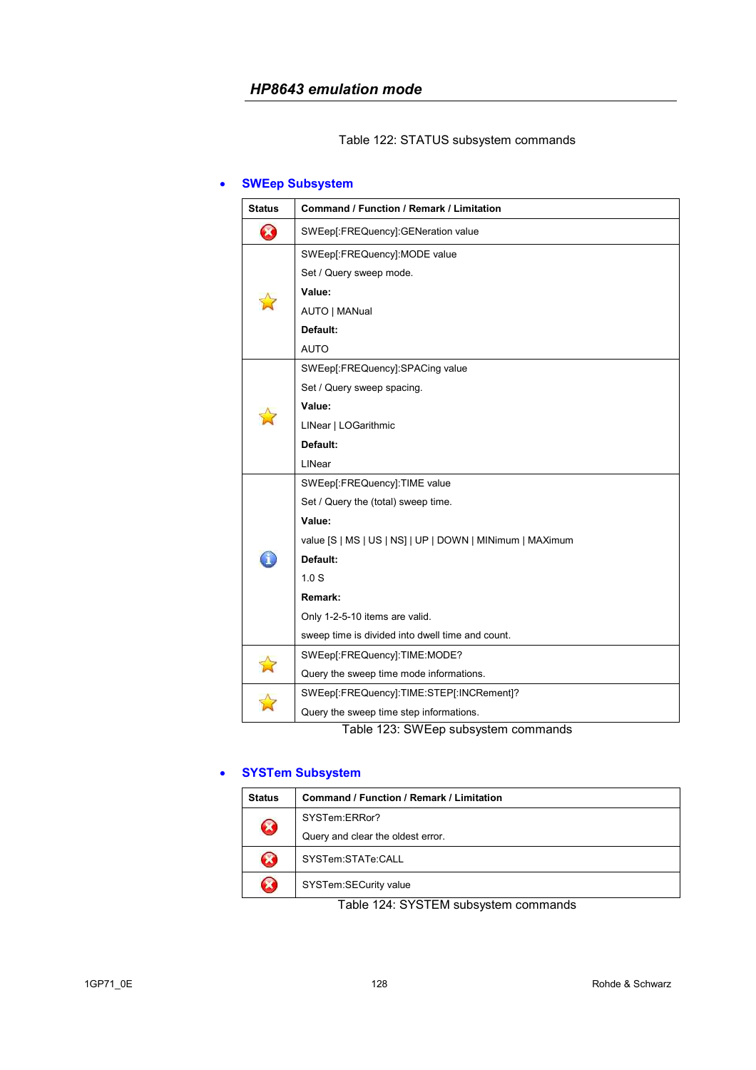Table 122: STATUS subsystem commands

- **SWEep Subsystem**

| Status | Command / Function / Remark / Limitation |
|---|---|
| ✖ | SWEep[:FREQuency]:GENeration value |
| ☆ | SWEep[:FREQuency]:MODE value<br>Set / Query sweep mode.<br>**Value:**<br>AUTO \| MANual<br>**Default:**<br>AUTO |
| ☆ | SWEep[:FREQuency]:SPACing value<br>Set / Query sweep spacing.<br>**Value:**<br>LINear \| LOGarithmic<br>**Default:**<br>LINear |
| ℹ | SWEep[:FREQuency]:TIME value<br>Set / Query the (total) sweep time.<br>**Value:**<br>value [S \| MS \| US \| NS] \| UP \| DOWN \| MINimum \| MAXimum<br>**Default:**<br>1.0 S<br>**Remark:**<br>Only 1-2-5-10 items are valid.<br>sweep time is divided into dwell time and count. |
| ☆ | SWEep[:FREQuency]:TIME:MODE?<br>Query the sweep time mode informations. |
| ☆ | SWEep[:FREQuency]:TIME:STEP[:INCRement]?<br>Query the sweep time step informations. |

Table 123: SWEep subsystem commands

- **SYSTem Subsystem**

| Status | Command / Function / Remark / Limitation |
|---|---|
| ✖ | SYSTem:ERRor?<br>Query and clear the oldest error. |
| ✖ | SYSTem:STATe:CALL |
| ✖ | SYSTem:SECurity value |

Table 124: SYSTEM subsystem commands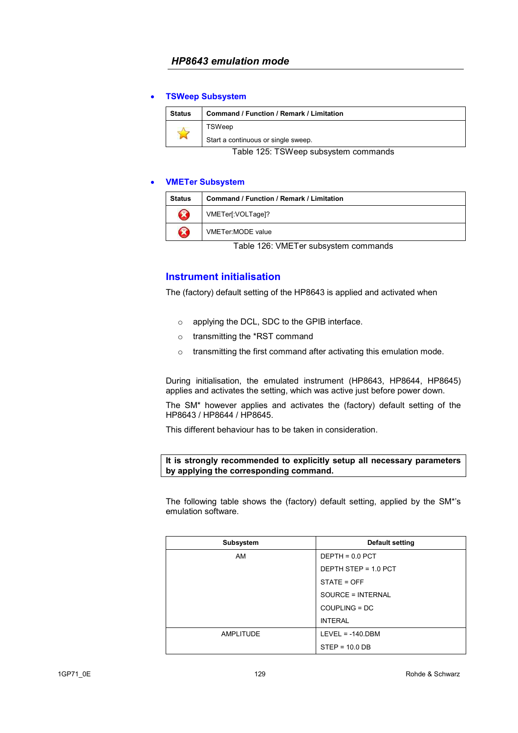- **TSWeep Subsystem**

| Status | Command / Function / Remark / Limitation |
|---|---|
| ☆ | TSWeep<br>Start a continuous or single sweep. |

Table 125: TSWeep subsystem commands

- **VMETer Subsystem**

| Status | Command / Function / Remark / Limitation |
|---|---|
| ⊗ | VMETer[:VOLTage]? |
| ⊗ | VMETer:MODE value |

Table 126: VMETer subsystem commands

## Instrument initialisation

The (factory) default setting of the HP8643 is applied and activated when

- applying the DCL, SDC to the GPIB interface.
- transmitting the *RST command
- transmitting the first command after activating this emulation mode.

During initialisation, the emulated instrument (HP8643, HP8644, HP8645) applies and activates the setting, which was active just before power down.

The SM* however applies and activates the (factory) default setting of the HP8643 / HP8644 / HP8645.

This different behaviour has to be taken in consideration.

**It is strongly recommended to explicitly setup all necessary parameters by applying the corresponding command.**

The following table shows the (factory) default setting, applied by the SM*'s emulation software.

| Subsystem | Default setting |
|---|---|
| AM | DEPTH = 0.0 PCT<br>DEPTH STEP = 1.0 PCT<br>STATE = OFF<br>SOURCE = INTERNAL<br>COUPLING = DC<br>INTERAL |
| AMPLITUDE | LEVEL = -140.DBM<br>STEP = 10.0 DB |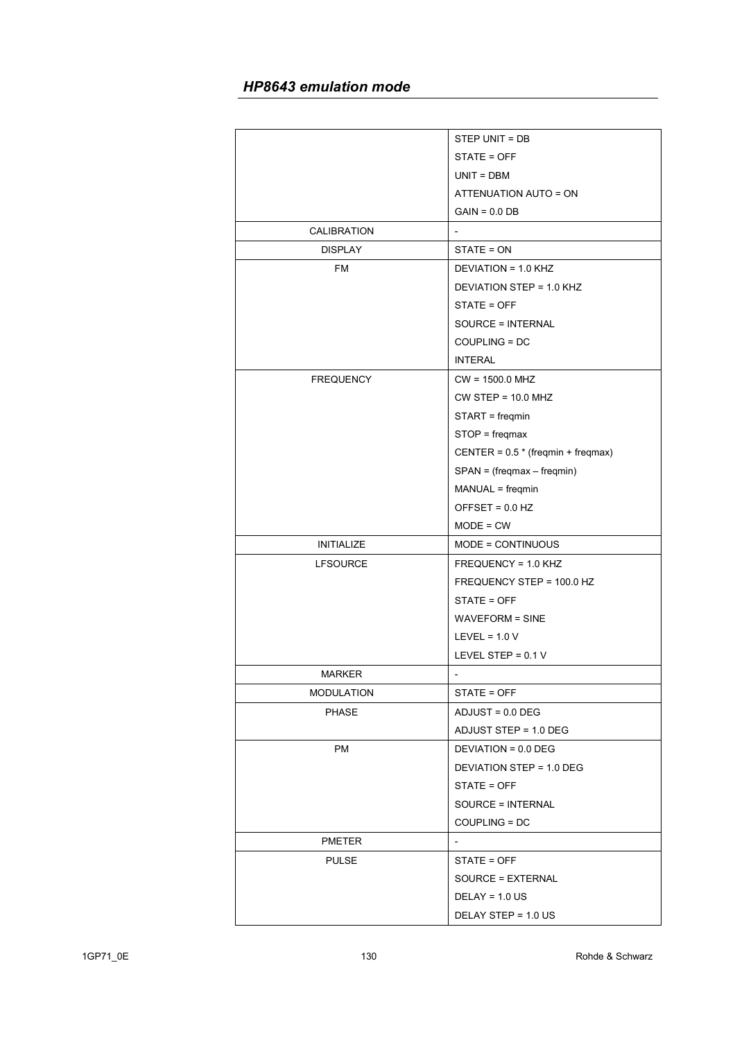## HP8643 emulation mode

| | |
|---|---|
| | STEP UNIT = DB<br>STATE = OFF<br>UNIT = DBM<br>ATTENUATION AUTO = ON<br>GAIN = 0.0 DB |
| CALIBRATION | - |
| DISPLAY | STATE = ON |
| FM | DEVIATION = 1.0 KHZ<br>DEVIATION STEP = 1.0 KHZ<br>STATE = OFF<br>SOURCE = INTERNAL<br>COUPLING = DC<br>INTERAL |
| FREQUENCY | CW = 1500.0 MHZ<br>CW STEP = 10.0 MHZ<br>START = freqmin<br>STOP = freqmax<br>CENTER = 0.5 * (freqmin + freqmax)<br>SPAN = (freqmax – freqmin)<br>MANUAL = freqmin<br>OFFSET = 0.0 HZ<br>MODE = CW |
| INITIALIZE | MODE = CONTINUOUS |
| LFSOURCE | FREQUENCY = 1.0 KHZ<br>FREQUENCY STEP = 100.0 HZ<br>STATE = OFF<br>WAVEFORM = SINE<br>LEVEL = 1.0 V<br>LEVEL STEP = 0.1 V |
| MARKER | - |
| MODULATION | STATE = OFF |
| PHASE | ADJUST = 0.0 DEG<br>ADJUST STEP = 1.0 DEG |
| PM | DEVIATION = 0.0 DEG<br>DEVIATION STEP = 1.0 DEG<br>STATE = OFF<br>SOURCE = INTERNAL<br>COUPLING = DC |
| PMETER | - |
| PULSE | STATE = OFF<br>SOURCE = EXTERNAL<br>DELAY = 1.0 US<br>DELAY STEP = 1.0 US |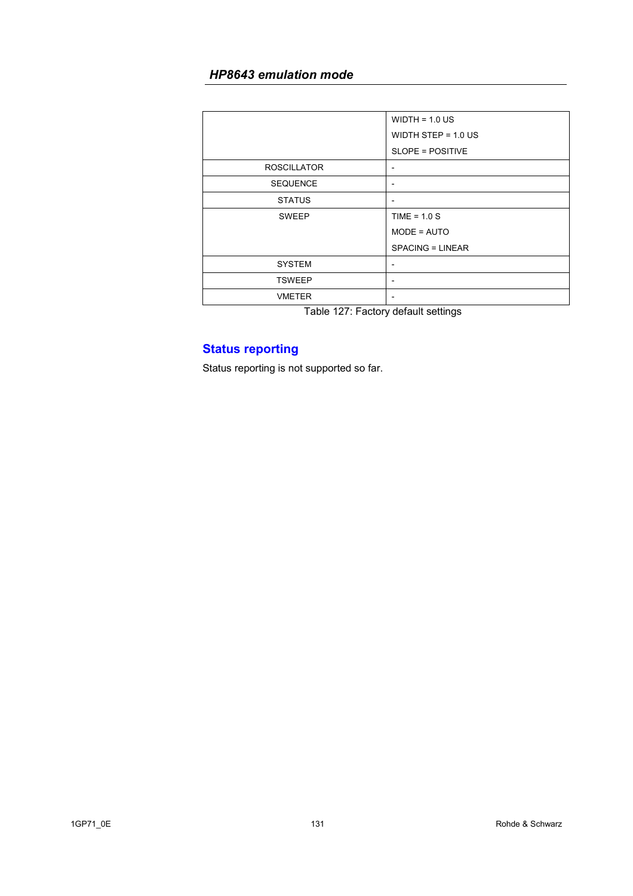| | |
|---|---|
| | WIDTH = 1.0 US<br>WIDTH STEP = 1.0 US<br>SLOPE = POSITIVE |
| ROSCILLATOR | - |
| SEQUENCE | - |
| STATUS | - |
| SWEEP | TIME = 1.0 S<br>MODE = AUTO<br>SPACING = LINEAR |
| SYSTEM | - |
| TSWEEP | - |
| VMETER | - |

Table 127: Factory default settings

## Status reporting

Status reporting is not supported so far.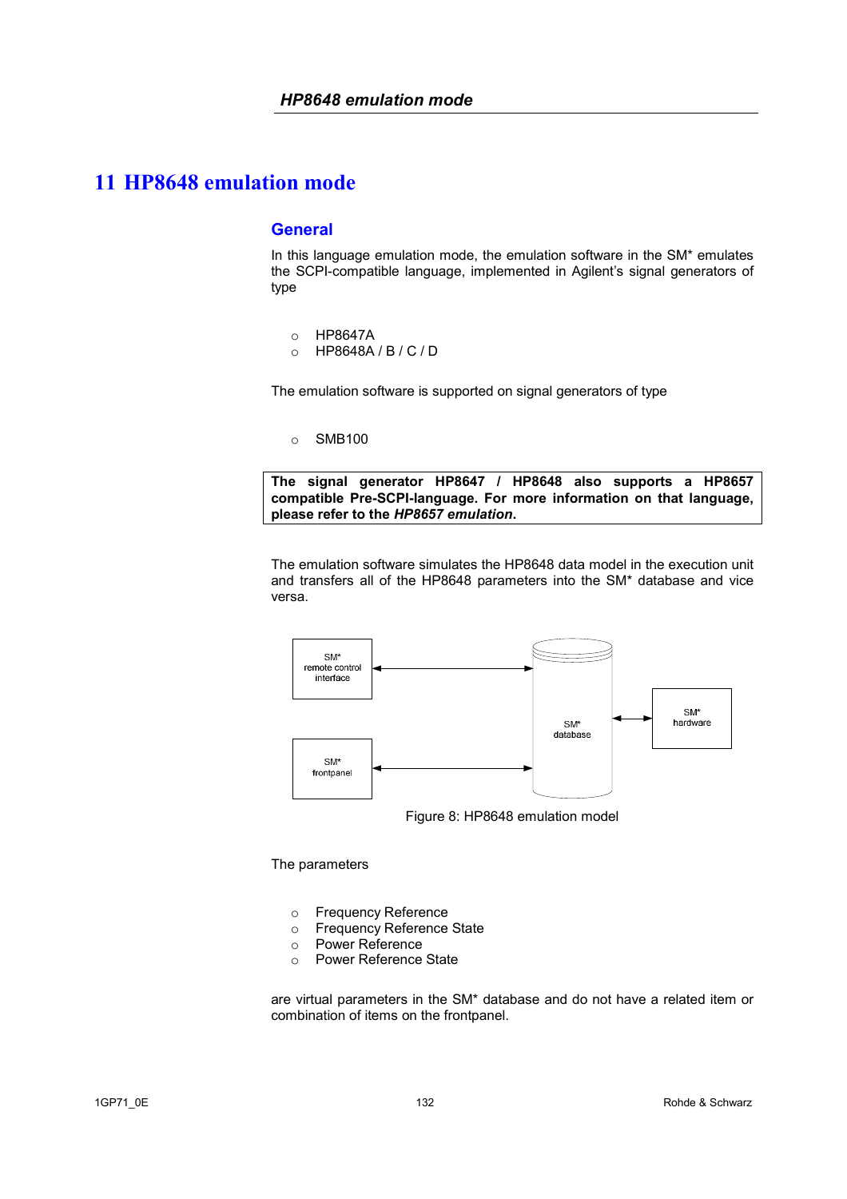# 11 HP8648 emulation mode

## General

In this language emulation mode, the emulation software in the SM* emulates the SCPI-compatible language, implemented in Agilent's signal generators of type

- HP8647A
- HP8648A / B / C / D

The emulation software is supported on signal generators of type

- SMB100

**The signal generator HP8647 / HP8648 also supports a HP8657 compatible Pre-SCPI-language. For more information on that language, please refer to the *HP8657 emulation*.**

The emulation software simulates the HP8648 data model in the execution unit and transfers all of the HP8648 parameters into the SM* database and vice versa.

SM* remote control interface

SM* frontpanel

SM* database

SM* hardware

Figure 8: HP8648 emulation model

The parameters

- Frequency Reference
- Frequency Reference State
- Power Reference
- Power Reference State

are virtual parameters in the SM* database and do not have a related item or combination of items on the frontpanel.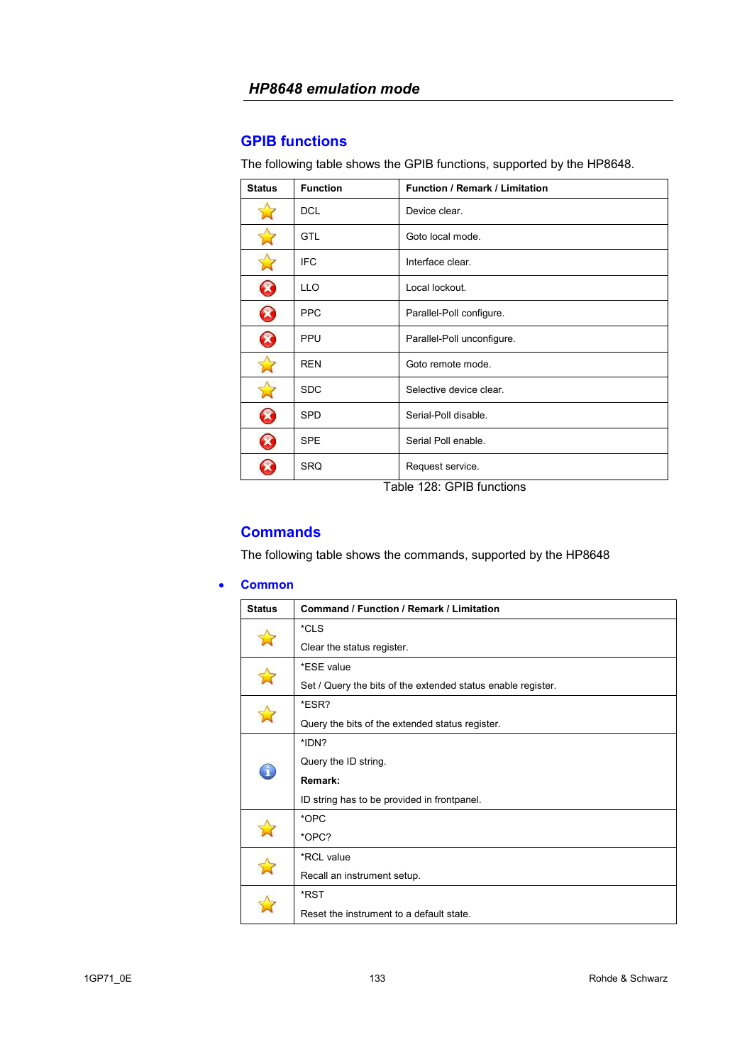## HP8648 emulation mode

### GPIB functions

The following table shows the GPIB functions, supported by the HP8648.

| Status | Function | Function / Remark / Limitation |
|---|---|---|
| ☆ | DCL | Device clear. |
| ☆ | GTL | Goto local mode. |
| ☆ | IFC | Interface clear. |
| ⊗ | LLO | Local lockout. |
| ⊗ | PPC | Parallel-Poll configure. |
| ⊗ | PPU | Parallel-Poll unconfigure. |
| ☆ | REN | Goto remote mode. |
| ☆ | SDC | Selective device clear. |
| ⊗ | SPD | Serial-Poll disable. |
| ⊗ | SPE | Serial Poll enable. |
| ⊗ | SRQ | Request service. |

Table 128: GPIB functions

### Commands

The following table shows the commands, supported by the HP8648

- **Common**

| Status | Command / Function / Remark / Limitation |
|---|---|
| ☆ | *CLS<br>Clear the status register. |
| ☆ | *ESE value<br>Set / Query the bits of the extended status enable register. |
| ☆ | *ESR?<br>Query the bits of the extended status register. |
| ⓘ | *IDN?<br>Query the ID string.<br>**Remark:**<br>ID string has to be provided in frontpanel. |
| ☆ | *OPC<br>*OPC? |
| ☆ | *RCL value<br>Recall an instrument setup. |
| ☆ | *RST<br>Reset the instrument to a default state. |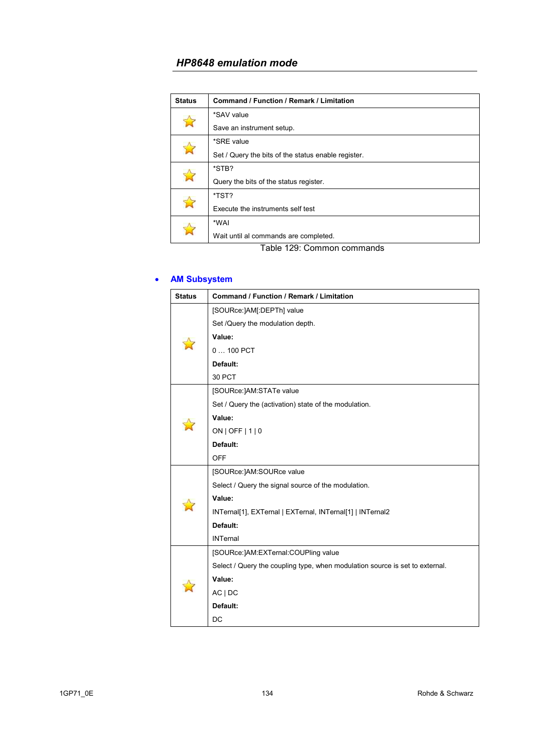## *HP8648 emulation mode*

| Status | Command / Function / Remark / Limitation |
|---|---|
| ☆ | *SAV value<br>Save an instrument setup. |
| ☆ | *SRE value<br>Set / Query the bits of the status enable register. |
| ☆ | *STB?<br>Query the bits of the status register. |
| ☆ | *TST?<br>Execute the instruments self test |
| ☆ | *WAI<br>Wait until al commands are completed. |

Table 129: Common commands

- **AM Subsystem**

| Status | Command / Function / Remark / Limitation |
|---|---|
| ☆ | [SOURce:]AM[:DEPTh] value<br>Set /Query the modulation depth.<br>**Value:**<br>0 … 100 PCT<br>**Default:**<br>30 PCT |
| ☆ | [SOURce:]AM:STATe value<br>Set / Query the (activation) state of the modulation.<br>**Value:**<br>ON \| OFF \| 1 \| 0<br>**Default:**<br>OFF |
| ☆ | [SOURce:]AM:SOURce value<br>Select / Query the signal source of the modulation.<br>**Value:**<br>INTernal[1], EXTernal \| EXTernal, INTernal[1] \| INTernal2<br>**Default:**<br>INTernal |
| ☆ | [SOURce:]AM:EXTernal:COUPling value<br>Select / Query the coupling type, when modulation source is set to external.<br>**Value:**<br>AC \| DC<br>**Default:**<br>DC |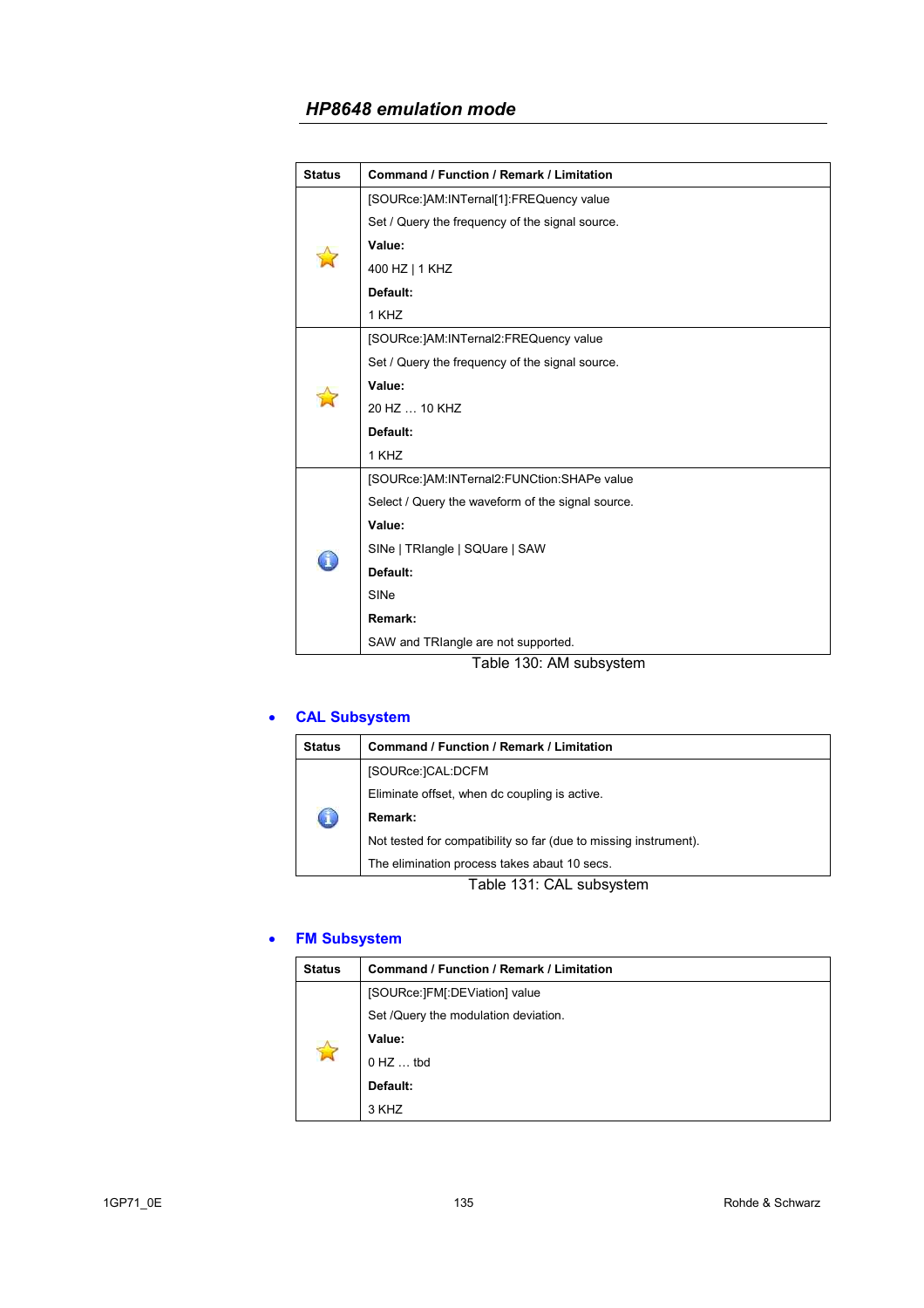## HP8648 emulation mode

| Status | Command / Function / Remark / Limitation |
|---|---|
| ☆ | [SOURce:]AM:INTernal[1]:FREQuency value<br>Set / Query the frequency of the signal source.<br>**Value:**<br>400 HZ \| 1 KHZ<br>**Default:**<br>1 KHZ |
| ☆ | [SOURce:]AM:INTernal2:FREQuency value<br>Set / Query the frequency of the signal source.<br>**Value:**<br>20 HZ … 10 KHZ<br>**Default:**<br>1 KHZ |
| ℹ | [SOURce:]AM:INTernal2:FUNCtion:SHAPe value<br>Select / Query the waveform of the signal source.<br>**Value:**<br>SINe \| TRIangle \| SQUare \| SAW<br>**Default:**<br>SINe<br>**Remark:**<br>SAW and TRIangle are not supported. |

Table 130: AM subsystem

- **CAL Subsystem**

| Status | Command / Function / Remark / Limitation |
|---|---|
| ℹ | [SOURce:]CAL:DCFM<br>Eliminate offset, when dc coupling is active.<br>**Remark:**<br>Not tested for compatibility so far (due to missing instrument).<br>The elimination process takes abaut 10 secs. |

Table 131: CAL subsystem

- **FM Subsystem**

| Status | Command / Function / Remark / Limitation |
|---|---|
| ☆ | [SOURce:]FM[:DEViation] value<br>Set /Query the modulation deviation.<br>**Value:**<br>0 HZ … tbd<br>**Default:**<br>3 KHZ |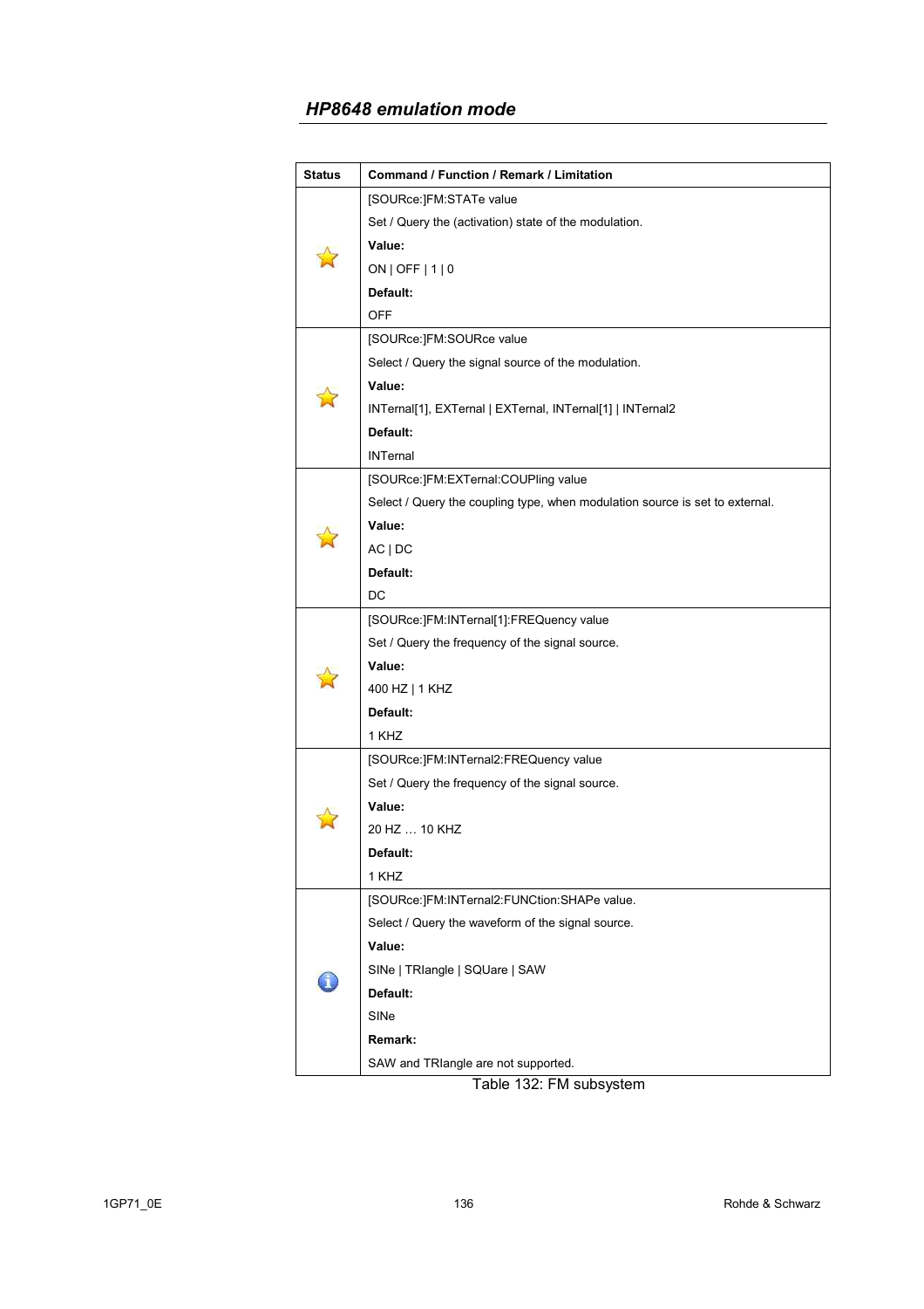## HP8648 emulation mode

| Status | Command / Function / Remark / Limitation |
|---|---|
| ☆ | [SOURce:]FM:STATe value<br>Set / Query the (activation) state of the modulation.<br>**Value:**<br>ON \| OFF \| 1 \| 0<br>**Default:**<br>OFF |
| ☆ | [SOURce:]FM:SOURce value<br>Select / Query the signal source of the modulation.<br>**Value:**<br>INTernal[1], EXTernal \| EXTernal, INTernal[1] \| INTernal2<br>**Default:**<br>INTernal |
| ☆ | [SOURce:]FM:EXTernal:COUPling value<br>Select / Query the coupling type, when modulation source is set to external.<br>**Value:**<br>AC \| DC<br>**Default:**<br>DC |
| ☆ | [SOURce:]FM:INTernal[1]:FREQuency value<br>Set / Query the frequency of the signal source.<br>**Value:**<br>400 HZ \| 1 KHZ<br>**Default:**<br>1 KHZ |
| ☆ | [SOURce:]FM:INTernal2:FREQuency value<br>Set / Query the frequency of the signal source.<br>**Value:**<br>20 HZ … 10 KHZ<br>**Default:**<br>1 KHZ |
| ⓘ | [SOURce:]FM:INTernal2:FUNCtion:SHAPe value.<br>Select / Query the waveform of the signal source.<br>**Value:**<br>SINe \| TRIangle \| SQUare \| SAW<br>**Default:**<br>SINe<br>**Remark:**<br>SAW and TRIangle are not supported. |

Table 132: FM subsystem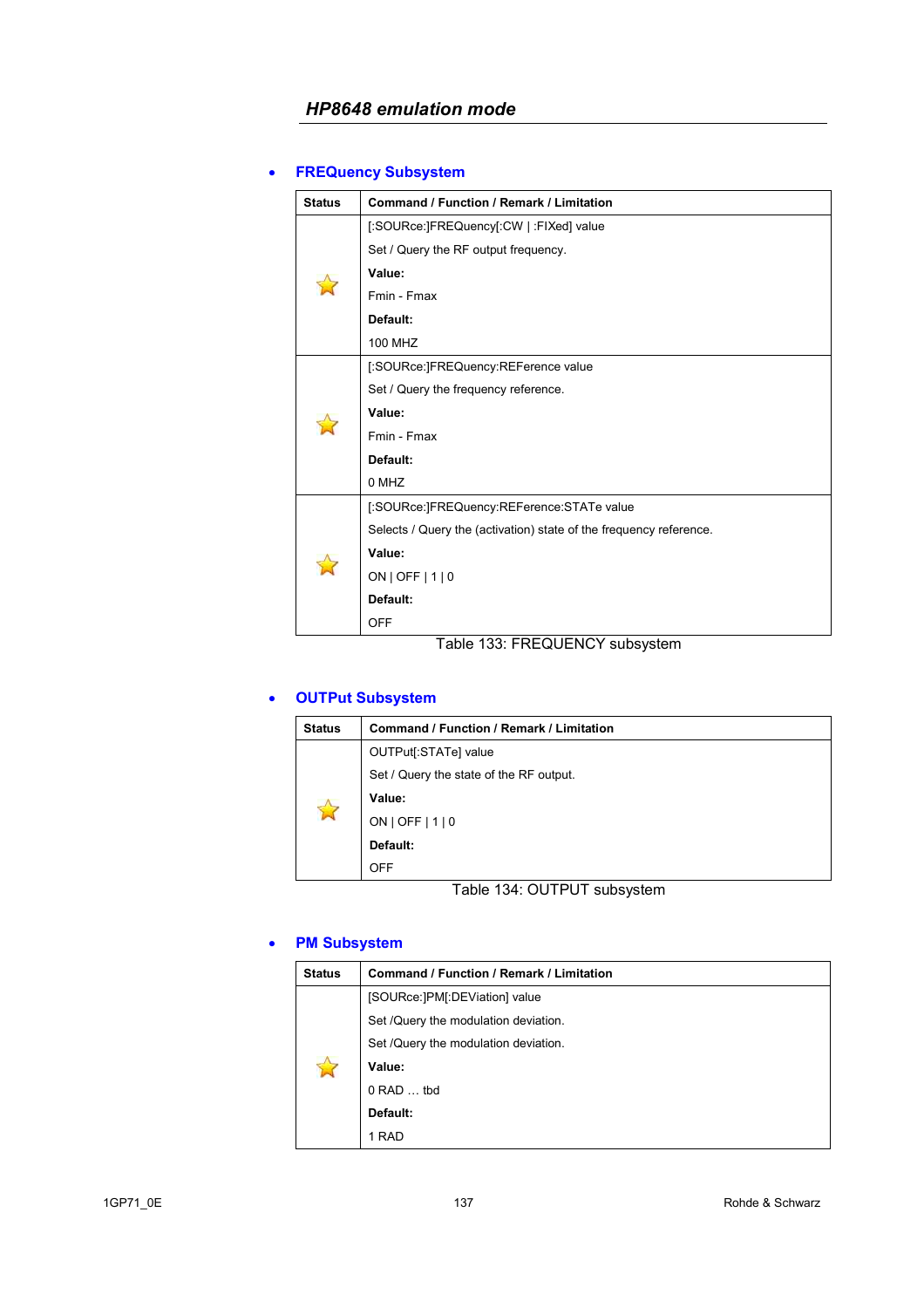## HP8648 emulation mode

- **FREQuency Subsystem**

| Status | Command / Function / Remark / Limitation |
|---|---|
| ☆ | [:SOURce:]FREQuency[:CW \| :FIXed] value<br>Set / Query the RF output frequency.<br>**Value:**<br>Fmin - Fmax<br>**Default:**<br>100 MHZ |
| ☆ | [:SOURce:]FREQuency:REFerence value<br>Set / Query the frequency reference.<br>**Value:**<br>Fmin - Fmax<br>**Default:**<br>0 MHZ |
| ☆ | [:SOURce:]FREQuency:REFerence:STATe value<br>Selects / Query the (activation) state of the frequency reference.<br>**Value:**<br>ON \| OFF \| 1 \| 0<br>**Default:**<br>OFF |

Table 133: FREQUENCY subsystem

- **OUTPut Subsystem**

| Status | Command / Function / Remark / Limitation |
|---|---|
| ☆ | OUTPut[:STATe] value<br>Set / Query the state of the RF output.<br>**Value:**<br>ON \| OFF \| 1 \| 0<br>**Default:**<br>OFF |

Table 134: OUTPUT subsystem

- **PM Subsystem**

| Status | Command / Function / Remark / Limitation |
|---|---|
| ☆ | [SOURce:]PM[:DEViation] value<br>Set /Query the modulation deviation.<br>Set /Query the modulation deviation.<br>**Value:**<br>0 RAD … tbd<br>**Default:**<br>1 RAD |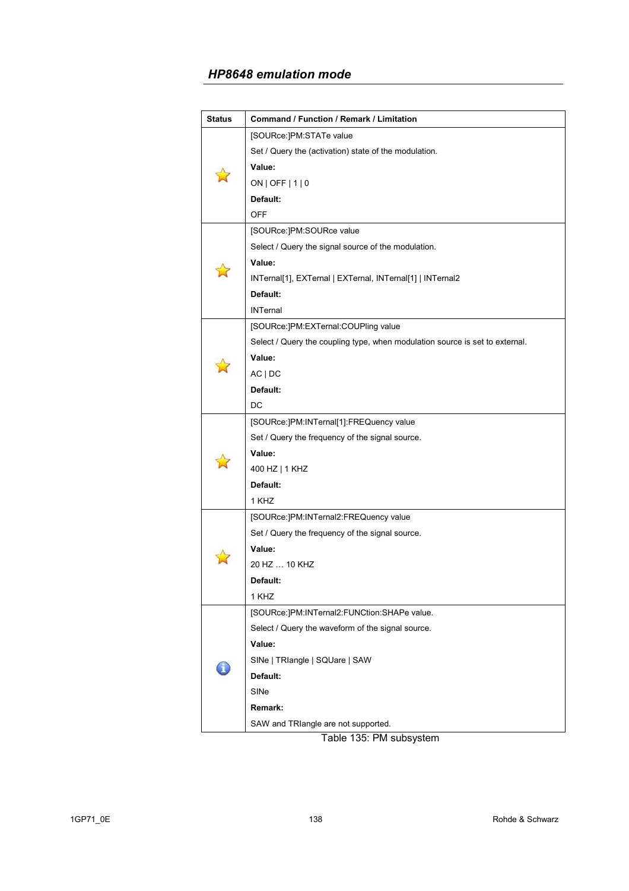## *HP8648 emulation mode*

| Status | Command / Function / Remark / Limitation |
|---|---|
| ☆ | [SOURce:]PM:STATe value<br>Set / Query the (activation) state of the modulation.<br>**Value:**<br>ON \| OFF \| 1 \| 0<br>**Default:**<br>OFF |
| ☆ | [SOURce:]PM:SOURce value<br>Select / Query the signal source of the modulation.<br>**Value:**<br>INTernal[1], EXTernal \| EXTernal, INTernal[1] \| INTernal2<br>**Default:**<br>INTernal |
| ☆ | [SOURce:]PM:EXTernal:COUPling value<br>Select / Query the coupling type, when modulation source is set to external.<br>**Value:**<br>AC \| DC<br>**Default:**<br>DC |
| ☆ | [SOURce:]PM:INTernal[1]:FREQuency value<br>Set / Query the frequency of the signal source.<br>**Value:**<br>400 HZ \| 1 KHZ<br>**Default:**<br>1 KHZ |
| ☆ | [SOURce:]PM:INTernal2:FREQuency value<br>Set / Query the frequency of the signal source.<br>**Value:**<br>20 HZ … 10 KHZ<br>**Default:**<br>1 KHZ |
| ℹ | [SOURce:]PM:INTernal2:FUNCtion:SHAPe value.<br>Select / Query the waveform of the signal source.<br>**Value:**<br>SINe \| TRIangle \| SQUare \| SAW<br>**Default:**<br>SINe<br>**Remark:**<br>SAW and TRIangle are not supported. |

Table 135: PM subsystem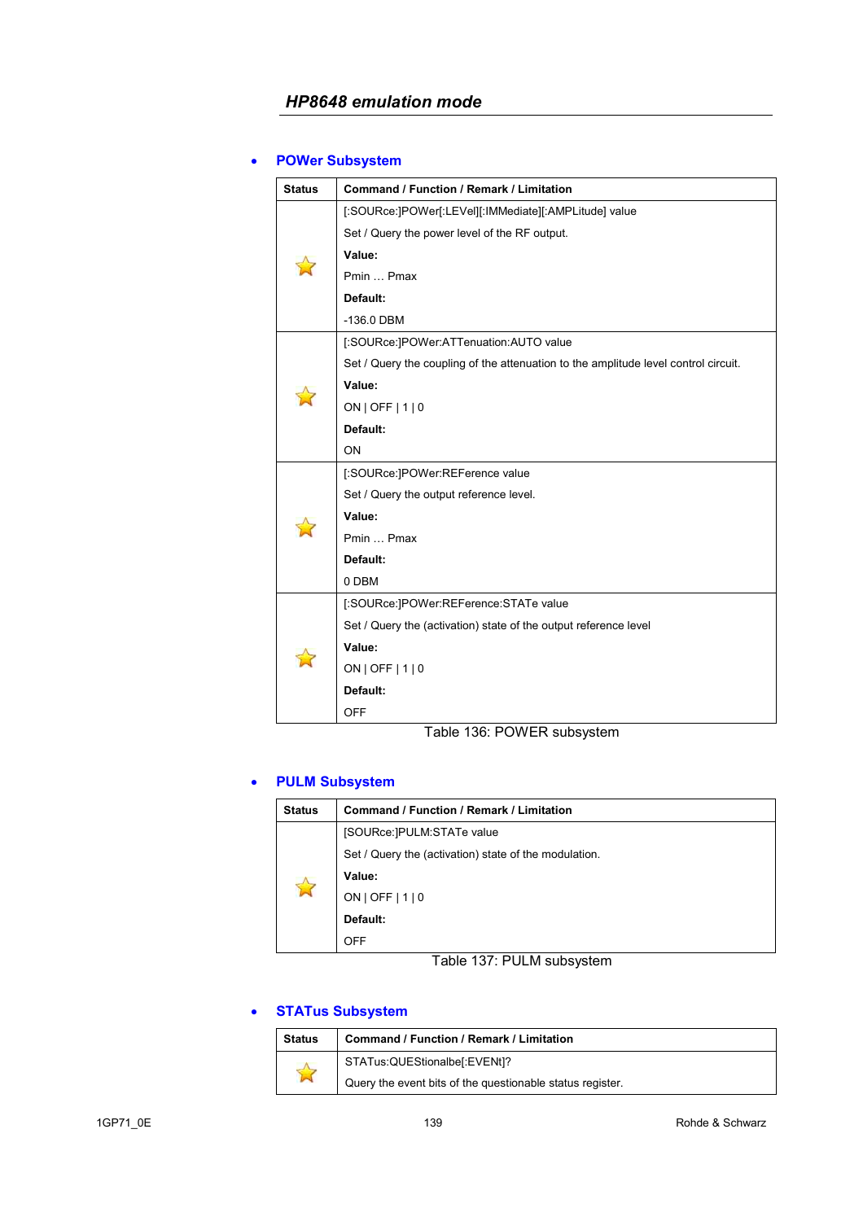- **POWer Subsystem**

| Status | Command / Function / Remark / Limitation |
|---|---|
| ☆ | [:SOURce:]POWer[:LEVel][:IMMediate][:AMPLitude] value<br>Set / Query the power level of the RF output.<br>**Value:**<br>Pmin … Pmax<br>**Default:**<br>-136.0 DBM |
| ☆ | [:SOURce:]POWer:ATTenuation:AUTO value<br>Set / Query the coupling of the attenuation to the amplitude level control circuit.<br>**Value:**<br>ON \| OFF \| 1 \| 0<br>**Default:**<br>ON |
| ☆ | [:SOURce:]POWer:REFerence value<br>Set / Query the output reference level.<br>**Value:**<br>Pmin … Pmax<br>**Default:**<br>0 DBM |
| ☆ | [:SOURce:]POWer:REFerence:STATe value<br>Set / Query the (activation) state of the output reference level<br>**Value:**<br>ON \| OFF \| 1 \| 0<br>**Default:**<br>OFF |

Table 136: POWER subsystem

- **PULM Subsystem**

| Status | Command / Function / Remark / Limitation |
|---|---|
| ☆ | [SOURce:]PULM:STATe value<br>Set / Query the (activation) state of the modulation.<br>**Value:**<br>ON \| OFF \| 1 \| 0<br>**Default:**<br>OFF |

Table 137: PULM subsystem

- **STATus Subsystem**

| Status | Command / Function / Remark / Limitation |
|---|---|
| ☆ | STATus:QUEStionalbe[:EVENt]?<br>Query the event bits of the questionable status register. |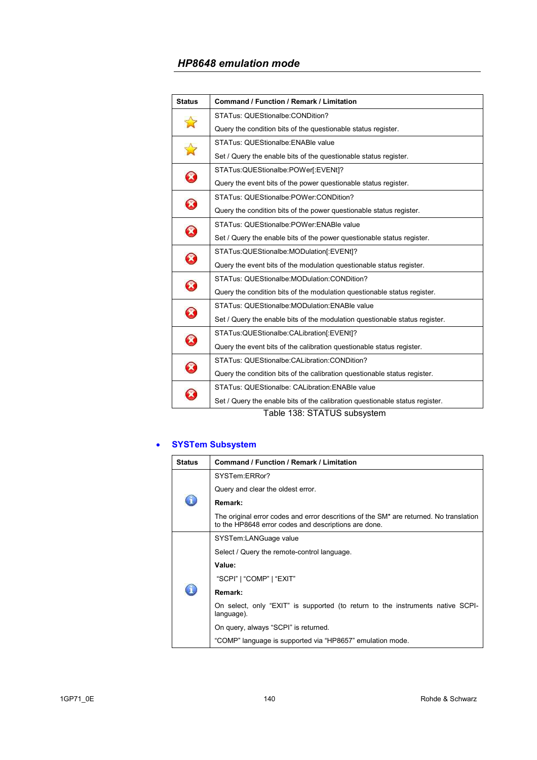## HP8648 emulation mode

| Status | Command / Function / Remark / Limitation |
|---|---|
| ☆ | STATus: QUEStionalbe:CONDition?<br>Query the condition bits of the questionable status register. |
| ☆ | STATus: QUEStionalbe:ENABle value<br>Set / Query the enable bits of the questionable status register. |
| ⊗ | STATus:QUEStionalbe:POWer[:EVENt]?<br>Query the event bits of the power questionable status register. |
| ⊗ | STATus: QUEStionalbe:POWer:CONDition?<br>Query the condition bits of the power questionable status register. |
| ⊗ | STATus: QUEStionalbe:POWer:ENABle value<br>Set / Query the enable bits of the power questionable status register. |
| ⊗ | STATus:QUEStionalbe:MODulation[:EVENt]?<br>Query the event bits of the modulation questionable status register. |
| ⊗ | STATus: QUEStionalbe:MODulation:CONDition?<br>Query the condition bits of the modulation questionable status register. |
| ⊗ | STATus: QUEStionalbe:MODulation:ENABle value<br>Set / Query the enable bits of the modulation questionable status register. |
| ⊗ | STATus:QUEStionalbe:CALibration[:EVENt]?<br>Query the event bits of the calibration questionable status register. |
| ⊗ | STATus: QUEStionalbe:CALibration:CONDition?<br>Query the condition bits of the calibration questionable status register. |
| ⊗ | STATus: QUEStionalbe: CALibration:ENABle value<br>Set / Query the enable bits of the calibration questionable status register. |

Table 138: STATUS subsystem

- **SYSTem Subsystem**

| Status | Command / Function / Remark / Limitation |
|---|---|
| ⓘ | SYSTem:ERRor?<br>Query and clear the oldest error.<br>**Remark:**<br>The original error codes and error descritions of the SM* are returned. No translation to the HP8648 error codes and descriptions are done. |
| ⓘ | SYSTem:LANGuage value<br>Select / Query the remote-control language.<br>**Value:**<br>"SCPI" \| "COMP" \| "EXIT"<br>**Remark:**<br>On select, only "EXIT" is supported (to return to the instruments native SCPI-language).<br>On query, always "SCPI" is returned.<br>"COMP" language is supported via "HP8657" emulation mode. |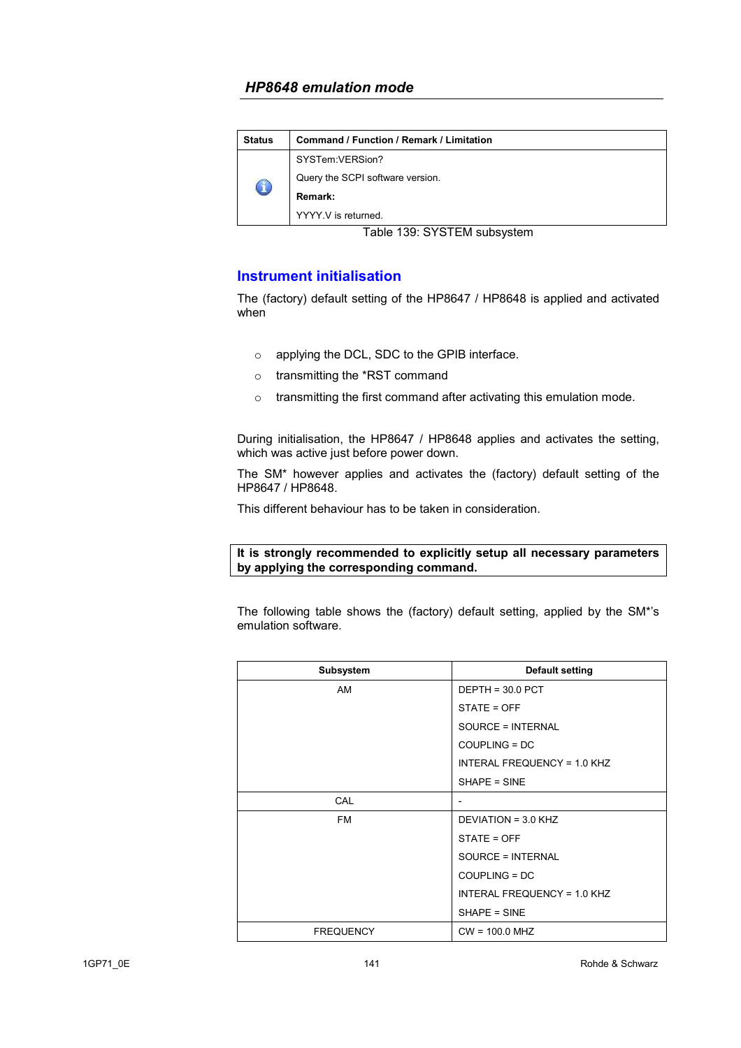| Status | Command / Function / Remark / Limitation |
|---|---|
| ℹ | SYSTem:VERSion?<br>Query the SCPI software version.<br>**Remark:**<br>YYYY.V is returned. |

Table 139: SYSTEM subsystem

## Instrument initialisation

The (factory) default setting of the HP8647 / HP8648 is applied and activated when

- applying the DCL, SDC to the GPIB interface.
- transmitting the *RST command
- transmitting the first command after activating this emulation mode.

During initialisation, the HP8647 / HP8648 applies and activates the setting, which was active just before power down.

The SM* however applies and activates the (factory) default setting of the HP8647 / HP8648.

This different behaviour has to be taken in consideration.

**It is strongly recommended to explicitly setup all necessary parameters by applying the corresponding command.**

The following table shows the (factory) default setting, applied by the SM*'s emulation software.

| Subsystem | Default setting |
|---|---|
| AM | DEPTH = 30.0 PCT<br>STATE = OFF<br>SOURCE = INTERNAL<br>COUPLING = DC<br>INTERAL FREQUENCY = 1.0 KHZ<br>SHAPE = SINE |
| CAL | - |
| FM | DEVIATION = 3.0 KHZ<br>STATE = OFF<br>SOURCE = INTERNAL<br>COUPLING = DC<br>INTERAL FREQUENCY = 1.0 KHZ<br>SHAPE = SINE |
| FREQUENCY | CW = 100.0 MHZ |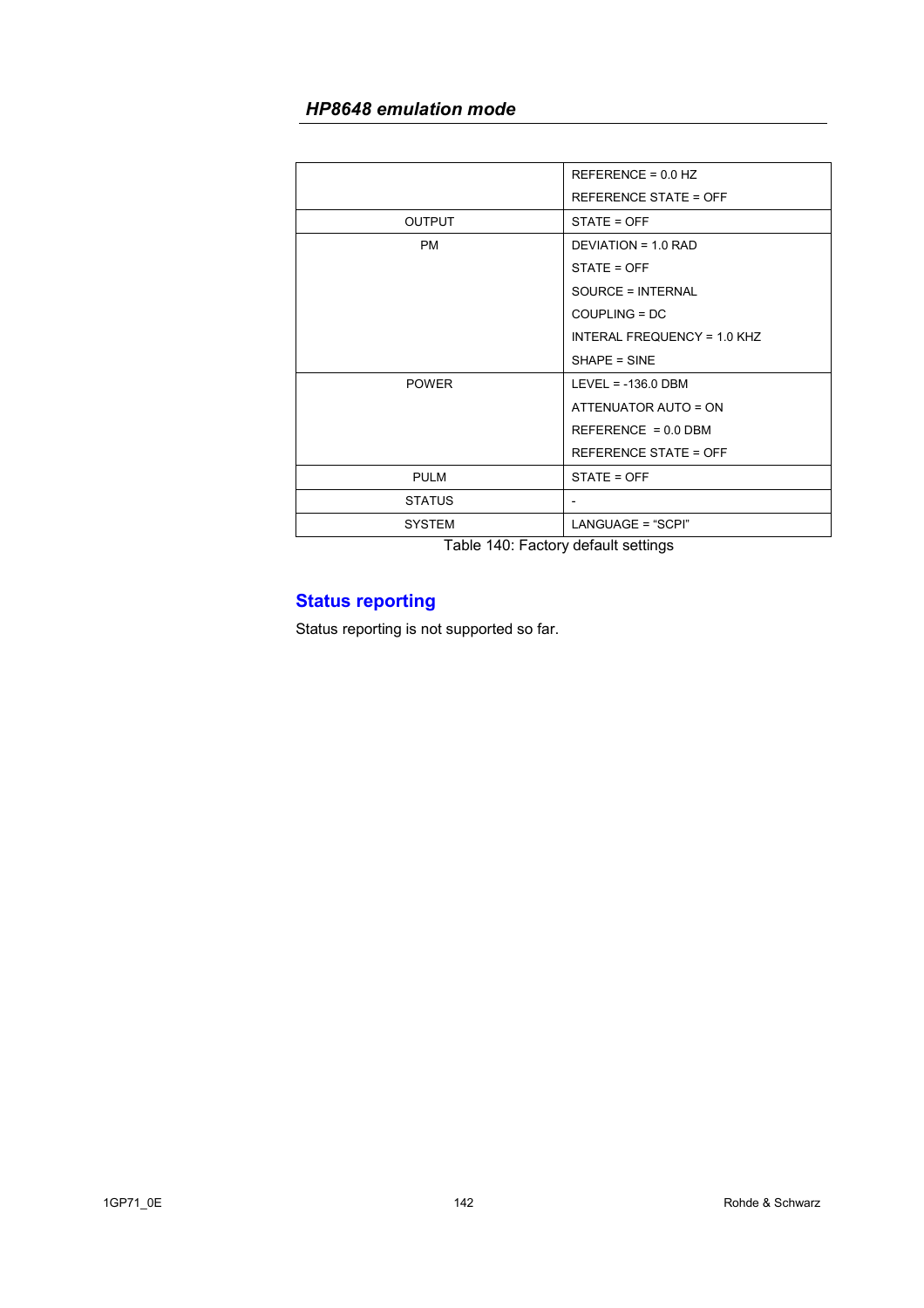| | |
|---|---|
| | REFERENCE = 0.0 HZ<br>REFERENCE STATE = OFF |
| OUTPUT | STATE = OFF |
| PM | DEVIATION = 1.0 RAD<br>STATE = OFF<br>SOURCE = INTERNAL<br>COUPLING = DC<br>INTERAL FREQUENCY = 1.0 KHZ<br>SHAPE = SINE |
| POWER | LEVEL = -136.0 DBM<br>ATTENUATOR AUTO = ON<br>REFERENCE = 0.0 DBM<br>REFERENCE STATE = OFF |
| PULM | STATE = OFF |
| STATUS | - |
| SYSTEM | LANGUAGE = "SCPI" |

Table 140: Factory default settings

## Status reporting

Status reporting is not supported so far.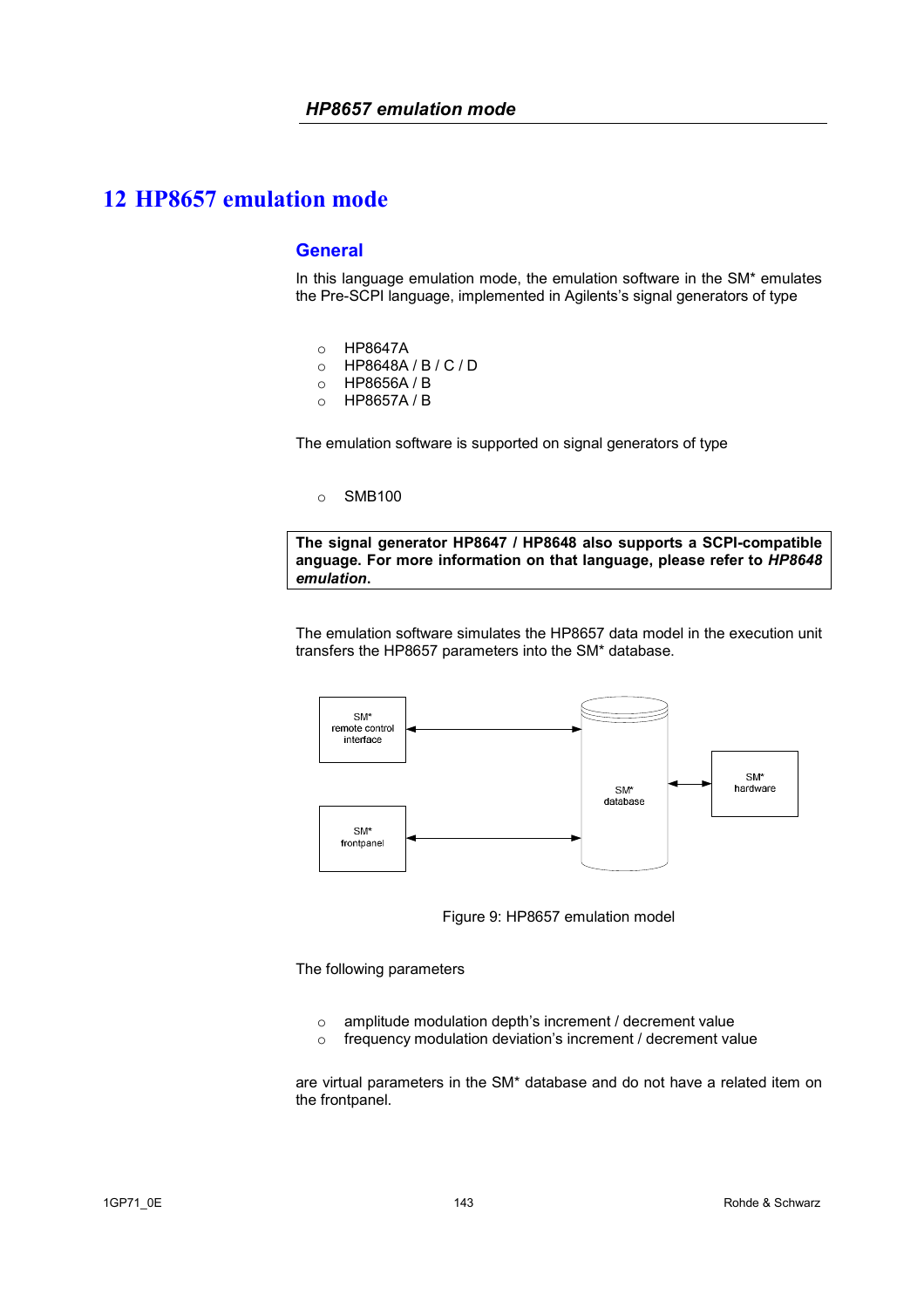# 12 HP8657 emulation mode

## General

In this language emulation mode, the emulation software in the SM* emulates the Pre-SCPI language, implemented in Agilents's signal generators of type

- HP8647A
- HP8648A / B / C / D
- HP8656A / B
- HP8657A / B

The emulation software is supported on signal generators of type

- SMB100

**The signal generator HP8647 / HP8648 also supports a SCPI-compatible anguage. For more information on that language, please refer to *HP8648 emulation*.**

The emulation software simulates the HP8657 data model in the execution unit transfers the HP8657 parameters into the SM* database.

SM* remote control interface

SM* frontpanel

SM* database

SM* hardware

Figure 9: HP8657 emulation model

The following parameters

- amplitude modulation depth's increment / decrement value
- frequency modulation deviation's increment / decrement value

are virtual parameters in the SM* database and do not have a related item on the frontpanel.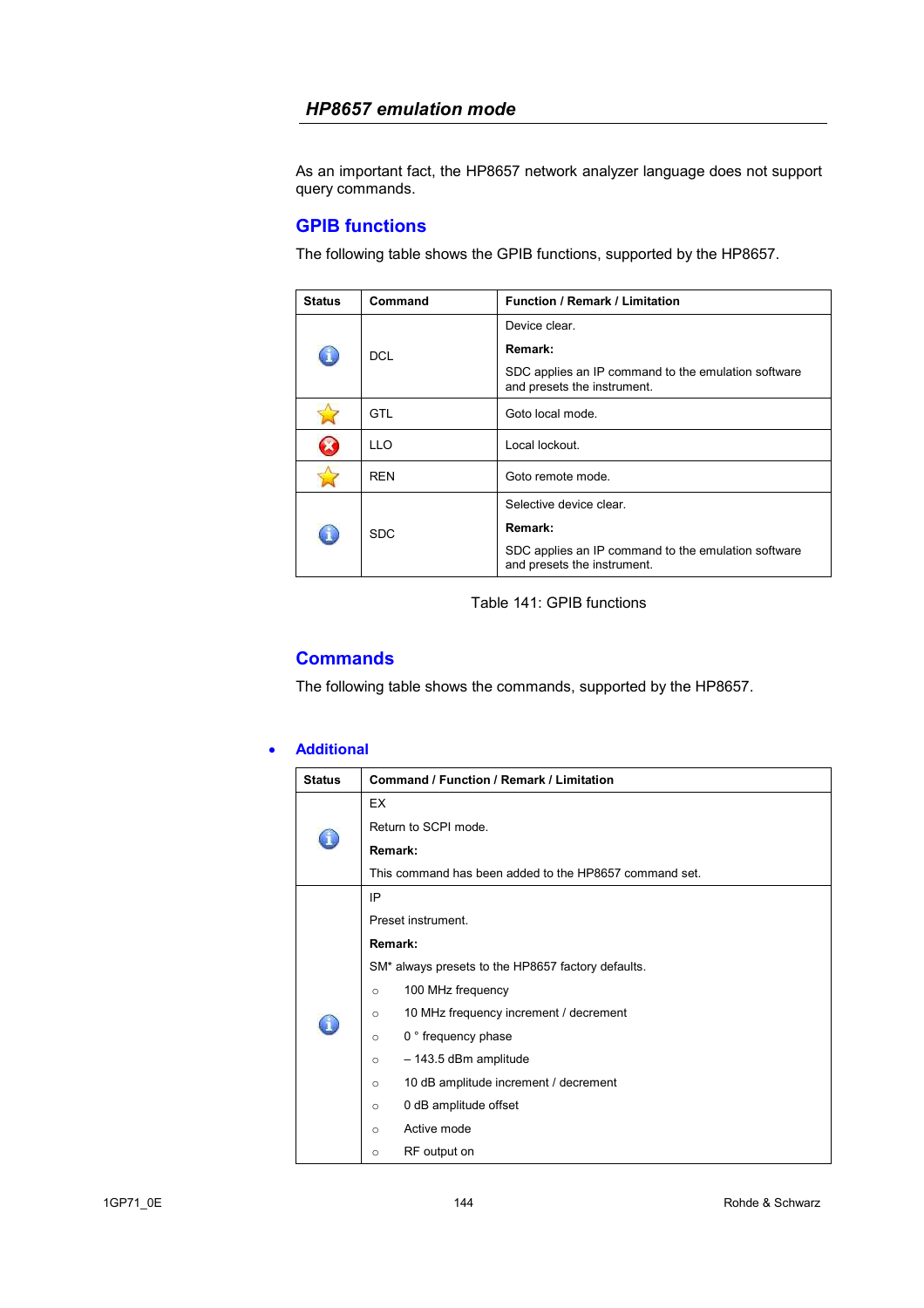## HP8657 emulation mode

As an important fact, the HP8657 network analyzer language does not support query commands.

### GPIB functions

The following table shows the GPIB functions, supported by the HP8657.

| Status | Command | Function / Remark / Limitation |
|---|---|---|
| ℹ | DCL | Device clear.<br>**Remark:**<br>SDC applies an IP command to the emulation software and presets the instrument. |
| ☆ | GTL | Goto local mode. |
| ✖ | LLO | Local lockout. |
| ☆ | REN | Goto remote mode. |
| ℹ | SDC | Selective device clear.<br>**Remark:**<br>SDC applies an IP command to the emulation software and presets the instrument. |

Table 141: GPIB functions

### Commands

The following table shows the commands, supported by the HP8657.

- **Additional**

| Status | Command / Function / Remark / Limitation |
|---|---|
| ℹ | EX<br>Return to SCPI mode.<br>**Remark:**<br>This command has been added to the HP8657 command set. |
| ℹ | IP<br>Preset instrument.<br>**Remark:**<br>SM* always presets to the HP8657 factory defaults.<br>○ 100 MHz frequency<br>○ 10 MHz frequency increment / decrement<br>○ 0 ° frequency phase<br>○ – 143.5 dBm amplitude<br>○ 10 dB amplitude increment / decrement<br>○ 0 dB amplitude offset<br>○ Active mode<br>○ RF output on |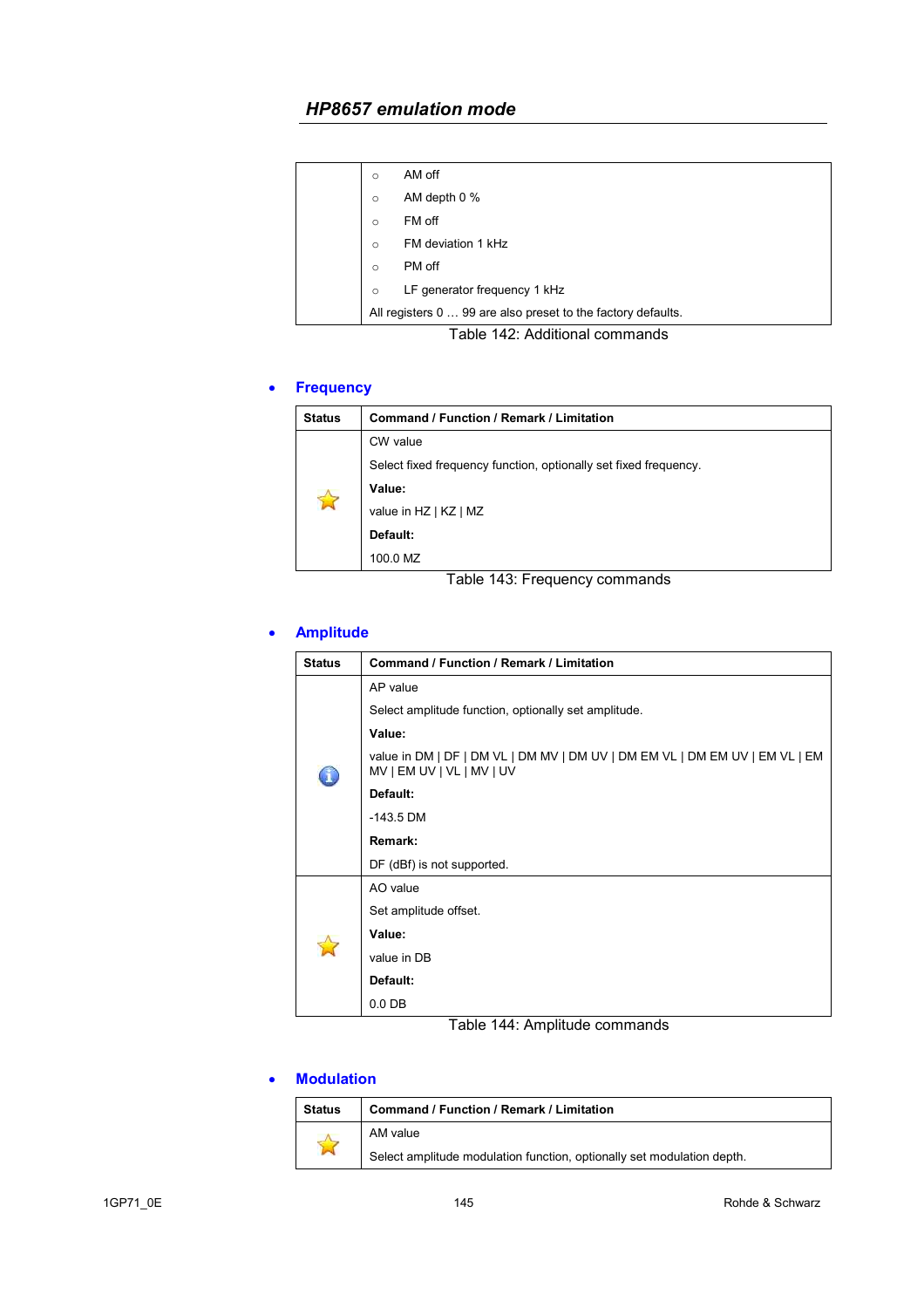## HP8657 emulation mode

| | |
|---|---|
| | ○ AM off<br>○ AM depth 0 %<br>○ FM off<br>○ FM deviation 1 kHz<br>○ PM off<br>○ LF generator frequency 1 kHz<br>All registers 0 … 99 are also preset to the factory defaults. |

Table 142: Additional commands

- **Frequency**

| Status | Command / Function / Remark / Limitation |
|---|---|
| ☆ | CW value<br>Select fixed frequency function, optionally set fixed frequency.<br>**Value:**<br>value in HZ \| KZ \| MZ<br>**Default:**<br>100.0 MZ |

Table 143: Frequency commands

- **Amplitude**

| Status | Command / Function / Remark / Limitation |
|---|---|
| ℹ | AP value<br>Select amplitude function, optionally set amplitude.<br>**Value:**<br>value in DM \| DF \| DM VL \| DM MV \| DM UV \| DM EM VL \| DM EM UV \| EM VL \| EM MV \| EM UV \| VL \| MV \| UV<br>**Default:**<br>-143.5 DM<br>**Remark:**<br>DF (dBf) is not supported. |
| ☆ | AO value<br>Set amplitude offset.<br>**Value:**<br>value in DB<br>**Default:**<br>0.0 DB |

Table 144: Amplitude commands

- **Modulation**

| Status | Command / Function / Remark / Limitation |
|---|---|
| ☆ | AM value<br>Select amplitude modulation function, optionally set modulation depth. |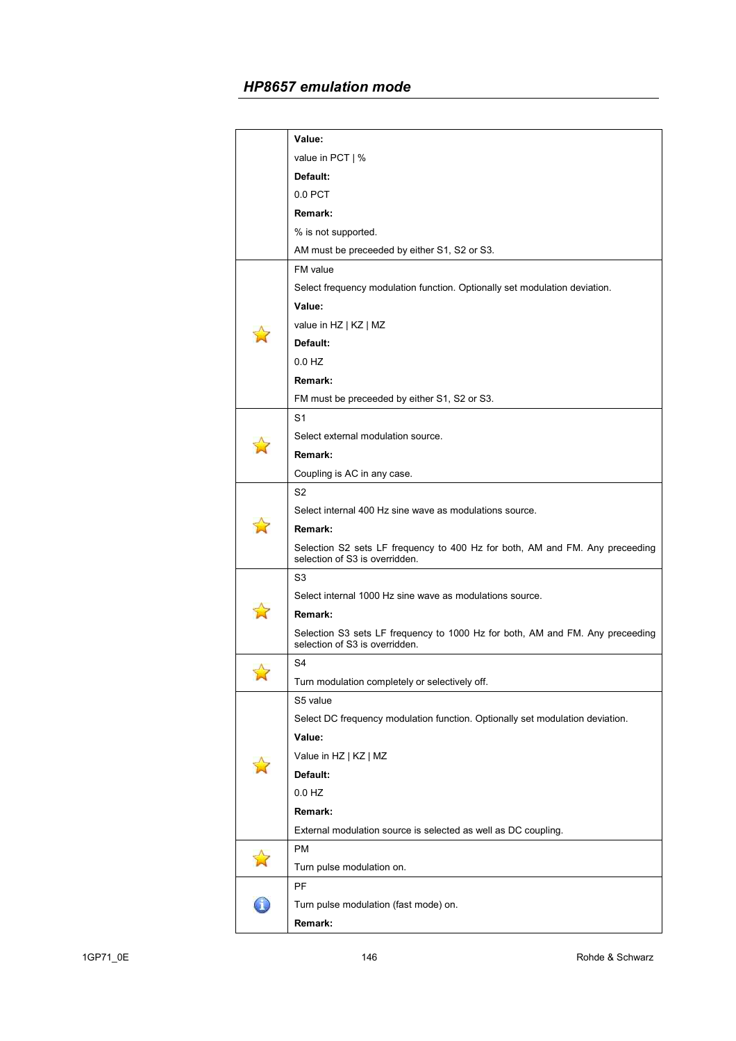| | |
|---|---|
| | **Value:**<br>value in PCT \| %<br>**Default:**<br>0.0 PCT<br>**Remark:**<br>% is not supported.<br>AM must be preceeded by either S1, S2 or S3. |
| ☆ | FM value<br>Select frequency modulation function. Optionally set modulation deviation.<br>**Value:**<br>value in HZ \| KZ \| MZ<br>**Default:**<br>0.0 HZ<br>**Remark:**<br>FM must be preceeded by either S1, S2 or S3. |
| ☆ | S1<br>Select external modulation source.<br>**Remark:**<br>Coupling is AC in any case. |
| ☆ | S2<br>Select internal 400 Hz sine wave as modulations source.<br>**Remark:**<br>Selection S2 sets LF frequency to 400 Hz for both, AM and FM. Any preceeding selection of S3 is overridden. |
| ☆ | S3<br>Select internal 1000 Hz sine wave as modulations source.<br>**Remark:**<br>Selection S3 sets LF frequency to 1000 Hz for both, AM and FM. Any preceeding selection of S3 is overridden. |
| ☆ | S4<br>Turn modulation completely or selectively off. |
| ☆ | S5 value<br>Select DC frequency modulation function. Optionally set modulation deviation.<br>**Value:**<br>Value in HZ \| KZ \| MZ<br>**Default:**<br>0.0 HZ<br>**Remark:**<br>External modulation source is selected as well as DC coupling. |
| ☆ | PM<br>Turn pulse modulation on. |
| ⓘ | PF<br>Turn pulse modulation (fast mode) on.<br>**Remark:** |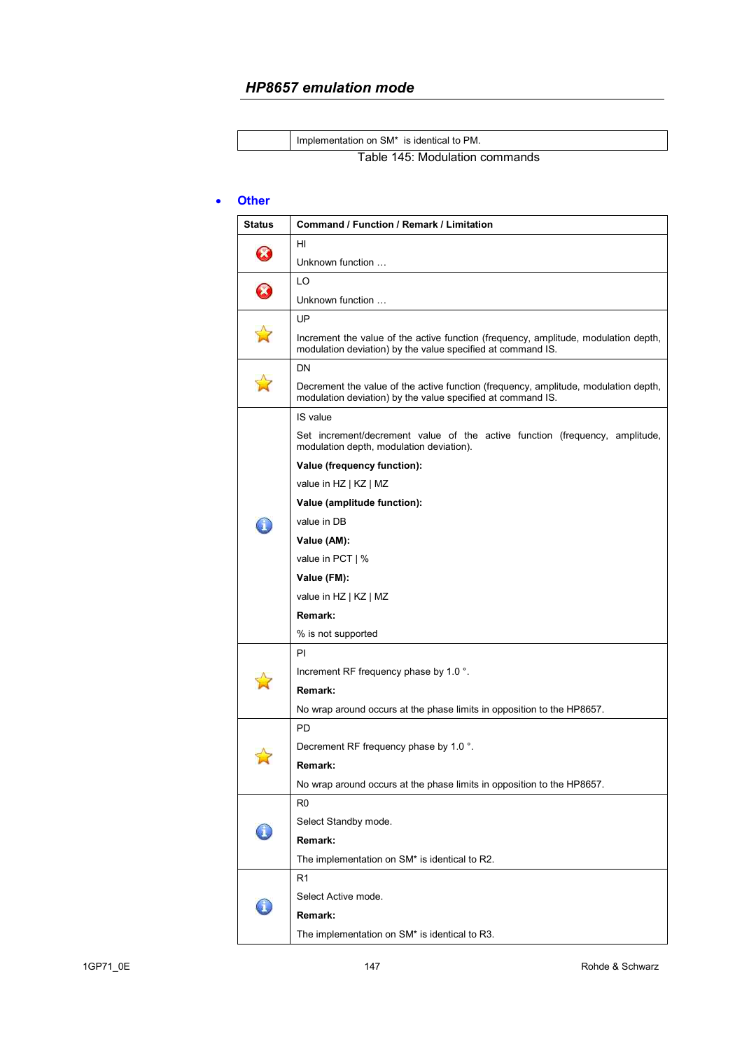| | Implementation on SM* is identical to PM. |
|---|---|

Table 145: Modulation commands

- **Other**

| Status | Command / Function / Remark / Limitation |
|---|---|
| ❌ | HI<br><br>Unknown function … |
| ❌ | LO<br><br>Unknown function … |
| ⭐ | UP<br><br>Increment the value of the active function (frequency, amplitude, modulation depth, modulation deviation) by the value specified at command IS. |
| ⭐ | DN<br><br>Decrement the value of the active function (frequency, amplitude, modulation depth, modulation deviation) by the value specified at command IS. |
| ℹ | IS value<br><br>Set increment/decrement value of the active function (frequency, amplitude, modulation depth, modulation deviation).<br><br>**Value (frequency function):**<br><br>value in HZ \| KZ \| MZ<br><br>**Value (amplitude function):**<br><br>value in DB<br><br>**Value (AM):**<br><br>value in PCT \| %<br><br>**Value (FM):**<br><br>value in HZ \| KZ \| MZ<br><br>**Remark:**<br><br>% is not supported |
| ⭐ | PI<br><br>Increment RF frequency phase by 1.0 °.<br><br>**Remark:**<br><br>No wrap around occurs at the phase limits in opposition to the HP8657. |
| ⭐ | PD<br><br>Decrement RF frequency phase by 1.0 °.<br><br>**Remark:**<br><br>No wrap around occurs at the phase limits in opposition to the HP8657. |
| ℹ | R0<br><br>Select Standby mode.<br><br>**Remark:**<br><br>The implementation on SM* is identical to R2. |
| ℹ | R1<br><br>Select Active mode.<br><br>**Remark:**<br><br>The implementation on SM* is identical to R3. |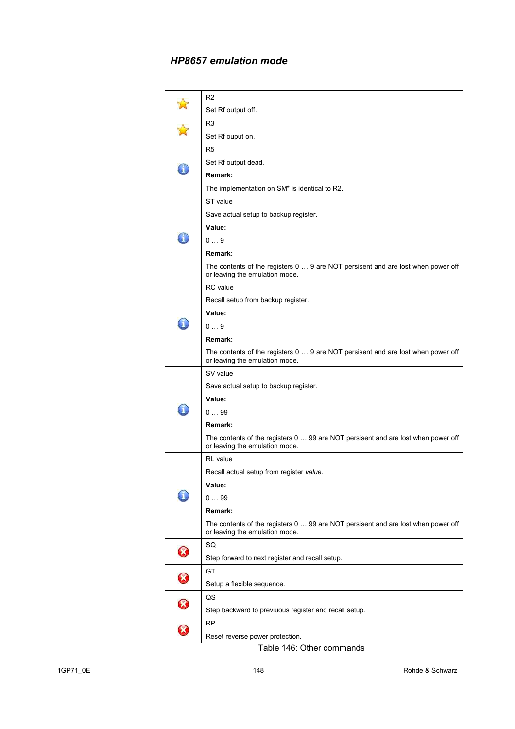## HP8657 emulation mode

| | |
|---|---|
| ⭐ | R2<br><br>Set Rf output off. |
| ⭐ | R3<br><br>Set Rf ouput on. |
| ℹ | R5<br><br>Set Rf output dead.<br><br>**Remark:**<br><br>The implementation on SM* is identical to R2. |
| ℹ | ST value<br><br>Save actual setup to backup register.<br><br>**Value:**<br><br>0 … 9<br><br>**Remark:**<br><br>The contents of the registers 0 … 9 are NOT persisent and are lost when power off or leaving the emulation mode. |
| ℹ | RC value<br><br>Recall setup from backup register.<br><br>**Value:**<br><br>0 … 9<br><br>**Remark:**<br><br>The contents of the registers 0 … 9 are NOT persisent and are lost when power off or leaving the emulation mode. |
| ℹ | SV value<br><br>Save actual setup to backup register.<br><br>**Value:**<br><br>0 … 99<br><br>**Remark:**<br><br>The contents of the registers 0 … 99 are NOT persisent and are lost when power off or leaving the emulation mode. |
| ℹ | RL value<br><br>Recall actual setup from register *value*.<br><br>**Value:**<br><br>0 … 99<br><br>**Remark:**<br><br>The contents of the registers 0 … 99 are NOT persisent and are lost when power off or leaving the emulation mode. |
| ✖ | SQ<br><br>Step forward to next register and recall setup. |
| ✖ | GT<br><br>Setup a flexible sequence. |
| ✖ | QS<br><br>Step backward to previuous register and recall setup. |
| ✖ | RP<br><br>Reset reverse power protection. |

Table 146: Other commands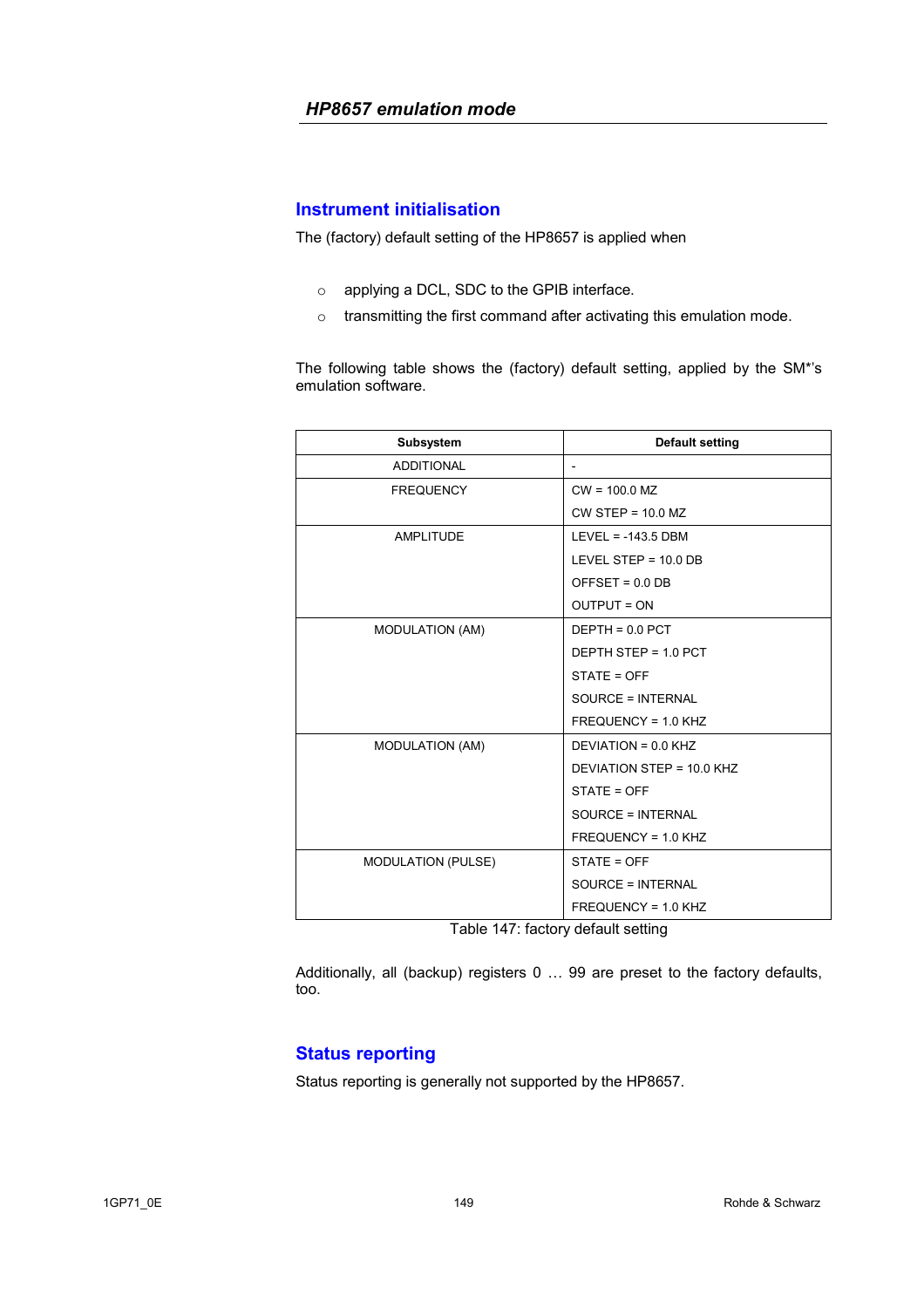## Instrument initialisation

The (factory) default setting of the HP8657 is applied when

- applying a DCL, SDC to the GPIB interface.
- transmitting the first command after activating this emulation mode.

The following table shows the (factory) default setting, applied by the SM*'s emulation software.

| Subsystem | Default setting |
|---|---|
| ADDITIONAL | - |
| FREQUENCY | CW = 100.0 MZ<br>CW STEP = 10.0 MZ |
| AMPLITUDE | LEVEL = -143.5 DBM<br>LEVEL STEP = 10.0 DB<br>OFFSET = 0.0 DB<br>OUTPUT = ON |
| MODULATION (AM) | DEPTH = 0.0 PCT<br>DEPTH STEP = 1.0 PCT<br>STATE = OFF<br>SOURCE = INTERNAL<br>FREQUENCY = 1.0 KHZ |
| MODULATION (AM) | DEVIATION = 0.0 KHZ<br>DEVIATION STEP = 10.0 KHZ<br>STATE = OFF<br>SOURCE = INTERNAL<br>FREQUENCY = 1.0 KHZ |
| MODULATION (PULSE) | STATE = OFF<br>SOURCE = INTERNAL<br>FREQUENCY = 1.0 KHZ |

Table 147: factory default setting

Additionally, all (backup) registers 0 … 99 are preset to the factory defaults, too.

## Status reporting

Status reporting is generally not supported by the HP8657.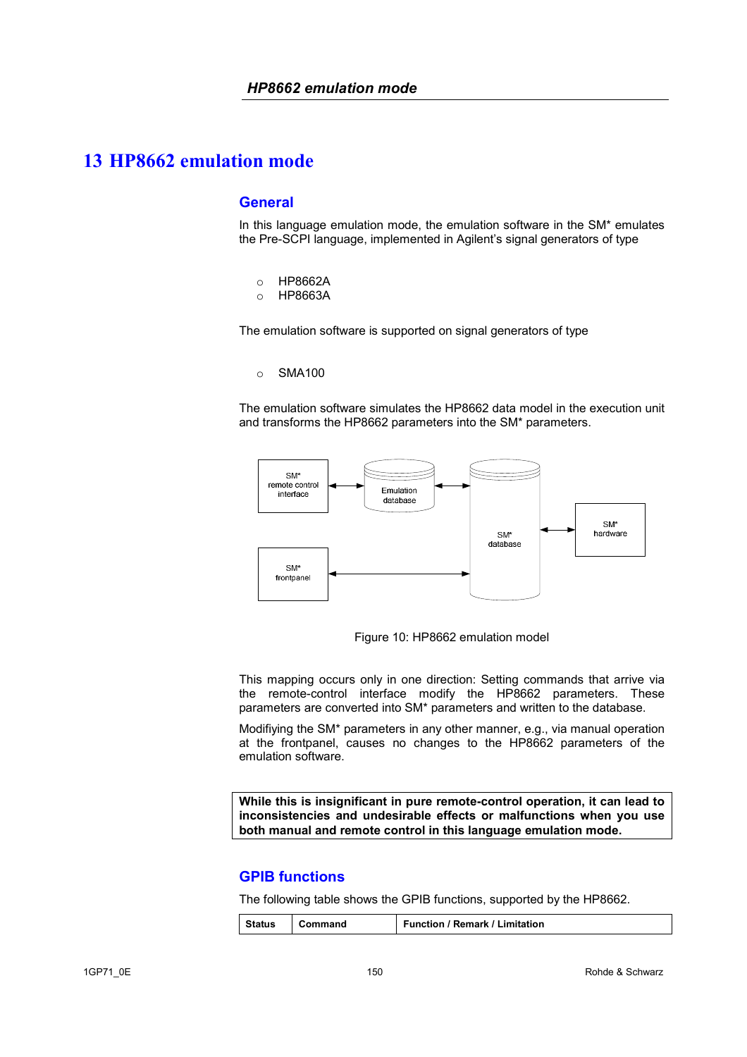# 13 HP8662 emulation mode

## General

In this language emulation mode, the emulation software in the SM* emulates the Pre-SCPI language, implemented in Agilent's signal generators of type

- HP8662A
- HP8663A

The emulation software is supported on signal generators of type

- SMA100

The emulation software simulates the HP8662 data model in the execution unit and transforms the HP8662 parameters into the SM* parameters.

Figure 10: HP8662 emulation model

This mapping occurs only in one direction: Setting commands that arrive via the remote-control interface modify the HP8662 parameters. These parameters are converted into SM* parameters and written to the database.

Modifiying the SM* parameters in any other manner, e.g., via manual operation at the frontpanel, causes no changes to the HP8662 parameters of the emulation software.

**While this is insignificant in pure remote-control operation, it can lead to inconsistencies and undesirable effects or malfunctions when you use both manual and remote control in this language emulation mode.**

## GPIB functions

The following table shows the GPIB functions, supported by the HP8662.

| Status | Command | Function / Remark / Limitation |
|---|---|---|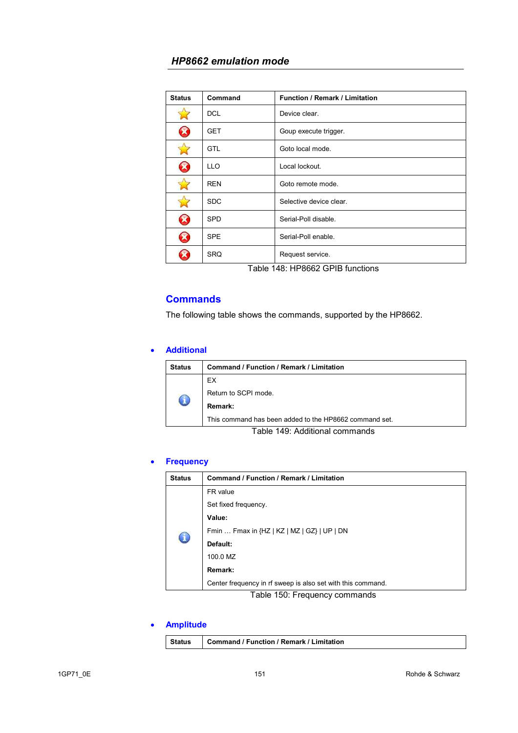| Status | Command | Function / Remark / Limitation |
|---|---|---|
| ☆ | DCL | Device clear. |
| ⊗ | GET | Goup execute trigger. |
| ☆ | GTL | Goto local mode. |
| ⊗ | LLO | Local lockout. |
| ☆ | REN | Goto remote mode. |
| ☆ | SDC | Selective device clear. |
| ⊗ | SPD | Serial-Poll disable. |
| ⊗ | SPE | Serial-Poll enable. |
| ⊗ | SRQ | Request service. |

Table 148: HP8662 GPIB functions

## Commands

The following table shows the commands, supported by the HP8662.

- ### Additional

| Status | Command / Function / Remark / Limitation |
|---|---|
| ℹ | EX<br>Return to SCPI mode.<br>**Remark:**<br>This command has been added to the HP8662 command set. |

Table 149: Additional commands

- ### Frequency

| Status | Command / Function / Remark / Limitation |
|---|---|
| ℹ | FR value<br>Set fixed frequency.<br>**Value:**<br>Fmin … Fmax in {HZ \| KZ \| MZ \| GZ} \| UP \| DN<br>**Default:**<br>100.0 MZ<br>**Remark:**<br>Center frequency in rf sweep is also set with this command. |

Table 150: Frequency commands

- ### Amplitude

| Status | Command / Function / Remark / Limitation |
|---|---|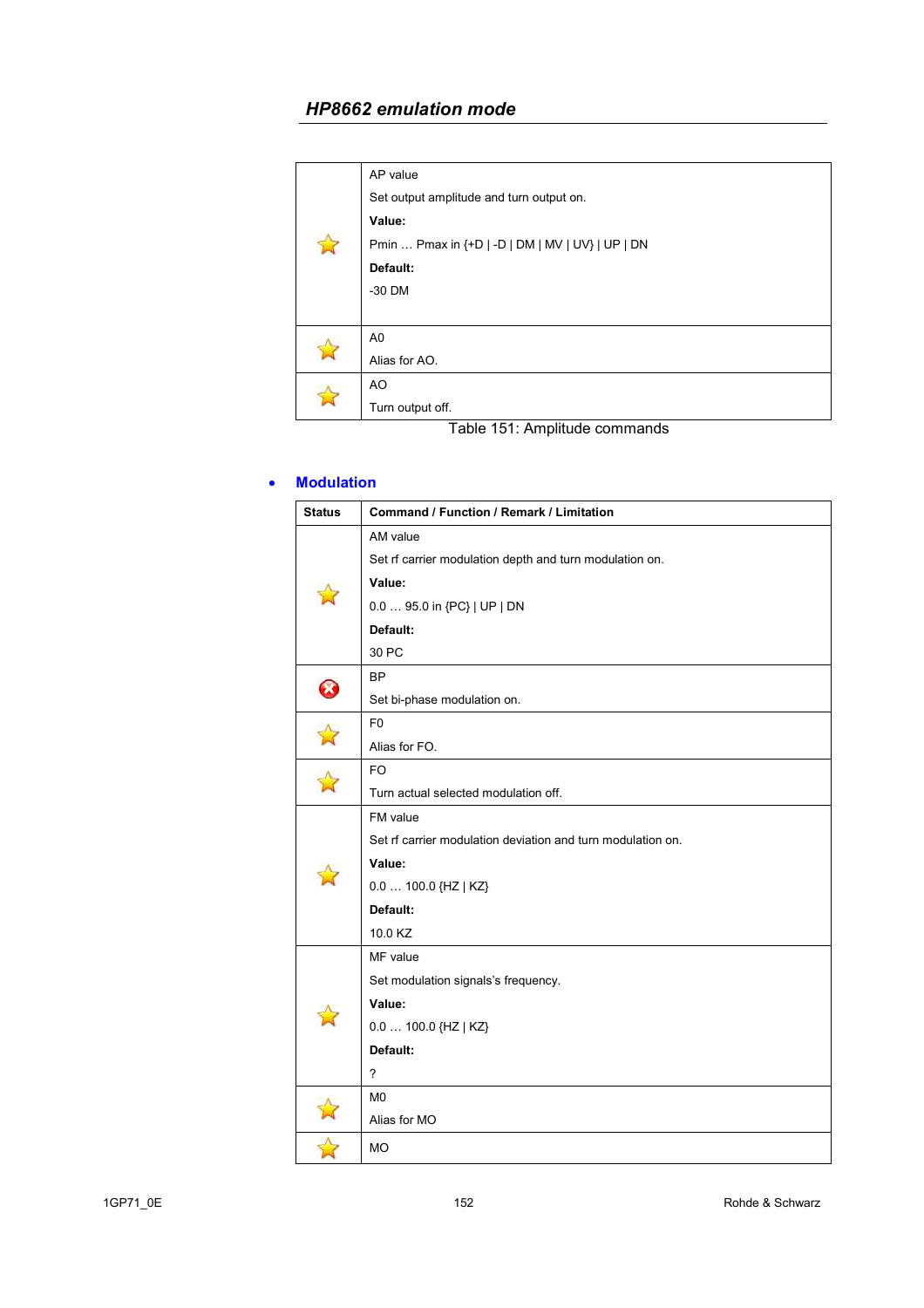## HP8662 emulation mode

| | |
|---|---|
| ☆ | AP value<br>Set output amplitude and turn output on.<br>**Value:**<br>Pmin … Pmax in {+D \| -D \| DM \| MV \| UV} \| UP \| DN<br>**Default:**<br>-30 DM |
| ☆ | A0<br>Alias for AO. |
| ☆ | AO<br>Turn output off. |

Table 151: Amplitude commands

- **Modulation**

| Status | Command / Function / Remark / Limitation |
|---|---|
| ☆ | AM value<br>Set rf carrier modulation depth and turn modulation on.<br>**Value:**<br>0.0 … 95.0 in {PC} \| UP \| DN<br>**Default:**<br>30 PC |
| ⊗ | BP<br>Set bi-phase modulation on. |
| ☆ | F0<br>Alias for FO. |
| ☆ | FO<br>Turn actual selected modulation off. |
| ☆ | FM value<br>Set rf carrier modulation deviation and turn modulation on.<br>**Value:**<br>0.0 … 100.0 {HZ \| KZ}<br>**Default:**<br>10.0 KZ |
| ☆ | MF value<br>Set modulation signals's frequency.<br>**Value:**<br>0.0 … 100.0 {HZ \| KZ}<br>**Default:**<br>? |
| ☆ | M0<br>Alias for MO |
| ☆ | MO |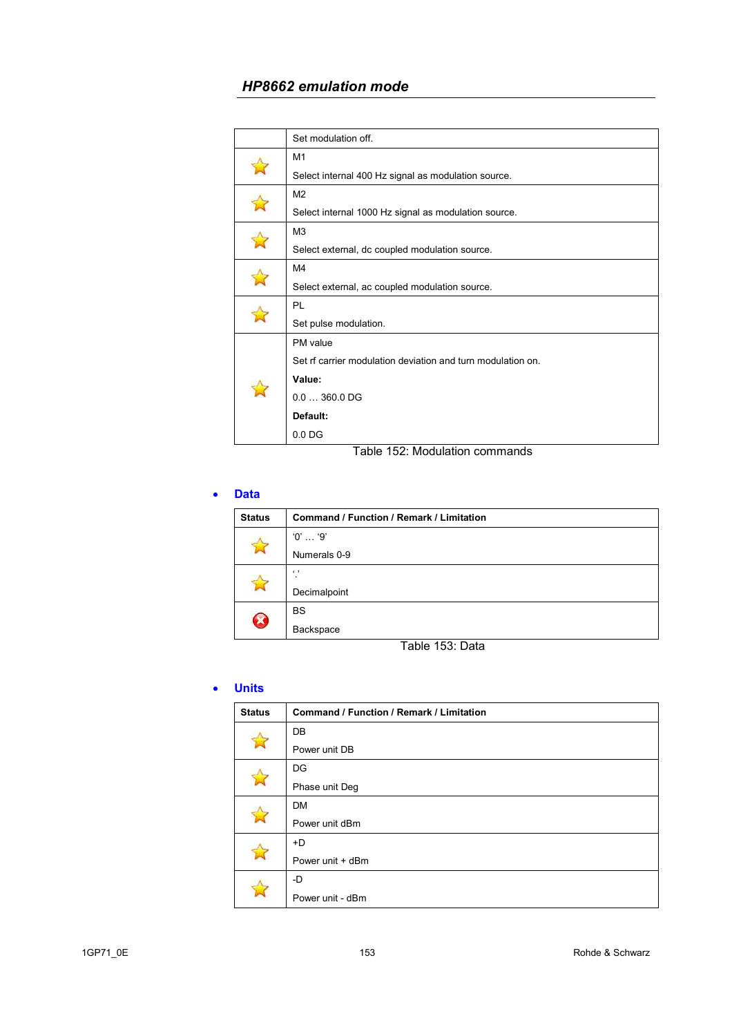## HP8662 emulation mode

| | |
|---|---|
| | Set modulation off. |
| ☆ | M1<br>Select internal 400 Hz signal as modulation source. |
| ☆ | M2<br>Select internal 1000 Hz signal as modulation source. |
| ☆ | M3<br>Select external, dc coupled modulation source. |
| ☆ | M4<br>Select external, ac coupled modulation source. |
| ☆ | PL<br>Set pulse modulation. |
| ☆ | PM value<br>Set rf carrier modulation deviation and turn modulation on.<br>**Value:**<br>0.0 … 360.0 DG<br>**Default:**<br>0.0 DG |

Table 152: Modulation commands

- **Data**

| Status | Command / Function / Remark / Limitation |
|---|---|
| ☆ | '0' … '9'<br>Numerals 0-9 |
| ☆ | '.'<br>Decimalpoint |
| ⊗ | BS<br>Backspace |

Table 153: Data

- **Units**

| Status | Command / Function / Remark / Limitation |
|---|---|
| ☆ | DB<br>Power unit DB |
| ☆ | DG<br>Phase unit Deg |
| ☆ | DM<br>Power unit dBm |
| ☆ | +D<br>Power unit + dBm |
| ☆ | -D<br>Power unit - dBm |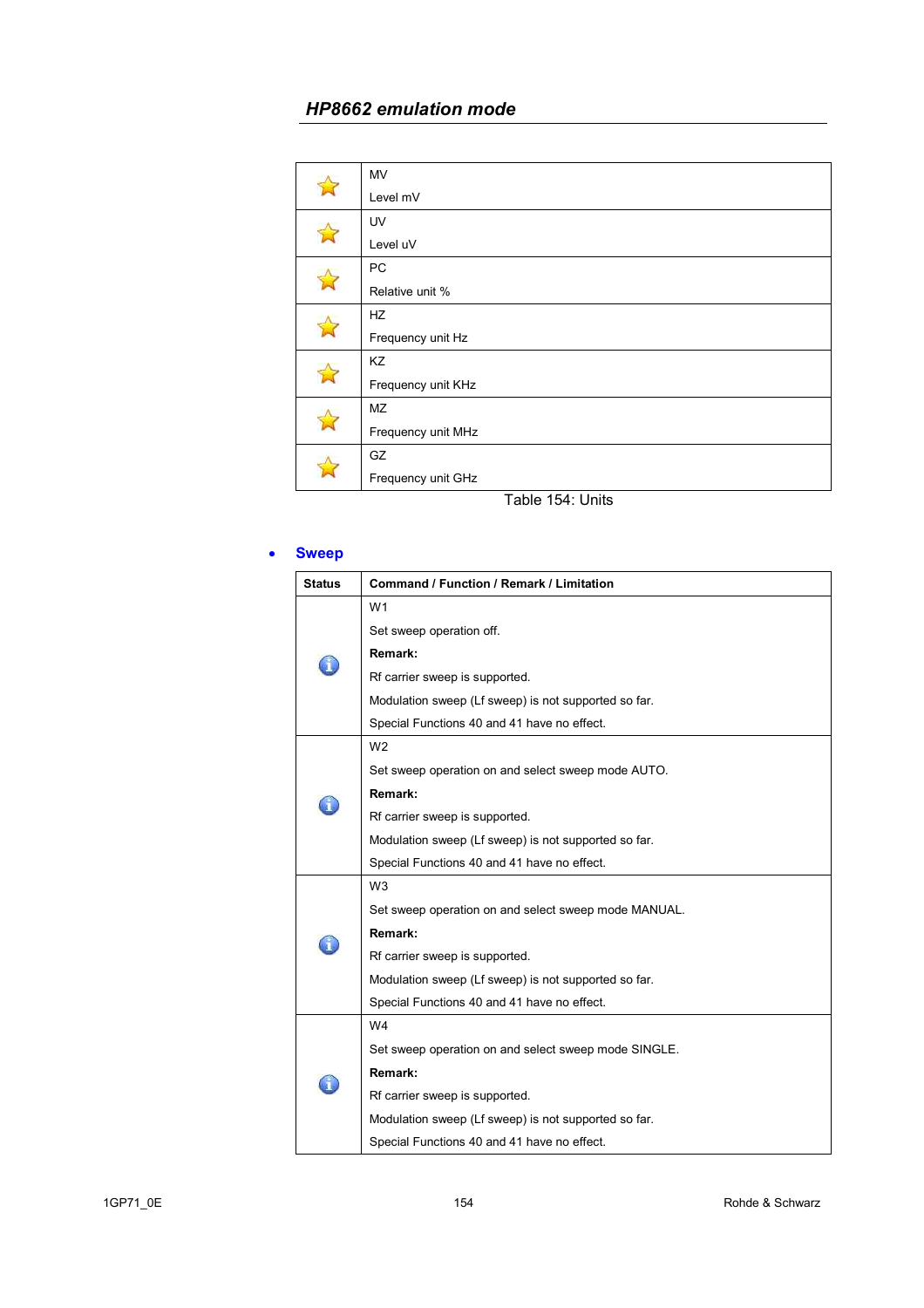## HP8662 emulation mode

| | |
|---|---|
| ☆ | MV<br>Level mV |
| ☆ | UV<br>Level uV |
| ☆ | PC<br>Relative unit % |
| ☆ | HZ<br>Frequency unit Hz |
| ☆ | KZ<br>Frequency unit KHz |
| ☆ | MZ<br>Frequency unit MHz |
| ☆ | GZ<br>Frequency unit GHz |

Table 154: Units

- **Sweep**

| Status | Command / Function / Remark / Limitation |
|---|---|
| ⓘ | W1<br>Set sweep operation off.<br>**Remark:**<br>Rf carrier sweep is supported.<br>Modulation sweep (Lf sweep) is not supported so far.<br>Special Functions 40 and 41 have no effect. |
| ⓘ | W2<br>Set sweep operation on and select sweep mode AUTO.<br>**Remark:**<br>Rf carrier sweep is supported.<br>Modulation sweep (Lf sweep) is not supported so far.<br>Special Functions 40 and 41 have no effect. |
| ⓘ | W3<br>Set sweep operation on and select sweep mode MANUAL.<br>**Remark:**<br>Rf carrier sweep is supported.<br>Modulation sweep (Lf sweep) is not supported so far.<br>Special Functions 40 and 41 have no effect. |
| ⓘ | W4<br>Set sweep operation on and select sweep mode SINGLE.<br>**Remark:**<br>Rf carrier sweep is supported.<br>Modulation sweep (Lf sweep) is not supported so far.<br>Special Functions 40 and 41 have no effect. |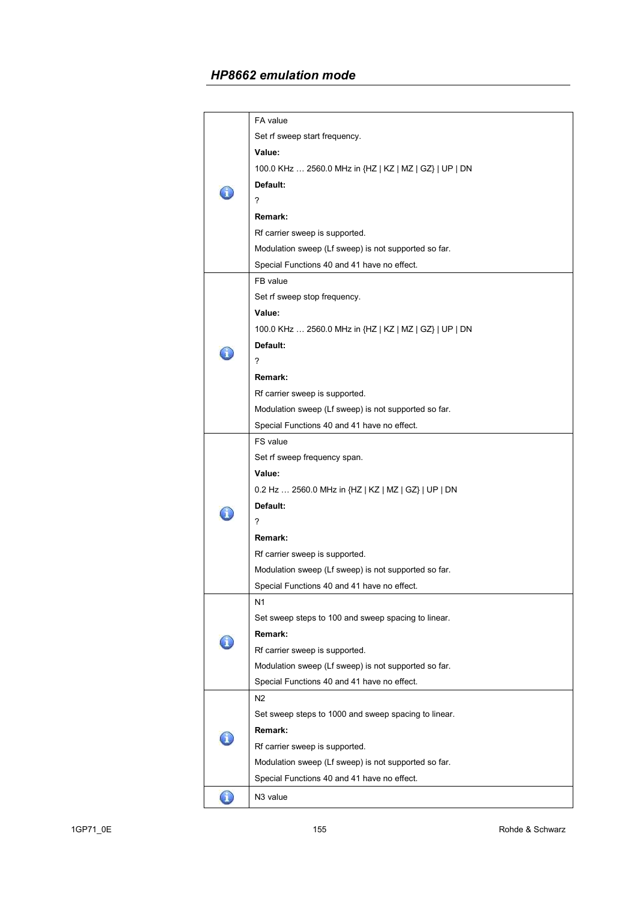## HP8662 emulation mode

| | |
|---|---|
| ℹ | FA value<br>Set rf sweep start frequency.<br>**Value:**<br>100.0 KHz … 2560.0 MHz in {HZ \| KZ \| MZ \| GZ} \| UP \| DN<br>**Default:**<br>?<br>**Remark:**<br>Rf carrier sweep is supported.<br>Modulation sweep (Lf sweep) is not supported so far.<br>Special Functions 40 and 41 have no effect. |
| ℹ | FB value<br>Set rf sweep stop frequency.<br>**Value:**<br>100.0 KHz … 2560.0 MHz in {HZ \| KZ \| MZ \| GZ} \| UP \| DN<br>**Default:**<br>?<br>**Remark:**<br>Rf carrier sweep is supported.<br>Modulation sweep (Lf sweep) is not supported so far.<br>Special Functions 40 and 41 have no effect. |
| ℹ | FS value<br>Set rf sweep frequency span.<br>**Value:**<br>0.2 Hz … 2560.0 MHz in {HZ \| KZ \| MZ \| GZ} \| UP \| DN<br>**Default:**<br>?<br>**Remark:**<br>Rf carrier sweep is supported.<br>Modulation sweep (Lf sweep) is not supported so far.<br>Special Functions 40 and 41 have no effect. |
| ℹ | N1<br>Set sweep steps to 100 and sweep spacing to linear.<br>**Remark:**<br>Rf carrier sweep is supported.<br>Modulation sweep (Lf sweep) is not supported so far.<br>Special Functions 40 and 41 have no effect. |
| ℹ | N2<br>Set sweep steps to 1000 and sweep spacing to linear.<br>**Remark:**<br>Rf carrier sweep is supported.<br>Modulation sweep (Lf sweep) is not supported so far.<br>Special Functions 40 and 41 have no effect. |
| ℹ | N3 value |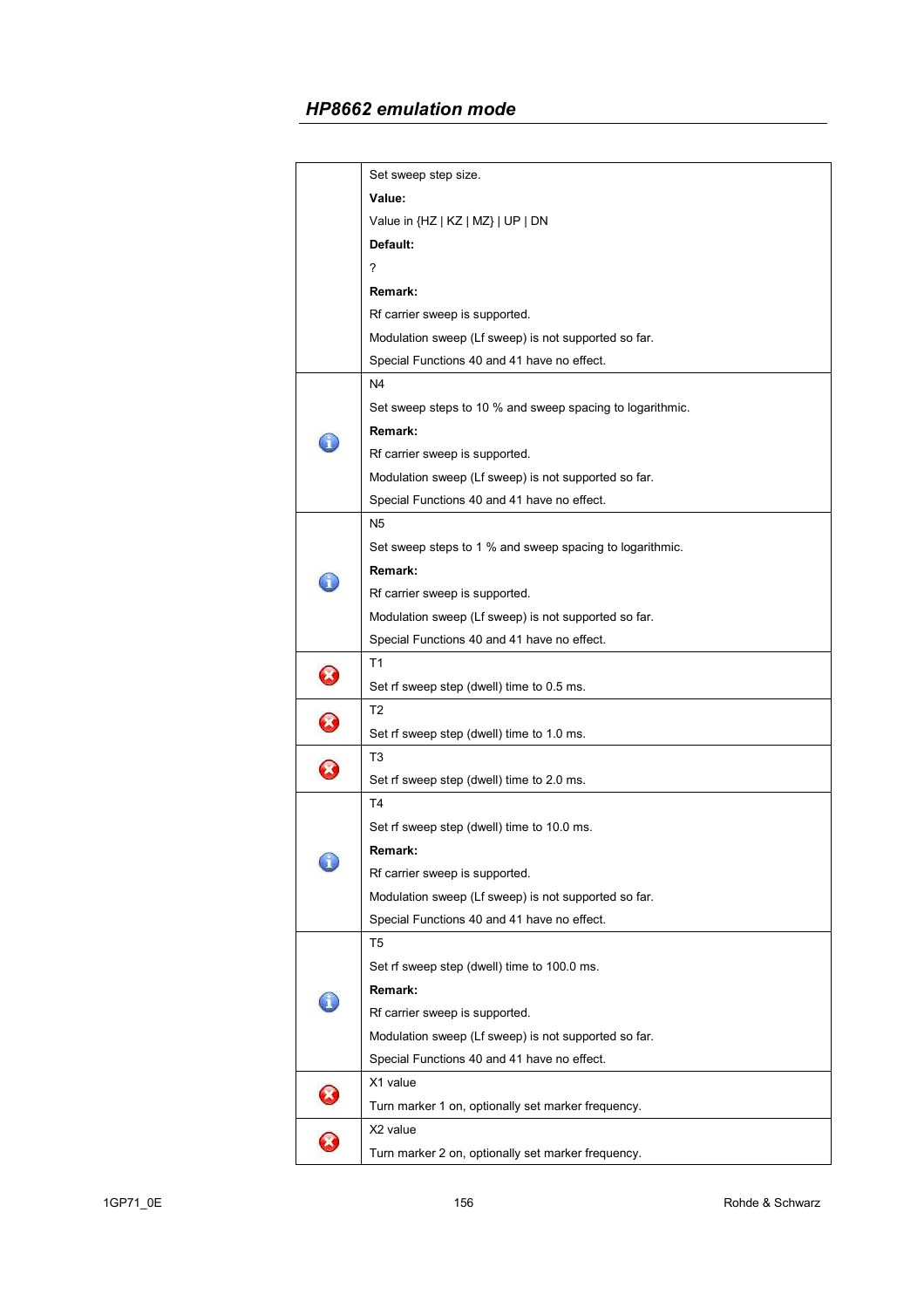## HP8662 emulation mode

| | |
|---|---|
| | Set sweep step size.<br>**Value:**<br>Value in {HZ \| KZ \| MZ} \| UP \| DN<br>**Default:**<br>?<br>**Remark:**<br>Rf carrier sweep is supported.<br>Modulation sweep (Lf sweep) is not supported so far.<br>Special Functions 40 and 41 have no effect. |
| ℹ | N4<br>Set sweep steps to 10 % and sweep spacing to logarithmic.<br>**Remark:**<br>Rf carrier sweep is supported.<br>Modulation sweep (Lf sweep) is not supported so far.<br>Special Functions 40 and 41 have no effect. |
| ℹ | N5<br>Set sweep steps to 1 % and sweep spacing to logarithmic.<br>**Remark:**<br>Rf carrier sweep is supported.<br>Modulation sweep (Lf sweep) is not supported so far.<br>Special Functions 40 and 41 have no effect. |
| ✖ | T1<br>Set rf sweep step (dwell) time to 0.5 ms. |
| ✖ | T2<br>Set rf sweep step (dwell) time to 1.0 ms. |
| ✖ | T3<br>Set rf sweep step (dwell) time to 2.0 ms. |
| ℹ | T4<br>Set rf sweep step (dwell) time to 10.0 ms.<br>**Remark:**<br>Rf carrier sweep is supported.<br>Modulation sweep (Lf sweep) is not supported so far.<br>Special Functions 40 and 41 have no effect. |
| ℹ | T5<br>Set rf sweep step (dwell) time to 100.0 ms.<br>**Remark:**<br>Rf carrier sweep is supported.<br>Modulation sweep (Lf sweep) is not supported so far.<br>Special Functions 40 and 41 have no effect. |
| ✖ | X1 value<br>Turn marker 1 on, optionally set marker frequency. |
| ✖ | X2 value<br>Turn marker 2 on, optionally set marker frequency. |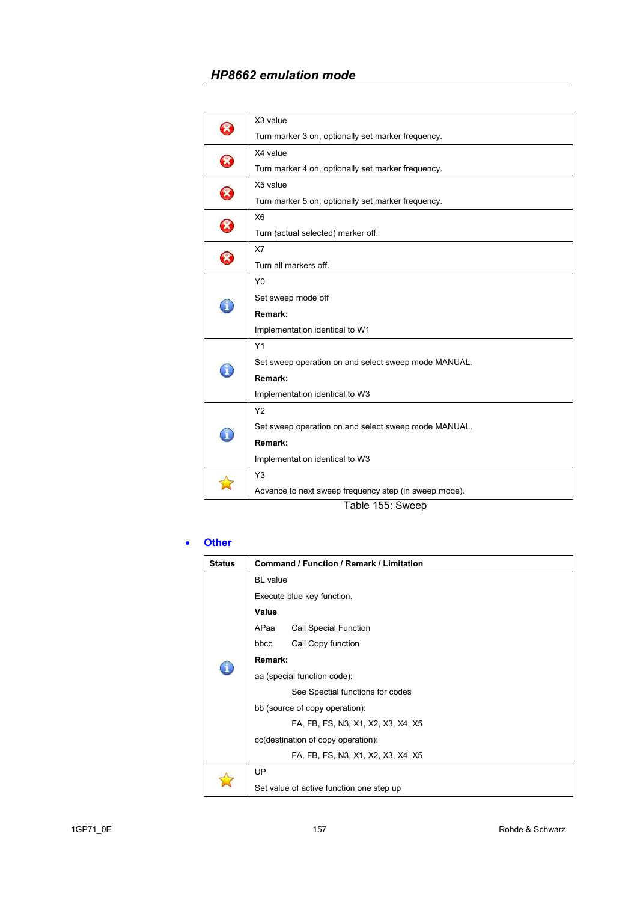| Status | Command / Function / Remark / Limitation |
|---|---|
| ✗ | X3 value<br>Turn marker 3 on, optionally set marker frequency. |
| ✗ | X4 value<br>Turn marker 4 on, optionally set marker frequency. |
| ✗ | X5 value<br>Turn marker 5 on, optionally set marker frequency. |
| ✗ | X6<br>Turn (actual selected) marker off. |
| ✗ | X7<br>Turn all markers off. |
| i | Y0<br>Set sweep mode off<br>**Remark:**<br>Implementation identical to W1 |
| i | Y1<br>Set sweep operation on and select sweep mode MANUAL.<br>**Remark:**<br>Implementation identical to W3 |
| i | Y2<br>Set sweep operation on and select sweep mode MANUAL.<br>**Remark:**<br>Implementation identical to W3 |
| ☆ | Y3<br>Advance to next sweep frequency step (in sweep mode). |

Table 155: Sweep

- **Other**

| Status | Command / Function / Remark / Limitation |
|---|---|
| i | BL value<br>Execute blue key function.<br>**Value**<br>APaa Call Special Function<br>bbcc Call Copy function<br>**Remark:**<br>aa (special function code):<br>See Spectial functions for codes<br>bb (source of copy operation):<br>FA, FB, FS, N3, X1, X2, X3, X4, X5<br>cc(destination of copy operation):<br>FA, FB, FS, N3, X1, X2, X3, X4, X5 |
| ☆ | UP<br>Set value of active function one step up |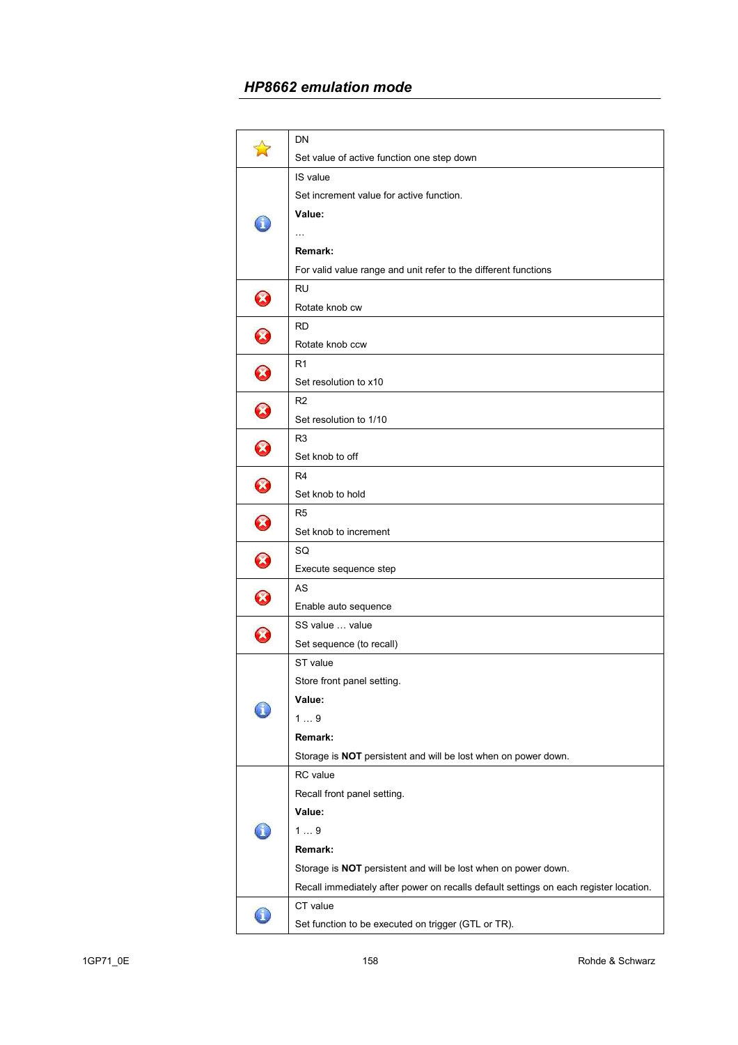## HP8662 emulation mode

| | |
|---|---|
| ⭐ | DN<br>Set value of active function one step down |
| ℹ | IS value<br>Set increment value for active function.<br>**Value:**<br>…<br>**Remark:**<br>For valid value range and unit refer to the different functions |
| ✖ | RU<br>Rotate knob cw |
| ✖ | RD<br>Rotate knob ccw |
| ✖ | R1<br>Set resolution to x10 |
| ✖ | R2<br>Set resolution to 1/10 |
| ✖ | R3<br>Set knob to off |
| ✖ | R4<br>Set knob to hold |
| ✖ | R5<br>Set knob to increment |
| ✖ | SQ<br>Execute sequence step |
| ✖ | AS<br>Enable auto sequence |
| ✖ | SS value … value<br>Set sequence (to recall) |
| ℹ | ST value<br>Store front panel setting.<br>**Value:**<br>1 … 9<br>**Remark:**<br>Storage is **NOT** persistent and will be lost when on power down. |
| ℹ | RC value<br>Recall front panel setting.<br>**Value:**<br>1 … 9<br>**Remark:**<br>Storage is **NOT** persistent and will be lost when on power down.<br>Recall immediately after power on recalls default settings on each register location. |
| ℹ | CT value<br>Set function to be executed on trigger (GTL or TR). |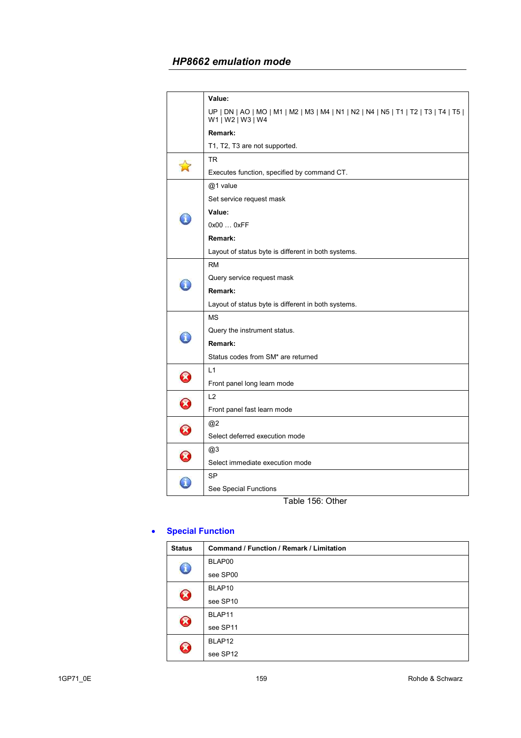## *HP8662 emulation mode*

| | |
|---|---|
| | **Value:**<br>UP \| DN \| AO \| MO \| M1 \| M2 \| M3 \| M4 \| N1 \| N2 \| N4 \| N5 \| T1 \| T2 \| T3 \| T4 \| T5 \| W1 \| W2 \| W3 \| W4<br>**Remark:**<br>T1, T2, T3 are not supported. |
| ☆ | TR<br>Executes function, specified by command CT. |
| ℹ | @1 value<br>Set service request mask<br>**Value:**<br>0x00 … 0xFF<br>**Remark:**<br>Layout of status byte is different in both systems. |
| ℹ | RM<br>Query service request mask<br>**Remark:**<br>Layout of status byte is different in both systems. |
| ℹ | MS<br>Query the instrument status.<br>**Remark:**<br>Status codes from SM* are returned |
| ✖ | L1<br>Front panel long learn mode |
| ✖ | L2<br>Front panel fast learn mode |
| ✖ | @2<br>Select deferred execution mode |
| ✖ | @3<br>Select immediate execution mode |
| ℹ | SP<br>See Special Functions |

Table 156: Other

- **Special Function**

| Status | Command / Function / Remark / Limitation |
|---|---|
| ℹ | BLAP00<br>see SP00 |
| ✖ | BLAP10<br>see SP10 |
| ✖ | BLAP11<br>see SP11 |
| ✖ | BLAP12<br>see SP12 |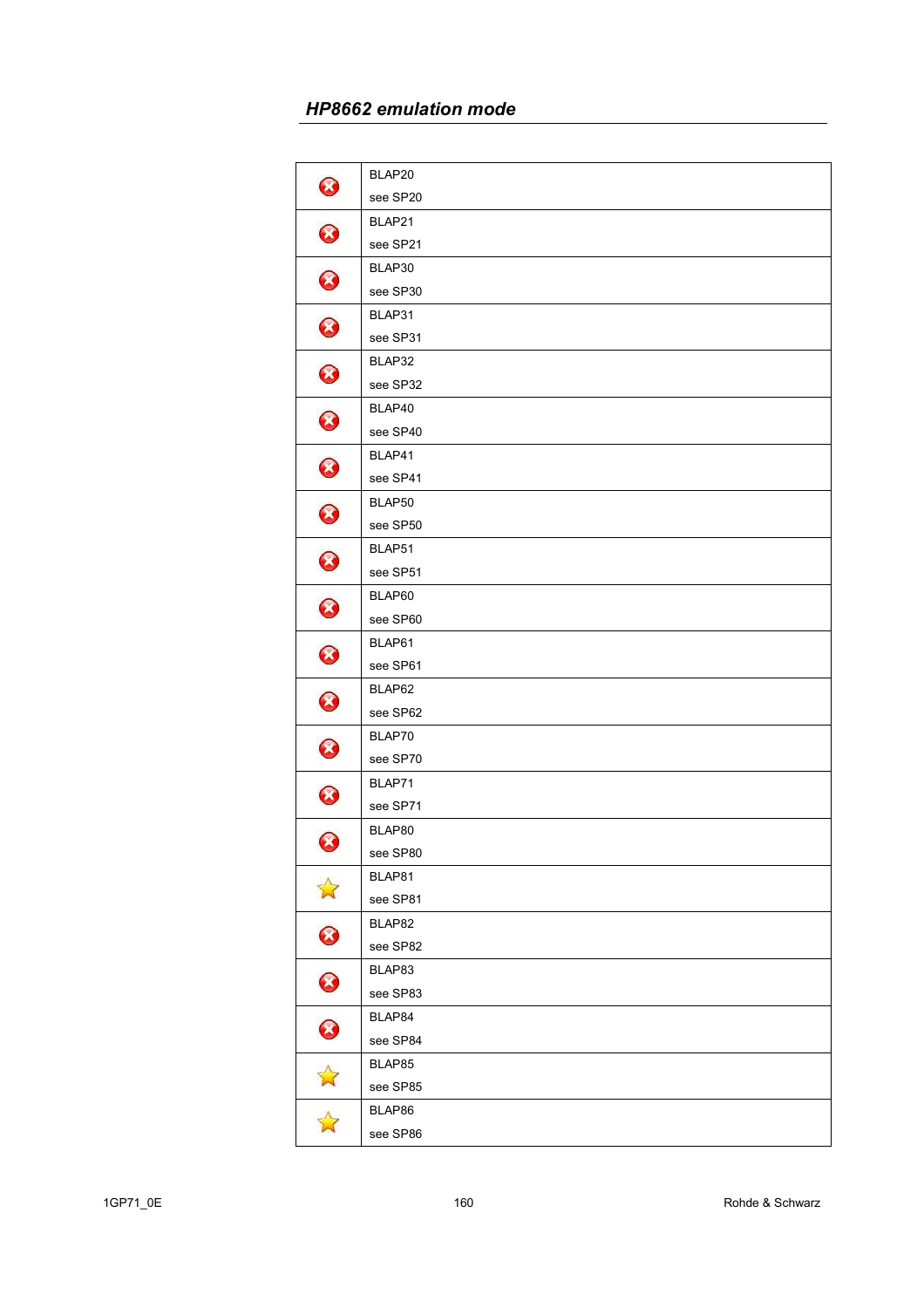| | |
|---|---|
| ❌ | BLAP20<br>see SP20 |
| ❌ | BLAP21<br>see SP21 |
| ❌ | BLAP30<br>see SP30 |
| ❌ | BLAP31<br>see SP31 |
| ❌ | BLAP32<br>see SP32 |
| ❌ | BLAP40<br>see SP40 |
| ❌ | BLAP41<br>see SP41 |
| ❌ | BLAP50<br>see SP50 |
| ❌ | BLAP51<br>see SP51 |
| ❌ | BLAP60<br>see SP60 |
| ❌ | BLAP61<br>see SP61 |
| ❌ | BLAP62<br>see SP62 |
| ❌ | BLAP70<br>see SP70 |
| ❌ | BLAP71<br>see SP71 |
| ❌ | BLAP80<br>see SP80 |
| ⭐ | BLAP81<br>see SP81 |
| ❌ | BLAP82<br>see SP82 |
| ❌ | BLAP83<br>see SP83 |
| ❌ | BLAP84<br>see SP84 |
| ⭐ | BLAP85<br>see SP85 |
| ⭐ | BLAP86<br>see SP86 |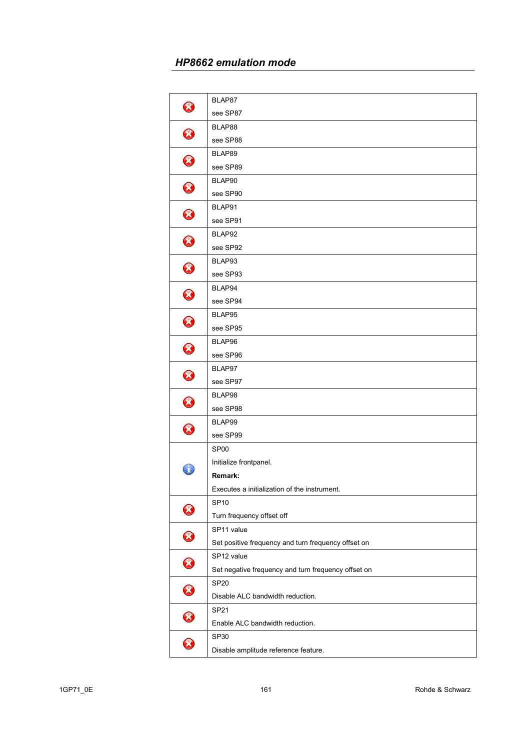## HP8662 emulation mode

| | |
|---|---|
| ✖ | BLAP87<br>see SP87 |
| ✖ | BLAP88<br>see SP88 |
| ✖ | BLAP89<br>see SP89 |
| ✖ | BLAP90<br>see SP90 |
| ✖ | BLAP91<br>see SP91 |
| ✖ | BLAP92<br>see SP92 |
| ✖ | BLAP93<br>see SP93 |
| ✖ | BLAP94<br>see SP94 |
| ✖ | BLAP95<br>see SP95 |
| ✖ | BLAP96<br>see SP96 |
| ✖ | BLAP97<br>see SP97 |
| ✖ | BLAP98<br>see SP98 |
| ✖ | BLAP99<br>see SP99 |
| ℹ | SP00<br>Initialize frontpanel.<br>**Remark:**<br>Executes a initialization of the instrument. |
| ✖ | SP10<br>Turn frequency offset off |
| ✖ | SP11 value<br>Set positive frequency and turn frequency offset on |
| ✖ | SP12 value<br>Set negative frequency and turn frequency offset on |
| ✖ | SP20<br>Disable ALC bandwidth reduction. |
| ✖ | SP21<br>Enable ALC bandwidth reduction. |
| ✖ | SP30<br>Disable amplitude reference feature. |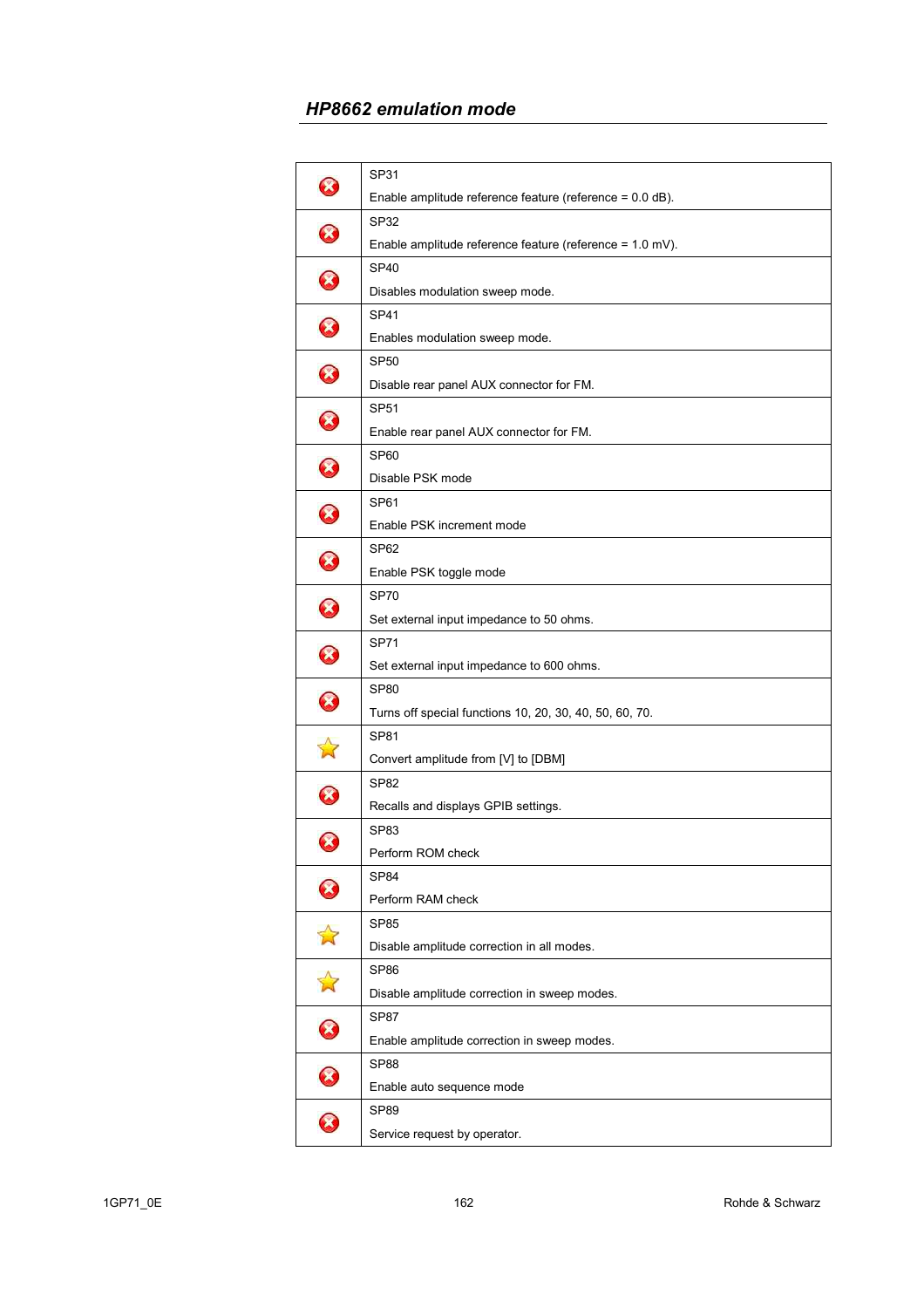## HP8662 emulation mode

| | |
|---|---|
| ❌ | SP31<br>Enable amplitude reference feature (reference = 0.0 dB). |
| ❌ | SP32<br>Enable amplitude reference feature (reference = 1.0 mV). |
| ❌ | SP40<br>Disables modulation sweep mode. |
| ❌ | SP41<br>Enables modulation sweep mode. |
| ❌ | SP50<br>Disable rear panel AUX connector for FM. |
| ❌ | SP51<br>Enable rear panel AUX connector for FM. |
| ❌ | SP60<br>Disable PSK mode |
| ❌ | SP61<br>Enable PSK increment mode |
| ❌ | SP62<br>Enable PSK toggle mode |
| ❌ | SP70<br>Set external input impedance to 50 ohms. |
| ❌ | SP71<br>Set external input impedance to 600 ohms. |
| ❌ | SP80<br>Turns off special functions 10, 20, 30, 40, 50, 60, 70. |
| ⭐ | SP81<br>Convert amplitude from [V] to [DBM] |
| ❌ | SP82<br>Recalls and displays GPIB settings. |
| ❌ | SP83<br>Perform ROM check |
| ❌ | SP84<br>Perform RAM check |
| ⭐ | SP85<br>Disable amplitude correction in all modes. |
| ⭐ | SP86<br>Disable amplitude correction in sweep modes. |
| ❌ | SP87<br>Enable amplitude correction in sweep modes. |
| ❌ | SP88<br>Enable auto sequence mode |
| ❌ | SP89<br>Service request by operator. |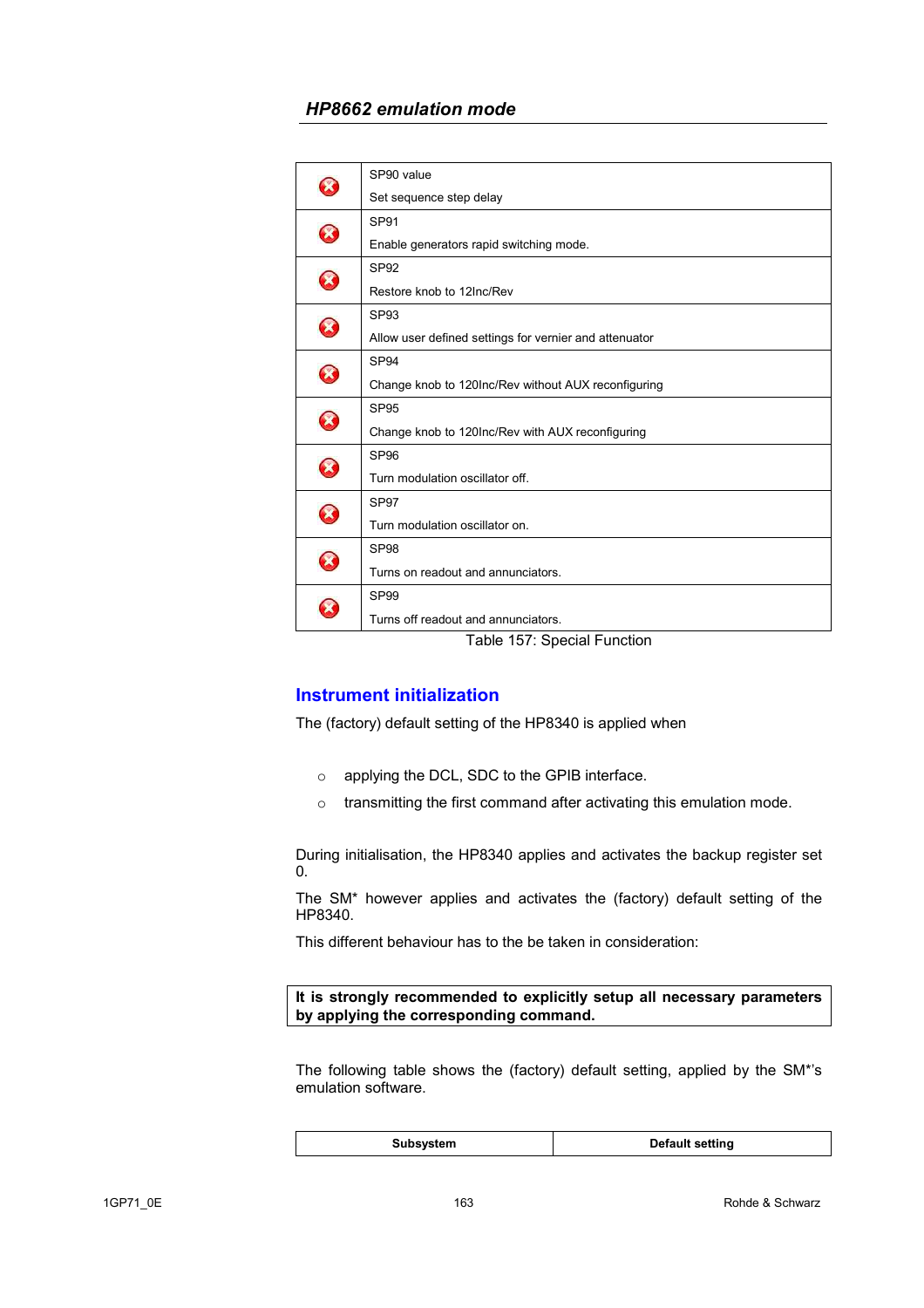| | |
|---|---|
| ⊗ | SP90 value<br>Set sequence step delay |
| ⊗ | SP91<br>Enable generators rapid switching mode. |
| ⊗ | SP92<br>Restore knob to 12Inc/Rev |
| ⊗ | SP93<br>Allow user defined settings for vernier and attenuator |
| ⊗ | SP94<br>Change knob to 120Inc/Rev without AUX reconfiguring |
| ⊗ | SP95<br>Change knob to 120Inc/Rev with AUX reconfiguring |
| ⊗ | SP96<br>Turn modulation oscillator off. |
| ⊗ | SP97<br>Turn modulation oscillator on. |
| ⊗ | SP98<br>Turns on readout and annunciators. |
| ⊗ | SP99<br>Turns off readout and annunciators. |

Table 157: Special Function

## Instrument initialization

The (factory) default setting of the HP8340 is applied when

- applying the DCL, SDC to the GPIB interface.
- transmitting the first command after activating this emulation mode.

During initialisation, the HP8340 applies and activates the backup register set 0.

The SM* however applies and activates the (factory) default setting of the HP8340.

This different behaviour has to the be taken in consideration:

**It is strongly recommended to explicitly setup all necessary parameters by applying the corresponding command.**

The following table shows the (factory) default setting, applied by the SM*'s emulation software.

| Subsystem | Default setting |
|---|---|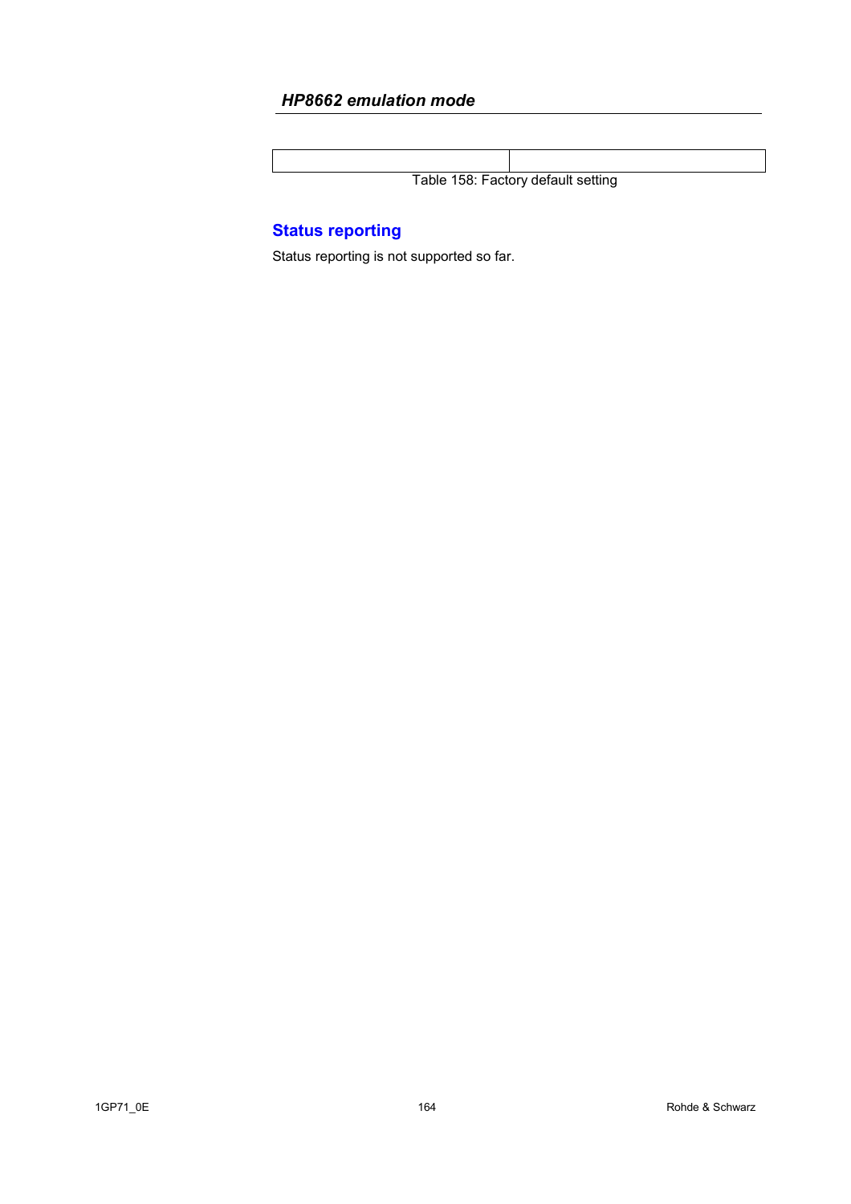| | |
|---|---|
| | |

Table 158: Factory default setting

## Status reporting

Status reporting is not supported so far.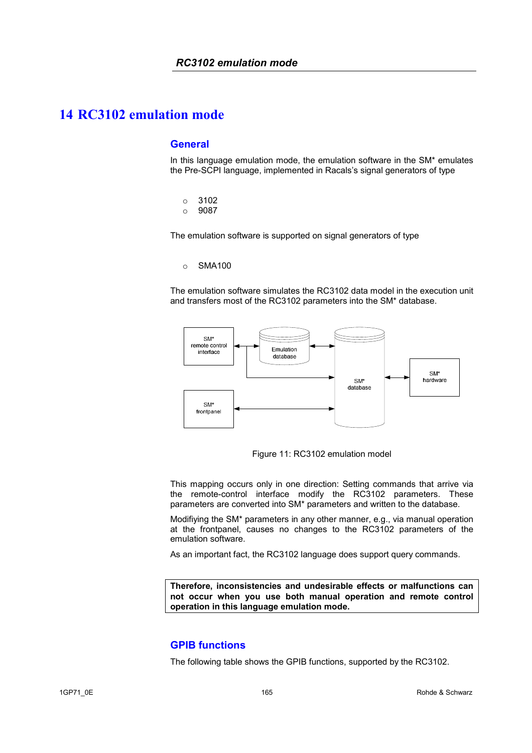# 14 RC3102 emulation mode

## General

In this language emulation mode, the emulation software in the SM* emulates the Pre-SCPI language, implemented in Racals's signal generators of type

- 3102
- 9087

The emulation software is supported on signal generators of type

- SMA100

The emulation software simulates the RC3102 data model in the execution unit and transfers most of the RC3102 parameters into the SM* database.

Figure 11: RC3102 emulation model

This mapping occurs only in one direction: Setting commands that arrive via the remote-control interface modify the RC3102 parameters. These parameters are converted into SM* parameters and written to the database.

Modifiying the SM* parameters in any other manner, e.g., via manual operation at the frontpanel, causes no changes to the RC3102 parameters of the emulation software.

As an important fact, the RC3102 language does support query commands.

**Therefore, inconsistencies and undesirable effects or malfunctions can not occur when you use both manual operation and remote control operation in this language emulation mode.**

## GPIB functions

The following table shows the GPIB functions, supported by the RC3102.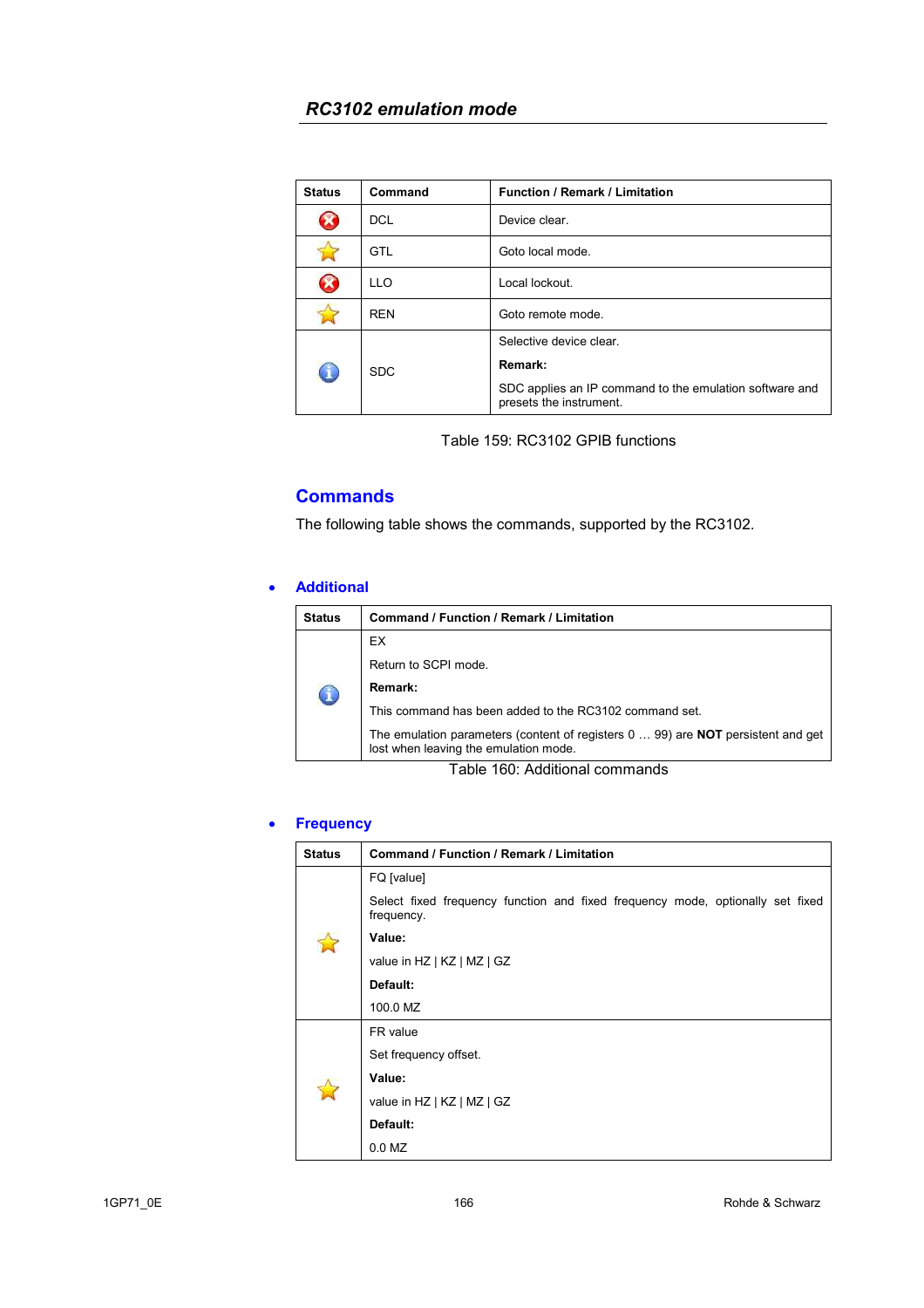## RC3102 emulation mode

| Status | Command | Function / Remark / Limitation |
|---|---|---|
| ✗ | DCL | Device clear. |
| ☆ | GTL | Goto local mode. |
| ✗ | LLO | Local lockout. |
| ☆ | REN | Goto remote mode. |
| ℹ | SDC | Selective device clear.<br>**Remark:**<br>SDC applies an IP command to the emulation software and presets the instrument. |

Table 159: RC3102 GPIB functions

## Commands

The following table shows the commands, supported by the RC3102.

- ### Additional

| Status | Command / Function / Remark / Limitation |
|---|---|
| ℹ | EX<br>Return to SCPI mode.<br>**Remark:**<br>This command has been added to the RC3102 command set.<br>The emulation parameters (content of registers 0 … 99) are **NOT** persistent and get lost when leaving the emulation mode. |

Table 160: Additional commands

- ### Frequency

| Status | Command / Function / Remark / Limitation |
|---|---|
| ☆ | FQ [value]<br>Select fixed frequency function and fixed frequency mode, optionally set fixed frequency.<br>**Value:**<br>value in HZ \| KZ \| MZ \| GZ<br>**Default:**<br>100.0 MZ |
| ☆ | FR value<br>Set frequency offset.<br>**Value:**<br>value in HZ \| KZ \| MZ \| GZ<br>**Default:**<br>0.0 MZ |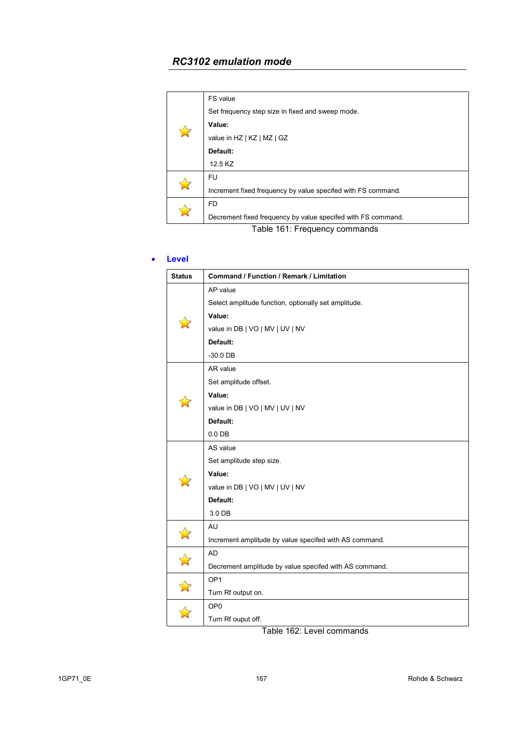| | |
|---|---|
| ☆ | FS value<br>Set frequency step size in fixed and sweep mode.<br>**Value:**<br>value in HZ \| KZ \| MZ \| GZ<br>**Default:**<br>12.5 KZ |
| ☆ | FU<br>Increment fixed frequency by value specifed with FS command. |
| ☆ | FD<br>Decrement fixed frequency by value specifed with FS command. |

Table 161: Frequency commands

- **Level**

| Status | Command / Function / Remark / Limitation |
|---|---|
| ☆ | AP value<br>Select amplitude function, optionally set amplitude.<br>**Value:**<br>value in DB \| VO \| MV \| UV \| NV<br>**Default:**<br>-30.0 DB |
| ☆ | AR value<br>Set amplitude offset.<br>**Value:**<br>value in DB \| VO \| MV \| UV \| NV<br>**Default:**<br>0.0 DB |
| ☆ | AS value<br>Set amplitude step size.<br>**Value:**<br>value in DB \| VO \| MV \| UV \| NV<br>**Default:**<br>3.0 DB |
| ☆ | AU<br>Increment amplitude by value specifed with AS command. |
| ☆ | AD<br>Decrement amplitude by value specifed with AS command. |
| ☆ | OP1<br>Turn Rf output on. |
| ☆ | OP0<br>Turn Rf ouput off. |

Table 162: Level commands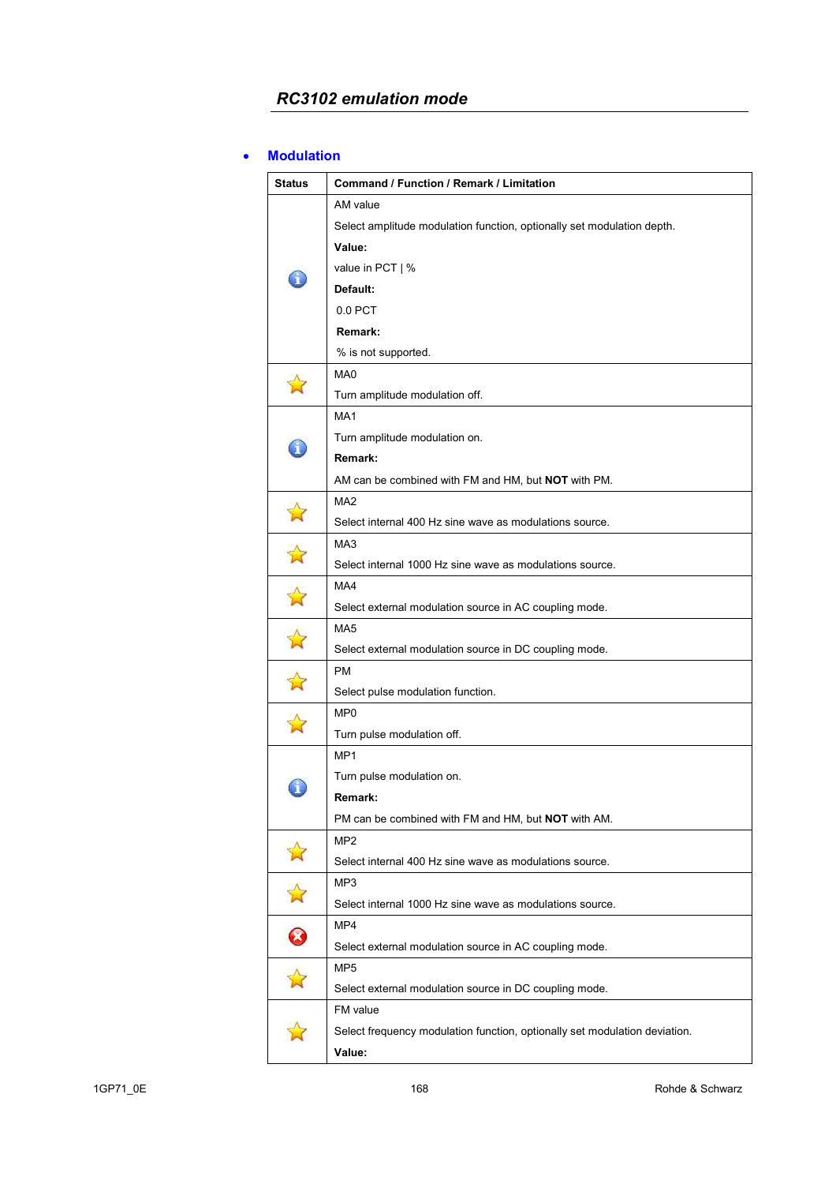- **Modulation**

| Status | Command / Function / Remark / Limitation |
|---|---|
| ℹ | AM value<br>Select amplitude modulation function, optionally set modulation depth.<br>**Value:**<br>value in PCT \| %<br>**Default:**<br>0.0 PCT<br>**Remark:**<br>% is not supported. |
| ☆ | MA0<br>Turn amplitude modulation off. |
| ℹ | MA1<br>Turn amplitude modulation on.<br>**Remark:**<br>AM can be combined with FM and HM, but **NOT** with PM. |
| ☆ | MA2<br>Select internal 400 Hz sine wave as modulations source. |
| ☆ | MA3<br>Select internal 1000 Hz sine wave as modulations source. |
| ☆ | MA4<br>Select external modulation source in AC coupling mode. |
| ☆ | MA5<br>Select external modulation source in DC coupling mode. |
| ☆ | PM<br>Select pulse modulation function. |
| ☆ | MP0<br>Turn pulse modulation off. |
| ℹ | MP1<br>Turn pulse modulation on.<br>**Remark:**<br>PM can be combined with FM and HM, but **NOT** with AM. |
| ☆ | MP2<br>Select internal 400 Hz sine wave as modulations source. |
| ☆ | MP3<br>Select internal 1000 Hz sine wave as modulations source. |
| ⊗ | MP4<br>Select external modulation source in AC coupling mode. |
| ☆ | MP5<br>Select external modulation source in DC coupling mode. |
| ☆ | FM value<br>Select frequency modulation function, optionally set modulation deviation.<br>**Value:** |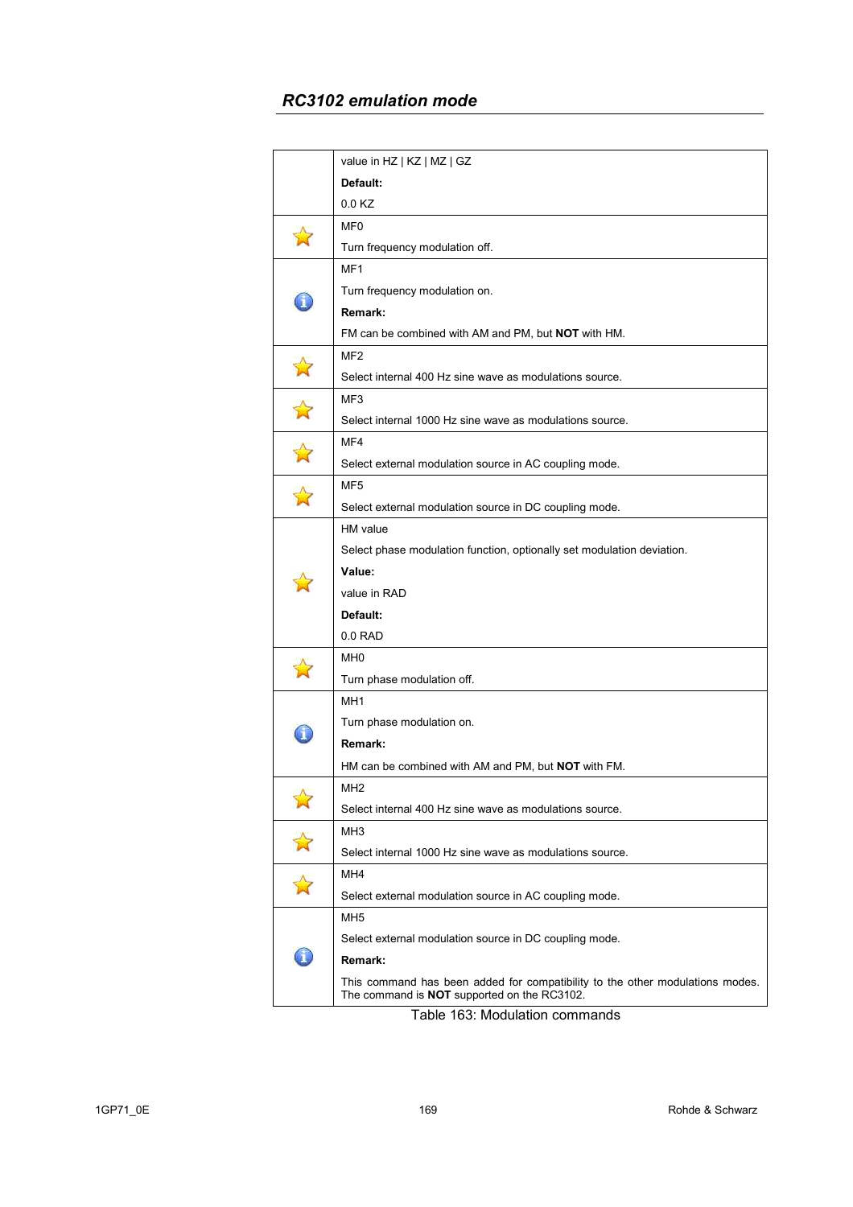## RC3102 emulation mode

| | |
|---|---|
| | value in HZ \| KZ \| MZ \| GZ<br>**Default:**<br>0.0 KZ |
| ☆ | MF0<br>Turn frequency modulation off. |
| ℹ | MF1<br>Turn frequency modulation on.<br>**Remark:**<br>FM can be combined with AM and PM, but **NOT** with HM. |
| ☆ | MF2<br>Select internal 400 Hz sine wave as modulations source. |
| ☆ | MF3<br>Select internal 1000 Hz sine wave as modulations source. |
| ☆ | MF4<br>Select external modulation source in AC coupling mode. |
| ☆ | MF5<br>Select external modulation source in DC coupling mode. |
| ☆ | HM value<br>Select phase modulation function, optionally set modulation deviation.<br>**Value:**<br>value in RAD<br>**Default:**<br>0.0 RAD |
| ☆ | MH0<br>Turn phase modulation off. |
| ℹ | MH1<br>Turn phase modulation on.<br>**Remark:**<br>HM can be combined with AM and PM, but **NOT** with FM. |
| ☆ | MH2<br>Select internal 400 Hz sine wave as modulations source. |
| ☆ | MH3<br>Select internal 1000 Hz sine wave as modulations source. |
| ☆ | MH4<br>Select external modulation source in AC coupling mode. |
| ℹ | MH5<br>Select external modulation source in DC coupling mode.<br>**Remark:**<br>This command has been added for compatibility to the other modulations modes. The command is **NOT** supported on the RC3102. |

Table 163: Modulation commands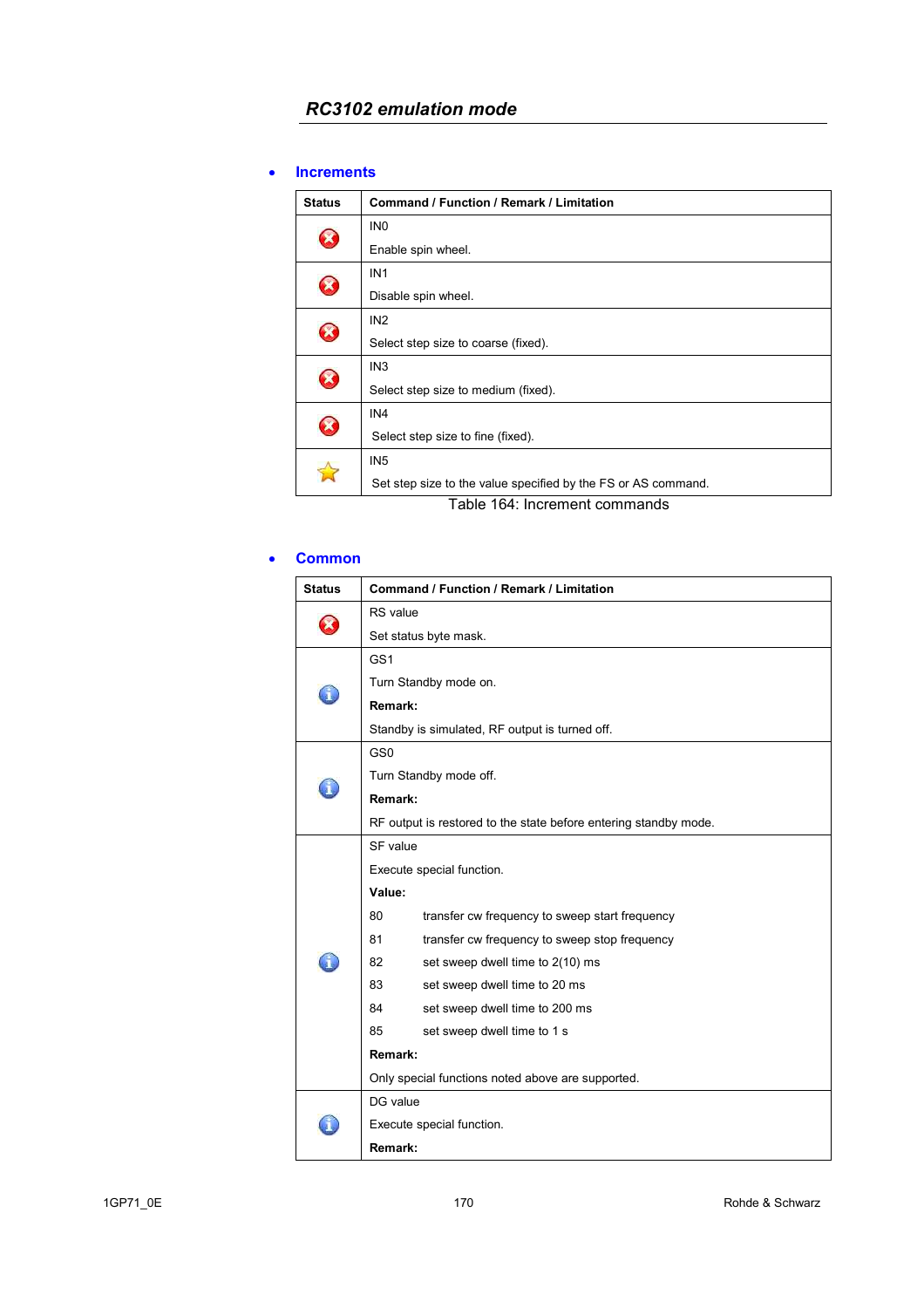## RC3102 emulation mode

- **Increments**

| Status | Command / Function / Remark / Limitation |
|---|---|
| ✗ | IN0<br><br>Enable spin wheel. |
| ✗ | IN1<br><br>Disable spin wheel. |
| ✗ | IN2<br><br>Select step size to coarse (fixed). |
| ✗ | IN3<br><br>Select step size to medium (fixed). |
| ✗ | IN4<br><br>Select step size to fine (fixed). |
| ☆ | IN5<br><br>Set step size to the value specified by the FS or AS command. |

Table 164: Increment commands

- **Common**

| Status | Command / Function / Remark / Limitation |
|---|---|
| ✗ | RS value<br><br>Set status byte mask. |
| ℹ | GS1<br><br>Turn Standby mode on.<br><br>**Remark:**<br><br>Standby is simulated, RF output is turned off. |
| ℹ | GS0<br><br>Turn Standby mode off.<br><br>**Remark:**<br><br>RF output is restored to the state before entering standby mode. |
| ℹ | SF value<br><br>Execute special function.<br><br>**Value:**<br><br>80 transfer cw frequency to sweep start frequency<br><br>81 transfer cw frequency to sweep stop frequency<br><br>82 set sweep dwell time to 2(10) ms<br><br>83 set sweep dwell time to 20 ms<br><br>84 set sweep dwell time to 200 ms<br><br>85 set sweep dwell time to 1 s<br><br>**Remark:**<br><br>Only special functions noted above are supported. |
| ℹ | DG value<br><br>Execute special function.<br><br>**Remark:** |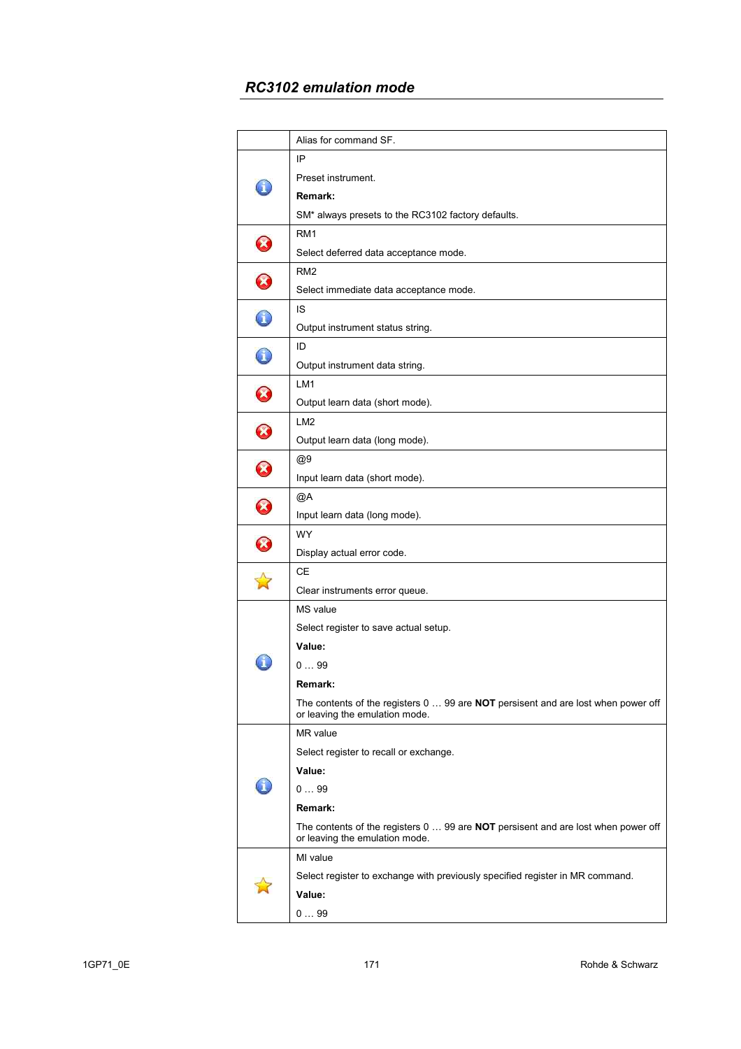## RC3102 emulation mode

| | |
|---|---|
| | Alias for command SF. |
| ℹ | IP<br><br>Preset instrument.<br><br>**Remark:**<br><br>SM* always presets to the RC3102 factory defaults. |
| ✖ | RM1<br><br>Select deferred data acceptance mode. |
| ✖ | RM2<br><br>Select immediate data acceptance mode. |
| ℹ | IS<br><br>Output instrument status string. |
| ℹ | ID<br><br>Output instrument data string. |
| ✖ | LM1<br><br>Output learn data (short mode). |
| ✖ | LM2<br><br>Output learn data (long mode). |
| ✖ | @9<br><br>Input learn data (short mode). |
| ✖ | @A<br><br>Input learn data (long mode). |
| ✖ | WY<br><br>Display actual error code. |
| ☆ | CE<br><br>Clear instruments error queue. |
| ℹ | MS value<br><br>Select register to save actual setup.<br><br>**Value:**<br><br>0 … 99<br><br>**Remark:**<br><br>The contents of the registers 0 … 99 are **NOT** persisent and are lost when power off or leaving the emulation mode. |
| ℹ | MR value<br><br>Select register to recall or exchange.<br><br>**Value:**<br><br>0 … 99<br><br>**Remark:**<br><br>The contents of the registers 0 … 99 are **NOT** persisent and are lost when power off or leaving the emulation mode. |
| ☆ | MI value<br><br>Select register to exchange with previously specified register in MR command.<br><br>**Value:**<br><br>0 … 99 |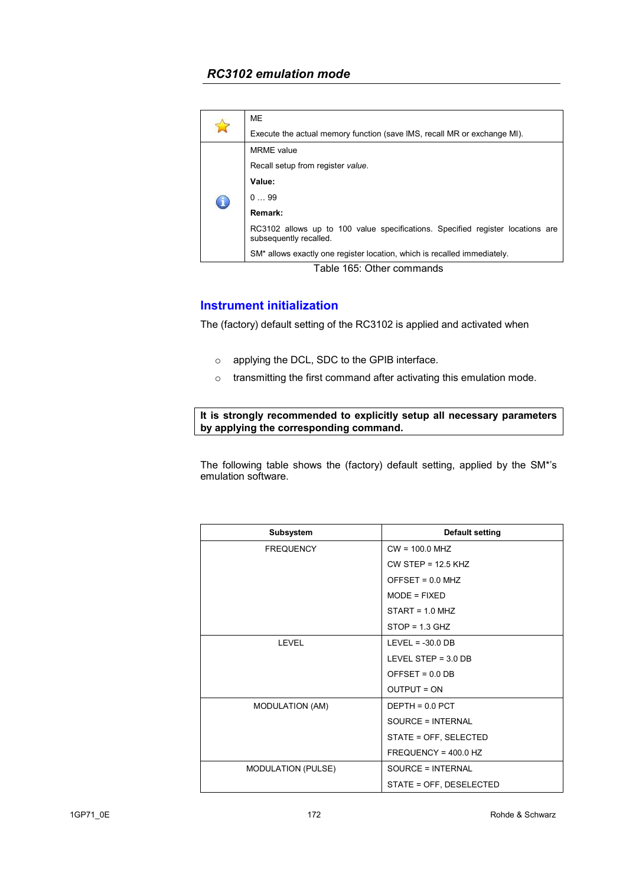## RC3102 emulation mode

| | |
|---|---|
| ☆ | ME<br>Execute the actual memory function (save IMS, recall MR or exchange MI). |
| ℹ | MRME value<br>Recall setup from register *value*.<br>**Value:**<br>0 … 99<br>**Remark:**<br>RC3102 allows up to 100 value specifications. Specified register locations are subsequently recalled.<br>SM* allows exactly one register location, which is recalled immediately. |

Table 165: Other commands

### Instrument initialization

The (factory) default setting of the RC3102 is applied and activated when

- applying the DCL, SDC to the GPIB interface.
- transmitting the first command after activating this emulation mode.

**It is strongly recommended to explicitly setup all necessary parameters by applying the corresponding command.**

The following table shows the (factory) default setting, applied by the SM*'s emulation software.

| Subsystem | Default setting |
|---|---|
| FREQUENCY | CW = 100.0 MHZ<br>CW STEP = 12.5 KHZ<br>OFFSET = 0.0 MHZ<br>MODE = FIXED<br>START = 1.0 MHZ<br>STOP = 1.3 GHZ |
| LEVEL | LEVEL = -30.0 DB<br>LEVEL STEP = 3.0 DB<br>OFFSET = 0.0 DB<br>OUTPUT = ON |
| MODULATION (AM) | DEPTH = 0.0 PCT<br>SOURCE = INTERNAL<br>STATE = OFF, SELECTED<br>FREQUENCY = 400.0 HZ |
| MODULATION (PULSE) | SOURCE = INTERNAL<br>STATE = OFF, DESELECTED |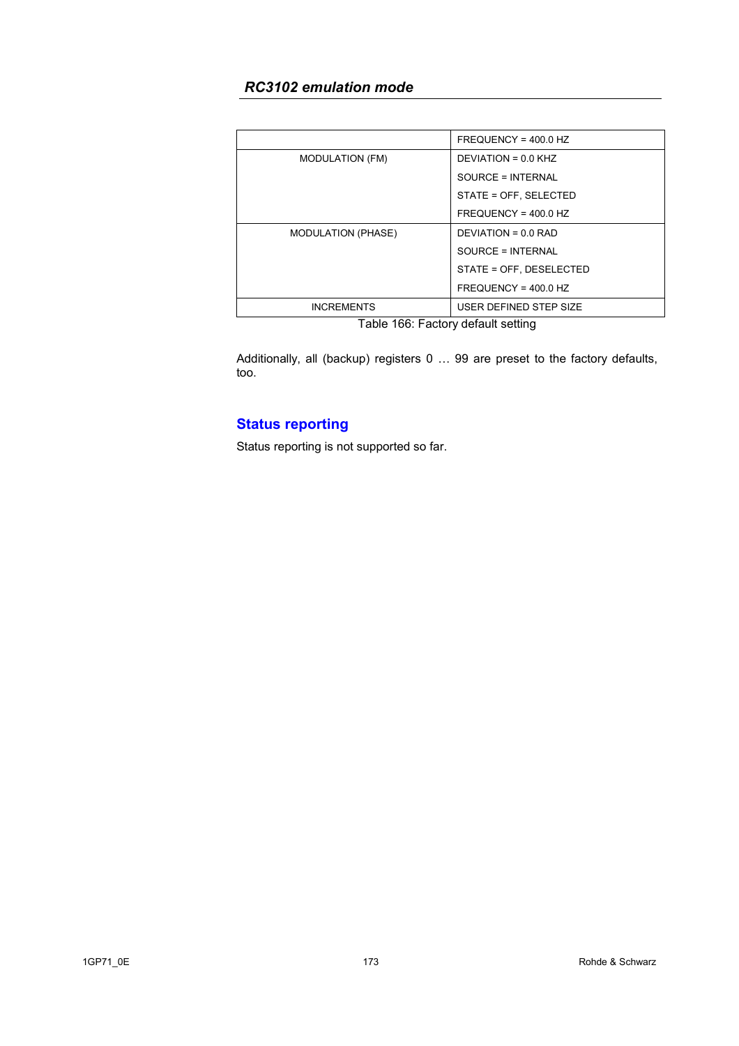| | |
|---|---|
| | FREQUENCY = 400.0 HZ |
| MODULATION (FM) | DEVIATION = 0.0 KHZ<br>SOURCE = INTERNAL<br>STATE = OFF, SELECTED<br>FREQUENCY = 400.0 HZ |
| MODULATION (PHASE) | DEVIATION = 0.0 RAD<br>SOURCE = INTERNAL<br>STATE = OFF, DESELECTED<br>FREQUENCY = 400.0 HZ |
| INCREMENTS | USER DEFINED STEP SIZE |

Table 166: Factory default setting

Additionally, all (backup) registers 0 … 99 are preset to the factory defaults, too.

## Status reporting

Status reporting is not supported so far.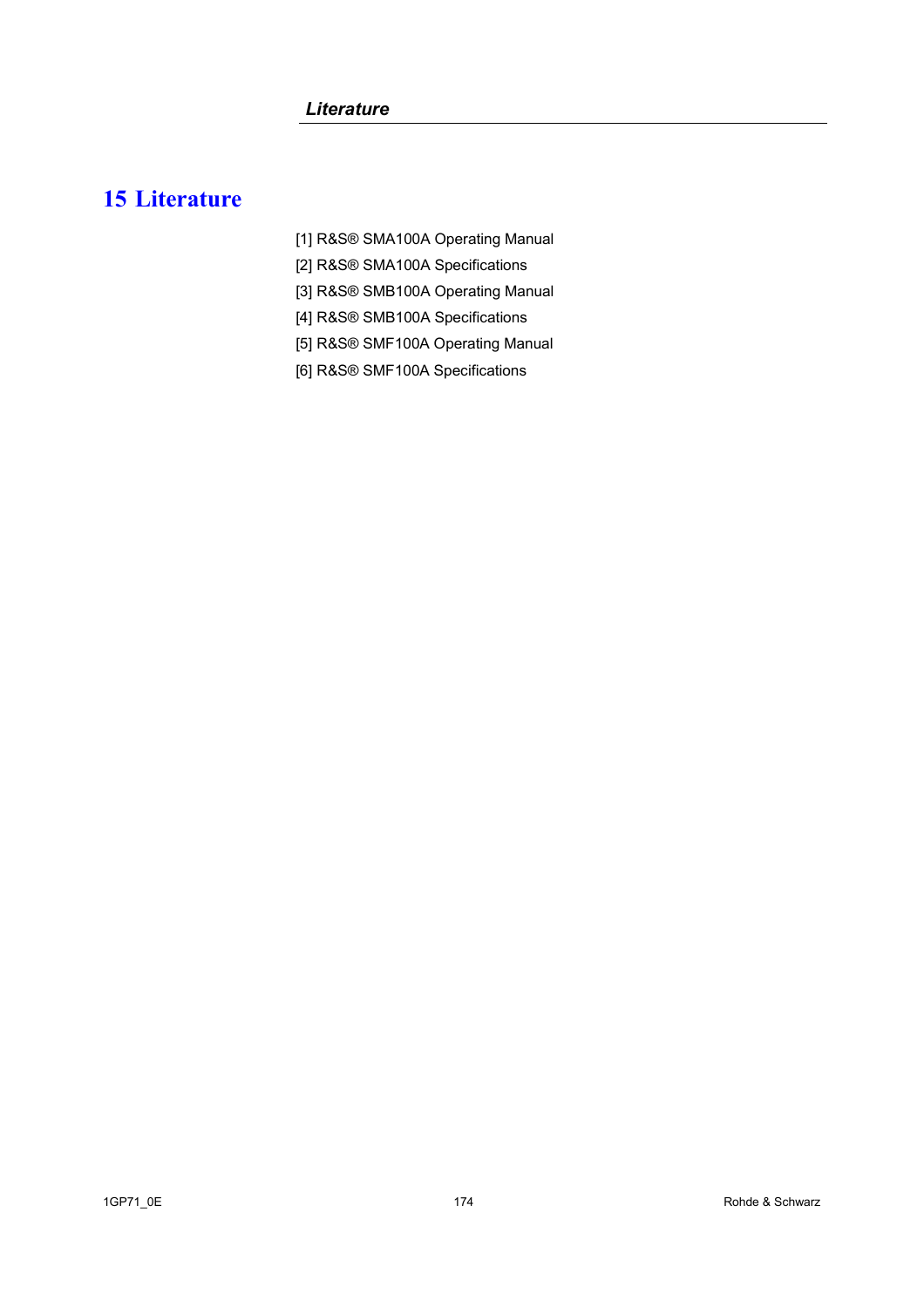# 15 Literature

[1] R&S® SMA100A Operating Manual

[2] R&S® SMA100A Specifications

[3] R&S® SMB100A Operating Manual

[4] R&S® SMB100A Specifications

[5] R&S® SMF100A Operating Manual

[6] R&S® SMF100A Specifications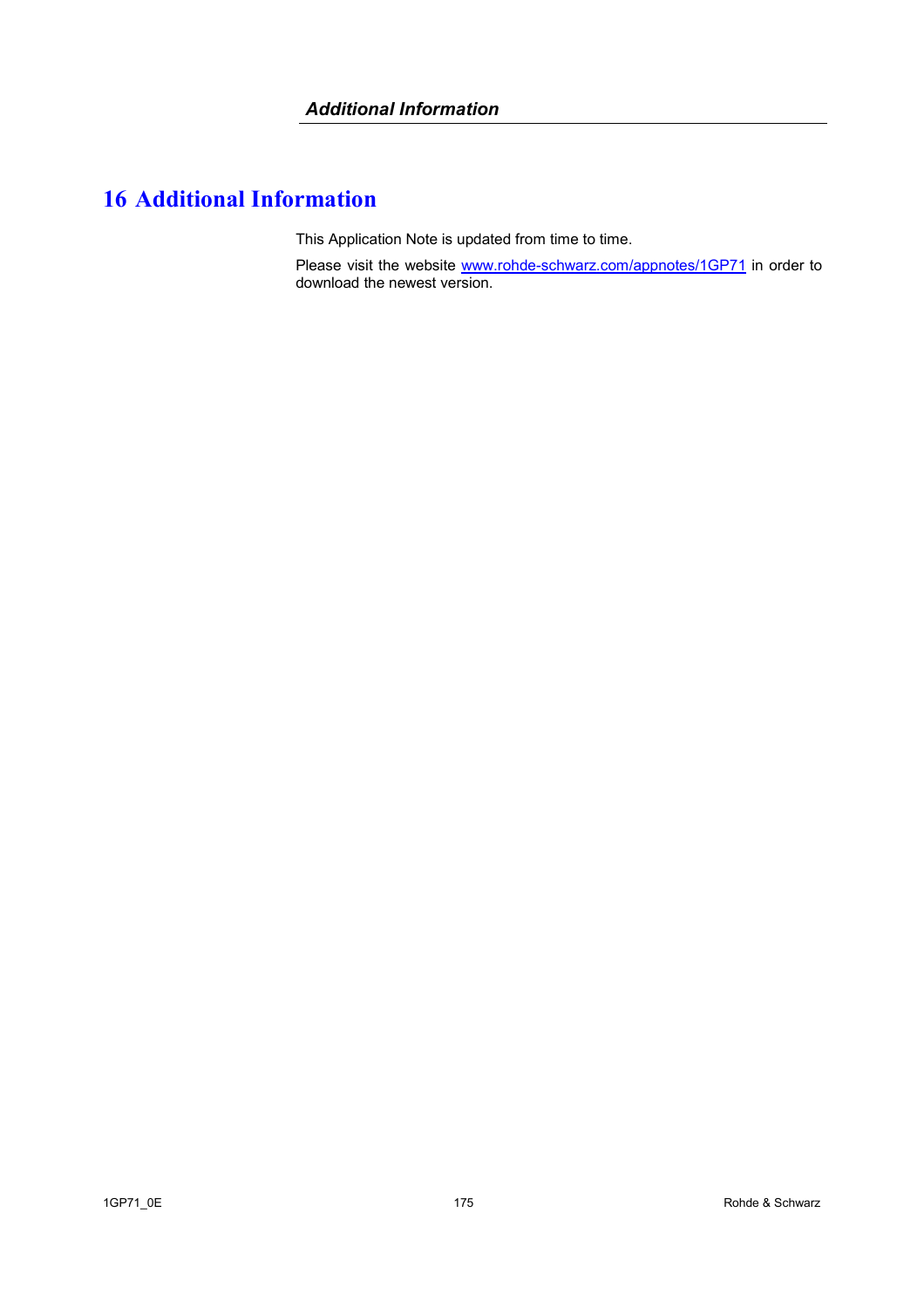# 16 Additional Information

This Application Note is updated from time to time.

Please visit the website [www.rohde-schwarz.com/appnotes/1GP71](www.rohde-schwarz.com/appnotes/1GP71) in order to download the newest version.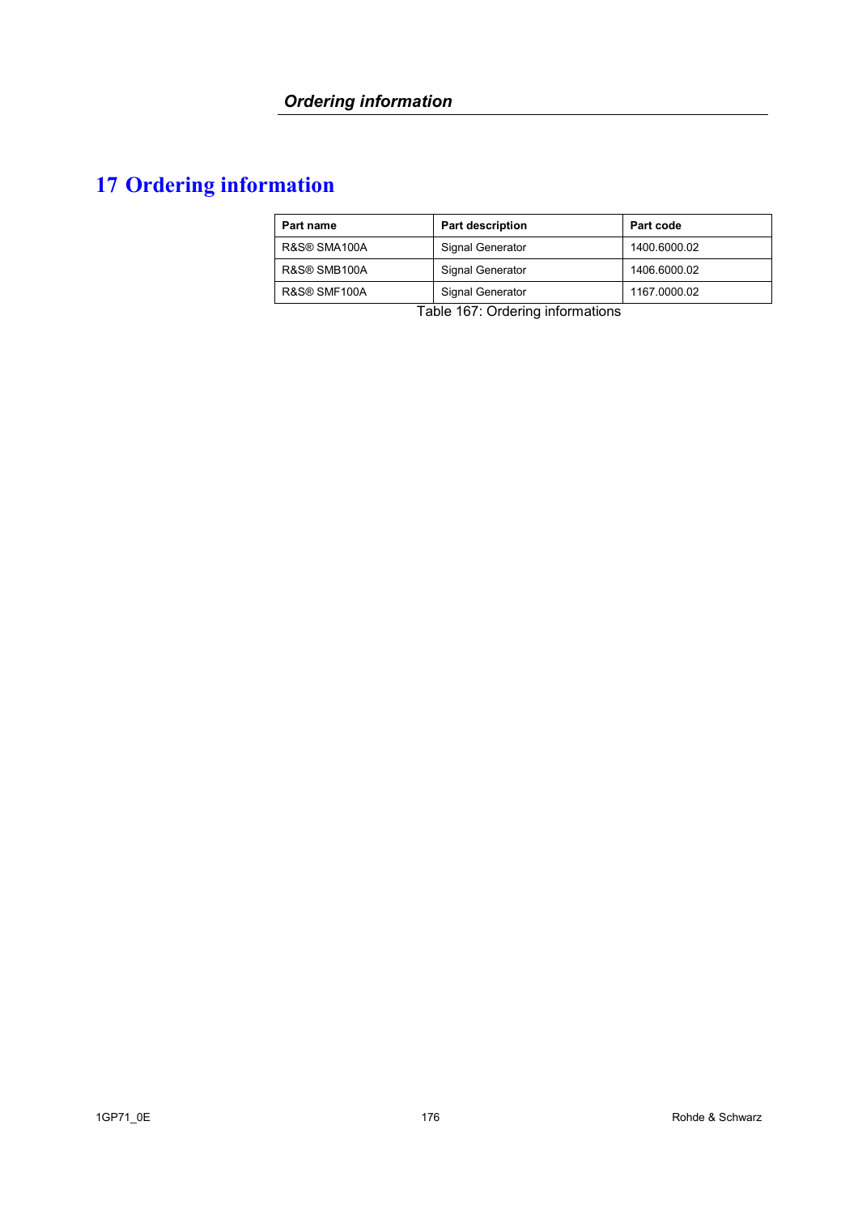# 17 Ordering information

| Part name | Part description | Part code |
|---|---|---|
| R&S® SMA100A | Signal Generator | 1400.6000.02 |
| R&S® SMB100A | Signal Generator | 1406.6000.02 |
| R&S® SMF100A | Signal Generator | 1167.0000.02 |

Table 167: Ordering informations